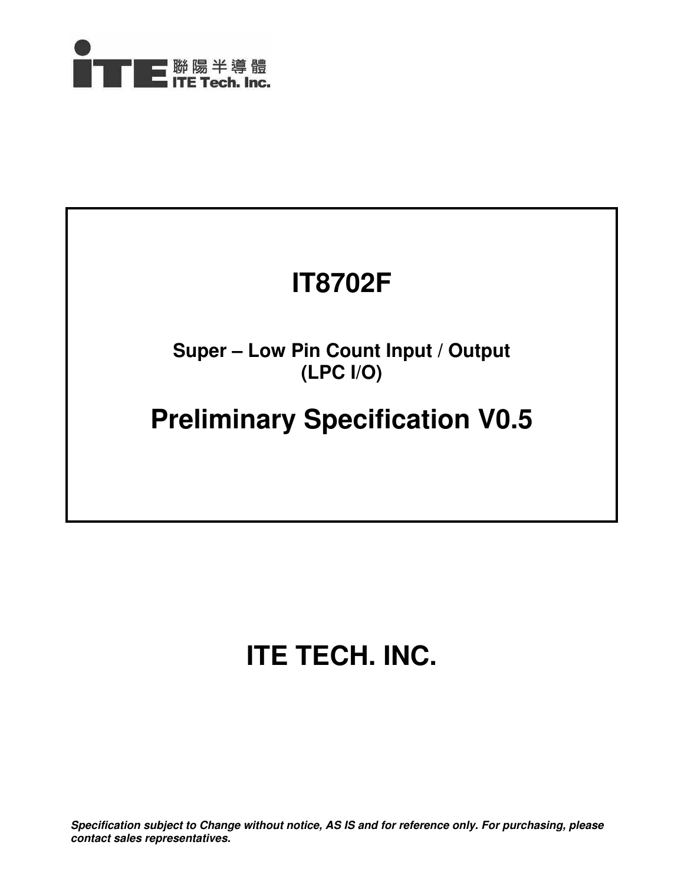聯陽半導體
ITE Tech. Inc.

# IT8702F

## Super – Low Pin Count Input / Output
## (LPC I/O)

# Preliminary Specification V0.5

# ITE TECH. INC.

***Specification subject to Change without notice, AS IS and for reference only. For purchasing, please contact sales representatives.***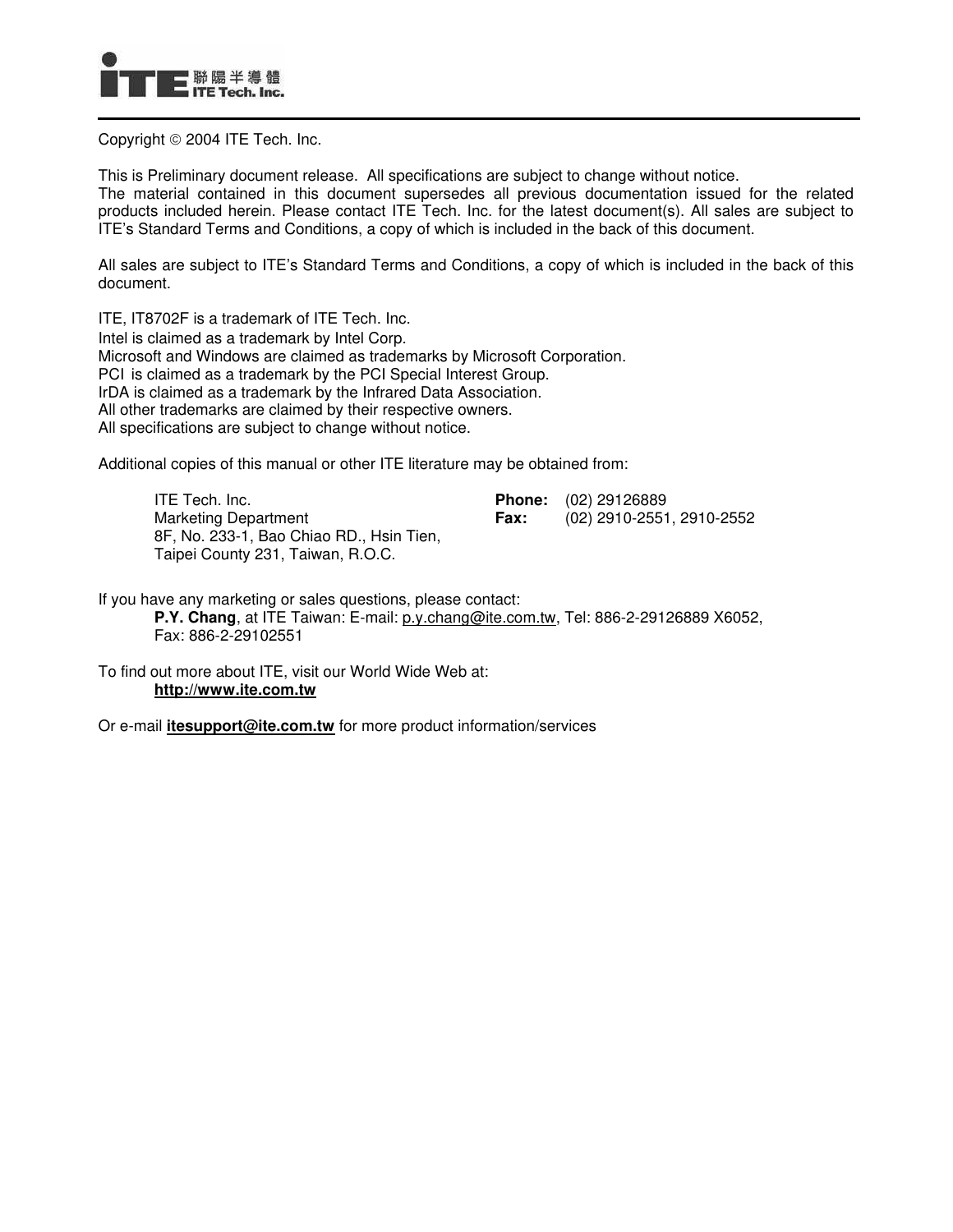Copyright © 2004 ITE Tech. Inc.

This is Preliminary document release. All specifications are subject to change without notice.
The material contained in this document supersedes all previous documentation issued for the related products included herein. Please contact ITE Tech. Inc. for the latest document(s). All sales are subject to ITE's Standard Terms and Conditions, a copy of which is included in the back of this document.

All sales are subject to ITE's Standard Terms and Conditions, a copy of which is included in the back of this document.

ITE, IT8702F is a trademark of ITE Tech. Inc.
Intel is claimed as a trademark by Intel Corp.
Microsoft and Windows are claimed as trademarks by Microsoft Corporation.
PCI is claimed as a trademark by the PCI Special Interest Group.
IrDA is claimed as a trademark by the Infrared Data Association.
All other trademarks are claimed by their respective owners.
All specifications are subject to change without notice.

Additional copies of this manual or other ITE literature may be obtained from:

ITE Tech. Inc.
Marketing Department
8F, No. 233-1, Bao Chiao RD., Hsin Tien,
Taipei County 231, Taiwan, R.O.C.

**Phone:** (02) 29126889
**Fax:** (02) 2910-2551, 2910-2552

If you have any marketing or sales questions, please contact:
**P.Y. Chang**, at ITE Taiwan: E-mail: p.y.chang@ite.com.tw, Tel: 886-2-29126889 X6052,
Fax: 886-2-29102551

To find out more about ITE, visit our World Wide Web at:
**http://www.ite.com.tw**

Or e-mail **itesupport@ite.com.tw** for more product information/services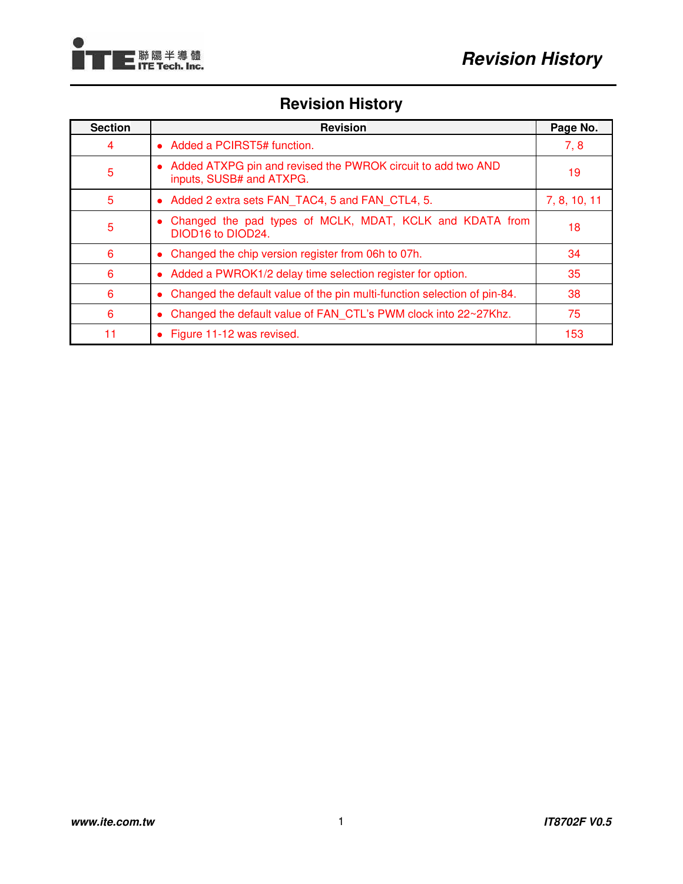# Revision History

| Section | Revision | Page No. |
|---|---|---|
| 4 | • Added a PCIRST5# function. | 7, 8 |
| 5 | • Added ATXPG pin and revised the PWROK circuit to add two AND inputs, SUSB# and ATXPG. | 19 |
| 5 | • Added 2 extra sets FAN_TAC4, 5 and FAN_CTL4, 5. | 7, 8, 10, 11 |
| 5 | • Changed the pad types of MCLK, MDAT, KCLK and KDATA from DIOD16 to DIOD24. | 18 |
| 6 | • Changed the chip version register from 06h to 07h. | 34 |
| 6 | • Added a PWROK1/2 delay time selection register for option. | 35 |
| 6 | • Changed the default value of the pin multi-function selection of pin-84. | 38 |
| 6 | • Changed the default value of FAN_CTL's PWM clock into 22~27Khz. | 75 |
| 11 | • Figure 11-12 was revised. | 153 |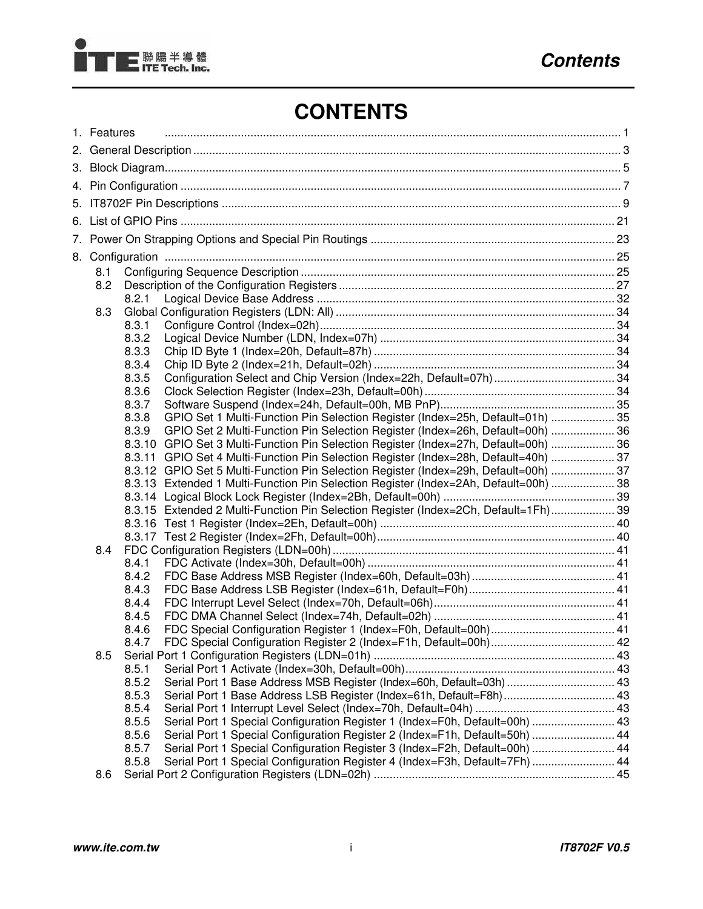# CONTENTS

1. Features .......... 1
2. General Description .......... 3
3. Block Diagram .......... 5
4. Pin Configuration .......... 7
5. IT8702F Pin Descriptions .......... 9
6. List of GPIO Pins .......... 21
7. Power On Strapping Options and Special Pin Routings .......... 23
8. Configuration .......... 25
   - 8.1 Configuring Sequence Description .......... 25
   - 8.2 Description of the Configuration Registers .......... 27
     - 8.2.1 Logical Device Base Address .......... 32
   - 8.3 Global Configuration Registers (LDN: All) .......... 34
     - 8.3.1 Configure Control (Index=02h) .......... 34
     - 8.3.2 Logical Device Number (LDN, Index=07h) .......... 34
     - 8.3.3 Chip ID Byte 1 (Index=20h, Default=87h) .......... 34
     - 8.3.4 Chip ID Byte 2 (Index=21h, Default=02h) .......... 34
     - 8.3.5 Configuration Select and Chip Version (Index=22h, Default=07h) .......... 34
     - 8.3.6 Clock Selection Register (Index=23h, Default=00h) .......... 34
     - 8.3.7 Software Suspend (Index=24h, Default=00h, MB PnP) .......... 35
     - 8.3.8 GPIO Set 1 Multi-Function Pin Selection Register (Index=25h, Default=01h) .......... 35
     - 8.3.9 GPIO Set 2 Multi-Function Pin Selection Register (Index=26h, Default=00h) .......... 36
     - 8.3.10 GPIO Set 3 Multi-Function Pin Selection Register (Index=27h, Default=00h) .......... 36
     - 8.3.11 GPIO Set 4 Multi-Function Pin Selection Register (Index=28h, Default=40h) .......... 37
     - 8.3.12 GPIO Set 5 Multi-Function Pin Selection Register (Index=29h, Default=00h) .......... 37
     - 8.3.13 Extended 1 Multi-Function Pin Selection Register (Index=2Ah, Default=00h) .......... 38
     - 8.3.14 Logical Block Lock Register (Index=2Bh, Default=00h) .......... 39
     - 8.3.15 Extended 2 Multi-Function Pin Selection Register (Index=2Ch, Default=1Fh) .......... 39
     - 8.3.16 Test 1 Register (Index=2Eh, Default=00h) .......... 40
     - 8.3.17 Test 2 Register (Index=2Fh, Default=00h) .......... 40
   - 8.4 FDC Configuration Registers (LDN=00h) .......... 41
     - 8.4.1 FDC Activate (Index=30h, Default=00h) .......... 41
     - 8.4.2 FDC Base Address MSB Register (Index=60h, Default=03h) .......... 41
     - 8.4.3 FDC Base Address LSB Register (Index=61h, Default=F0h) .......... 41
     - 8.4.4 FDC Interrupt Level Select (Index=70h, Default=06h) .......... 41
     - 8.4.5 FDC DMA Channel Select (Index=74h, Default=02h) .......... 41
     - 8.4.6 FDC Special Configuration Register 1 (Index=F0h, Default=00h) .......... 41
     - 8.4.7 FDC Special Configuration Register 2 (Index=F1h, Default=00h) .......... 42
   - 8.5 Serial Port 1 Configuration Registers (LDN=01h) .......... 43
     - 8.5.1 Serial Port 1 Activate (Index=30h, Default=00h) .......... 43
     - 8.5.2 Serial Port 1 Base Address MSB Register (Index=60h, Default=03h) .......... 43
     - 8.5.3 Serial Port 1 Base Address LSB Register (Index=61h, Default=F8h) .......... 43
     - 8.5.4 Serial Port 1 Interrupt Level Select (Index=70h, Default=04h) .......... 43
     - 8.5.5 Serial Port 1 Special Configuration Register 1 (Index=F0h, Default=00h) .......... 43
     - 8.5.6 Serial Port 1 Special Configuration Register 2 (Index=F1h, Default=50h) .......... 44
     - 8.5.7 Serial Port 1 Special Configuration Register 3 (Index=F2h, Default=00h) .......... 44
     - 8.5.8 Serial Port 1 Special Configuration Register 4 (Index=F3h, Default=7Fh) .......... 44
   - 8.6 Serial Port 2 Configuration Registers (LDN=02h) .......... 45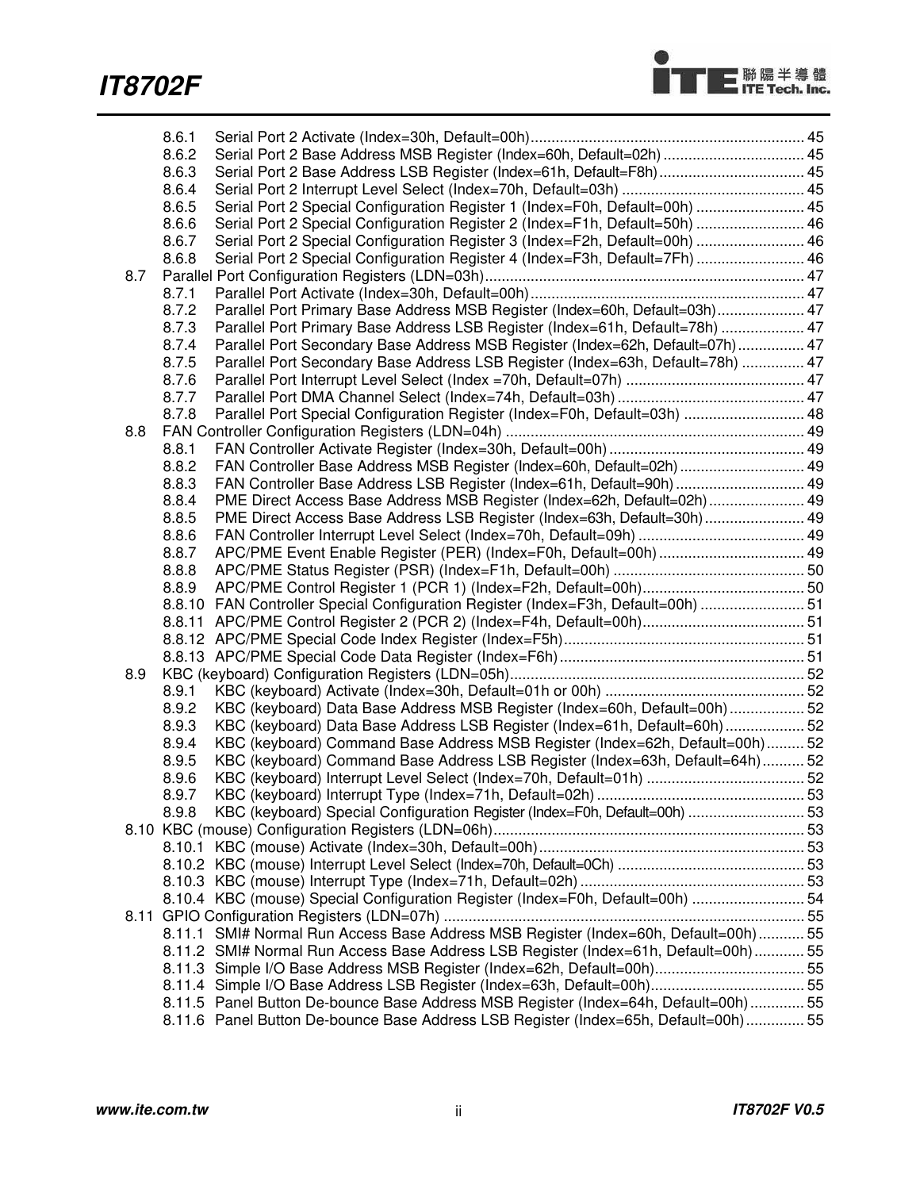- 8.6.1 Serial Port 2 Activate (Index=30h, Default=00h) ..... 45
- 8.6.2 Serial Port 2 Base Address MSB Register (Index=60h, Default=02h) ..... 45
- 8.6.3 Serial Port 2 Base Address LSB Register (Index=61h, Default=F8h) ..... 45
- 8.6.4 Serial Port 2 Interrupt Level Select (Index=70h, Default=03h) ..... 45
- 8.6.5 Serial Port 2 Special Configuration Register 1 (Index=F0h, Default=00h) ..... 45
- 8.6.6 Serial Port 2 Special Configuration Register 2 (Index=F1h, Default=50h) ..... 46
- 8.6.7 Serial Port 2 Special Configuration Register 3 (Index=F2h, Default=00h) ..... 46
- 8.6.8 Serial Port 2 Special Configuration Register 4 (Index=F3h, Default=7Fh) ..... 46

8.7 Parallel Port Configuration Registers (LDN=03h) ..... 47

- 8.7.1 Parallel Port Activate (Index=30h, Default=00h) ..... 47
- 8.7.2 Parallel Port Primary Base Address MSB Register (Index=60h, Default=03h) ..... 47
- 8.7.3 Parallel Port Primary Base Address LSB Register (Index=61h, Default=78h) ..... 47
- 8.7.4 Parallel Port Secondary Base Address MSB Register (Index=62h, Default=07h) ..... 47
- 8.7.5 Parallel Port Secondary Base Address LSB Register (Index=63h, Default=78h) ..... 47
- 8.7.6 Parallel Port Interrupt Level Select (Index =70h, Default=07h) ..... 47
- 8.7.7 Parallel Port DMA Channel Select (Index=74h, Default=03h) ..... 47
- 8.7.8 Parallel Port Special Configuration Register (Index=F0h, Default=03h) ..... 48

8.8 FAN Controller Configuration Registers (LDN=04h) ..... 49

- 8.8.1 FAN Controller Activate Register (Index=30h, Default=00h) ..... 49
- 8.8.2 FAN Controller Base Address MSB Register (Index=60h, Default=02h) ..... 49
- 8.8.3 FAN Controller Base Address LSB Register (Index=61h, Default=90h) ..... 49
- 8.8.4 PME Direct Access Base Address MSB Register (Index=62h, Default=02h) ..... 49
- 8.8.5 PME Direct Access Base Address LSB Register (Index=63h, Default=30h) ..... 49
- 8.8.6 FAN Controller Interrupt Level Select (Index=70h, Default=09h) ..... 49
- 8.8.7 APC/PME Event Enable Register (PER) (Index=F0h, Default=00h) ..... 49
- 8.8.8 APC/PME Status Register (PSR) (Index=F1h, Default=00h) ..... 50
- 8.8.9 APC/PME Control Register 1 (PCR 1) (Index=F2h, Default=00h) ..... 50
- 8.8.10 FAN Controller Special Configuration Register (Index=F3h, Default=00h) ..... 51
- 8.8.11 APC/PME Control Register 2 (PCR 2) (Index=F4h, Default=00h) ..... 51
- 8.8.12 APC/PME Special Code Index Register (Index=F5h) ..... 51
- 8.8.13 APC/PME Special Code Data Register (Index=F6h) ..... 51

8.9 KBC (keyboard) Configuration Registers (LDN=05h) ..... 52

- 8.9.1 KBC (keyboard) Activate (Index=30h, Default=01h or 00h) ..... 52
- 8.9.2 KBC (keyboard) Data Base Address MSB Register (Index=60h, Default=00h) ..... 52
- 8.9.3 KBC (keyboard) Data Base Address LSB Register (Index=61h, Default=60h) ..... 52
- 8.9.4 KBC (keyboard) Command Base Address MSB Register (Index=62h, Default=00h) ..... 52
- 8.9.5 KBC (keyboard) Command Base Address LSB Register (Index=63h, Default=64h) ..... 52
- 8.9.6 KBC (keyboard) Interrupt Level Select (Index=70h, Default=01h) ..... 52
- 8.9.7 KBC (keyboard) Interrupt Type (Index=71h, Default=02h) ..... 53
- 8.9.8 KBC (keyboard) Special Configuration Register (Index=F0h, Default=00h) ..... 53

8.10 KBC (mouse) Configuration Registers (LDN=06h) ..... 53

- 8.10.1 KBC (mouse) Activate (Index=30h, Default=00h) ..... 53
- 8.10.2 KBC (mouse) Interrupt Level Select (Index=70h, Default=0Ch) ..... 53
- 8.10.3 KBC (mouse) Interrupt Type (Index=71h, Default=02h) ..... 53
- 8.10.4 KBC (mouse) Special Configuration Register (Index=F0h, Default=00h) ..... 54

8.11 GPIO Configuration Registers (LDN=07h) ..... 55

- 8.11.1 SMI# Normal Run Access Base Address MSB Register (Index=60h, Default=00h) ..... 55
- 8.11.2 SMI# Normal Run Access Base Address LSB Register (Index=61h, Default=00h) ..... 55
- 8.11.3 Simple I/O Base Address MSB Register (Index=62h, Default=00h) ..... 55
- 8.11.4 Simple I/O Base Address LSB Register (Index=63h, Default=00h) ..... 55
- 8.11.5 Panel Button De-bounce Base Address MSB Register (Index=64h, Default=00h) ..... 55
- 8.11.6 Panel Button De-bounce Base Address LSB Register (Index=65h, Default=00h) ..... 55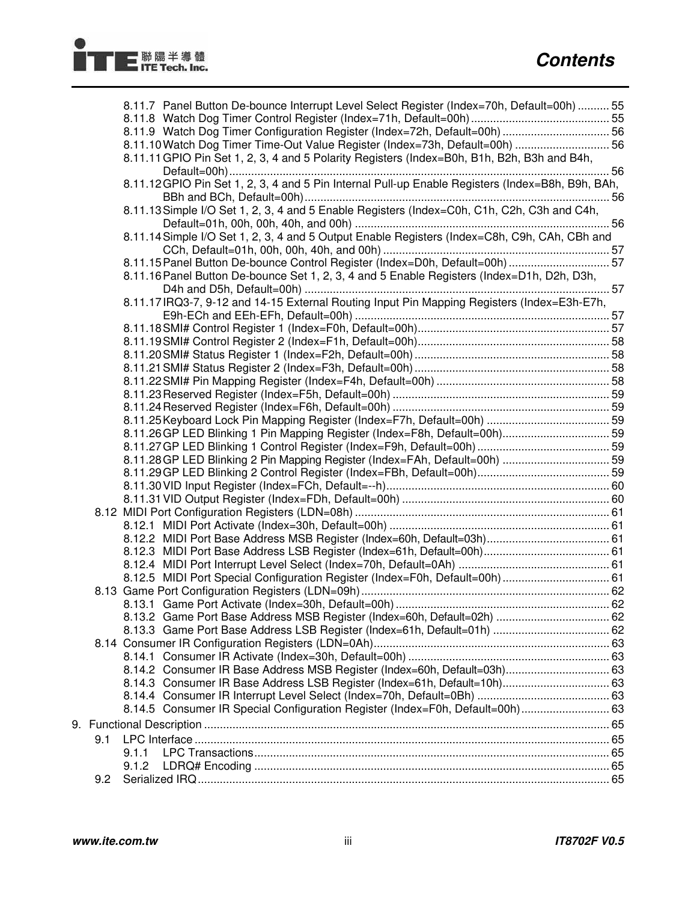8.11.7 Panel Button De-bounce Interrupt Level Select Register (Index=70h, Default=00h) .......... 55
8.11.8 Watch Dog Timer Control Register (Index=71h, Default=00h) ............................................ 55
8.11.9 Watch Dog Timer Configuration Register (Index=72h, Default=00h) .................................. 56
8.11.10 Watch Dog Timer Time-Out Value Register (Index=73h, Default=00h) .............................. 56
8.11.11 GPIO Pin Set 1, 2, 3, 4 and 5 Polarity Registers (Index=B0h, B1h, B2h, B3h and B4h, Default=00h) ........................................................................................................................ 56
8.11.12 GPIO Pin Set 1, 2, 3, 4 and 5 Pin Internal Pull-up Enable Registers (Index=B8h, B9h, BAh, BBh and BCh, Default=00h) ................................................................................................ 56
8.11.13 Simple I/O Set 1, 2, 3, 4 and 5 Enable Registers (Index=C0h, C1h, C2h, C3h and C4h, Default=01h, 00h, 00h, 40h, and 00h) ................................................................................ 56
8.11.14 Simple I/O Set 1, 2, 3, 4 and 5 Output Enable Registers (Index=C8h, C9h, CAh, CBh and CCh, Default=01h, 00h, 00h, 40h, and 00h) ....................................................................... 57
8.11.15 Panel Button De-bounce Control Register (Index=D0h, Default=00h) ................................ 57
8.11.16 Panel Button De-bounce Set 1, 2, 3, 4 and 5 Enable Registers (Index=D1h, D2h, D3h, D4h and D5h, Default=00h) ................................................................................................ 57
8.11.17 IRQ3-7, 9-12 and 14-15 External Routing Input Pin Mapping Registers (Index=E3h-E7h, E9h-ECh and EEh-EFh, Default=00h) ................................................................................. 57
8.11.18 SMI# Control Register 1 (Index=F0h, Default=00h)............................................................ 57
8.11.19 SMI# Control Register 2 (Index=F1h, Default=00h)............................................................ 58
8.11.20 SMI# Status Register 1 (Index=F2h, Default=00h) ............................................................. 58
8.11.21 SMI# Status Register 2 (Index=F3h, Default=00h) ............................................................. 58
8.11.22 SMI# Pin Mapping Register (Index=F4h, Default=00h) ...................................................... 58
8.11.23 Reserved Register (Index=F5h, Default=00h) .................................................................... 59
8.11.24 Reserved Register (Index=F6h, Default=00h) .................................................................... 59
8.11.25 Keyboard Lock Pin Mapping Register (Index=F7h, Default=00h) ....................................... 59
8.11.26 GP LED Blinking 1 Pin Mapping Register (Index=F8h, Default=00h).................................. 59
8.11.27 GP LED Blinking 1 Control Register (Index=F9h, Default=00h) .......................................... 59
8.11.28 GP LED Blinking 2 Pin Mapping Register (Index=FAh, Default=00h) .................................. 59
8.11.29 GP LED Blinking 2 Control Register (Index=FBh, Default=00h).......................................... 59
8.11.30 VID Input Register (Index=FCh, Default=--h)...................................................................... 60
8.11.31 VID Output Register (Index=FDh, Default=00h) ................................................................. 60
8.12 MIDI Port Configuration Registers (LDN=08h) ................................................................................ 61
8.12.1 MIDI Port Activate (Index=30h, Default=00h) ..................................................................... 61
8.12.2 MIDI Port Base Address MSB Register (Index=60h, Default=03h)...................................... 61
8.12.3 MIDI Port Base Address LSB Register (Index=61h, Default=00h)....................................... 61
8.12.4 MIDI Port Interrupt Level Select (Index=70h, Default=0Ah) ................................................ 61
8.12.5 MIDI Port Special Configuration Register (Index=F0h, Default=00h).................................. 61
8.13 Game Port Configuration Registers (LDN=09h).............................................................................. 62
8.13.1 Game Port Activate (Index=30h, Default=00h) ................................................................... 62
8.13.2 Game Port Base Address MSB Register (Index=60h, Default=02h) .................................... 62
8.13.3 Game Port Base Address LSB Register (Index=61h, Default=01h) ..................................... 62
8.14 Consumer IR Configuration Registers (LDN=0Ah)........................................................................... 63
8.14.1 Consumer IR Activate (Index=30h, Default=00h) ................................................................ 63
8.14.2 Consumer IR Base Address MSB Register (Index=60h, Default=03h)................................. 63
8.14.3 Consumer IR Base Address LSB Register (Index=61h, Default=10h).................................. 63
8.14.4 Consumer IR Interrupt Level Select (Index=70h, Default=0Bh) .......................................... 63
8.14.5 Consumer IR Special Configuration Register (Index=F0h, Default=00h)............................ 63

9. Functional Description ................................................................................................................................ 65
9.1 LPC Interface .................................................................................................................................. 65
9.1.1 LPC Transactions................................................................................................................ 65
9.1.2 LDRQ# Encoding ................................................................................................................ 65
9.2 Serialized IRQ.................................................................................................................................. 65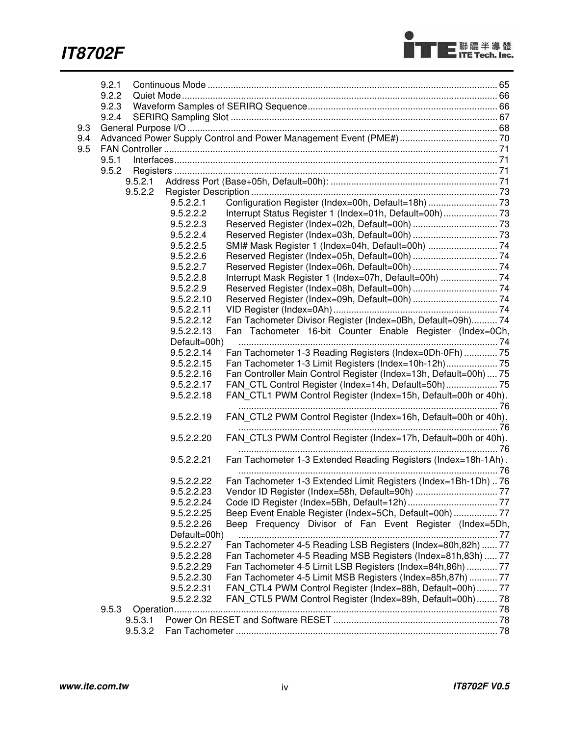9.2.1 Continuous Mode ........................................................ 65
9.2.2 Quiet Mode ........................................................ 66
9.2.3 Waveform Samples of SERIRQ Sequence ........................................................ 66
9.2.4 SERIRQ Sampling Slot ........................................................ 67

9.3 General Purpose I/O ........................................................ 68

9.4 Advanced Power Supply Control and Power Management Event (PME#) ........................................................ 70

9.5 FAN Controller ........................................................ 71

9.5.1 Interfaces ........................................................ 71
9.5.2 Registers ........................................................ 71
9.5.2.1 Address Port (Base+05h, Default=00h): ........................................................ 71
9.5.2.2 Register Description ........................................................ 73
9.5.2.2.1 Configuration Register (Index=00h, Default=18h) ........................................................ 73
9.5.2.2.2 Interrupt Status Register 1 (Index=01h, Default=00h) ........................................................ 73
9.5.2.2.3 Reserved Register (Index=02h, Default=00h) ........................................................ 73
9.5.2.2.4 Reserved Register (Index=03h, Default=00h) ........................................................ 73
9.5.2.2.5 SMI# Mask Register 1 (Index=04h, Default=00h) ........................................................ 74
9.5.2.2.6 Reserved Register (Index=05h, Default=00h) ........................................................ 74
9.5.2.2.7 Reserved Register (Index=06h, Default=00h) ........................................................ 74
9.5.2.2.8 Interrupt Mask Register 1 (Index=07h, Default=00h) ........................................................ 74
9.5.2.2.9 Reserved Register (Index=08h, Default=00h) ........................................................ 74
9.5.2.2.10 Reserved Register (Index=09h, Default=00h) ........................................................ 74
9.5.2.2.11 VID Register (Index=0Ah) ........................................................ 74
9.5.2.2.12 Fan Tachometer Divisor Register (Index=0Bh, Default=09h) ........................................................ 74
9.5.2.2.13 Fan Tachometer 16-bit Counter Enable Register (Index=0Ch, Default=00h) ........................................................ 74
9.5.2.2.14 Fan Tachometer 1-3 Reading Registers (Index=0Dh-0Fh) ........................................................ 75
9.5.2.2.15 Fan Tachometer 1-3 Limit Registers (Index=10h-12h) ........................................................ 75
9.5.2.2.16 Fan Controller Main Control Register (Index=13h, Default=00h) ........................................................ 75
9.5.2.2.17 FAN_CTL Control Register (Index=14h, Default=50h) ........................................................ 75
9.5.2.2.18 FAN_CTL1 PWM Control Register (Index=15h, Default=00h or 40h). ........................................................ 76
9.5.2.2.19 FAN_CTL2 PWM Control Register (Index=16h, Default=00h or 40h). ........................................................ 76
9.5.2.2.20 FAN_CTL3 PWM Control Register (Index=17h, Default=00h or 40h). ........................................................ 76
9.5.2.2.21 Fan Tachometer 1-3 Extended Reading Registers (Index=18h-1Ah) . ........................................................ 76
9.5.2.2.22 Fan Tachometer 1-3 Extended Limit Registers (Index=1Bh-1Dh) .. 76
9.5.2.2.23 Vendor ID Register (Index=58h, Default=90h) ........................................................ 77
9.5.2.2.24 Code ID Register (Index=5Bh, Default=12h) ........................................................ 77
9.5.2.2.25 Beep Event Enable Register (Index=5Ch, Default=00h) ........................................................ 77
9.5.2.2.26 Beep Frequency Divisor of Fan Event Register (Index=5Dh, Default=00h) ........................................................ 77
9.5.2.2.27 Fan Tachometer 4-5 Reading LSB Registers (Index=80h,82h) ........................................................ 77
9.5.2.2.28 Fan Tachometer 4-5 Reading MSB Registers (Index=81h,83h) ........................................................ 77
9.5.2.2.29 Fan Tachometer 4-5 Limit LSB Registers (Index=84h,86h) ........................................................ 77
9.5.2.2.30 Fan Tachometer 4-5 Limit MSB Registers (Index=85h,87h) ........................................................ 77
9.5.2.2.31 FAN_CTL4 PWM Control Register (Index=88h, Default=00h) ........................................................ 77
9.5.2.2.32 FAN_CTL5 PWM Control Register (Index=89h, Default=00h) ........................................................ 78

9.5.3 Operation ........................................................ 78
9.5.3.1 Power On RESET and Software RESET ........................................................ 78
9.5.3.2 Fan Tachometer ........................................................ 78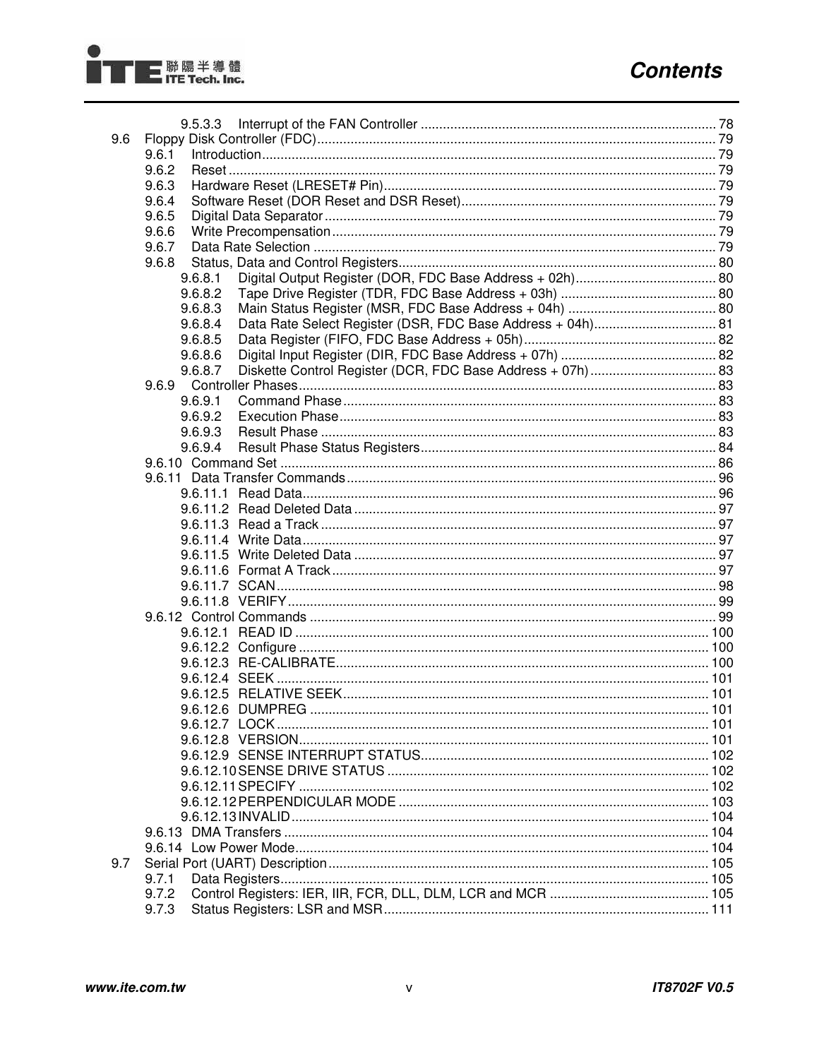9.5.3.3 Interrupt of the FAN Controller ............................................................................... 78

9.6 Floppy Disk Controller (FDC)........................................................................................................... 79

9.6.1 Introduction.......................................................................................................................... 79

9.6.2 Reset ................................................................................................................................... 79

9.6.3 Hardware Reset (LRESET# Pin)......................................................................................... 79

9.6.4 Software Reset (DOR Reset and DSR Reset)..................................................................... 79

9.6.5 Digital Data Separator......................................................................................................... 79

9.6.6 Write Precompensation....................................................................................................... 79

9.6.7 Data Rate Selection ............................................................................................................ 79

9.6.8 Status, Data and Control Registers..................................................................................... 80

9.6.8.1 Digital Output Register (DOR, FDC Base Address + 02h)...................................... 80

9.6.8.2 Tape Drive Register (TDR, FDC Base Address + 03h) .......................................... 80

9.6.8.3 Main Status Register (MSR, FDC Base Address + 04h) ........................................ 80

9.6.8.4 Data Rate Select Register (DSR, FDC Base Address + 04h)................................. 81

9.6.8.5 Data Register (FIFO, FDC Base Address + 05h).................................................... 82

9.6.8.6 Digital Input Register (DIR, FDC Base Address + 07h) .......................................... 82

9.6.8.7 Diskette Control Register (DCR, FDC Base Address + 07h) .................................. 83

9.6.9 Controller Phases................................................................................................................ 83

9.6.9.1 Command Phase.................................................................................................... 83

9.6.9.2 Execution Phase..................................................................................................... 83

9.6.9.3 Result Phase .......................................................................................................... 83

9.6.9.4 Result Phase Status Registers................................................................................ 84

9.6.10 Command Set ..................................................................................................................... 86

9.6.11 Data Transfer Commands.................................................................................................... 96

9.6.11.1 Read Data............................................................................................................... 96

9.6.11.2 Read Deleted Data ................................................................................................. 97

9.6.11.3 Read a Track .......................................................................................................... 97

9.6.11.4 Write Data............................................................................................................... 97

9.6.11.5 Write Deleted Data ................................................................................................. 97

9.6.11.6 Format A Track ....................................................................................................... 97

9.6.11.7 SCAN...................................................................................................................... 98

9.6.11.8 VERIFY................................................................................................................... 99

9.6.12 Control Commands ............................................................................................................. 99

9.6.12.1 READ ID ................................................................................................................ 100

9.6.12.2 Configure ............................................................................................................... 100

9.6.12.3 RE-CALIBRATE..................................................................................................... 100

9.6.12.4 SEEK ..................................................................................................................... 101

9.6.12.5 RELATIVE SEEK................................................................................................... 101

9.6.12.6 DUMPREG ............................................................................................................ 101

9.6.12.7 LOCK ..................................................................................................................... 101

9.6.12.8 VERSION............................................................................................................... 101

9.6.12.9 SENSE INTERRUPT STATUS.............................................................................. 102

9.6.12.10 SENSE DRIVE STATUS ....................................................................................... 102

9.6.12.11 SPECIFY ............................................................................................................... 102

9.6.12.12 PERPENDICULAR MODE .................................................................................... 103

9.6.12.13 INVALID................................................................................................................. 104

9.6.13 DMA Transfers .................................................................................................................. 104

9.6.14 Low Power Mode............................................................................................................... 104

9.7 Serial Port (UART) Description...................................................................................................... 105

9.7.1 Data Registers................................................................................................................... 105

9.7.2 Control Registers: IER, IIR, FCR, DLL, DLM, LCR and MCR ........................................... 105

9.7.3 Status Registers: LSR and MSR....................................................................................... 111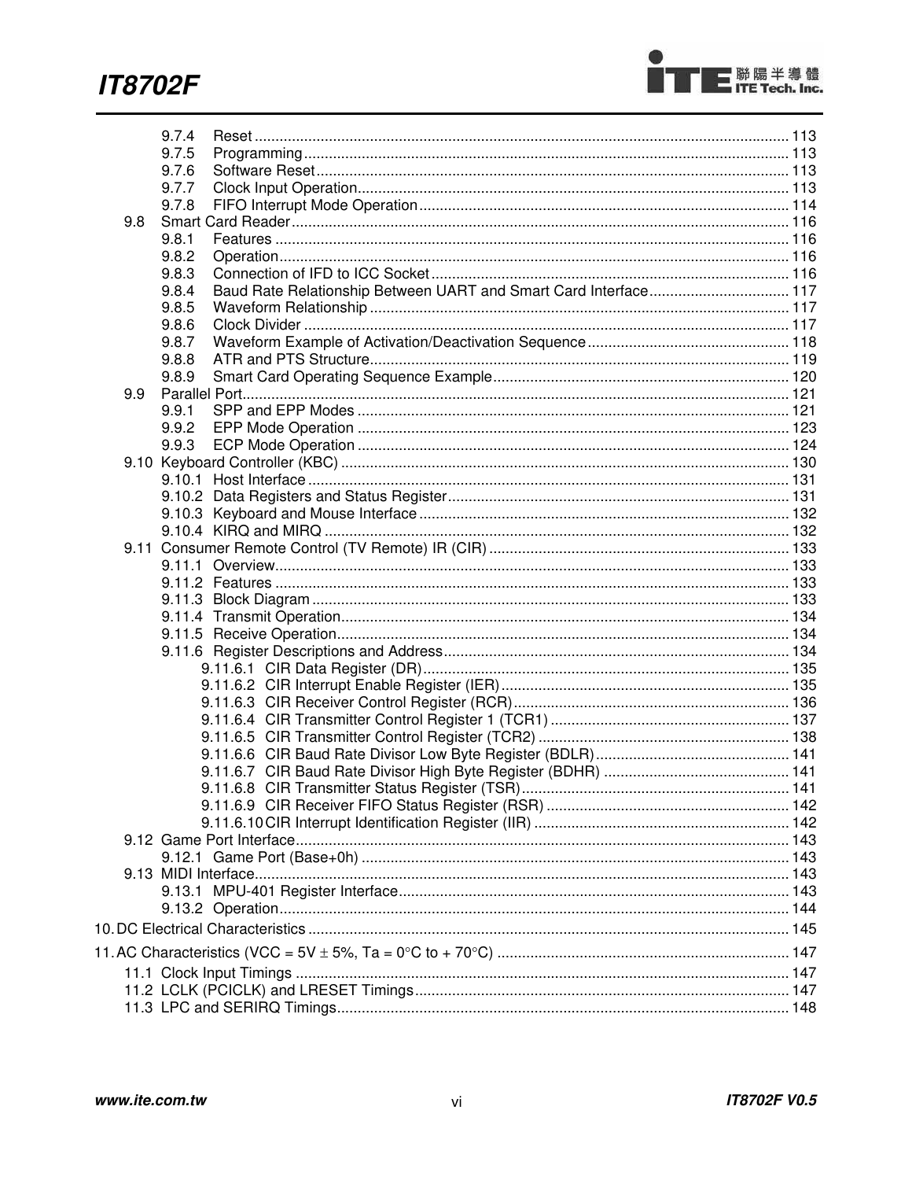9.7.4 Reset .......... 113
9.7.5 Programming .......... 113
9.7.6 Software Reset .......... 113
9.7.7 Clock Input Operation .......... 113
9.7.8 FIFO Interrupt Mode Operation .......... 114

9.8 Smart Card Reader .......... 116
9.8.1 Features .......... 116
9.8.2 Operation .......... 116
9.8.3 Connection of IFD to ICC Socket .......... 116
9.8.4 Baud Rate Relationship Between UART and Smart Card Interface .......... 117
9.8.5 Waveform Relationship .......... 117
9.8.6 Clock Divider .......... 117
9.8.7 Waveform Example of Activation/Deactivation Sequence .......... 118
9.8.8 ATR and PTS Structure .......... 119
9.8.9 Smart Card Operating Sequence Example .......... 120

9.9 Parallel Port .......... 121
9.9.1 SPP and EPP Modes .......... 121
9.9.2 EPP Mode Operation .......... 123
9.9.3 ECP Mode Operation .......... 124

9.10 Keyboard Controller (KBC) .......... 130
9.10.1 Host Interface .......... 131
9.10.2 Data Registers and Status Register .......... 131
9.10.3 Keyboard and Mouse Interface .......... 132
9.10.4 KIRQ and MIRQ .......... 132

9.11 Consumer Remote Control (TV Remote) IR (CIR) .......... 133
9.11.1 Overview .......... 133
9.11.2 Features .......... 133
9.11.3 Block Diagram .......... 133
9.11.4 Transmit Operation .......... 134
9.11.5 Receive Operation .......... 134
9.11.6 Register Descriptions and Address .......... 134
9.11.6.1 CIR Data Register (DR) .......... 135
9.11.6.2 CIR Interrupt Enable Register (IER) .......... 135
9.11.6.3 CIR Receiver Control Register (RCR) .......... 136
9.11.6.4 CIR Transmitter Control Register 1 (TCR1) .......... 137
9.11.6.5 CIR Transmitter Control Register (TCR2) .......... 138
9.11.6.6 CIR Baud Rate Divisor Low Byte Register (BDLR) .......... 141
9.11.6.7 CIR Baud Rate Divisor High Byte Register (BDHR) .......... 141
9.11.6.8 CIR Transmitter Status Register (TSR) .......... 141
9.11.6.9 CIR Receiver FIFO Status Register (RSR) .......... 142
9.11.6.10 CIR Interrupt Identification Register (IIR) .......... 142

9.12 Game Port Interface .......... 143
9.12.1 Game Port (Base+0h) .......... 143

9.13 MIDI Interface .......... 143
9.13.1 MPU-401 Register Interface .......... 143
9.13.2 Operation .......... 144

10. DC Electrical Characteristics .......... 145

11. AC Characteristics (VCC = 5V ± 5%, Ta = 0°C to + 70°C) .......... 147

11.1 Clock Input Timings .......... 147
11.2 LCLK (PCICLK) and LRESET Timings .......... 147
11.3 LPC and SERIRQ Timings .......... 148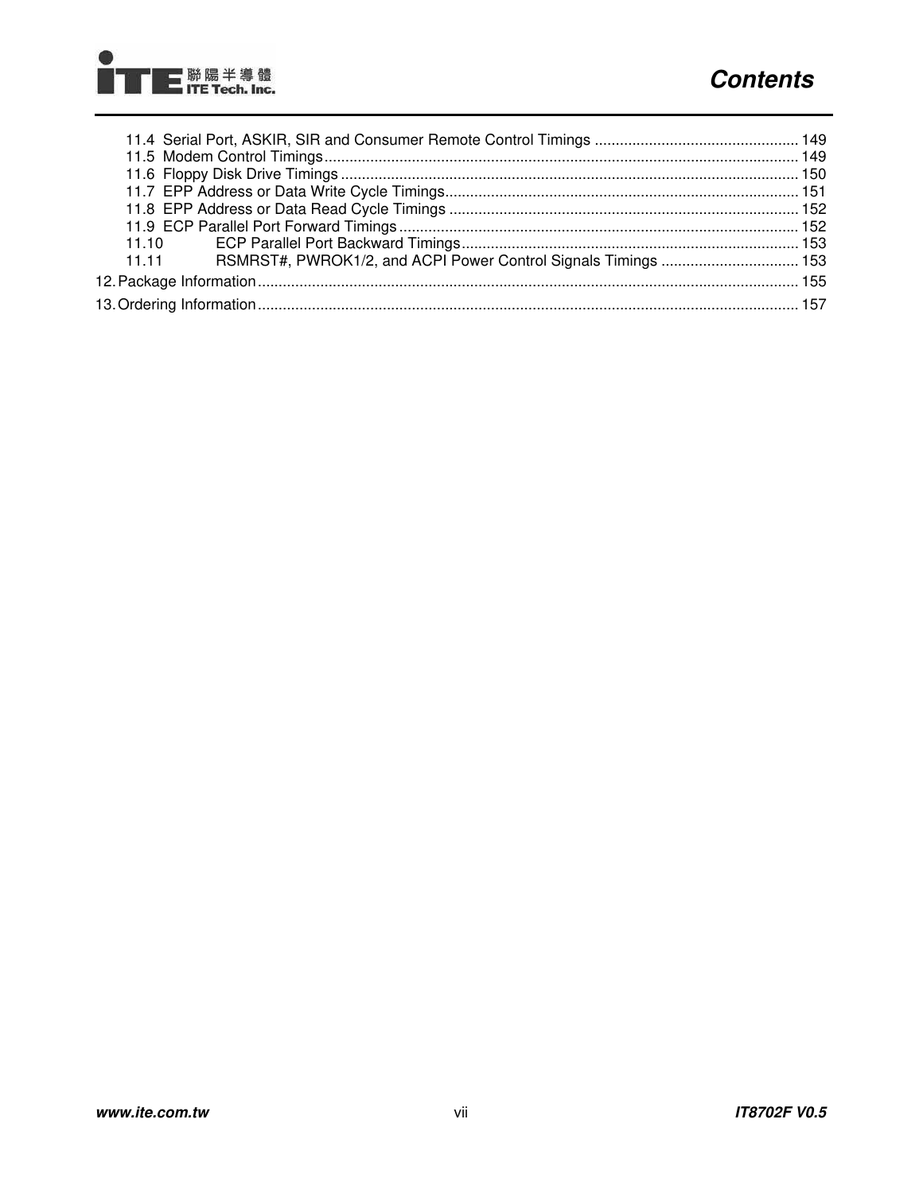11.4 Serial Port, ASKIR, SIR and Consumer Remote Control Timings ................................................. 149
11.5 Modem Control Timings................................................................................................................. 149
11.6 Floppy Disk Drive Timings ............................................................................................................. 150
11.7 EPP Address or Data Write Cycle Timings.................................................................................... 151
11.8 EPP Address or Data Read Cycle Timings ................................................................................... 152
11.9 ECP Parallel Port Forward Timings ............................................................................................... 152
11.10 ECP Parallel Port Backward Timings................................................................................ 153
11.11 RSMRST#, PWROK1/2, and ACPI Power Control Signals Timings ................................. 153

12. Package Information................................................................................................................................. 155

13. Ordering Information................................................................................................................................. 157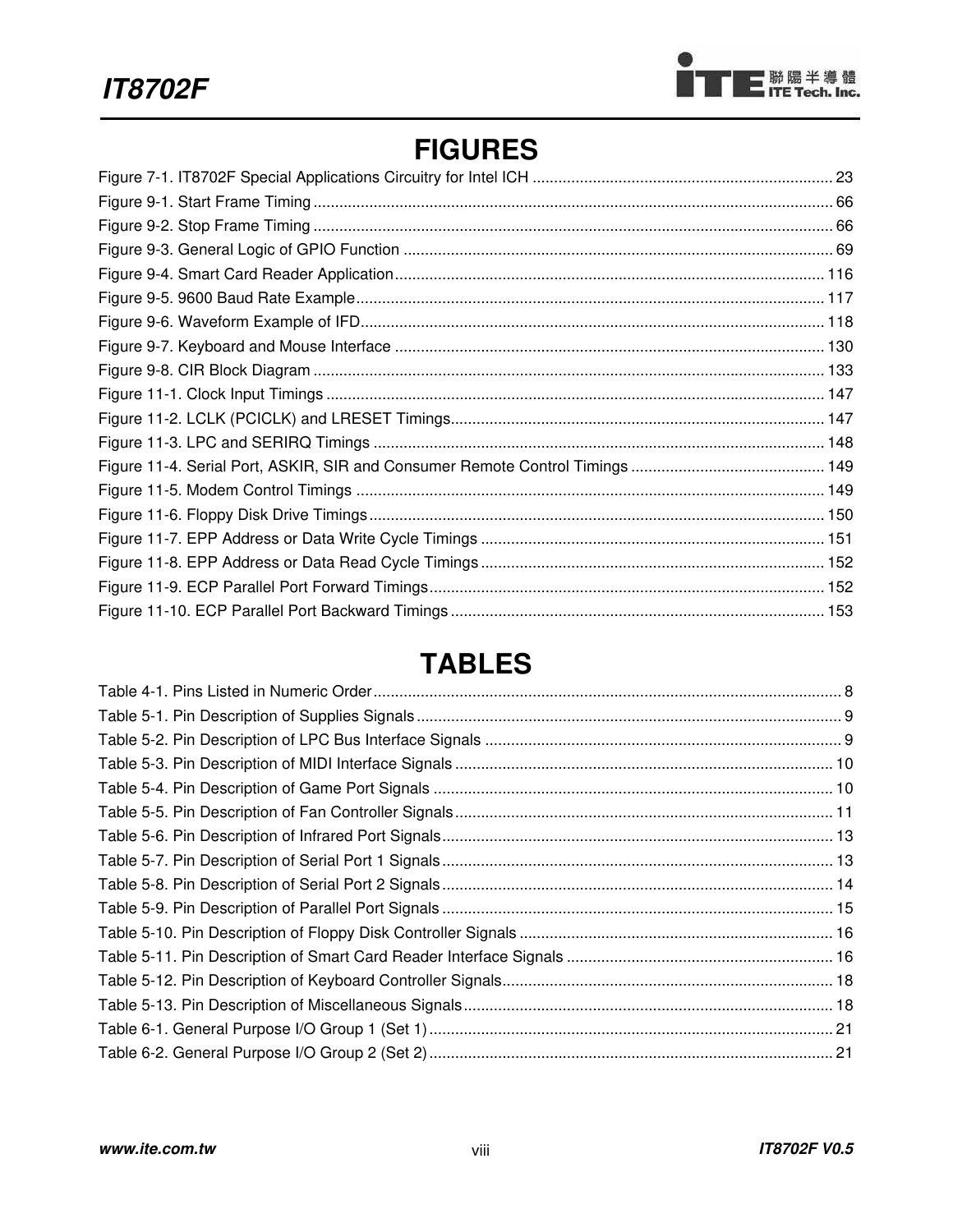# FIGURES

Figure 7-1. IT8702F Special Applications Circuitry for Intel ICH ..................................................................... 23
Figure 9-1. Start Frame Timing ........................................................................................................ 66
Figure 9-2. Stop Frame Timing ........................................................................................................ 66
Figure 9-3. General Logic of GPIO Function ..................................................................................... 69
Figure 9-4. Smart Card Reader Application ..................................................................................... 116
Figure 9-5. 9600 Baud Rate Example ............................................................................................. 117
Figure 9-6. Waveform Example of IFD ............................................................................................ 118
Figure 9-7. Keyboard and Mouse Interface ..................................................................................... 130
Figure 9-8. CIR Block Diagram ...................................................................................................... 133
Figure 11-1. Clock Input Timings .................................................................................................. 147
Figure 11-2. LCLK (PCICLK) and LRESET Timings ......................................................................... 147
Figure 11-3. LPC and SERIRQ Timings ......................................................................................... 148
Figure 11-4. Serial Port, ASKIR, SIR and Consumer Remote Control Timings ............................................ 149
Figure 11-5. Modem Control Timings ............................................................................................ 149
Figure 11-6. Floppy Disk Drive Timings ......................................................................................... 150
Figure 11-7. EPP Address or Data Write Cycle Timings ................................................................... 151
Figure 11-8. EPP Address or Data Read Cycle Timings .................................................................... 152
Figure 11-9. ECP Parallel Port Forward Timings .............................................................................. 152
Figure 11-10. ECP Parallel Port Backward Timings .......................................................................... 153

# TABLES

Table 4-1. Pins Listed in Numeric Order ............................................................................................ 8
Table 5-1. Pin Description of Supplies Signals .................................................................................... 9
Table 5-2. Pin Description of LPC Bus Interface Signals ...................................................................... 9
Table 5-3. Pin Description of MIDI Interface Signals .......................................................................... 10
Table 5-4. Pin Description of Game Port Signals ............................................................................... 10
Table 5-5. Pin Description of Fan Controller Signals .......................................................................... 11
Table 5-6. Pin Description of Infrared Port Signals ............................................................................ 13
Table 5-7. Pin Description of Serial Port 1 Signals ............................................................................. 13
Table 5-8. Pin Description of Serial Port 2 Signals ............................................................................. 14
Table 5-9. Pin Description of Parallel Port Signals ............................................................................. 15
Table 5-10. Pin Description of Floppy Disk Controller Signals ............................................................. 16
Table 5-11. Pin Description of Smart Card Reader Interface Signals ................................................... 16
Table 5-12. Pin Description of Keyboard Controller Signals ............................................................... 18
Table 5-13. Pin Description of Miscellaneous Signals ........................................................................ 18
Table 6-1. General Purpose I/O Group 1 (Set 1) ............................................................................... 21
Table 6-2. General Purpose I/O Group 2 (Set 2) ............................................................................... 21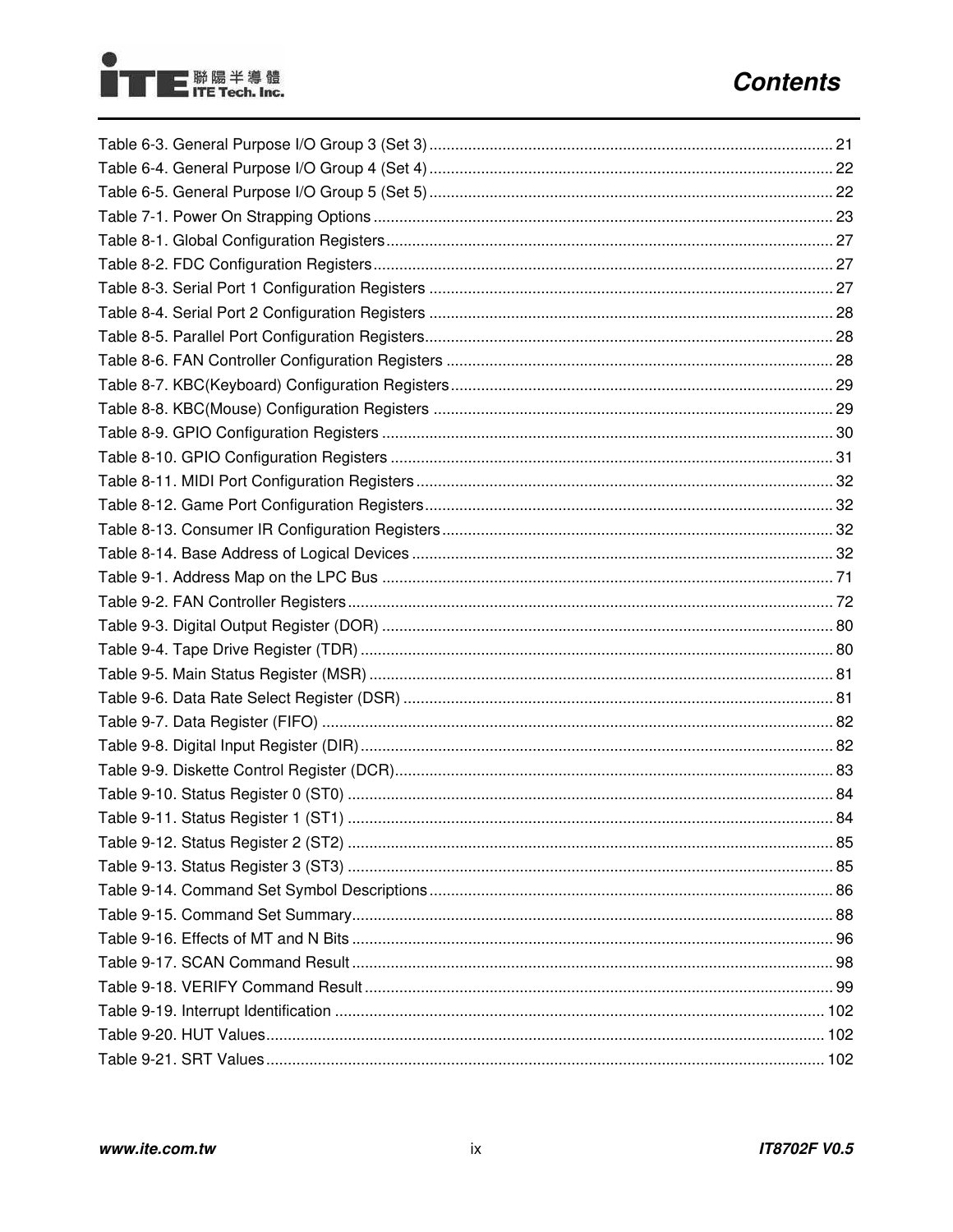Table 6-3. General Purpose I/O Group 3 (Set 3) ............................................................................................ 21
Table 6-4. General Purpose I/O Group 4 (Set 4) ............................................................................................ 22
Table 6-5. General Purpose I/O Group 5 (Set 5) ............................................................................................ 22
Table 7-1. Power On Strapping Options ......................................................................................................... 23
Table 8-1. Global Configuration Registers...................................................................................................... 27
Table 8-2. FDC Configuration Registers......................................................................................................... 27
Table 8-3. Serial Port 1 Configuration Registers ............................................................................................ 27
Table 8-4. Serial Port 2 Configuration Registers ............................................................................................ 28
Table 8-5. Parallel Port Configuration Registers............................................................................................. 28
Table 8-6. FAN Controller Configuration Registers ........................................................................................ 28
Table 8-7. KBC(Keyboard) Configuration Registers....................................................................................... 29
Table 8-8. KBC(Mouse) Configuration Registers ........................................................................................... 29
Table 8-9. GPIO Configuration Registers ....................................................................................................... 30
Table 8-10. GPIO Configuration Registers ..................................................................................................... 31
Table 8-11. MIDI Port Configuration Registers ............................................................................................... 32
Table 8-12. Game Port Configuration Registers............................................................................................. 32
Table 8-13. Consumer IR Configuration Registers......................................................................................... 32
Table 8-14. Base Address of Logical Devices ................................................................................................ 32
Table 9-1. Address Map on the LPC Bus ....................................................................................................... 71
Table 9-2. FAN Controller Registers............................................................................................................... 72
Table 9-3. Digital Output Register (DOR) ....................................................................................................... 80
Table 9-4. Tape Drive Register (TDR) ............................................................................................................ 80
Table 9-5. Main Status Register (MSR) .......................................................................................................... 81
Table 9-6. Data Rate Select Register (DSR) .................................................................................................. 81
Table 9-7. Data Register (FIFO) ..................................................................................................................... 82
Table 9-8. Digital Input Register (DIR)............................................................................................................ 82
Table 9-9. Diskette Control Register (DCR).................................................................................................... 83
Table 9-10. Status Register 0 (ST0) ............................................................................................................... 84
Table 9-11. Status Register 1 (ST1) ............................................................................................................... 84
Table 9-12. Status Register 2 (ST2) ............................................................................................................... 85
Table 9-13. Status Register 3 (ST3) ............................................................................................................... 85
Table 9-14. Command Set Symbol Descriptions............................................................................................ 86
Table 9-15. Command Set Summary.............................................................................................................. 88
Table 9-16. Effects of MT and N Bits .............................................................................................................. 96
Table 9-17. SCAN Command Result .............................................................................................................. 98
Table 9-18. VERIFY Command Result ........................................................................................................... 99
Table 9-19. Interrupt Identification ................................................................................................................ 102
Table 9-20. HUT Values................................................................................................................................ 102
Table 9-21. SRT Values................................................................................................................................ 102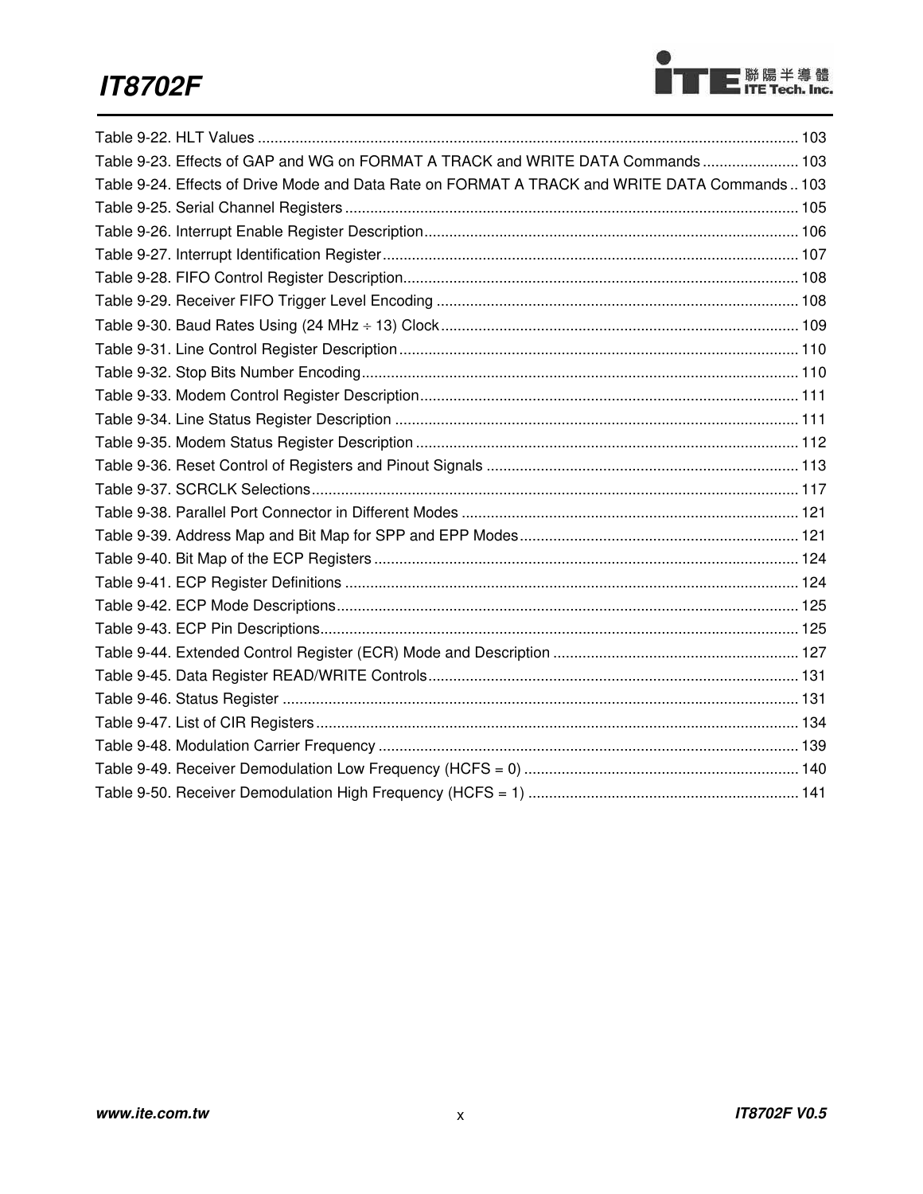Table 9-22. HLT Values ................................................................................................................................ 103
Table 9-23. Effects of GAP and WG on FORMAT A TRACK and WRITE DATA Commands ....................... 103
Table 9-24. Effects of Drive Mode and Data Rate on FORMAT A TRACK and WRITE DATA Commands .. 103
Table 9-25. Serial Channel Registers ............................................................................................................ 105
Table 9-26. Interrupt Enable Register Description......................................................................................... 106
Table 9-27. Interrupt Identification Register................................................................................................... 107
Table 9-28. FIFO Control Register Description.............................................................................................. 108
Table 9-29. Receiver FIFO Trigger Level Encoding ...................................................................................... 108
Table 9-30. Baud Rates Using (24 MHz ÷ 13) Clock..................................................................................... 109
Table 9-31. Line Control Register Description............................................................................................... 110
Table 9-32. Stop Bits Number Encoding........................................................................................................ 110
Table 9-33. Modem Control Register Description.......................................................................................... 111
Table 9-34. Line Status Register Description ................................................................................................ 111
Table 9-35. Modem Status Register Description ........................................................................................... 112
Table 9-36. Reset Control of Registers and Pinout Signals .......................................................................... 113
Table 9-37. SCRCLK Selections.................................................................................................................... 117
Table 9-38. Parallel Port Connector in Different Modes ................................................................................ 121
Table 9-39. Address Map and Bit Map for SPP and EPP Modes.................................................................. 121
Table 9-40. Bit Map of the ECP Registers ..................................................................................................... 124
Table 9-41. ECP Register Definitions ............................................................................................................ 124
Table 9-42. ECP Mode Descriptions.............................................................................................................. 125
Table 9-43. ECP Pin Descriptions.................................................................................................................. 125
Table 9-44. Extended Control Register (ECR) Mode and Description ........................................................... 127
Table 9-45. Data Register READ/WRITE Controls........................................................................................ 131
Table 9-46. Status Register ........................................................................................................................... 131
Table 9-47. List of CIR Registers................................................................................................................... 134
Table 9-48. Modulation Carrier Frequency .................................................................................................... 139
Table 9-49. Receiver Demodulation Low Frequency (HCFS = 0) ................................................................. 140
Table 9-50. Receiver Demodulation High Frequency (HCFS = 1) ................................................................ 141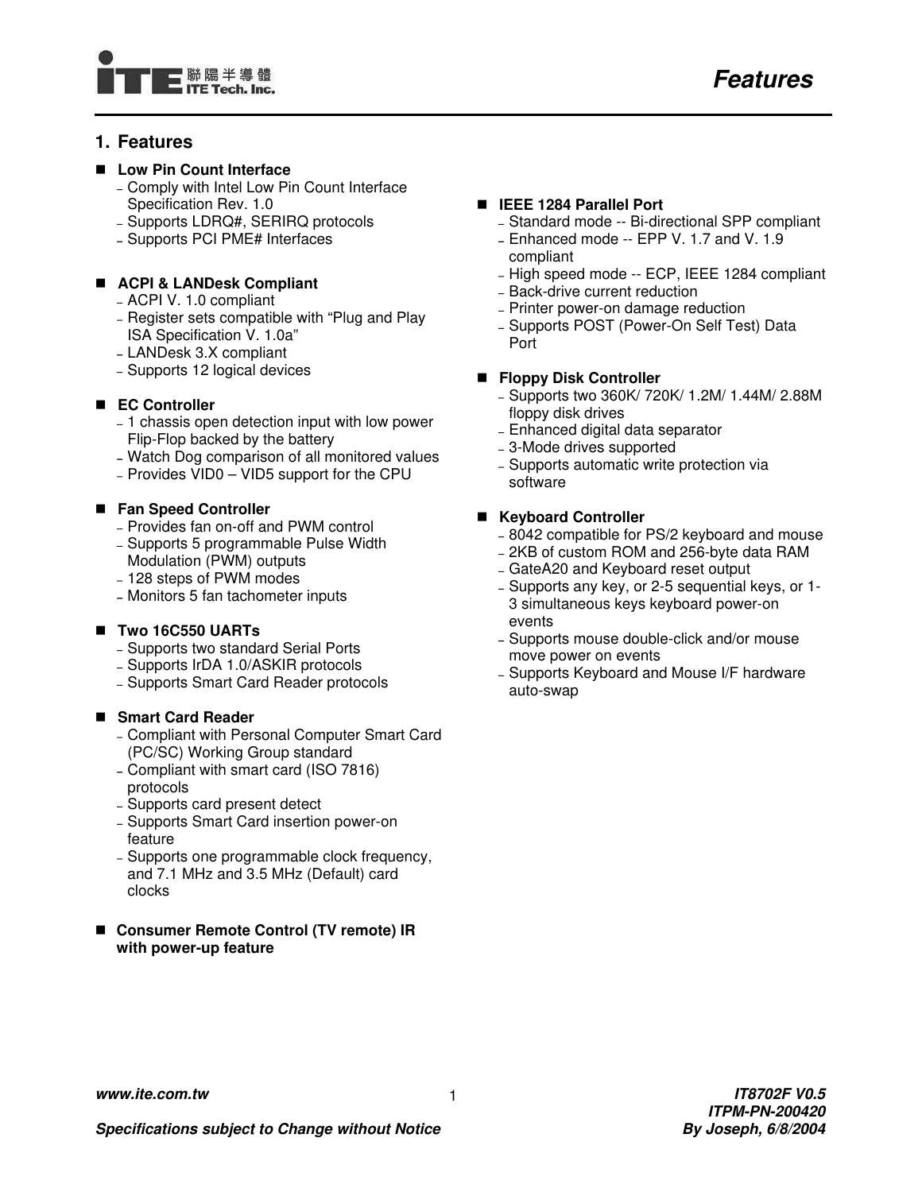## 1. Features

- **Low Pin Count Interface**
  - Comply with Intel Low Pin Count Interface Specification Rev. 1.0
  - Supports LDRQ#, SERIRQ protocols
  - Supports PCI PME# Interfaces

- **ACPI & LANDesk Compliant**
  - ACPI V. 1.0 compliant
  - Register sets compatible with "Plug and Play ISA Specification V. 1.0a"
  - LANDesk 3.X compliant
  - Supports 12 logical devices

- **EC Controller**
  - 1 chassis open detection input with low power Flip-Flop backed by the battery
  - Watch Dog comparison of all monitored values
  - Provides VID0 – VID5 support for the CPU

- **Fan Speed Controller**
  - Provides fan on-off and PWM control
  - Supports 5 programmable Pulse Width Modulation (PWM) outputs
  - 128 steps of PWM modes
  - Monitors 5 fan tachometer inputs

- **Two 16C550 UARTs**
  - Supports two standard Serial Ports
  - Supports IrDA 1.0/ASKIR protocols
  - Supports Smart Card Reader protocols

- **Smart Card Reader**
  - Compliant with Personal Computer Smart Card (PC/SC) Working Group standard
  - Compliant with smart card (ISO 7816) protocols
  - Supports card present detect
  - Supports Smart Card insertion power-on feature
  - Supports one programmable clock frequency, and 7.1 MHz and 3.5 MHz (Default) card clocks

- **Consumer Remote Control (TV remote) IR with power-up feature**

- **IEEE 1284 Parallel Port**
  - Standard mode -- Bi-directional SPP compliant
  - Enhanced mode -- EPP V. 1.7 and V. 1.9 compliant
  - High speed mode -- ECP, IEEE 1284 compliant
  - Back-drive current reduction
  - Printer power-on damage reduction
  - Supports POST (Power-On Self Test) Data Port

- **Floppy Disk Controller**
  - Supports two 360K/ 720K/ 1.2M/ 1.44M/ 2.88M floppy disk drives
  - Enhanced digital data separator
  - 3-Mode drives supported
  - Supports automatic write protection via software

- **Keyboard Controller**
  - 8042 compatible for PS/2 keyboard and mouse
  - 2KB of custom ROM and 256-byte data RAM
  - GateA20 and Keyboard reset output
  - Supports any key, or 2-5 sequential keys, or 1-3 simultaneous keys keyboard power-on events
  - Supports mouse double-click and/or mouse move power on events
  - Supports Keyboard and Mouse I/F hardware auto-swap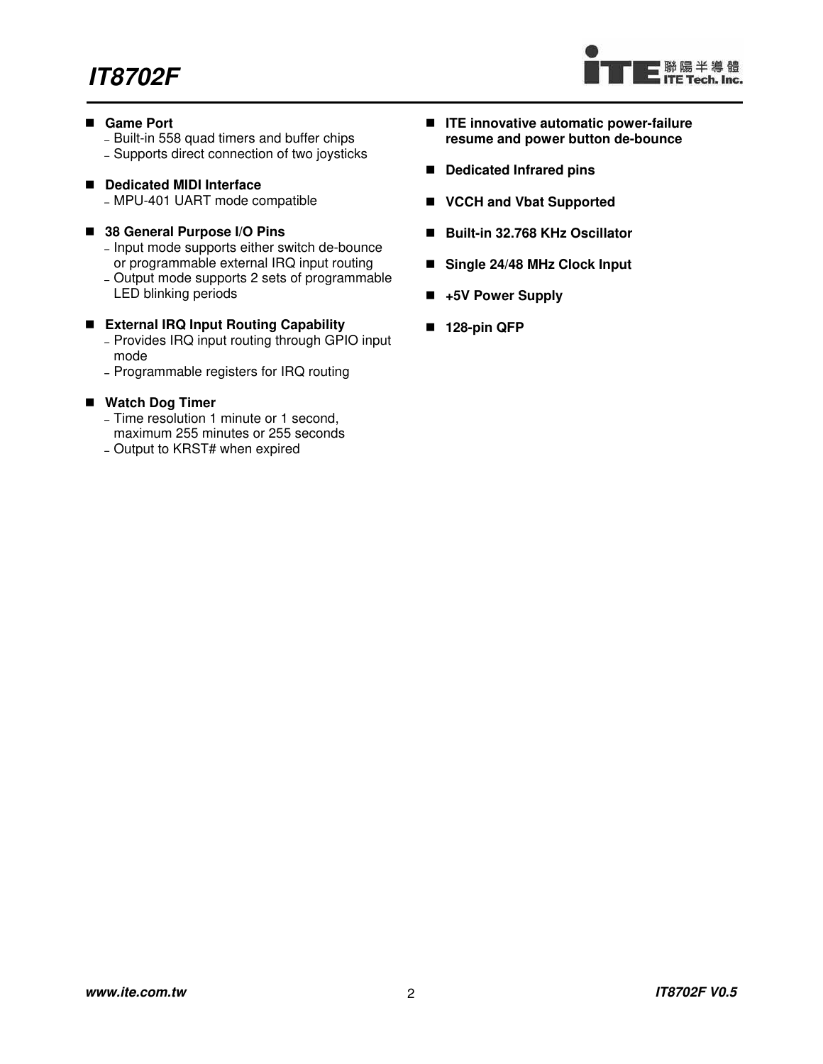- **Game Port**
  - Built-in 558 quad timers and buffer chips
  - Supports direct connection of two joysticks

- **Dedicated MIDI Interface**
  - MPU-401 UART mode compatible

- **38 General Purpose I/O Pins**
  - Input mode supports either switch de-bounce or programmable external IRQ input routing
  - Output mode supports 2 sets of programmable LED blinking periods

- **External IRQ Input Routing Capability**
  - Provides IRQ input routing through GPIO input mode
  - Programmable registers for IRQ routing

- **Watch Dog Timer**
  - Time resolution 1 minute or 1 second, maximum 255 minutes or 255 seconds
  - Output to KRST# when expired

- **ITE innovative automatic power-failure resume and power button de-bounce**

- **Dedicated Infrared pins**

- **VCCH and Vbat Supported**

- **Built-in 32.768 KHz Oscillator**

- **Single 24/48 MHz Clock Input**

- **+5V Power Supply**

- **128-pin QFP**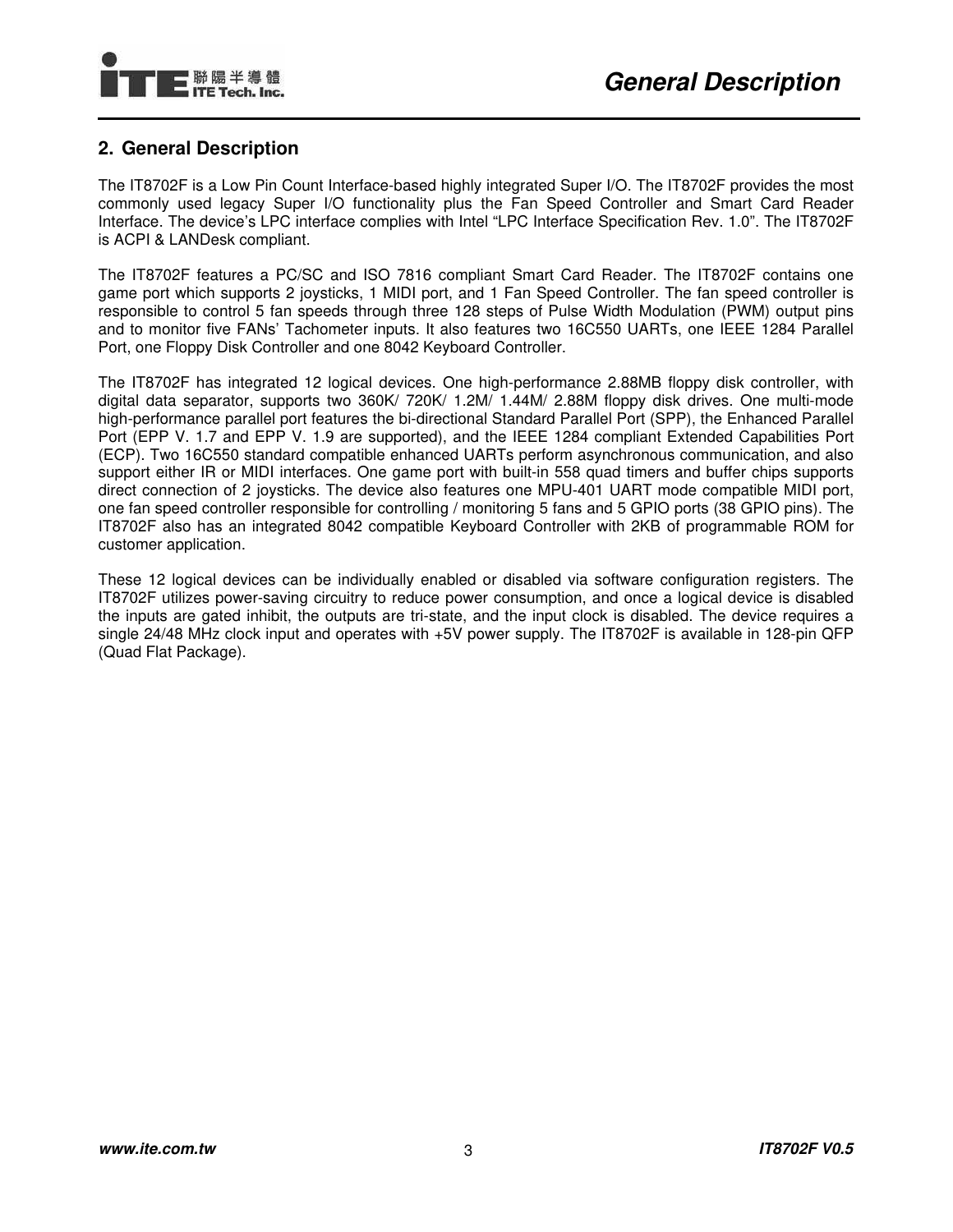## 2. General Description

The IT8702F is a Low Pin Count Interface-based highly integrated Super I/O. The IT8702F provides the most commonly used legacy Super I/O functionality plus the Fan Speed Controller and Smart Card Reader Interface. The device's LPC interface complies with Intel "LPC Interface Specification Rev. 1.0". The IT8702F is ACPI & LANDesk compliant.

The IT8702F features a PC/SC and ISO 7816 compliant Smart Card Reader. The IT8702F contains one game port which supports 2 joysticks, 1 MIDI port, and 1 Fan Speed Controller. The fan speed controller is responsible to control 5 fan speeds through three 128 steps of Pulse Width Modulation (PWM) output pins and to monitor five FANs' Tachometer inputs. It also features two 16C550 UARTs, one IEEE 1284 Parallel Port, one Floppy Disk Controller and one 8042 Keyboard Controller.

The IT8702F has integrated 12 logical devices. One high-performance 2.88MB floppy disk controller, with digital data separator, supports two 360K/ 720K/ 1.2M/ 1.44M/ 2.88M floppy disk drives. One multi-mode high-performance parallel port features the bi-directional Standard Parallel Port (SPP), the Enhanced Parallel Port (EPP V. 1.7 and EPP V. 1.9 are supported), and the IEEE 1284 compliant Extended Capabilities Port (ECP). Two 16C550 standard compatible enhanced UARTs perform asynchronous communication, and also support either IR or MIDI interfaces. One game port with built-in 558 quad timers and buffer chips supports direct connection of 2 joysticks. The device also features one MPU-401 UART mode compatible MIDI port, one fan speed controller responsible for controlling / monitoring 5 fans and 5 GPIO ports (38 GPIO pins). The IT8702F also has an integrated 8042 compatible Keyboard Controller with 2KB of programmable ROM for customer application.

These 12 logical devices can be individually enabled or disabled via software configuration registers. The IT8702F utilizes power-saving circuitry to reduce power consumption, and once a logical device is disabled the inputs are gated inhibit, the outputs are tri-state, and the input clock is disabled. The device requires a single 24/48 MHz clock input and operates with +5V power supply. The IT8702F is available in 128-pin QFP (Quad Flat Package).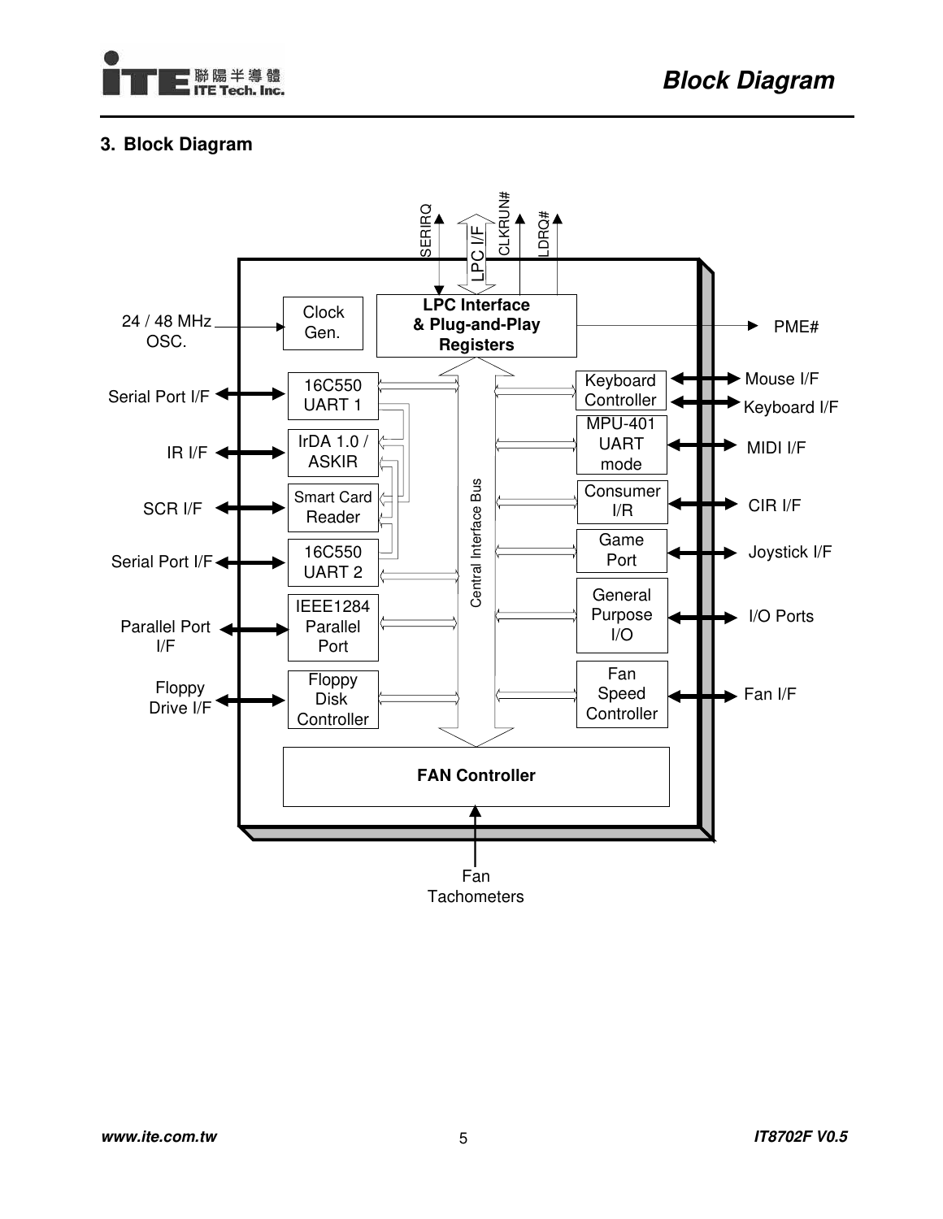## 3. Block Diagram

24 / 48 MHz OSC.

Clock Gen.

LPC Interface & Plug-and-Play Registers

SERIRQ

LPC I/F

CLKRUN#

LDRQ#

PME#

Serial Port I/F

16C550 UART 1

IR I/F

IrDA 1.0 / ASKIR

SCR I/F

Smart Card Reader

Serial Port I/F

16C550 UART 2

Parallel Port I/F

IEEE1284 Parallel Port

Floppy Drive I/F

Floppy Disk Controller

Central Interface Bus

Keyboard Controller

Mouse I/F

Keyboard I/F

MPU-401 UART mode

MIDI I/F

Consumer I/R

CIR I/F

Game Port

Joystick I/F

General Purpose I/O

I/O Ports

Fan Speed Controller

Fan I/F

FAN Controller

Fan Tachometers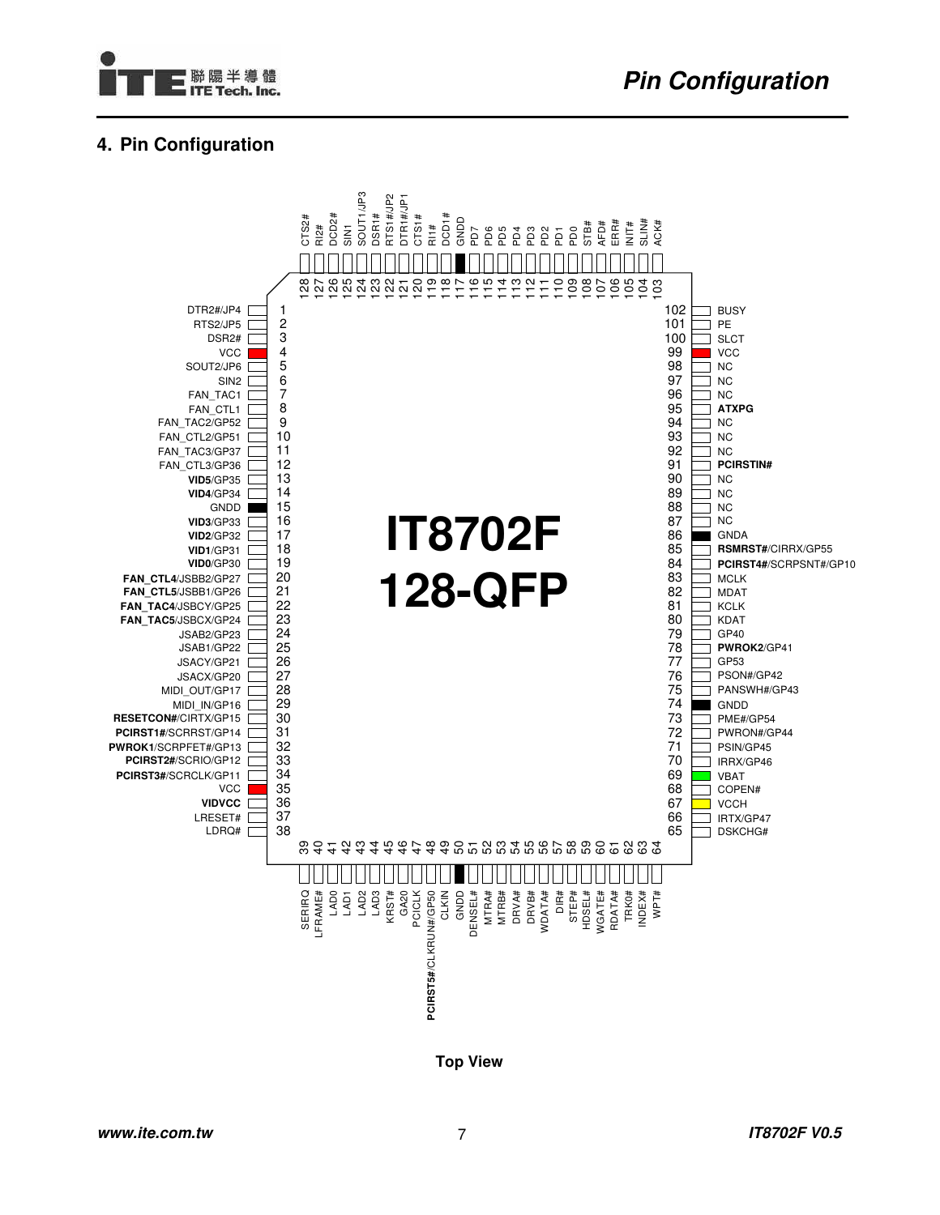## 4. Pin Configuration

**IT8702F 128-QFP**

| Pin | Signal | Pin | Signal |
|---|---|---|---|
| 1 | DTR2#/JP4 | 65 | DSKCHG# |
| 2 | RTS2/JP5 | 66 | IRTX/GP47 |
| 3 | DSR2# | 67 | VCCH |
| 4 | VCC | 68 | COPEN# |
| 5 | SOUT2/JP6 | 69 | VBAT |
| 6 | SIN2 | 70 | IRRX/GP46 |
| 7 | FAN_TAC1 | 71 | PSIN/GP45 |
| 8 | FAN_CTL1 | 72 | PWRON#/GP44 |
| 9 | FAN_TAC2/GP52 | 73 | PME#/GP54 |
| 10 | FAN_CTL2/GP51 | 74 | GNDD |
| 11 | FAN_TAC3/GP37 | 75 | PANSWH#/GP43 |
| 12 | FAN_CTL3/GP36 | 76 | PSON#/GP42 |
| 13 | **VID5**/GP35 | 77 | GP53 |
| 14 | **VID4**/GP34 | 78 | **PWROK2**/GP41 |
| 15 | GNDD | 79 | GP40 |
| 16 | **VID3**/GP33 | 80 | KDAT |
| 17 | **VID2**/GP32 | 81 | KCLK |
| 18 | **VID1**/GP31 | 82 | MDAT |
| 19 | **VID0**/GP30 | 83 | MCLK |
| 20 | **FAN_CTL4**/JSBB2/GP27 | 84 | **PCIRST4#**/SCRPSNT#/GP10 |
| 21 | **FAN_CTL5**/JSBB1/GP26 | 85 | **RSMRST#**/CIRRX/GP55 |
| 22 | **FAN_TAC4**/JSBCY/GP25 | 86 | GNDA |
| 23 | **FAN_TAC5**/JSBCX/GP24 | 87 | NC |
| 24 | JSAB2/GP23 | 88 | NC |
| 25 | JSAB1/GP22 | 89 | NC |
| 26 | JSACY/GP21 | 90 | NC |
| 27 | JSACX/GP20 | 91 | **PCIRSTIN#** |
| 28 | MIDI_OUT/GP17 | 92 | NC |
| 29 | MIDI_IN/GP16 | 93 | NC |
| 30 | **RESETCON#**/CIRTX/GP15 | 94 | NC |
| 31 | **PCIRST1#**/SCRRST/GP14 | 95 | **ATXPG** |
| 32 | **PWROK1**/SCRPFET#/GP13 | 96 | NC |
| 33 | **PCIRST2#**/SCRIO/GP12 | 97 | NC |
| 34 | **PCIRST3#**/SCRCLK/GP11 | 98 | NC |
| 35 | VCC | 99 | VCC |
| 36 | **VIDVCC** | 100 | SLCT |
| 37 | LRESET# | 101 | PE |
| 38 | LDRQ# | 102 | BUSY |
| 39 | SERIRQ | 103 | ACK# |
| 40 | LFRAME# | 104 | SLIN# |
| 41 | LAD0 | 105 | INIT# |
| 42 | LAD1 | 106 | ERR# |
| 43 | LAD2 | 107 | AFD# |
| 44 | LAD3 | 108 | STB# |
| 45 | KRST# | 109 | PD0 |
| 46 | GA20 | 110 | PD1 |
| 47 | PCICLK | 111 | PD2 |
| 48 | **PCIRST5#**/CLKRUN#/GP50 | 112 | PD3 |
| 49 | CLKIN | 113 | PD4 |
| 50 | GNDD | 114 | PD5 |
| 51 | DENSEL# | 115 | PD6 |
| 52 | MTRA# | 116 | PD7 |
| 53 | MTRB# | 117 | GNDD |
| 54 | DRVA# | 118 | DCD1# |
| 55 | DRVB# | 119 | RI1# |
| 56 | WDATA# | 120 | CTS1# |
| 57 | DIR# | 121 | DTR1#/JP1 |
| 58 | STEP# | 122 | RTS1#/JP2 |
| 59 | HDSEL# | 123 | DSR1# |
| 60 | WGATE# | 124 | SOUT1/JP3 |
| 61 | RDATA# | 125 | SIN1 |
| 62 | TRK0# | 126 | DCD2# |
| 63 | INDEX# | 127 | RI2# |
| 64 | WPT# | 128 | CTS2# |

**Top View**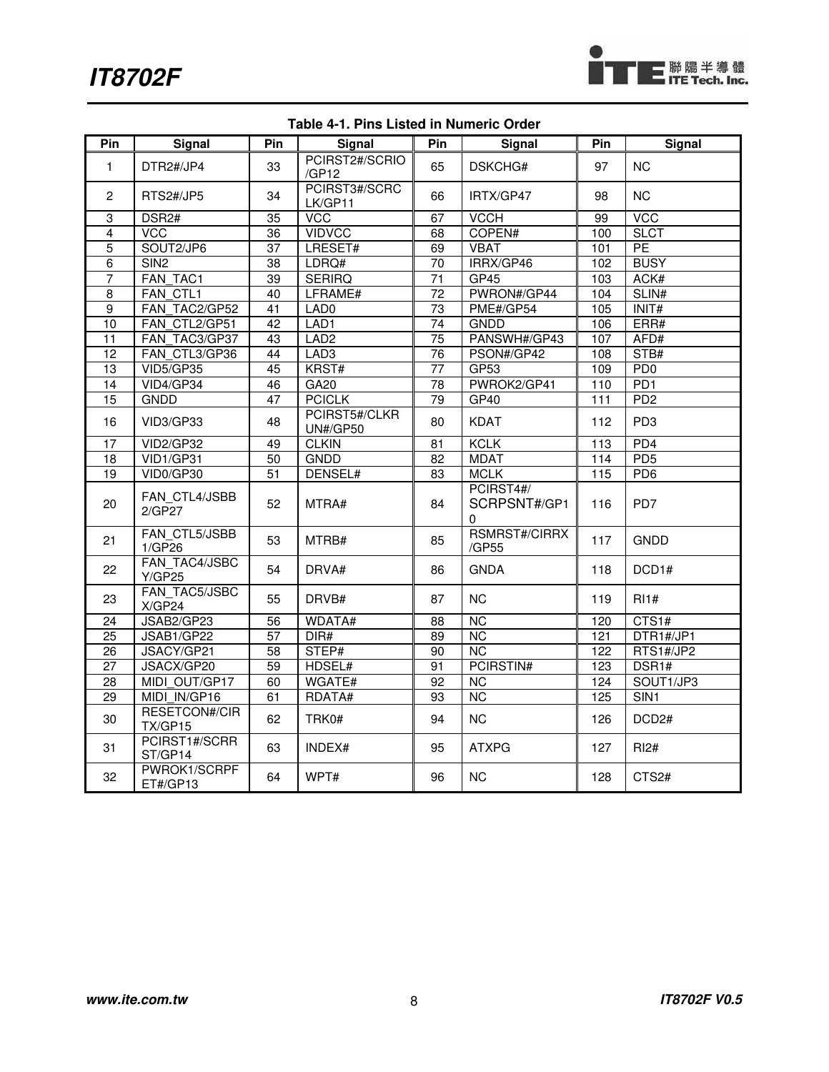**Table 4-1. Pins Listed in Numeric Order**

| Pin | Signal | Pin | Signal | Pin | Signal | Pin | Signal |
|---|---|---|---|---|---|---|---|
| 1 | DTR2#/JP4 | 33 | PCIRST2#/SCRIO/GP12 | 65 | DSKCHG# | 97 | NC |
| 2 | RTS2#/JP5 | 34 | PCIRST3#/SCRCLK/GP11 | 66 | IRTX/GP47 | 98 | NC |
| 3 | DSR2# | 35 | VCC | 67 | VCCH | 99 | VCC |
| 4 | VCC | 36 | VIDVCC | 68 | COPEN# | 100 | SLCT |
| 5 | SOUT2/JP6 | 37 | LRESET# | 69 | VBAT | 101 | PE |
| 6 | SIN2 | 38 | LDRQ# | 70 | IRRX/GP46 | 102 | BUSY |
| 7 | FAN_TAC1 | 39 | SERIRQ | 71 | GP45 | 103 | ACK# |
| 8 | FAN_CTL1 | 40 | LFRAME# | 72 | PWRON#/GP44 | 104 | SLIN# |
| 9 | FAN_TAC2/GP52 | 41 | LAD0 | 73 | PME#/GP54 | 105 | INIT# |
| 10 | FAN_CTL2/GP51 | 42 | LAD1 | 74 | GNDD | 106 | ERR# |
| 11 | FAN_TAC3/GP37 | 43 | LAD2 | 75 | PANSWH#/GP43 | 107 | AFD# |
| 12 | FAN_CTL3/GP36 | 44 | LAD3 | 76 | PSON#/GP42 | 108 | STB# |
| 13 | VID5/GP35 | 45 | KRST# | 77 | GP53 | 109 | PD0 |
| 14 | VID4/GP34 | 46 | GA20 | 78 | PWROK2/GP41 | 110 | PD1 |
| 15 | GNDD | 47 | PCICLK | 79 | GP40 | 111 | PD2 |
| 16 | VID3/GP33 | 48 | PCIRST5#/CLKRUN#/GP50 | 80 | KDAT | 112 | PD3 |
| 17 | VID2/GP32 | 49 | CLKIN | 81 | KCLK | 113 | PD4 |
| 18 | VID1/GP31 | 50 | GNDD | 82 | MDAT | 114 | PD5 |
| 19 | VID0/GP30 | 51 | DENSEL# | 83 | MCLK | 115 | PD6 |
| 20 | FAN_CTL4/JSBB2/GP27 | 52 | MTRA# | 84 | PCIRST4#/SCRPSNT#/GP10 | 116 | PD7 |
| 21 | FAN_CTL5/JSBB1/GP26 | 53 | MTRB# | 85 | RSMRST#/CIRRX/GP55 | 117 | GNDD |
| 22 | FAN_TAC4/JSBCY/GP25 | 54 | DRVA# | 86 | GNDA | 118 | DCD1# |
| 23 | FAN_TAC5/JSBCX/GP24 | 55 | DRVB# | 87 | NC | 119 | RI1# |
| 24 | JSAB2/GP23 | 56 | WDATA# | 88 | NC | 120 | CTS1# |
| 25 | JSAB1/GP22 | 57 | DIR# | 89 | NC | 121 | DTR1#/JP1 |
| 26 | JSACY/GP21 | 58 | STEP# | 90 | NC | 122 | RTS1#/JP2 |
| 27 | JSACX/GP20 | 59 | HDSEL# | 91 | PCIRSTIN# | 123 | DSR1# |
| 28 | MIDI_OUT/GP17 | 60 | WGATE# | 92 | NC | 124 | SOUT1/JP3 |
| 29 | MIDI_IN/GP16 | 61 | RDATA# | 93 | NC | 125 | SIN1 |
| 30 | RESETCON#/CIRTX/GP15 | 62 | TRK0# | 94 | NC | 126 | DCD2# |
| 31 | PCIRST1#/SCRRST/GP14 | 63 | INDEX# | 95 | ATXPG | 127 | RI2# |
| 32 | PWROK1/SCRPFET#/GP13 | 64 | WPT# | 96 | NC | 128 | CTS2# |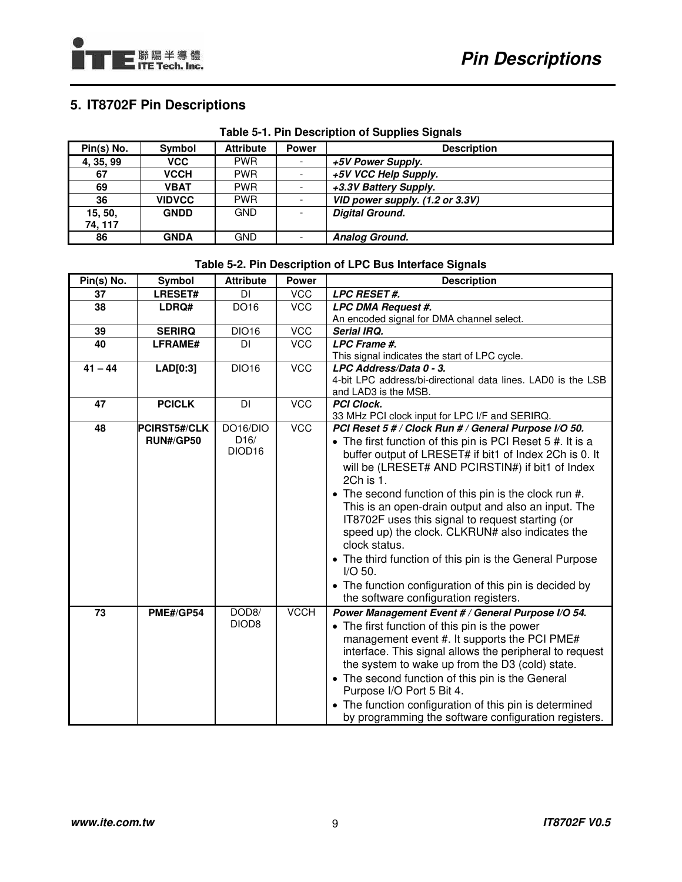## 5. IT8702F Pin Descriptions

**Table 5-1. Pin Description of Supplies Signals**

| Pin(s) No. | Symbol | Attribute | Power | Description |
|---|---|---|---|---|
| 4, 35, 99 | VCC | PWR | - | ***+5V Power Supply.*** |
| 67 | VCCH | PWR | - | ***+5V VCC Help Supply.*** |
| 69 | VBAT | PWR | - | ***+3.3V Battery Supply.*** |
| 36 | VIDVCC | PWR | - | ***VID power supply. (1.2 or 3.3V)*** |
| 15, 50, 74, 117 | GNDD | GND | - | ***Digital Ground.*** |
| 86 | GNDA | GND | - | ***Analog Ground.*** |

**Table 5-2. Pin Description of LPC Bus Interface Signals**

| Pin(s) No. | Symbol | Attribute | Power | Description |
|---|---|---|---|---|
| 37 | LRESET# | DI | VCC | ***LPC RESET #.*** |
| 38 | LDRQ# | DO16 | VCC | ***LPC DMA Request #.*** An encoded signal for DMA channel select. |
| 39 | SERIRQ | DIO16 | VCC | ***Serial IRQ.*** |
| 40 | LFRAME# | DI | VCC | ***LPC Frame #.*** This signal indicates the start of LPC cycle. |
| 41 – 44 | LAD[0:3] | DIO16 | VCC | ***LPC Address/Data 0 - 3.*** 4-bit LPC address/bi-directional data lines. LAD0 is the LSB and LAD3 is the MSB. |
| 47 | PCICLK | DI | VCC | ***PCI Clock.*** 33 MHz PCI clock input for LPC I/F and SERIRQ. |
| 48 | PCIRST5#/CLKRUN#/GP50 | DO16/DIOD16/DIOD16 | VCC | ***PCI Reset 5 # / Clock Run # / General Purpose I/O 50.*** <br>• The first function of this pin is PCI Reset 5 #. It is a buffer output of LRESET# if bit1 of Index 2Ch is 0. It will be (LRESET# AND PCIRSTIN#) if bit1 of Index 2Ch is 1. <br>• The second function of this pin is the clock run #. This is an open-drain output and also an input. The IT8702F uses this signal to request starting (or speed up) the clock. CLKRUN# also indicates the clock status. <br>• The third function of this pin is the General Purpose I/O 50. <br>• The function configuration of this pin is decided by the software configuration registers. |
| 73 | PME#/GP54 | DOD8/DIOD8 | VCCH | ***Power Management Event # / General Purpose I/O 54.*** <br>• The first function of this pin is the power management event #. It supports the PCI PME# interface. This signal allows the peripheral to request the system to wake up from the D3 (cold) state. <br>• The second function of this pin is the General Purpose I/O Port 5 Bit 4. <br>• The function configuration of this pin is determined by programming the software configuration registers. |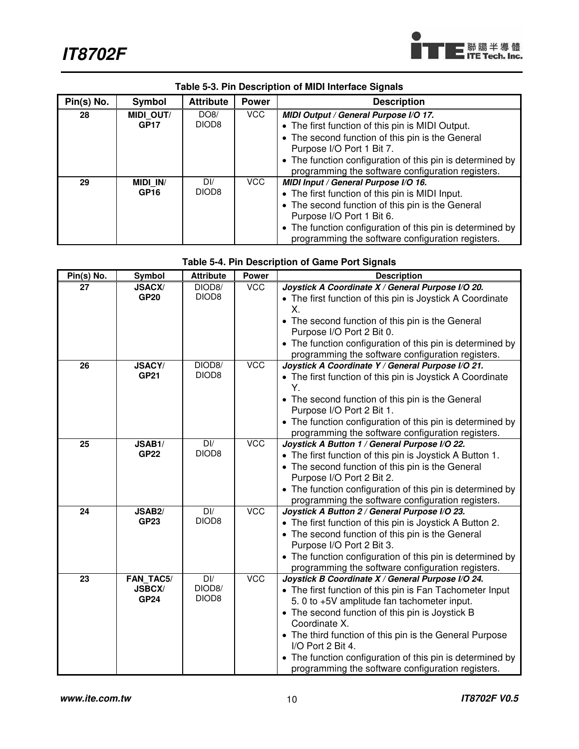**Table 5-3. Pin Description of MIDI Interface Signals**

| Pin(s) No. | Symbol | Attribute | Power | Description |
|---|---|---|---|---|
| **28** | **MIDI_OUT/ GP17** | DO8/ DIOD8 | VCC | ***MIDI Output / General Purpose I/O 17.*** <br>• The first function of this pin is MIDI Output. <br>• The second function of this pin is the General Purpose I/O Port 1 Bit 7. <br>• The function configuration of this pin is determined by programming the software configuration registers. |
| **29** | **MIDI_IN/ GP16** | DI/ DIOD8 | VCC | ***MIDI Input / General Purpose I/O 16.*** <br>• The first function of this pin is MIDI Input. <br>• The second function of this pin is the General Purpose I/O Port 1 Bit 6. <br>• The function configuration of this pin is determined by programming the software configuration registers. |

**Table 5-4. Pin Description of Game Port Signals**

| Pin(s) No. | Symbol | Attribute | Power | Description |
|---|---|---|---|---|
| **27** | **JSACX/ GP20** | DIOD8/ DIOD8 | VCC | ***Joystick A Coordinate X / General Purpose I/O 20.*** <br>• The first function of this pin is Joystick A Coordinate X. <br>• The second function of this pin is the General Purpose I/O Port 2 Bit 0. <br>• The function configuration of this pin is determined by programming the software configuration registers. |
| **26** | **JSACY/ GP21** | DIOD8/ DIOD8 | VCC | ***Joystick A Coordinate Y / General Purpose I/O 21.*** <br>• The first function of this pin is Joystick A Coordinate Y. <br>• The second function of this pin is the General Purpose I/O Port 2 Bit 1. <br>• The function configuration of this pin is determined by programming the software configuration registers. |
| **25** | **JSAB1/ GP22** | DI/ DIOD8 | VCC | ***Joystick A Button 1 / General Purpose I/O 22.*** <br>• The first function of this pin is Joystick A Button 1. <br>• The second function of this pin is the General Purpose I/O Port 2 Bit 2. <br>• The function configuration of this pin is determined by programming the software configuration registers. |
| **24** | **JSAB2/ GP23** | DI/ DIOD8 | VCC | ***Joystick A Button 2 / General Purpose I/O 23.*** <br>• The first function of this pin is Joystick A Button 2. <br>• The second function of this pin is the General Purpose I/O Port 2 Bit 3. <br>• The function configuration of this pin is determined by programming the software configuration registers. |
| **23** | **FAN_TAC5/ JSBCX/ GP24** | DI/ DIOD8/ DIOD8 | VCC | ***Joystick B Coordinate X / General Purpose I/O 24.*** <br>• The first function of this pin is Fan Tachometer Input 5. 0 to +5V amplitude fan tachometer input. <br>• The second function of this pin is Joystick B Coordinate X. <br>• The third function of this pin is the General Purpose I/O Port 2 Bit 4. <br>• The function configuration of this pin is determined by programming the software configuration registers. |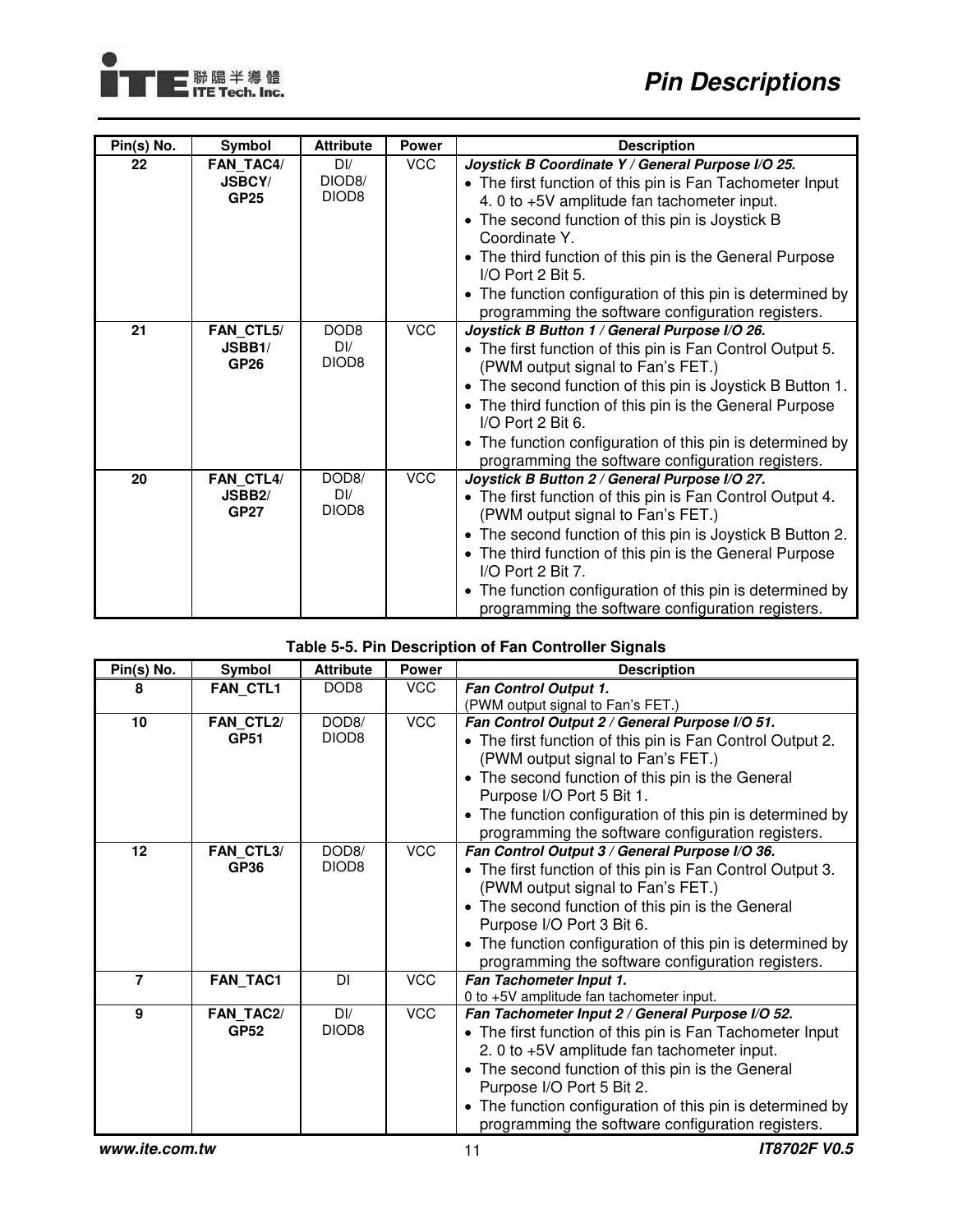| Pin(s) No. | Symbol | Attribute | Power | Description |
|---|---|---|---|---|
| 22 | **FAN_TAC4/ JSBCY/ GP25** | DI/ DIOD8/ DIOD8 | VCC | ***Joystick B Coordinate Y / General Purpose I/O 25.*** <br>• The first function of this pin is Fan Tachometer Input 4. 0 to +5V amplitude fan tachometer input. <br>• The second function of this pin is Joystick B Coordinate Y. <br>• The third function of this pin is the General Purpose I/O Port 2 Bit 5. <br>• The function configuration of this pin is determined by programming the software configuration registers. |
| 21 | **FAN_CTL5/ JSBB1/ GP26** | DOD8 DI/ DIOD8 | VCC | ***Joystick B Button 1 / General Purpose I/O 26.*** <br>• The first function of this pin is Fan Control Output 5. (PWM output signal to Fan's FET.) <br>• The second function of this pin is Joystick B Button 1. <br>• The third function of this pin is the General Purpose I/O Port 2 Bit 6. <br>• The function configuration of this pin is determined by programming the software configuration registers. |
| 20 | **FAN_CTL4/ JSBB2/ GP27** | DOD8/ DI/ DIOD8 | VCC | ***Joystick B Button 2 / General Purpose I/O 27.*** <br>• The first function of this pin is Fan Control Output 4. (PWM output signal to Fan's FET.) <br>• The second function of this pin is Joystick B Button 2. <br>• The third function of this pin is the General Purpose I/O Port 2 Bit 7. <br>• The function configuration of this pin is determined by programming the software configuration registers. |

**Table 5-5. Pin Description of Fan Controller Signals**

| Pin(s) No. | Symbol | Attribute | Power | Description |
|---|---|---|---|---|
| 8 | **FAN_CTL1** | DOD8 | VCC | ***Fan Control Output 1.*** <br>(PWM output signal to Fan's FET.) |
| 10 | **FAN_CTL2/ GP51** | DOD8/ DIOD8 | VCC | ***Fan Control Output 2 / General Purpose I/O 51.*** <br>• The first function of this pin is Fan Control Output 2. (PWM output signal to Fan's FET.) <br>• The second function of this pin is the General Purpose I/O Port 5 Bit 1. <br>• The function configuration of this pin is determined by programming the software configuration registers. |
| 12 | **FAN_CTL3/ GP36** | DOD8/ DIOD8 | VCC | ***Fan Control Output 3 / General Purpose I/O 36.*** <br>• The first function of this pin is Fan Control Output 3. (PWM output signal to Fan's FET.) <br>• The second function of this pin is the General Purpose I/O Port 3 Bit 6. <br>• The function configuration of this pin is determined by programming the software configuration registers. |
| 7 | **FAN_TAC1** | DI | VCC | ***Fan Tachometer Input 1.*** <br>0 to +5V amplitude fan tachometer input. |
| 9 | **FAN_TAC2/ GP52** | DI/ DIOD8 | VCC | ***Fan Tachometer Input 2 / General Purpose I/O 52.*** <br>• The first function of this pin is Fan Tachometer Input 2. 0 to +5V amplitude fan tachometer input. <br>• The second function of this pin is the General Purpose I/O Port 5 Bit 2. <br>• The function configuration of this pin is determined by programming the software configuration registers. |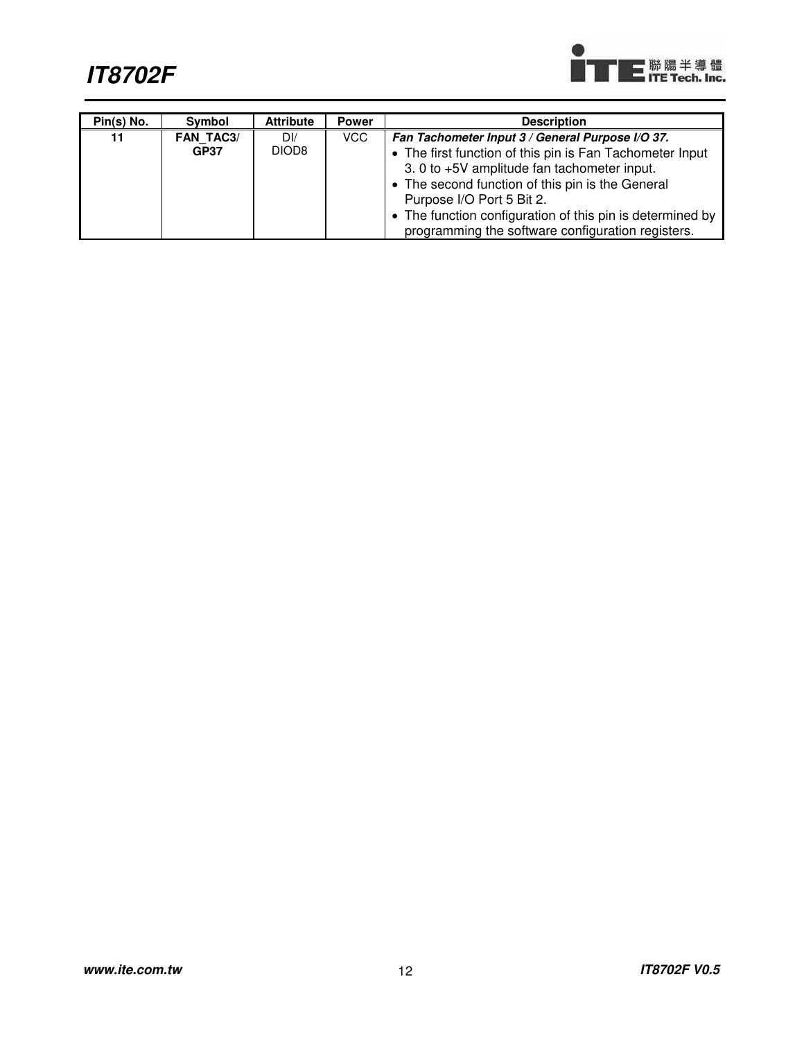| Pin(s) No. | Symbol | Attribute | Power | Description |
|---|---|---|---|---|
| 11 | **FAN_TAC3/ GP37** | DI/ DIOD8 | VCC | ***Fan Tachometer Input 3 / General Purpose I/O 37.*** <br>• The first function of this pin is Fan Tachometer Input 3. 0 to +5V amplitude fan tachometer input.<br>• The second function of this pin is the General Purpose I/O Port 5 Bit 2.<br>• The function configuration of this pin is determined by programming the software configuration registers. |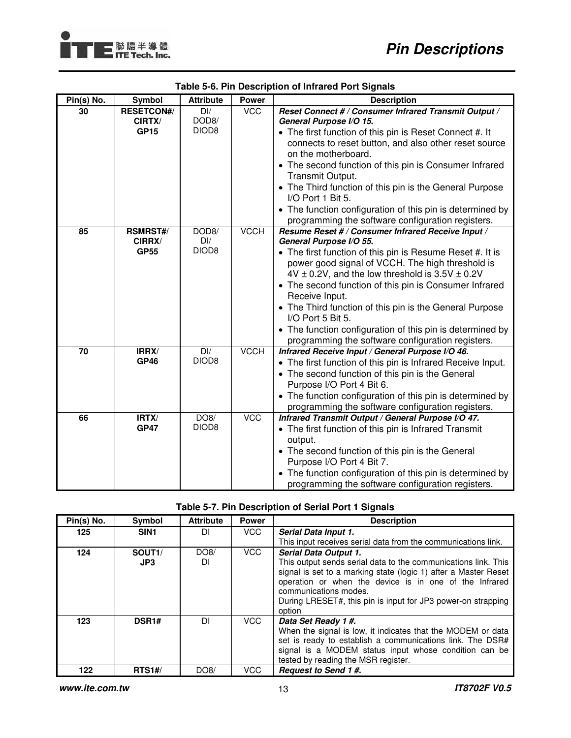**Table 5-6. Pin Description of Infrared Port Signals**

| Pin(s) No. | Symbol | Attribute | Power | Description |
|---|---|---|---|---|
| 30 | **RESETCON#/ CIRTX/ GP15** | DI/ DOD8/ DIOD8 | VCC | ***Reset Connect # / Consumer Infrared Transmit Output / General Purpose I/O 15.*** <br>• The first function of this pin is Reset Connect #. It connects to reset button, and also other reset source on the motherboard.<br>• The second function of this pin is Consumer Infrared Transmit Output.<br>• The Third function of this pin is the General Purpose I/O Port 1 Bit 5.<br>• The function configuration of this pin is determined by programming the software configuration registers. |
| 85 | **RSMRST#/ CIRRX/ GP55** | DOD8/ DI/ DIOD8 | VCCH | ***Resume Reset # / Consumer Infrared Receive Input / General Purpose I/O 55.*** <br>• The first function of this pin is Resume Reset #. It is power good signal of VCCH. The high threshold is 4V ± 0.2V, and the low threshold is 3.5V ± 0.2V<br>• The second function of this pin is Consumer Infrared Receive Input.<br>• The Third function of this pin is the General Purpose I/O Port 5 Bit 5.<br>• The function configuration of this pin is determined by programming the software configuration registers. |
| 70 | **IRRX/ GP46** | DI/ DIOD8 | VCCH | ***Infrared Receive Input / General Purpose I/O 46.*** <br>• The first function of this pin is Infrared Receive Input.<br>• The second function of this pin is the General Purpose I/O Port 4 Bit 6.<br>• The function configuration of this pin is determined by programming the software configuration registers. |
| 66 | **IRTX/ GP47** | DO8/ DIOD8 | VCC | ***Infrared Transmit Output / General Purpose I/O 47.*** <br>• The first function of this pin is Infrared Transmit output.<br>• The second function of this pin is the General Purpose I/O Port 4 Bit 7.<br>• The function configuration of this pin is determined by programming the software configuration registers. |

**Table 5-7. Pin Description of Serial Port 1 Signals**

| Pin(s) No. | Symbol | Attribute | Power | Description |
|---|---|---|---|---|
| 125 | **SIN1** | DI | VCC | ***Serial Data Input 1.*** <br>This input receives serial data from the communications link. |
| 124 | **SOUT1/ JP3** | DO8/ DI | VCC | ***Serial Data Output 1.*** <br>This output sends serial data to the communications link. This signal is set to a marking state (logic 1) after a Master Reset operation or when the device is in one of the Infrared communications modes.<br>During LRESET#, this pin is input for JP3 power-on strapping option |
| 123 | **DSR1#** | DI | VCC | ***Data Set Ready 1 #.*** <br>When the signal is low, it indicates that the MODEM or data set is ready to establish a communications link. The DSR# signal is a MODEM status input whose condition can be tested by reading the MSR register. |
| 122 | **RTS1#/** | DO8/ | VCC | ***Request to Send 1 #.*** |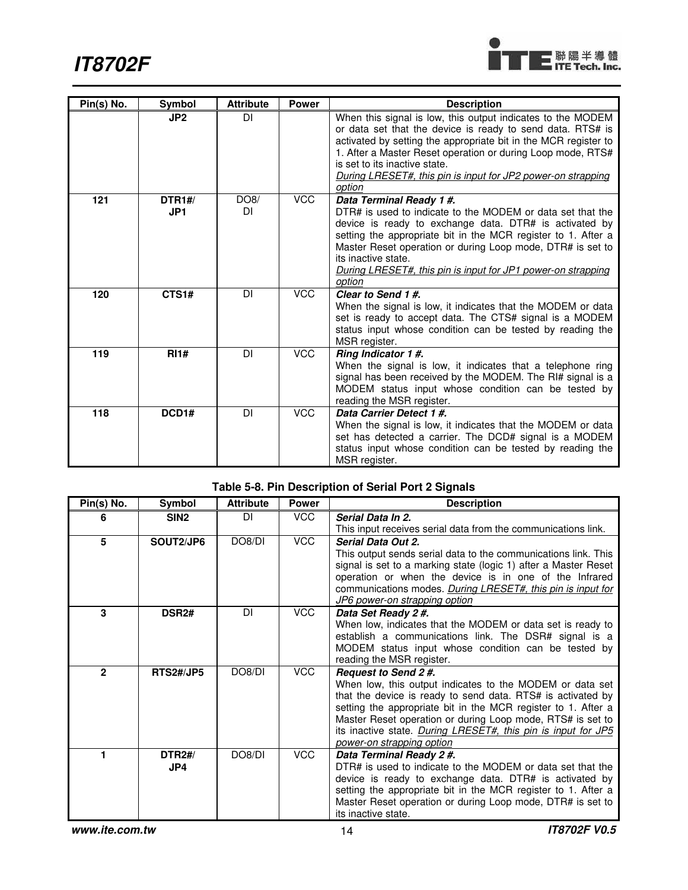| Pin(s) No. | Symbol | Attribute | Power | Description |
|---|---|---|---|---|
| | **JP2** | DI | | When this signal is low, this output indicates to the MODEM or data set that the device is ready to send data. RTS# is activated by setting the appropriate bit in the MCR register to 1. After a Master Reset operation or during Loop mode, RTS# is set to its inactive state. <u>*During LRESET#, this pin is input for JP2 power-on strapping option*</u> |
| **121** | **DTR1#/ JP1** | DO8/ DI | VCC | ***Data Terminal Ready 1 #.*** DTR# is used to indicate to the MODEM or data set that the device is ready to exchange data. DTR# is activated by setting the appropriate bit in the MCR register to 1. After a Master Reset operation or during Loop mode, DTR# is set to its inactive state. <u>*During LRESET#, this pin is input for JP1 power-on strapping option*</u> |
| **120** | **CTS1#** | DI | VCC | ***Clear to Send 1 #.*** When the signal is low, it indicates that the MODEM or data set is ready to accept data. The CTS# signal is a MODEM status input whose condition can be tested by reading the MSR register. |
| **119** | **RI1#** | DI | VCC | ***Ring Indicator 1 #.*** When the signal is low, it indicates that a telephone ring signal has been received by the MODEM. The RI# signal is a MODEM status input whose condition can be tested by reading the MSR register. |
| **118** | **DCD1#** | DI | VCC | ***Data Carrier Detect 1 #.*** When the signal is low, it indicates that the MODEM or data set has detected a carrier. The DCD# signal is a MODEM status input whose condition can be tested by reading the MSR register. |

**Table 5-8. Pin Description of Serial Port 2 Signals**

| Pin(s) No. | Symbol | Attribute | Power | Description |
|---|---|---|---|---|
| **6** | **SIN2** | DI | VCC | ***Serial Data In 2.*** This input receives serial data from the communications link. |
| **5** | **SOUT2/JP6** | DO8/DI | VCC | ***Serial Data Out 2.*** This output sends serial data to the communications link. This signal is set to a marking state (logic 1) after a Master Reset operation or when the device is in one of the Infrared communications modes. <u>*During LRESET#, this pin is input for JP6 power-on strapping option*</u> |
| **3** | **DSR2#** | DI | VCC | ***Data Set Ready 2 #.*** When low, indicates that the MODEM or data set is ready to establish a communications link. The DSR# signal is a MODEM status input whose condition can be tested by reading the MSR register. |
| **2** | **RTS2#/JP5** | DO8/DI | VCC | ***Request to Send 2 #.*** When low, this output indicates to the MODEM or data set that the device is ready to send data. RTS# is activated by setting the appropriate bit in the MCR register to 1. After a Master Reset operation or during Loop mode, RTS# is set to its inactive state. <u>*During LRESET#, this pin is input for JP5 power-on strapping option*</u> |
| **1** | **DTR2#/ JP4** | DO8/DI | VCC | ***Data Terminal Ready 2 #.*** DTR# is used to indicate to the MODEM or data set that the device is ready to exchange data. DTR# is activated by setting the appropriate bit in the MCR register to 1. After a Master Reset operation or during Loop mode, DTR# is set to its inactive state. |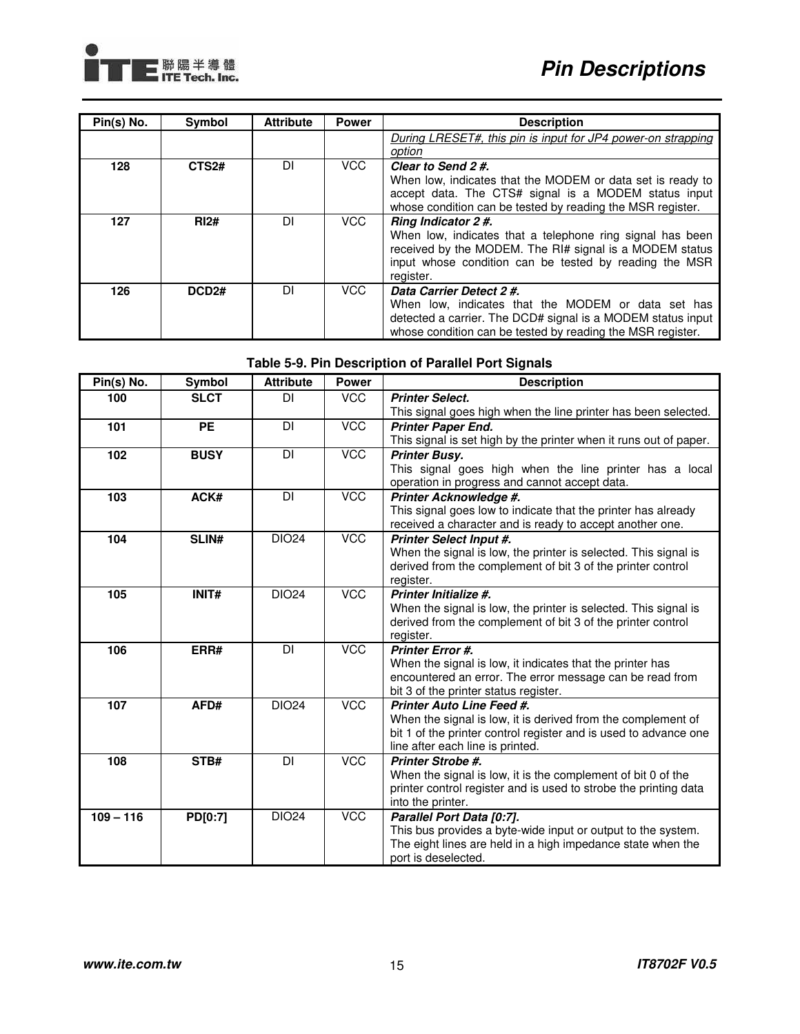| Pin(s) No. | Symbol | Attribute | Power | Description |
|---|---|---|---|---|
| | | | | _During LRESET#, this pin is input for JP4 power-on strapping option_ |
| **128** | **CTS2#** | DI | VCC | ***Clear to Send 2 #.*** When low, indicates that the MODEM or data set is ready to accept data. The CTS# signal is a MODEM status input whose condition can be tested by reading the MSR register. |
| **127** | **RI2#** | DI | VCC | ***Ring Indicator 2 #.*** When low, indicates that a telephone ring signal has been received by the MODEM. The RI# signal is a MODEM status input whose condition can be tested by reading the MSR register. |
| **126** | **DCD2#** | DI | VCC | ***Data Carrier Detect 2 #.*** When low, indicates that the MODEM or data set has detected a carrier. The DCD# signal is a MODEM status input whose condition can be tested by reading the MSR register. |

**Table 5-9. Pin Description of Parallel Port Signals**

| Pin(s) No. | Symbol | Attribute | Power | Description |
|---|---|---|---|---|
| **100** | **SLCT** | DI | VCC | ***Printer Select.*** This signal goes high when the line printer has been selected. |
| **101** | **PE** | DI | VCC | ***Printer Paper End.*** This signal is set high by the printer when it runs out of paper. |
| **102** | **BUSY** | DI | VCC | ***Printer Busy.*** This signal goes high when the line printer has a local operation in progress and cannot accept data. |
| **103** | **ACK#** | DI | VCC | ***Printer Acknowledge #.*** This signal goes low to indicate that the printer has already received a character and is ready to accept another one. |
| **104** | **SLIN#** | DIO24 | VCC | ***Printer Select Input #.*** When the signal is low, the printer is selected. This signal is derived from the complement of bit 3 of the printer control register. |
| **105** | **INIT#** | DIO24 | VCC | ***Printer Initialize #.*** When the signal is low, the printer is selected. This signal is derived from the complement of bit 3 of the printer control register. |
| **106** | **ERR#** | DI | VCC | ***Printer Error #.*** When the signal is low, it indicates that the printer has encountered an error. The error message can be read from bit 3 of the printer status register. |
| **107** | **AFD#** | DIO24 | VCC | ***Printer Auto Line Feed #.*** When the signal is low, it is derived from the complement of bit 1 of the printer control register and is used to advance one line after each line is printed. |
| **108** | **STB#** | DI | VCC | ***Printer Strobe #.*** When the signal is low, it is the complement of bit 0 of the printer control register and is used to strobe the printing data into the printer. |
| **109 – 116** | **PD[0:7]** | DIO24 | VCC | ***Parallel Port Data [0:7].*** This bus provides a byte-wide input or output to the system. The eight lines are held in a high impedance state when the port is deselected. |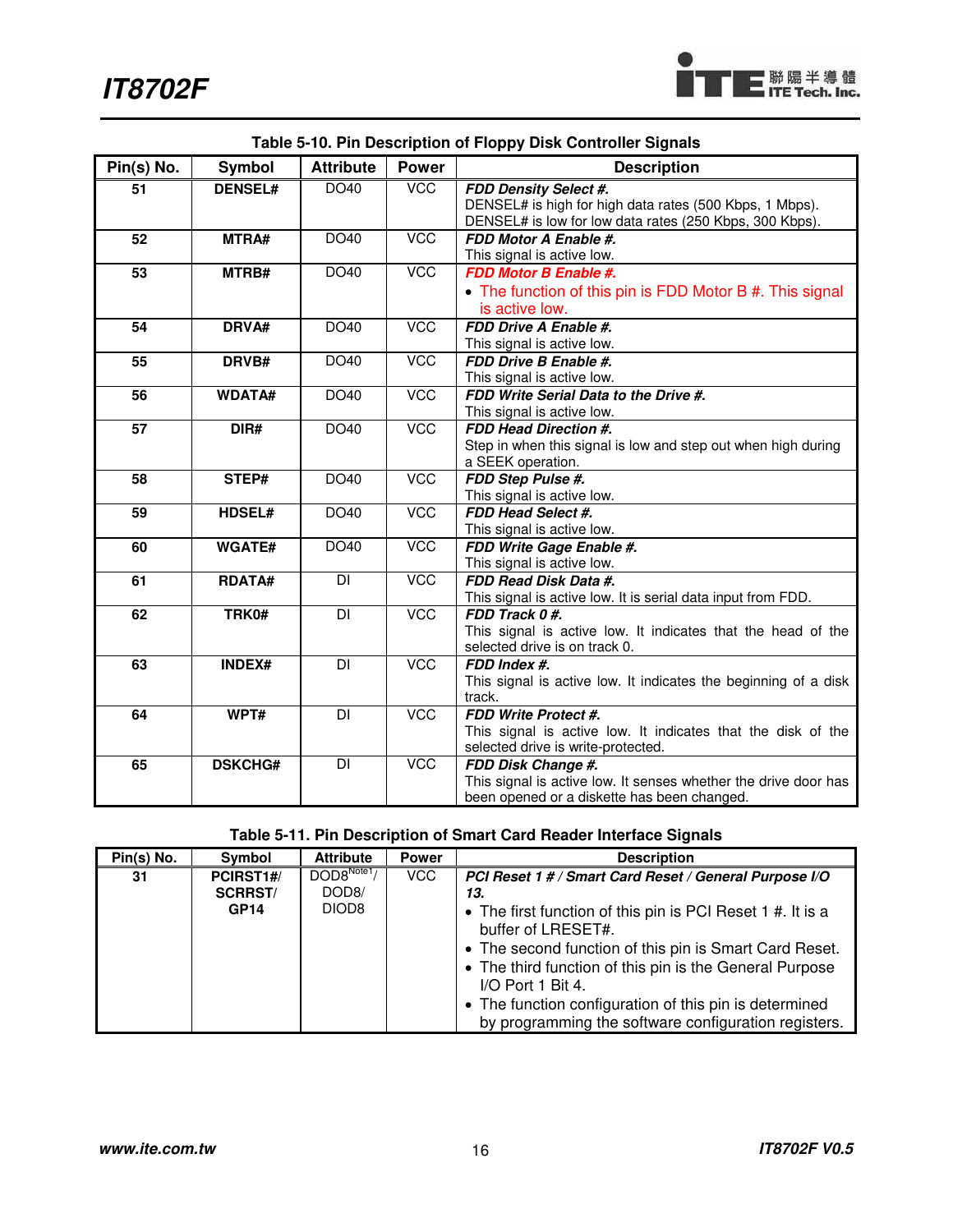**Table 5-10. Pin Description of Floppy Disk Controller Signals**

| Pin(s) No. | Symbol | Attribute | Power | Description |
|---|---|---|---|---|
| 51 | DENSEL# | DO40 | VCC | ***FDD Density Select #.*** DENSEL# is high for high data rates (500 Kbps, 1 Mbps). DENSEL# is low for low data rates (250 Kbps, 300 Kbps). |
| 52 | MTRA# | DO40 | VCC | ***FDD Motor A Enable #.*** This signal is active low. |
| 53 | MTRB# | DO40 | VCC | ***FDD Motor B Enable #.*** • The function of this pin is FDD Motor B #. This signal is active low. |
| 54 | DRVA# | DO40 | VCC | ***FDD Drive A Enable #.*** This signal is active low. |
| 55 | DRVB# | DO40 | VCC | ***FDD Drive B Enable #.*** This signal is active low. |
| 56 | WDATA# | DO40 | VCC | ***FDD Write Serial Data to the Drive #.*** This signal is active low. |
| 57 | DIR# | DO40 | VCC | ***FDD Head Direction #.*** Step in when this signal is low and step out when high during a SEEK operation. |
| 58 | STEP# | DO40 | VCC | ***FDD Step Pulse #.*** This signal is active low. |
| 59 | HDSEL# | DO40 | VCC | ***FDD Head Select #.*** This signal is active low. |
| 60 | WGATE# | DO40 | VCC | ***FDD Write Gage Enable #.*** This signal is active low. |
| 61 | RDATA# | DI | VCC | ***FDD Read Disk Data #.*** This signal is active low. It is serial data input from FDD. |
| 62 | TRK0# | DI | VCC | ***FDD Track 0 #.*** This signal is active low. It indicates that the head of the selected drive is on track 0. |
| 63 | INDEX# | DI | VCC | ***FDD Index #.*** This signal is active low. It indicates the beginning of a disk track. |
| 64 | WPT# | DI | VCC | ***FDD Write Protect #.*** This signal is active low. It indicates that the disk of the selected drive is write-protected. |
| 65 | DSKCHG# | DI | VCC | ***FDD Disk Change #.*** This signal is active low. It senses whether the drive door has been opened or a diskette has been changed. |

**Table 5-11. Pin Description of Smart Card Reader Interface Signals**

| Pin(s) No. | Symbol | Attribute | Power | Description |
|---|---|---|---|---|
| 31 | PCIRST1#/ SCRRST/ GP14 | DOD8[Note1]/ DOD8/ DIOD8 | VCC | ***PCI Reset 1 # / Smart Card Reset / General Purpose I/O 13.*** • The first function of this pin is PCI Reset 1 #. It is a buffer of LRESET#. • The second function of this pin is Smart Card Reset. • The third function of this pin is the General Purpose I/O Port 1 Bit 4. • The function configuration of this pin is determined by programming the software configuration registers. |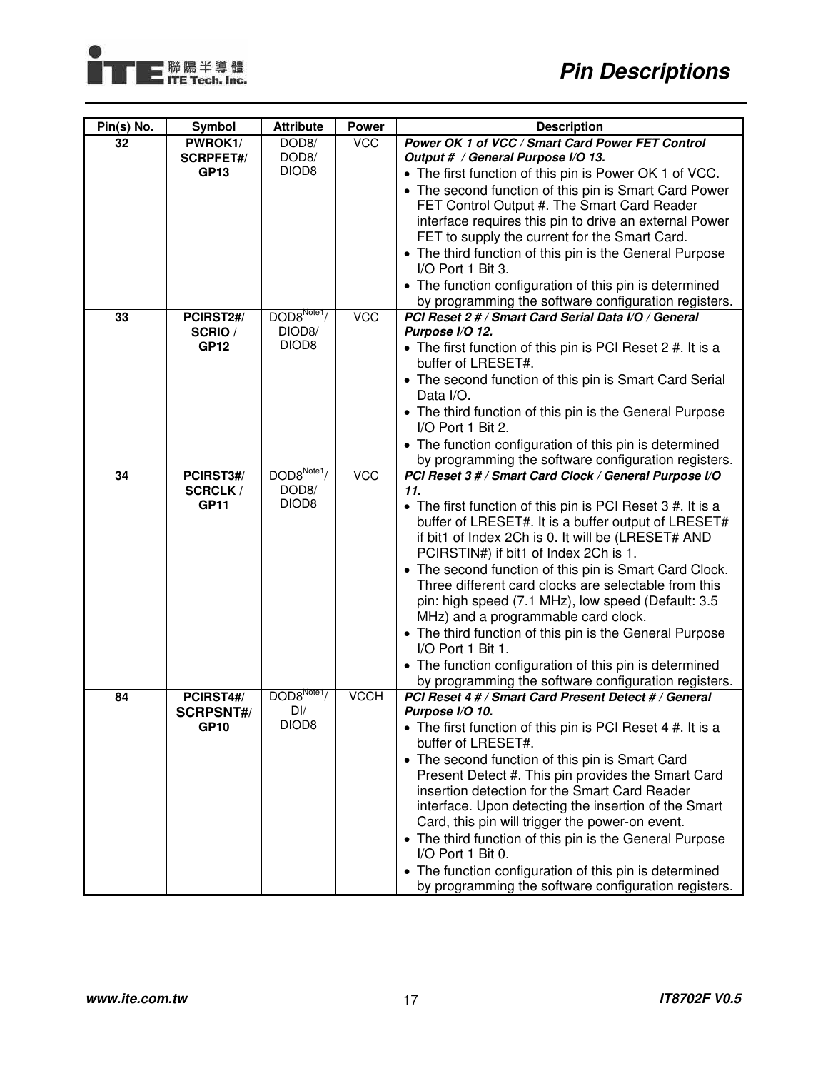| Pin(s) No. | Symbol | Attribute | Power | Description |
|---|---|---|---|---|
| 32 | **PWROK1/ SCRPFET#/ GP13** | DOD8/ DOD8/ DIOD8 | VCC | ***Power OK 1 of VCC / Smart Card Power FET Control Output # / General Purpose I/O 13.*** <br>• The first function of this pin is Power OK 1 of VCC. <br>• The second function of this pin is Smart Card Power FET Control Output #. The Smart Card Reader interface requires this pin to drive an external Power FET to supply the current for the Smart Card. <br>• The third function of this pin is the General Purpose I/O Port 1 Bit 3. <br>• The function configuration of this pin is determined by programming the software configuration registers. |
| 33 | **PCIRST2#/ SCRIO / GP12** | DOD8[Note1]/ DIOD8/ DIOD8 | VCC | ***PCI Reset 2 # / Smart Card Serial Data I/O / General Purpose I/O 12.*** <br>• The first function of this pin is PCI Reset 2 #. It is a buffer of LRESET#. <br>• The second function of this pin is Smart Card Serial Data I/O. <br>• The third function of this pin is the General Purpose I/O Port 1 Bit 2. <br>• The function configuration of this pin is determined by programming the software configuration registers. |
| 34 | **PCIRST3#/ SCRCLK / GP11** | DOD8[Note1]/ DOD8/ DIOD8 | VCC | ***PCI Reset 3 # / Smart Card Clock / General Purpose I/O 11.*** <br>• The first function of this pin is PCI Reset 3 #. It is a buffer of LRESET#. It is a buffer output of LRESET# if bit1 of Index 2Ch is 0. It will be (LRESET# AND PCIRSTIN#) if bit1 of Index 2Ch is 1. <br>• The second function of this pin is Smart Card Clock. Three different card clocks are selectable from this pin: high speed (7.1 MHz), low speed (Default: 3.5 MHz) and a programmable card clock. <br>• The third function of this pin is the General Purpose I/O Port 1 Bit 1. <br>• The function configuration of this pin is determined by programming the software configuration registers. |
| 84 | **PCIRST4#/ SCRPSNT#/ GP10** | DOD8[Note1]/ DI/ DIOD8 | VCCH | ***PCI Reset 4 # / Smart Card Present Detect # / General Purpose I/O 10.*** <br>• The first function of this pin is PCI Reset 4 #. It is a buffer of LRESET#. <br>• The second function of this pin is Smart Card Present Detect #. This pin provides the Smart Card insertion detection for the Smart Card Reader interface. Upon detecting the insertion of the Smart Card, this pin will trigger the power-on event. <br>• The third function of this pin is the General Purpose I/O Port 1 Bit 0. <br>• The function configuration of this pin is determined by programming the software configuration registers. |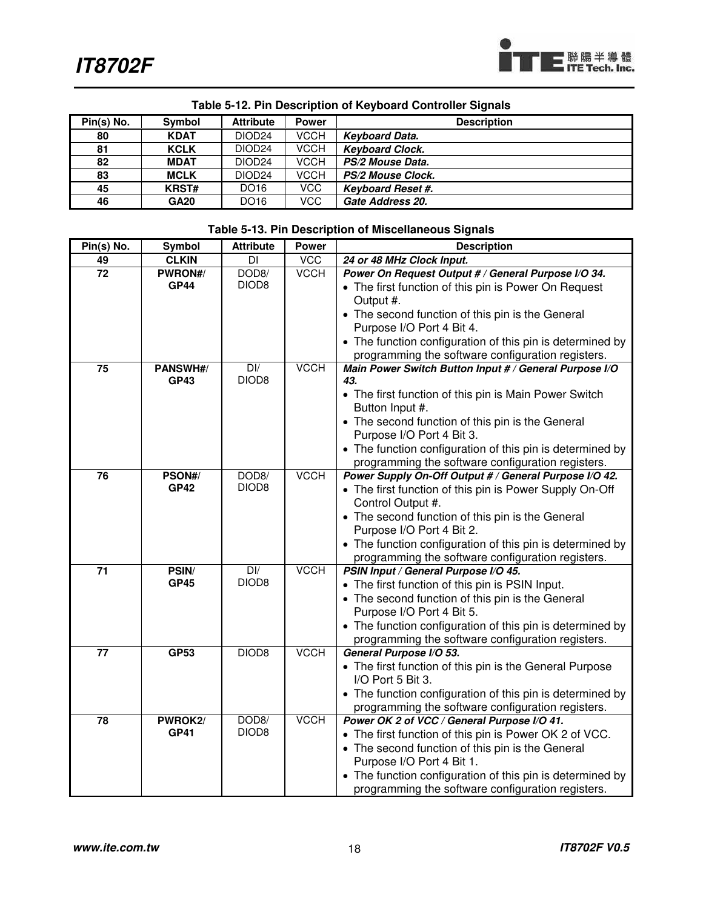**Table 5-12. Pin Description of Keyboard Controller Signals**

| Pin(s) No. | Symbol | Attribute | Power | Description |
|---|---|---|---|---|
| **80** | **KDAT** | DIOD24 | VCCH | ***Keyboard Data.*** |
| **81** | **KCLK** | DIOD24 | VCCH | ***Keyboard Clock.*** |
| **82** | **MDAT** | DIOD24 | VCCH | ***PS/2 Mouse Data.*** |
| **83** | **MCLK** | DIOD24 | VCCH | ***PS/2 Mouse Clock.*** |
| **45** | **KRST#** | DO16 | VCC | ***Keyboard Reset #.*** |
| **46** | **GA20** | DO16 | VCC | ***Gate Address 20.*** |

**Table 5-13. Pin Description of Miscellaneous Signals**

| Pin(s) No. | Symbol | Attribute | Power | Description |
|---|---|---|---|---|
| **49** | **CLKIN** | DI | VCC | ***24 or 48 MHz Clock Input.*** |
| **72** | **PWRON#/ GP44** | DOD8/ DIOD8 | VCCH | ***Power On Request Output # / General Purpose I/O 34.*** <br>• The first function of this pin is Power On Request Output #. <br>• The second function of this pin is the General Purpose I/O Port 4 Bit 4. <br>• The function configuration of this pin is determined by programming the software configuration registers. |
| **75** | **PANSWH#/ GP43** | DI/ DIOD8 | VCCH | ***Main Power Switch Button Input # / General Purpose I/O 43.*** <br>• The first function of this pin is Main Power Switch Button Input #. <br>• The second function of this pin is the General Purpose I/O Port 4 Bit 3. <br>• The function configuration of this pin is determined by programming the software configuration registers. |
| **76** | **PSON#/ GP42** | DOD8/ DIOD8 | VCCH | ***Power Supply On-Off Output # / General Purpose I/O 42.*** <br>• The first function of this pin is Power Supply On-Off Control Output #. <br>• The second function of this pin is the General Purpose I/O Port 4 Bit 2. <br>• The function configuration of this pin is determined by programming the software configuration registers. |
| **71** | **PSIN/ GP45** | DI/ DIOD8 | VCCH | ***PSIN Input / General Purpose I/O 45.*** <br>• The first function of this pin is PSIN Input. <br>• The second function of this pin is the General Purpose I/O Port 4 Bit 5. <br>• The function configuration of this pin is determined by programming the software configuration registers. |
| **77** | **GP53** | DIOD8 | VCCH | ***General Purpose I/O 53.*** <br>• The first function of this pin is the General Purpose I/O Port 5 Bit 3. <br>• The function configuration of this pin is determined by programming the software configuration registers. |
| **78** | **PWROK2/ GP41** | DOD8/ DIOD8 | VCCH | ***Power OK 2 of VCC / General Purpose I/O 41.*** <br>• The first function of this pin is Power OK 2 of VCC. <br>• The second function of this pin is the General Purpose I/O Port 4 Bit 1. <br>• The function configuration of this pin is determined by programming the software configuration registers. |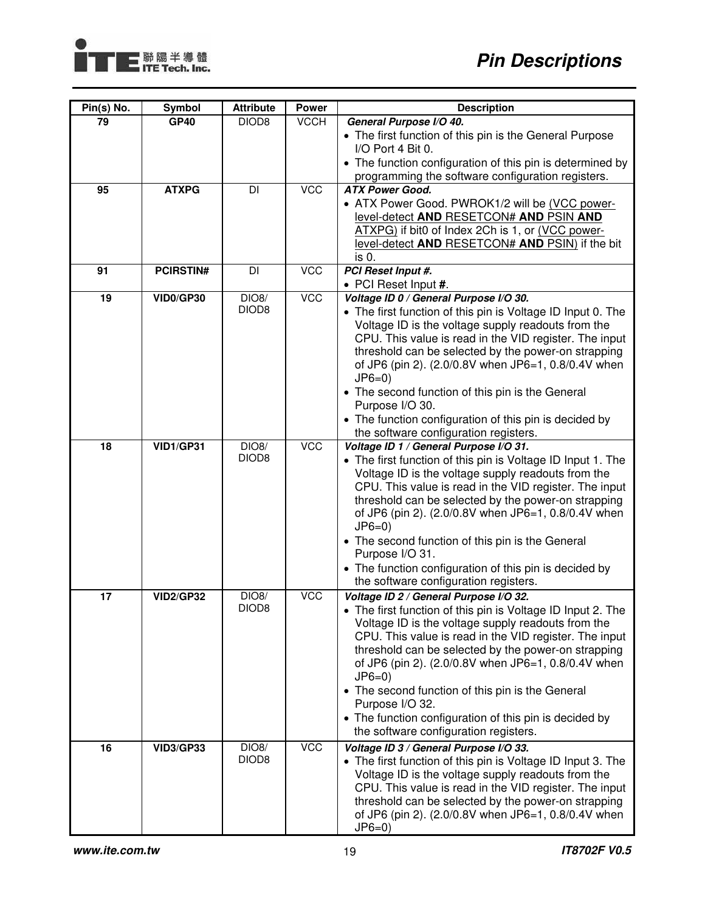| Pin(s) No. | Symbol | Attribute | Power | Description |
|---|---|---|---|---|
| 79 | **GP40** | DIOD8 | VCCH | ***General Purpose I/O 40.*** <br>• The first function of this pin is the General Purpose I/O Port 4 Bit 0.<br>• The function configuration of this pin is determined by programming the software configuration registers. |
| 95 | **ATXPG** | DI | VCC | ***ATX Power Good.*** <br>• ATX Power Good. PWROK1/2 will be (VCC power-level-detect **AND** RESETCON# **AND** PSIN **AND** ATXPG) if bit0 of Index 2Ch is 1, or (VCC power-level-detect **AND** RESETCON# **AND** PSIN) if the bit is 0. |
| 91 | **PCIRSTIN#** | DI | VCC | ***PCI Reset Input #.*** <br>• PCI Reset Input **#**. |
| 19 | **VID0/GP30** | DIO8/ DIOD8 | VCC | ***Voltage ID 0 / General Purpose I/O 30.*** <br>• The first function of this pin is Voltage ID Input 0. The Voltage ID is the voltage supply readouts from the CPU. This value is read in the VID register. The input threshold can be selected by the power-on strapping of JP6 (pin 2). (2.0/0.8V when JP6=1, 0.8/0.4V when JP6=0)<br>• The second function of this pin is the General Purpose I/O 30.<br>• The function configuration of this pin is decided by the software configuration registers. |
| 18 | **VID1/GP31** | DIO8/ DIOD8 | VCC | ***Voltage ID 1 / General Purpose I/O 31.*** <br>• The first function of this pin is Voltage ID Input 1. The Voltage ID is the voltage supply readouts from the CPU. This value is read in the VID register. The input threshold can be selected by the power-on strapping of JP6 (pin 2). (2.0/0.8V when JP6=1, 0.8/0.4V when JP6=0)<br>• The second function of this pin is the General Purpose I/O 31.<br>• The function configuration of this pin is decided by the software configuration registers. |
| 17 | **VID2/GP32** | DIO8/ DIOD8 | VCC | ***Voltage ID 2 / General Purpose I/O 32.*** <br>• The first function of this pin is Voltage ID Input 2. The Voltage ID is the voltage supply readouts from the CPU. This value is read in the VID register. The input threshold can be selected by the power-on strapping of JP6 (pin 2). (2.0/0.8V when JP6=1, 0.8/0.4V when JP6=0)<br>• The second function of this pin is the General Purpose I/O 32.<br>• The function configuration of this pin is decided by the software configuration registers. |
| 16 | **VID3/GP33** | DIO8/ DIOD8 | VCC | ***Voltage ID 3 / General Purpose I/O 33.*** <br>• The first function of this pin is Voltage ID Input 3. The Voltage ID is the voltage supply readouts from the CPU. This value is read in the VID register. The input threshold can be selected by the power-on strapping of JP6 (pin 2). (2.0/0.8V when JP6=1, 0.8/0.4V when JP6=0) |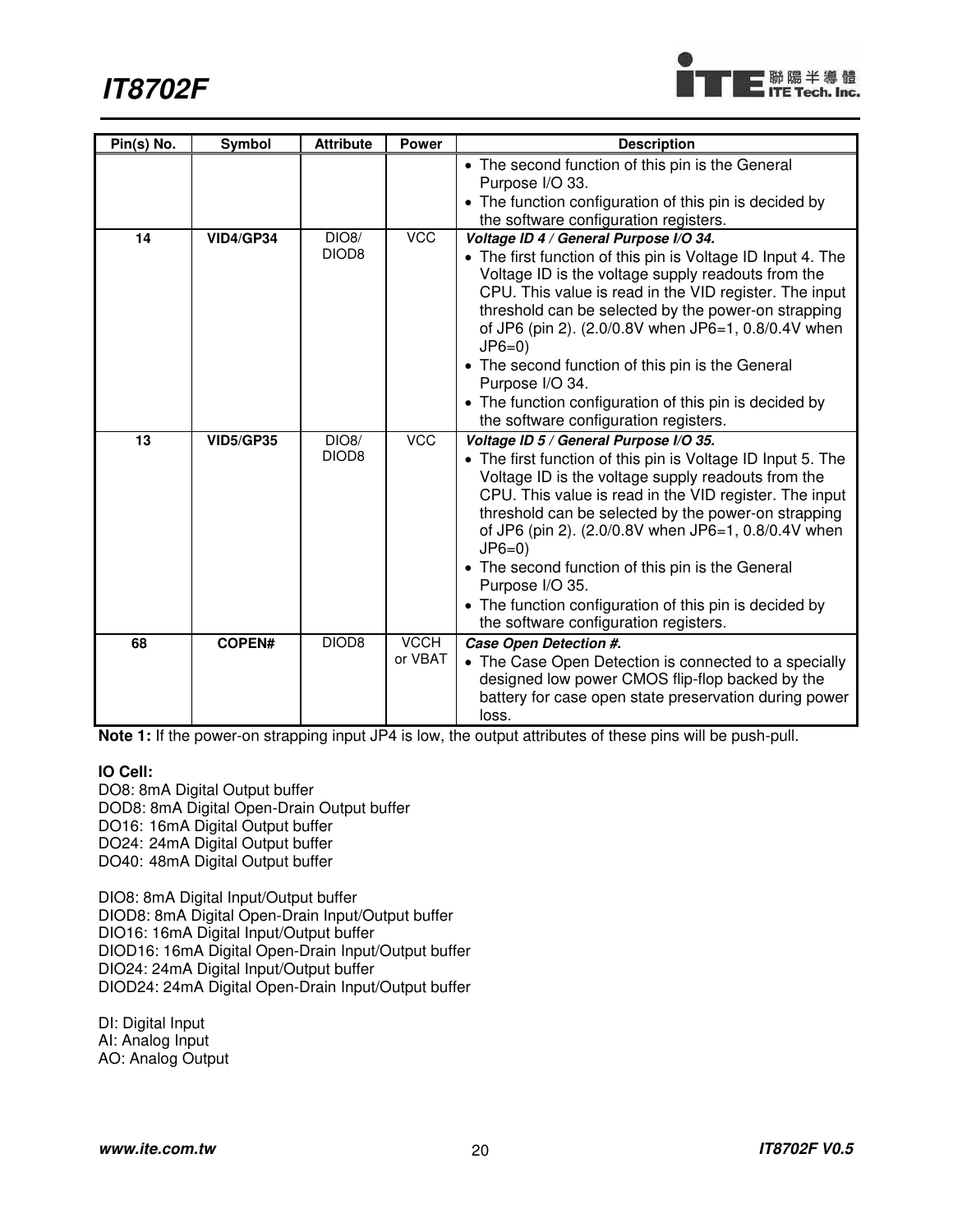| Pin(s) No. | Symbol | Attribute | Power | Description |
|---|---|---|---|---|
| | | | | • The second function of this pin is the General Purpose I/O 33.<br>• The function configuration of this pin is decided by the software configuration registers. |
| 14 | **VID4/GP34** | DIO8/ DIOD8 | VCC | ***Voltage ID 4 / General Purpose I/O 34.***<br>• The first function of this pin is Voltage ID Input 4. The Voltage ID is the voltage supply readouts from the CPU. This value is read in the VID register. The input threshold can be selected by the power-on strapping of JP6 (pin 2). (2.0/0.8V when JP6=1, 0.8/0.4V when JP6=0)<br>• The second function of this pin is the General Purpose I/O 34.<br>• The function configuration of this pin is decided by the software configuration registers. |
| 13 | **VID5/GP35** | DIO8/ DIOD8 | VCC | ***Voltage ID 5 / General Purpose I/O 35.***<br>• The first function of this pin is Voltage ID Input 5. The Voltage ID is the voltage supply readouts from the CPU. This value is read in the VID register. The input threshold can be selected by the power-on strapping of JP6 (pin 2). (2.0/0.8V when JP6=1, 0.8/0.4V when JP6=0)<br>• The second function of this pin is the General Purpose I/O 35.<br>• The function configuration of this pin is decided by the software configuration registers. |
| 68 | **COPEN#** | DIOD8 | VCCH or VBAT | ***Case Open Detection #.***<br>• The Case Open Detection is connected to a specially designed low power CMOS flip-flop backed by the battery for case open state preservation during power loss. |

**Note 1:** If the power-on strapping input JP4 is low, the output attributes of these pins will be push-pull.

**IO Cell:**

DO8: 8mA Digital Output buffer
DOD8: 8mA Digital Open-Drain Output buffer
DO16: 16mA Digital Output buffer
DO24: 24mA Digital Output buffer
DO40: 48mA Digital Output buffer

DIO8: 8mA Digital Input/Output buffer
DIOD8: 8mA Digital Open-Drain Input/Output buffer
DIO16: 16mA Digital Input/Output buffer
DIOD16: 16mA Digital Open-Drain Input/Output buffer
DIO24: 24mA Digital Input/Output buffer
DIOD24: 24mA Digital Open-Drain Input/Output buffer

DI: Digital Input
AI: Analog Input
AO: Analog Output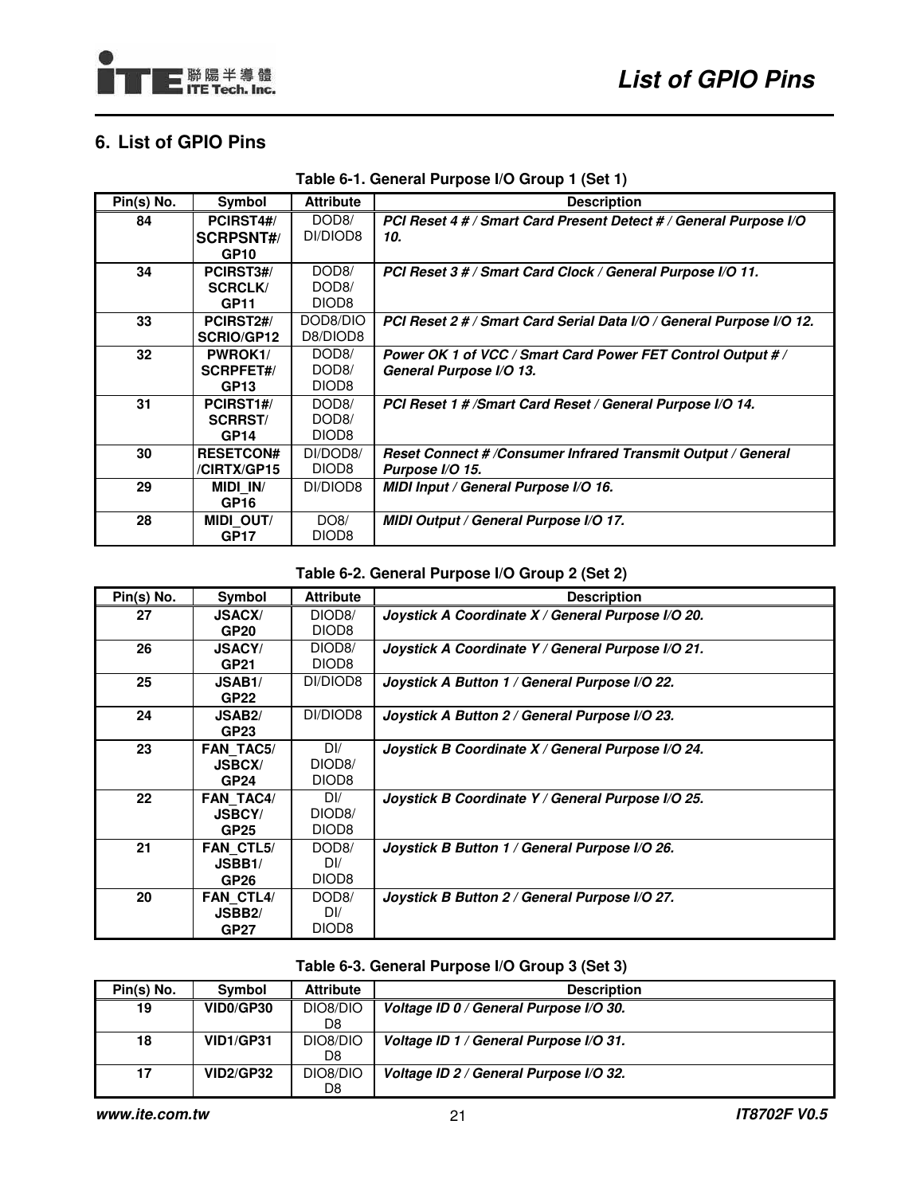## 6. List of GPIO Pins

**Table 6-1. General Purpose I/O Group 1 (Set 1)**

| Pin(s) No. | Symbol | Attribute | Description |
|---|---|---|---|
| 84 | **PCIRST4#/ SCRPSNT#/ GP10** | DOD8/ DI/DIOD8 | ***PCI Reset 4 # / Smart Card Present Detect # / General Purpose I/O 10.*** |
| 34 | **PCIRST3#/ SCRCLK/ GP11** | DOD8/ DOD8/ DIOD8 | ***PCI Reset 3 # / Smart Card Clock / General Purpose I/O 11.*** |
| 33 | **PCIRST2#/ SCRIO/GP12** | DOD8/DIO D8/DIOD8 | ***PCI Reset 2 # / Smart Card Serial Data I/O / General Purpose I/O 12.*** |
| 32 | **PWROK1/ SCRPFET#/ GP13** | DOD8/ DOD8/ DIOD8 | ***Power OK 1 of VCC / Smart Card Power FET Control Output # / General Purpose I/O 13.*** |
| 31 | **PCIRST1#/ SCRRST/ GP14** | DOD8/ DOD8/ DIOD8 | ***PCI Reset 1 # /Smart Card Reset / General Purpose I/O 14.*** |
| 30 | **RESETCON# /CIRTX/GP15** | DI/DOD8/ DIOD8 | ***Reset Connect # /Consumer Infrared Transmit Output / General Purpose I/O 15.*** |
| 29 | **MIDI_IN/ GP16** | DI/DIOD8 | ***MIDI Input / General Purpose I/O 16.*** |
| 28 | **MIDI_OUT/ GP17** | DO8/ DIOD8 | ***MIDI Output / General Purpose I/O 17.*** |

**Table 6-2. General Purpose I/O Group 2 (Set 2)**

| Pin(s) No. | Symbol | Attribute | Description |
|---|---|---|---|
| 27 | **JSACX/ GP20** | DIOD8/ DIOD8 | ***Joystick A Coordinate X / General Purpose I/O 20.*** |
| 26 | **JSACY/ GP21** | DIOD8/ DIOD8 | ***Joystick A Coordinate Y / General Purpose I/O 21.*** |
| 25 | **JSAB1/ GP22** | DI/DIOD8 | ***Joystick A Button 1 / General Purpose I/O 22.*** |
| 24 | **JSAB2/ GP23** | DI/DIOD8 | ***Joystick A Button 2 / General Purpose I/O 23.*** |
| 23 | **FAN_TAC5/ JSBCX/ GP24** | DI/ DIOD8/ DIOD8 | ***Joystick B Coordinate X / General Purpose I/O 24.*** |
| 22 | **FAN_TAC4/ JSBCY/ GP25** | DI/ DIOD8/ DIOD8 | ***Joystick B Coordinate Y / General Purpose I/O 25.*** |
| 21 | **FAN_CTL5/ JSBB1/ GP26** | DOD8/ DI/ DIOD8 | ***Joystick B Button 1 / General Purpose I/O 26.*** |
| 20 | **FAN_CTL4/ JSBB2/ GP27** | DOD8/ DI/ DIOD8 | ***Joystick B Button 2 / General Purpose I/O 27.*** |

**Table 6-3. General Purpose I/O Group 3 (Set 3)**

| Pin(s) No. | Symbol | Attribute | Description |
|---|---|---|---|
| 19 | **VID0/GP30** | DIO8/DIO D8 | ***Voltage ID 0 / General Purpose I/O 30.*** |
| 18 | **VID1/GP31** | DIO8/DIO D8 | ***Voltage ID 1 / General Purpose I/O 31.*** |
| 17 | **VID2/GP32** | DIO8/DIO D8 | ***Voltage ID 2 / General Purpose I/O 32.*** |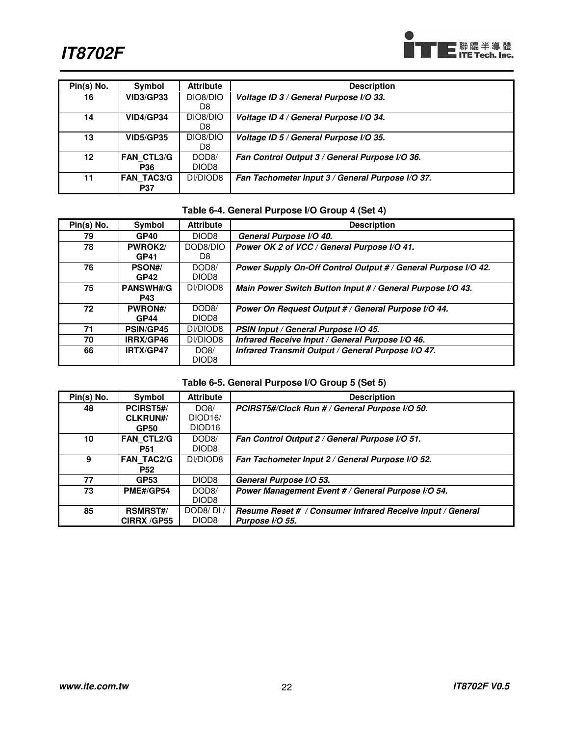| Pin(s) No. | Symbol | Attribute | Description |
|---|---|---|---|
| 16 | **VID3/GP33** | DIO8/DIOD8 | ***Voltage ID 3 / General Purpose I/O 33.*** |
| 14 | **VID4/GP34** | DIO8/DIOD8 | ***Voltage ID 4 / General Purpose I/O 34.*** |
| 13 | **VID5/GP35** | DIO8/DIOD8 | ***Voltage ID 5 / General Purpose I/O 35.*** |
| 12 | **FAN_CTL3/GP36** | DOD8/DIOD8 | ***Fan Control Output 3 / General Purpose I/O 36.*** |
| 11 | **FAN_TAC3/GP37** | DI/DIOD8 | ***Fan Tachometer Input 3 / General Purpose I/O 37.*** |

**Table 6-4. General Purpose I/O Group 4 (Set 4)**

| Pin(s) No. | Symbol | Attribute | Description |
|---|---|---|---|
| 79 | **GP40** | DIOD8 | ***General Purpose I/O 40.*** |
| 78 | **PWROK2/GP41** | DOD8/DIOD8 | ***Power OK 2 of VCC / General Purpose I/O 41.*** |
| 76 | **PSON#/GP42** | DOD8/DIOD8 | ***Power Supply On-Off Control Output # / General Purpose I/O 42.*** |
| 75 | **PANSWH#/GP43** | DI/DIOD8 | ***Main Power Switch Button Input # / General Purpose I/O 43.*** |
| 72 | **PWRON#/GP44** | DOD8/DIOD8 | ***Power On Request Output # / General Purpose I/O 44.*** |
| 71 | **PSIN/GP45** | DI/DIOD8 | ***PSIN Input / General Purpose I/O 45.*** |
| 70 | **IRRX/GP46** | DI/DIOD8 | ***Infrared Receive Input / General Purpose I/O 46.*** |
| 66 | **IRTX/GP47** | DO8/DIOD8 | ***Infrared Transmit Output / General Purpose I/O 47.*** |

**Table 6-5. General Purpose I/O Group 5 (Set 5)**

| Pin(s) No. | Symbol | Attribute | Description |
|---|---|---|---|
| 48 | **PCIRST5#/CLKRUN#/GP50** | DO8/DIOD16/DIOD16 | ***PCIRST5#/Clock Run # / General Purpose I/O 50.*** |
| 10 | **FAN_CTL2/GP51** | DOD8/DIOD8 | ***Fan Control Output 2 / General Purpose I/O 51.*** |
| 9 | **FAN_TAC2/GP52** | DI/DIOD8 | ***Fan Tachometer Input 2 / General Purpose I/O 52.*** |
| 77 | **GP53** | DIOD8 | ***General Purpose I/O 53.*** |
| 73 | **PME#/GP54** | DOD8/DIOD8 | ***Power Management Event # / General Purpose I/O 54.*** |
| 85 | **RSMRST#/CIRRX /GP55** | DOD8/ DI /DIOD8 | ***Resume Reset # / Consumer Infrared Receive Input / General Purpose I/O 55.*** |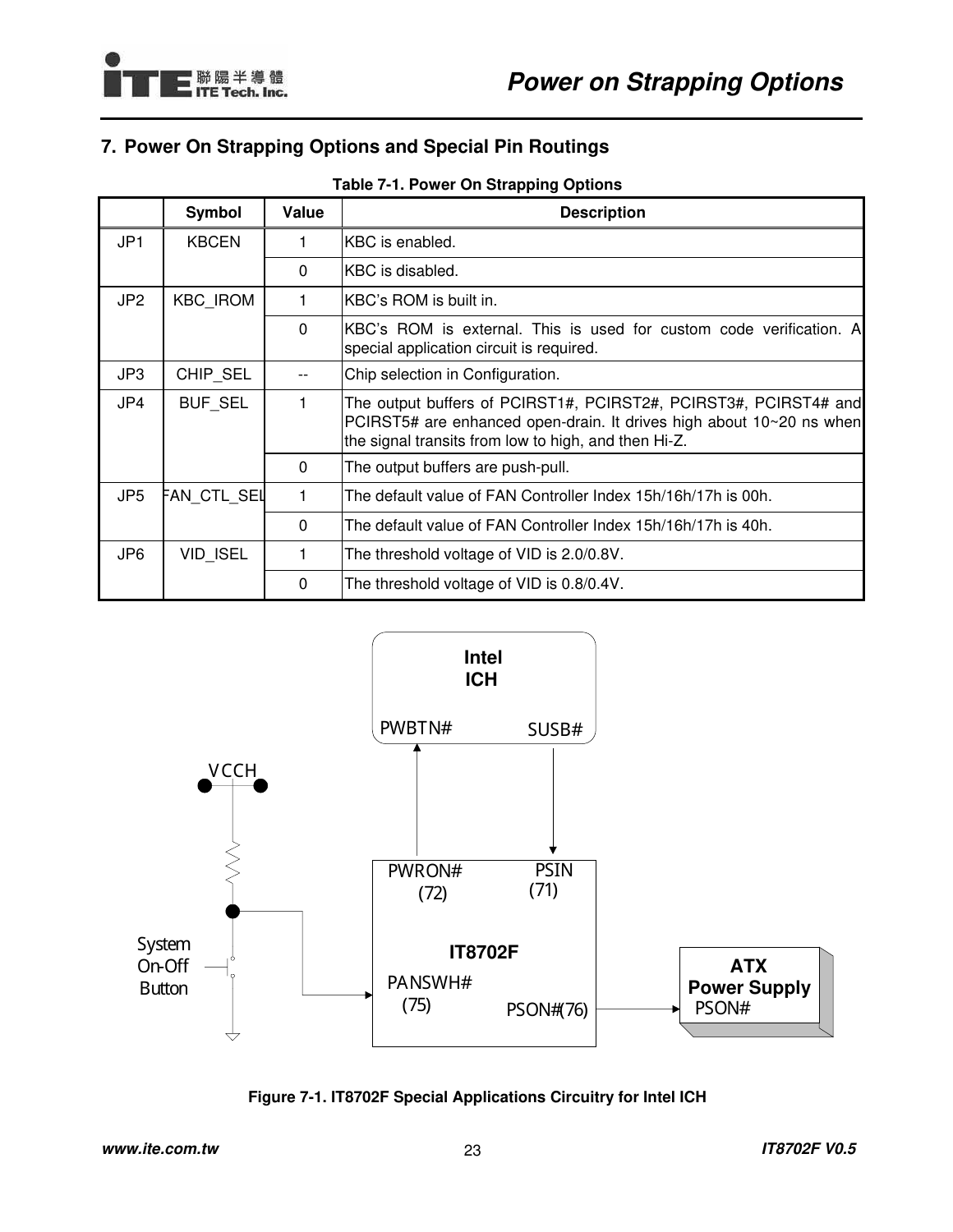## 7. Power On Strapping Options and Special Pin Routings

**Table 7-1. Power On Strapping Options**

| | Symbol | Value | Description |
|---|---|---|---|
| JP1 | KBCEN | 1 | KBC is enabled. |
| | | 0 | KBC is disabled. |
| JP2 | KBC_IROM | 1 | KBC's ROM is built in. |
| | | 0 | KBC's ROM is external. This is used for custom code verification. A special application circuit is required. |
| JP3 | CHIP_SEL | -- | Chip selection in Configuration. |
| JP4 | BUF_SEL | 1 | The output buffers of PCIRST1#, PCIRST2#, PCIRST3#, PCIRST4# and PCIRST5# are enhanced open-drain. It drives high about 10~20 ns when the signal transits from low to high, and then Hi-Z. |
| | | 0 | The output buffers are push-pull. |
| JP5 | FAN_CTL_SEL | 1 | The default value of FAN Controller Index 15h/16h/17h is 00h. |
| | | 0 | The default value of FAN Controller Index 15h/16h/17h is 40h. |
| JP6 | VID_ISEL | 1 | The threshold voltage of VID is 2.0/0.8V. |
| | | 0 | The threshold voltage of VID is 0.8/0.4V. |

Intel ICH

PWBTN# SUSB#

VCCH

System On-Off Button

PWRON# (72) PSIN (71)

IT8702F

PANSWH# (75) PSON#(76)

ATX Power Supply PSON#

Figure 7-1. IT8702F Special Applications Circuitry for Intel ICH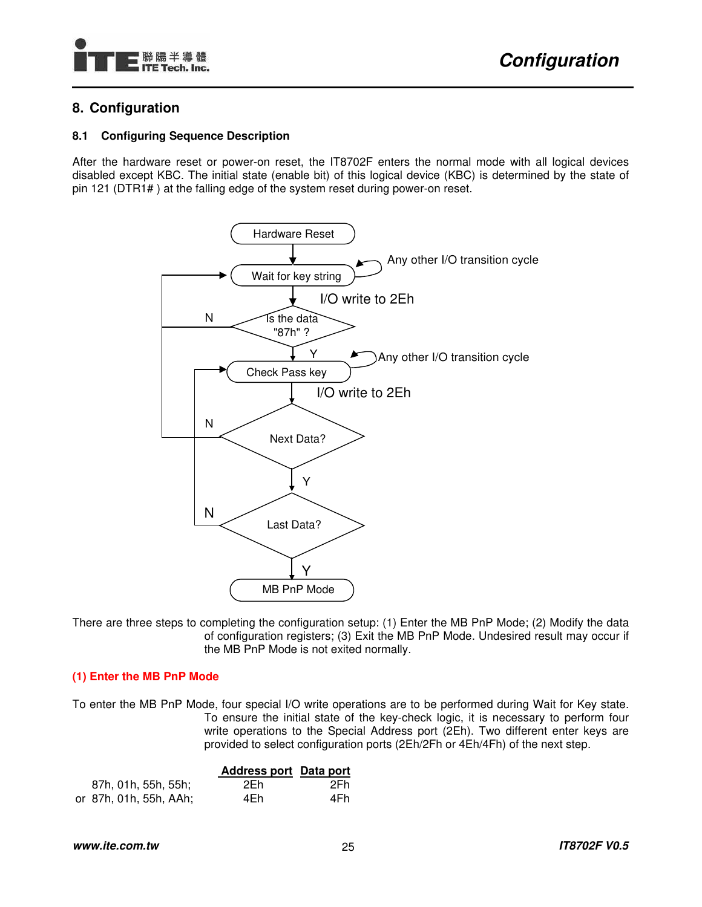# 8. Configuration

## 8.1 Configuring Sequence Description

After the hardware reset or power-on reset, the IT8702F enters the normal mode with all logical devices disabled except KBC. The initial state (enable bit) of this logical device (KBC) is determined by the state of pin 121 (DTR1# ) at the falling edge of the system reset during power-on reset.

Hardware Reset

Wait for key string — Any other I/O transition cycle

I/O write to 2Eh

Is the data "87h" ? — N / Y

Check Pass key — Any other I/O transition cycle

I/O write to 2Eh

Next Data? — N / Y

Last Data? — N / Y

MB PnP Mode

There are three steps to completing the configuration setup: (1) Enter the MB PnP Mode; (2) Modify the data of configuration registers; (3) Exit the MB PnP Mode. Undesired result may occur if the MB PnP Mode is not exited normally.

**(1) Enter the MB PnP Mode**

To enter the MB PnP Mode, four special I/O write operations are to be performed during Wait for Key state. To ensure the initial state of the key-check logic, it is necessary to perform four write operations to the Special Address port (2Eh). Two different enter keys are provided to select configuration ports (2Eh/2Fh or 4Eh/4Fh) of the next step.

| | Address port | Data port |
|---|---|---|
| 87h, 01h, 55h, 55h; | 2Eh | 2Fh |
| or 87h, 01h, 55h, AAh; | 4Eh | 4Fh |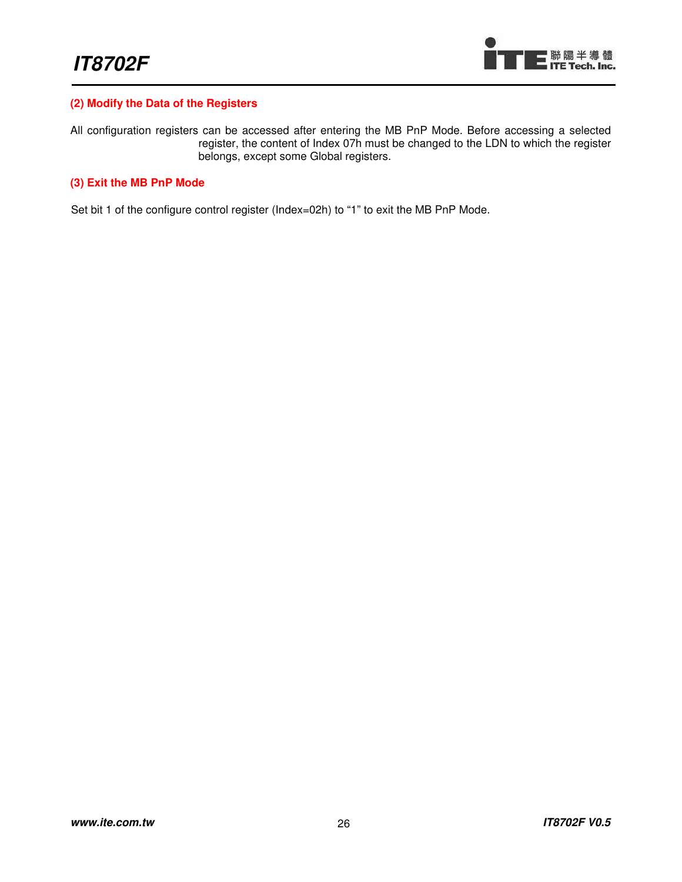#### (2) Modify the Data of the Registers

All configuration registers can be accessed after entering the MB PnP Mode. Before accessing a selected register, the content of Index 07h must be changed to the LDN to which the register belongs, except some Global registers.

#### (3) Exit the MB PnP Mode

Set bit 1 of the configure control register (Index=02h) to "1" to exit the MB PnP Mode.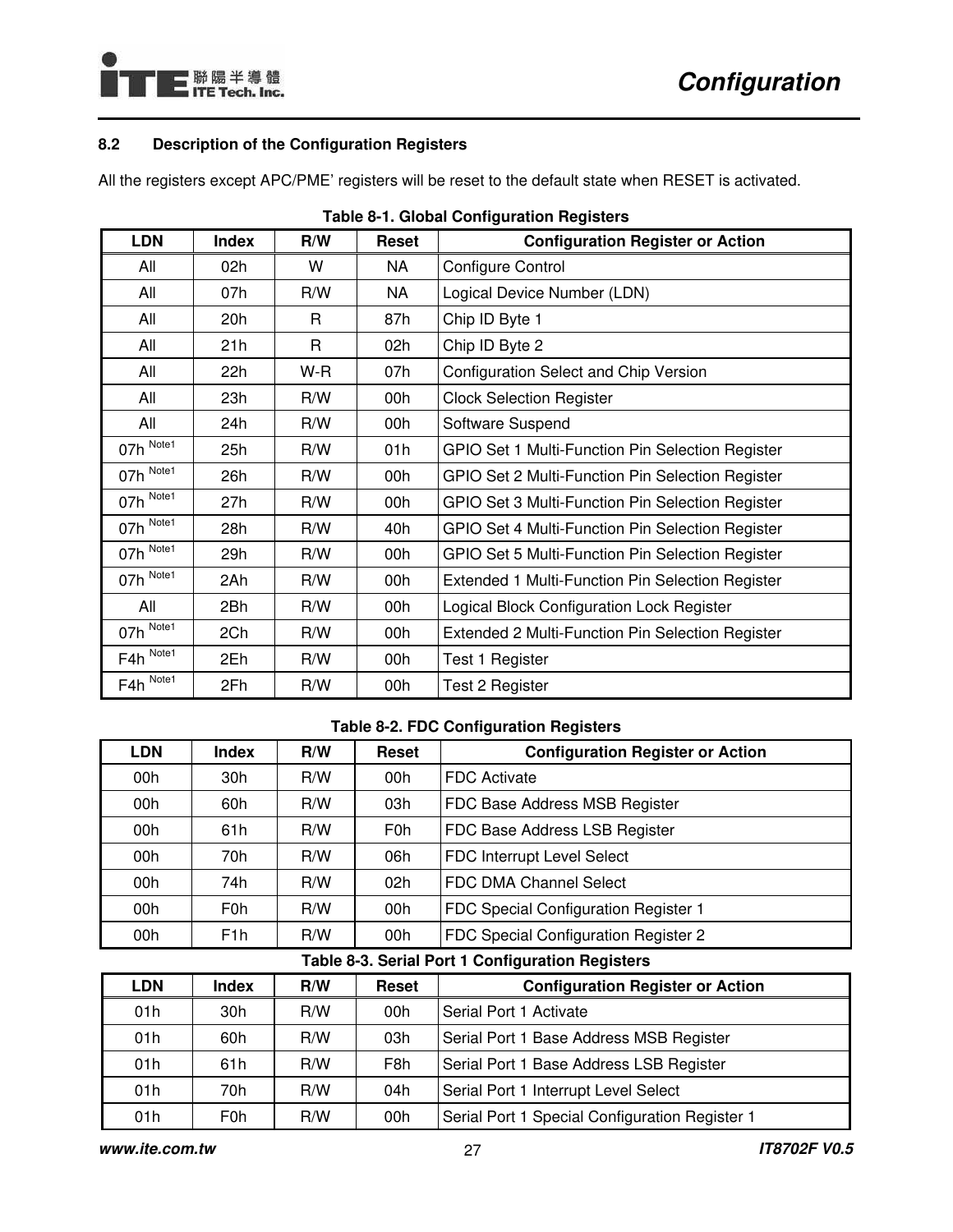## 8.2 Description of the Configuration Registers

All the registers except APC/PME' registers will be reset to the default state when RESET is activated.

**Table 8-1. Global Configuration Registers**

| LDN | Index | R/W | Reset | Configuration Register or Action |
|---|---|---|---|---|
| All | 02h | W | NA | Configure Control |
| All | 07h | R/W | NA | Logical Device Number (LDN) |
| All | 20h | R | 87h | Chip ID Byte 1 |
| All | 21h | R | 02h | Chip ID Byte 2 |
| All | 22h | W-R | 07h | Configuration Select and Chip Version |
| All | 23h | R/W | 00h | Clock Selection Register |
| All | 24h | R/W | 00h | Software Suspend |
| 07h Note1 | 25h | R/W | 01h | GPIO Set 1 Multi-Function Pin Selection Register |
| 07h Note1 | 26h | R/W | 00h | GPIO Set 2 Multi-Function Pin Selection Register |
| 07h Note1 | 27h | R/W | 00h | GPIO Set 3 Multi-Function Pin Selection Register |
| 07h Note1 | 28h | R/W | 40h | GPIO Set 4 Multi-Function Pin Selection Register |
| 07h Note1 | 29h | R/W | 00h | GPIO Set 5 Multi-Function Pin Selection Register |
| 07h Note1 | 2Ah | R/W | 00h | Extended 1 Multi-Function Pin Selection Register |
| All | 2Bh | R/W | 00h | Logical Block Configuration Lock Register |
| 07h Note1 | 2Ch | R/W | 00h | Extended 2 Multi-Function Pin Selection Register |
| F4h Note1 | 2Eh | R/W | 00h | Test 1 Register |
| F4h Note1 | 2Fh | R/W | 00h | Test 2 Register |

**Table 8-2. FDC Configuration Registers**

| LDN | Index | R/W | Reset | Configuration Register or Action |
|---|---|---|---|---|
| 00h | 30h | R/W | 00h | FDC Activate |
| 00h | 60h | R/W | 03h | FDC Base Address MSB Register |
| 00h | 61h | R/W | F0h | FDC Base Address LSB Register |
| 00h | 70h | R/W | 06h | FDC Interrupt Level Select |
| 00h | 74h | R/W | 02h | FDC DMA Channel Select |
| 00h | F0h | R/W | 00h | FDC Special Configuration Register 1 |
| 00h | F1h | R/W | 00h | FDC Special Configuration Register 2 |

**Table 8-3. Serial Port 1 Configuration Registers**

| LDN | Index | R/W | Reset | Configuration Register or Action |
|---|---|---|---|---|
| 01h | 30h | R/W | 00h | Serial Port 1 Activate |
| 01h | 60h | R/W | 03h | Serial Port 1 Base Address MSB Register |
| 01h | 61h | R/W | F8h | Serial Port 1 Base Address LSB Register |
| 01h | 70h | R/W | 04h | Serial Port 1 Interrupt Level Select |
| 01h | F0h | R/W | 00h | Serial Port 1 Special Configuration Register 1 |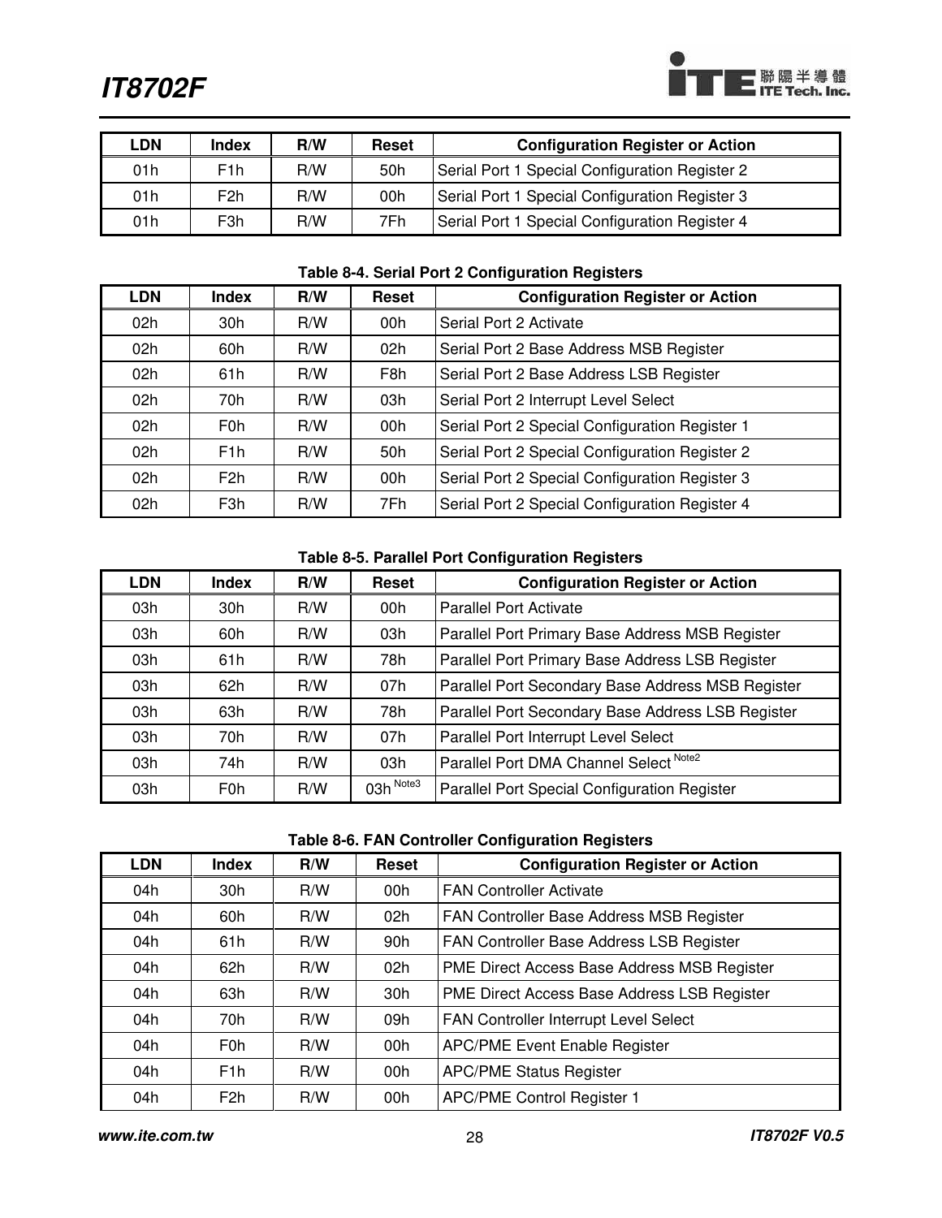| LDN | Index | R/W | Reset | Configuration Register or Action |
|---|---|---|---|---|
| 01h | F1h | R/W | 50h | Serial Port 1 Special Configuration Register 2 |
| 01h | F2h | R/W | 00h | Serial Port 1 Special Configuration Register 3 |
| 01h | F3h | R/W | 7Fh | Serial Port 1 Special Configuration Register 4 |

**Table 8-4. Serial Port 2 Configuration Registers**

| LDN | Index | R/W | Reset | Configuration Register or Action |
|---|---|---|---|---|
| 02h | 30h | R/W | 00h | Serial Port 2 Activate |
| 02h | 60h | R/W | 02h | Serial Port 2 Base Address MSB Register |
| 02h | 61h | R/W | F8h | Serial Port 2 Base Address LSB Register |
| 02h | 70h | R/W | 03h | Serial Port 2 Interrupt Level Select |
| 02h | F0h | R/W | 00h | Serial Port 2 Special Configuration Register 1 |
| 02h | F1h | R/W | 50h | Serial Port 2 Special Configuration Register 2 |
| 02h | F2h | R/W | 00h | Serial Port 2 Special Configuration Register 3 |
| 02h | F3h | R/W | 7Fh | Serial Port 2 Special Configuration Register 4 |

**Table 8-5. Parallel Port Configuration Registers**

| LDN | Index | R/W | Reset | Configuration Register or Action |
|---|---|---|---|---|
| 03h | 30h | R/W | 00h | Parallel Port Activate |
| 03h | 60h | R/W | 03h | Parallel Port Primary Base Address MSB Register |
| 03h | 61h | R/W | 78h | Parallel Port Primary Base Address LSB Register |
| 03h | 62h | R/W | 07h | Parallel Port Secondary Base Address MSB Register |
| 03h | 63h | R/W | 78h | Parallel Port Secondary Base Address LSB Register |
| 03h | 70h | R/W | 07h | Parallel Port Interrupt Level Select |
| 03h | 74h | R/W | 03h | Parallel Port DMA Channel Select [Note2] |
| 03h | F0h | R/W | 03h [Note3] | Parallel Port Special Configuration Register |

**Table 8-6. FAN Controller Configuration Registers**

| LDN | Index | R/W | Reset | Configuration Register or Action |
|---|---|---|---|---|
| 04h | 30h | R/W | 00h | FAN Controller Activate |
| 04h | 60h | R/W | 02h | FAN Controller Base Address MSB Register |
| 04h | 61h | R/W | 90h | FAN Controller Base Address LSB Register |
| 04h | 62h | R/W | 02h | PME Direct Access Base Address MSB Register |
| 04h | 63h | R/W | 30h | PME Direct Access Base Address LSB Register |
| 04h | 70h | R/W | 09h | FAN Controller Interrupt Level Select |
| 04h | F0h | R/W | 00h | APC/PME Event Enable Register |
| 04h | F1h | R/W | 00h | APC/PME Status Register |
| 04h | F2h | R/W | 00h | APC/PME Control Register 1 |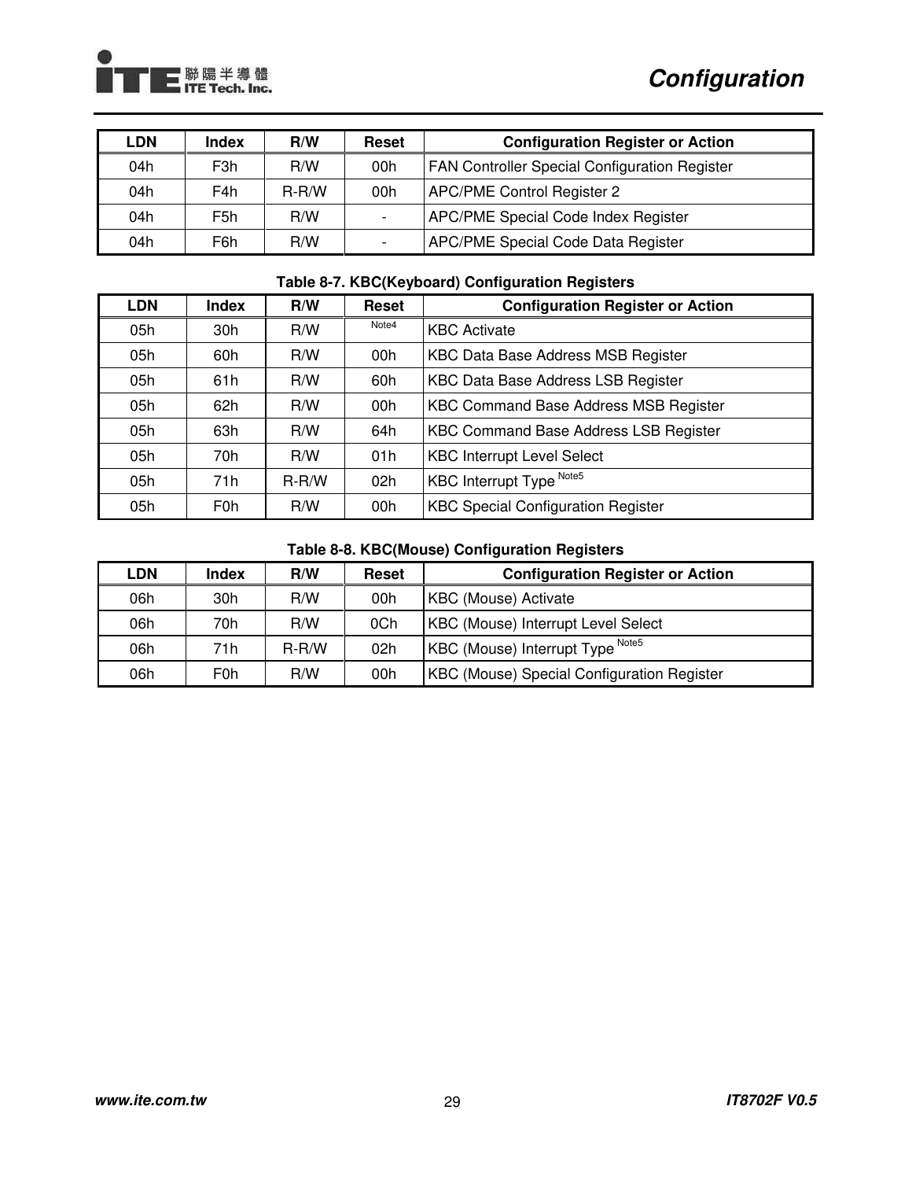| LDN | Index | R/W | Reset | Configuration Register or Action |
|---|---|---|---|---|
| 04h | F3h | R/W | 00h | FAN Controller Special Configuration Register |
| 04h | F4h | R-R/W | 00h | APC/PME Control Register 2 |
| 04h | F5h | R/W | - | APC/PME Special Code Index Register |
| 04h | F6h | R/W | - | APC/PME Special Code Data Register |

**Table 8-7. KBC(Keyboard) Configuration Registers**

| LDN | Index | R/W | Reset | Configuration Register or Action |
|---|---|---|---|---|
| 05h | 30h | R/W | Note4 | KBC Activate |
| 05h | 60h | R/W | 00h | KBC Data Base Address MSB Register |
| 05h | 61h | R/W | 60h | KBC Data Base Address LSB Register |
| 05h | 62h | R/W | 00h | KBC Command Base Address MSB Register |
| 05h | 63h | R/W | 64h | KBC Command Base Address LSB Register |
| 05h | 70h | R/W | 01h | KBC Interrupt Level Select |
| 05h | 71h | R-R/W | 02h | KBC Interrupt Type Note5 |
| 05h | F0h | R/W | 00h | KBC Special Configuration Register |

**Table 8-8. KBC(Mouse) Configuration Registers**

| LDN | Index | R/W | Reset | Configuration Register or Action |
|---|---|---|---|---|
| 06h | 30h | R/W | 00h | KBC (Mouse) Activate |
| 06h | 70h | R/W | 0Ch | KBC (Mouse) Interrupt Level Select |
| 06h | 71h | R-R/W | 02h | KBC (Mouse) Interrupt Type Note5 |
| 06h | F0h | R/W | 00h | KBC (Mouse) Special Configuration Register |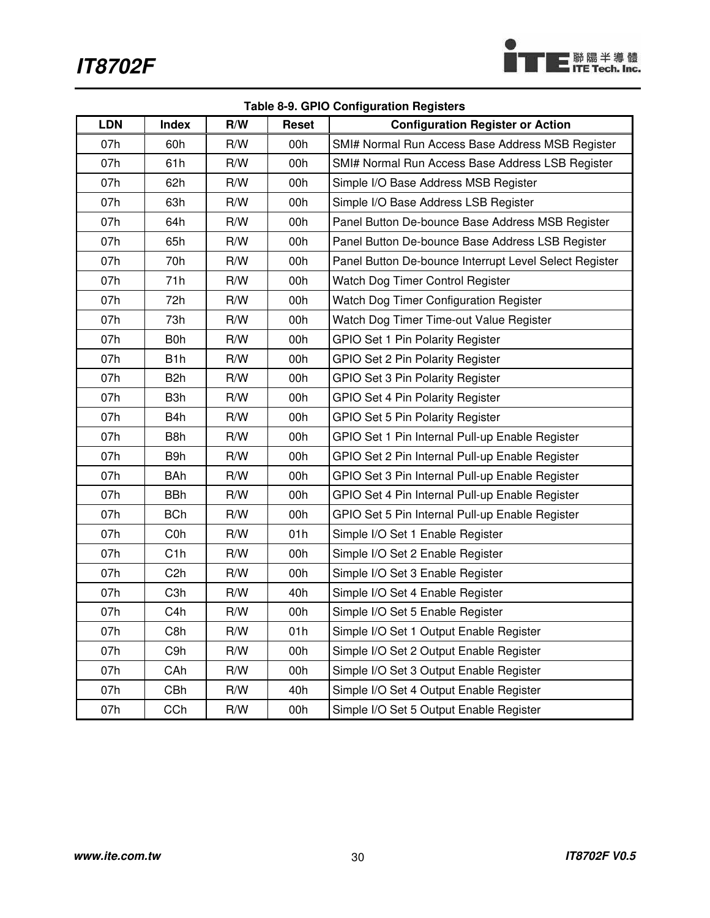Table 8-9. GPIO Configuration Registers

| LDN | Index | R/W | Reset | Configuration Register or Action |
|---|---|---|---|---|
| 07h | 60h | R/W | 00h | SMI# Normal Run Access Base Address MSB Register |
| 07h | 61h | R/W | 00h | SMI# Normal Run Access Base Address LSB Register |
| 07h | 62h | R/W | 00h | Simple I/O Base Address MSB Register |
| 07h | 63h | R/W | 00h | Simple I/O Base Address LSB Register |
| 07h | 64h | R/W | 00h | Panel Button De-bounce Base Address MSB Register |
| 07h | 65h | R/W | 00h | Panel Button De-bounce Base Address LSB Register |
| 07h | 70h | R/W | 00h | Panel Button De-bounce Interrupt Level Select Register |
| 07h | 71h | R/W | 00h | Watch Dog Timer Control Register |
| 07h | 72h | R/W | 00h | Watch Dog Timer Configuration Register |
| 07h | 73h | R/W | 00h | Watch Dog Timer Time-out Value Register |
| 07h | B0h | R/W | 00h | GPIO Set 1 Pin Polarity Register |
| 07h | B1h | R/W | 00h | GPIO Set 2 Pin Polarity Register |
| 07h | B2h | R/W | 00h | GPIO Set 3 Pin Polarity Register |
| 07h | B3h | R/W | 00h | GPIO Set 4 Pin Polarity Register |
| 07h | B4h | R/W | 00h | GPIO Set 5 Pin Polarity Register |
| 07h | B8h | R/W | 00h | GPIO Set 1 Pin Internal Pull-up Enable Register |
| 07h | B9h | R/W | 00h | GPIO Set 2 Pin Internal Pull-up Enable Register |
| 07h | BAh | R/W | 00h | GPIO Set 3 Pin Internal Pull-up Enable Register |
| 07h | BBh | R/W | 00h | GPIO Set 4 Pin Internal Pull-up Enable Register |
| 07h | BCh | R/W | 00h | GPIO Set 5 Pin Internal Pull-up Enable Register |
| 07h | C0h | R/W | 01h | Simple I/O Set 1 Enable Register |
| 07h | C1h | R/W | 00h | Simple I/O Set 2 Enable Register |
| 07h | C2h | R/W | 00h | Simple I/O Set 3 Enable Register |
| 07h | C3h | R/W | 40h | Simple I/O Set 4 Enable Register |
| 07h | C4h | R/W | 00h | Simple I/O Set 5 Enable Register |
| 07h | C8h | R/W | 01h | Simple I/O Set 1 Output Enable Register |
| 07h | C9h | R/W | 00h | Simple I/O Set 2 Output Enable Register |
| 07h | CAh | R/W | 00h | Simple I/O Set 3 Output Enable Register |
| 07h | CBh | R/W | 40h | Simple I/O Set 4 Output Enable Register |
| 07h | CCh | R/W | 00h | Simple I/O Set 5 Output Enable Register |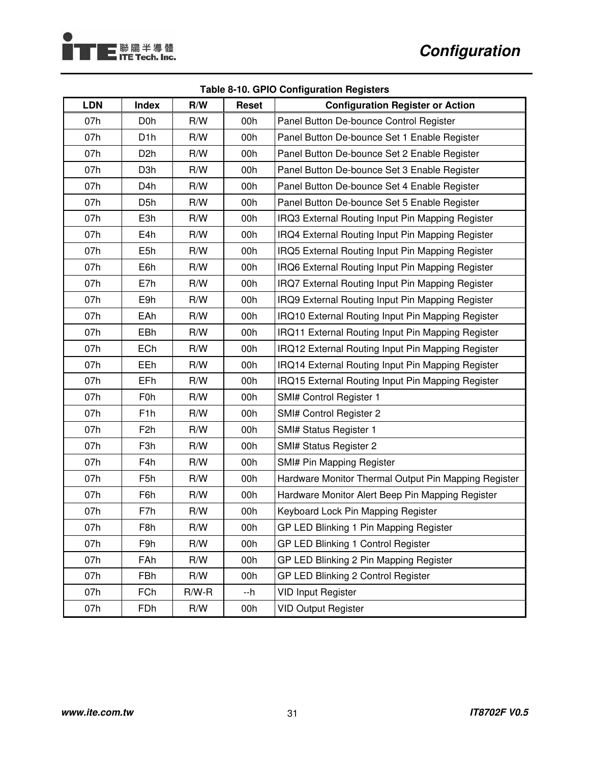**Table 8-10. GPIO Configuration Registers**

| LDN | Index | R/W | Reset | Configuration Register or Action |
|---|---|---|---|---|
| 07h | D0h | R/W | 00h | Panel Button De-bounce Control Register |
| 07h | D1h | R/W | 00h | Panel Button De-bounce Set 1 Enable Register |
| 07h | D2h | R/W | 00h | Panel Button De-bounce Set 2 Enable Register |
| 07h | D3h | R/W | 00h | Panel Button De-bounce Set 3 Enable Register |
| 07h | D4h | R/W | 00h | Panel Button De-bounce Set 4 Enable Register |
| 07h | D5h | R/W | 00h | Panel Button De-bounce Set 5 Enable Register |
| 07h | E3h | R/W | 00h | IRQ3 External Routing Input Pin Mapping Register |
| 07h | E4h | R/W | 00h | IRQ4 External Routing Input Pin Mapping Register |
| 07h | E5h | R/W | 00h | IRQ5 External Routing Input Pin Mapping Register |
| 07h | E6h | R/W | 00h | IRQ6 External Routing Input Pin Mapping Register |
| 07h | E7h | R/W | 00h | IRQ7 External Routing Input Pin Mapping Register |
| 07h | E9h | R/W | 00h | IRQ9 External Routing Input Pin Mapping Register |
| 07h | EAh | R/W | 00h | IRQ10 External Routing Input Pin Mapping Register |
| 07h | EBh | R/W | 00h | IRQ11 External Routing Input Pin Mapping Register |
| 07h | ECh | R/W | 00h | IRQ12 External Routing Input Pin Mapping Register |
| 07h | EEh | R/W | 00h | IRQ14 External Routing Input Pin Mapping Register |
| 07h | EFh | R/W | 00h | IRQ15 External Routing Input Pin Mapping Register |
| 07h | F0h | R/W | 00h | SMI# Control Register 1 |
| 07h | F1h | R/W | 00h | SMI# Control Register 2 |
| 07h | F2h | R/W | 00h | SMI# Status Register 1 |
| 07h | F3h | R/W | 00h | SMI# Status Register 2 |
| 07h | F4h | R/W | 00h | SMI# Pin Mapping Register |
| 07h | F5h | R/W | 00h | Hardware Monitor Thermal Output Pin Mapping Register |
| 07h | F6h | R/W | 00h | Hardware Monitor Alert Beep Pin Mapping Register |
| 07h | F7h | R/W | 00h | Keyboard Lock Pin Mapping Register |
| 07h | F8h | R/W | 00h | GP LED Blinking 1 Pin Mapping Register |
| 07h | F9h | R/W | 00h | GP LED Blinking 1 Control Register |
| 07h | FAh | R/W | 00h | GP LED Blinking 2 Pin Mapping Register |
| 07h | FBh | R/W | 00h | GP LED Blinking 2 Control Register |
| 07h | FCh | R/W-R | --h | VID Input Register |
| 07h | FDh | R/W | 00h | VID Output Register |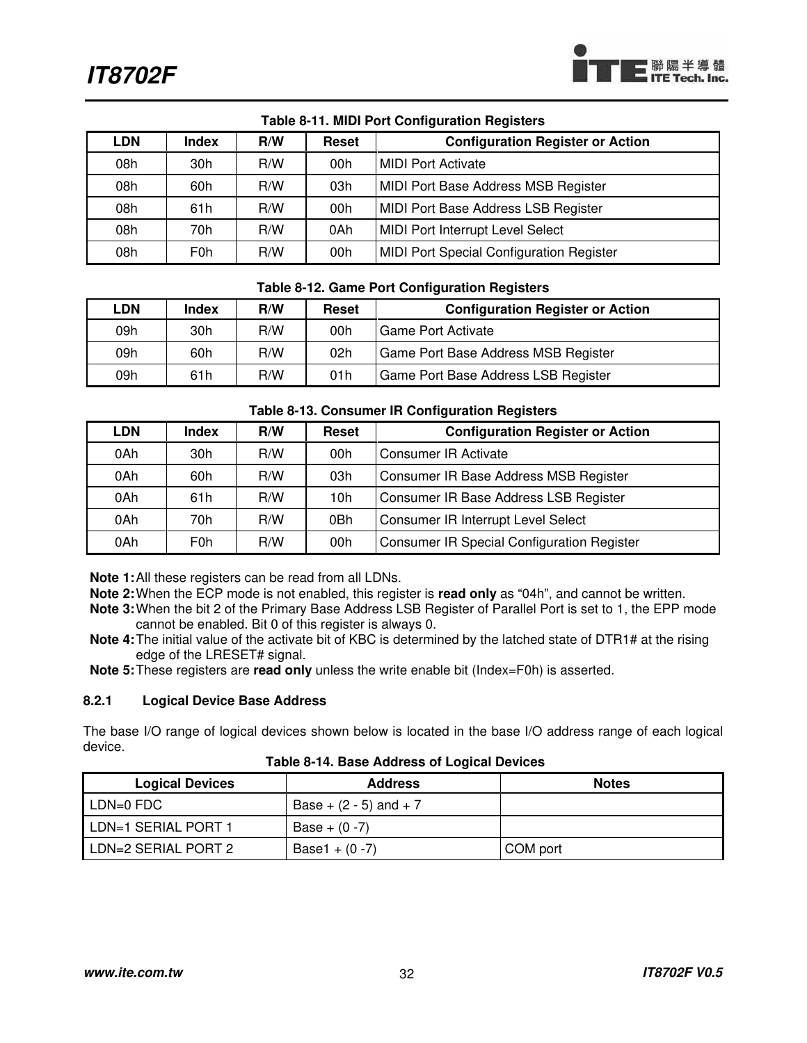**Table 8-11. MIDI Port Configuration Registers**

| LDN | Index | R/W | Reset | Configuration Register or Action |
|---|---|---|---|---|
| 08h | 30h | R/W | 00h | MIDI Port Activate |
| 08h | 60h | R/W | 03h | MIDI Port Base Address MSB Register |
| 08h | 61h | R/W | 00h | MIDI Port Base Address LSB Register |
| 08h | 70h | R/W | 0Ah | MIDI Port Interrupt Level Select |
| 08h | F0h | R/W | 00h | MIDI Port Special Configuration Register |

**Table 8-12. Game Port Configuration Registers**

| LDN | Index | R/W | Reset | Configuration Register or Action |
|---|---|---|---|---|
| 09h | 30h | R/W | 00h | Game Port Activate |
| 09h | 60h | R/W | 02h | Game Port Base Address MSB Register |
| 09h | 61h | R/W | 01h | Game Port Base Address LSB Register |

**Table 8-13. Consumer IR Configuration Registers**

| LDN | Index | R/W | Reset | Configuration Register or Action |
|---|---|---|---|---|
| 0Ah | 30h | R/W | 00h | Consumer IR Activate |
| 0Ah | 60h | R/W | 03h | Consumer IR Base Address MSB Register |
| 0Ah | 61h | R/W | 10h | Consumer IR Base Address LSB Register |
| 0Ah | 70h | R/W | 0Bh | Consumer IR Interrupt Level Select |
| 0Ah | F0h | R/W | 00h | Consumer IR Special Configuration Register |

**Note 1:** All these registers can be read from all LDNs.
**Note 2:** When the ECP mode is not enabled, this register is **read only** as "04h", and cannot be written.
**Note 3:** When the bit 2 of the Primary Base Address LSB Register of Parallel Port is set to 1, the EPP mode cannot be enabled. Bit 0 of this register is always 0.
**Note 4:** The initial value of the activate bit of KBC is determined by the latched state of DTR1# at the rising edge of the LRESET# signal.
**Note 5:** These registers are **read only** unless the write enable bit (Index=F0h) is asserted.

### 8.2.1 Logical Device Base Address

The base I/O range of logical devices shown below is located in the base I/O address range of each logical device.

**Table 8-14. Base Address of Logical Devices**

| Logical Devices | Address | Notes |
|---|---|---|
| LDN=0 FDC | Base + (2 - 5) and + 7 | |
| LDN=1 SERIAL PORT 1 | Base + (0 -7) | |
| LDN=2 SERIAL PORT 2 | Base1 + (0 -7) | COM port |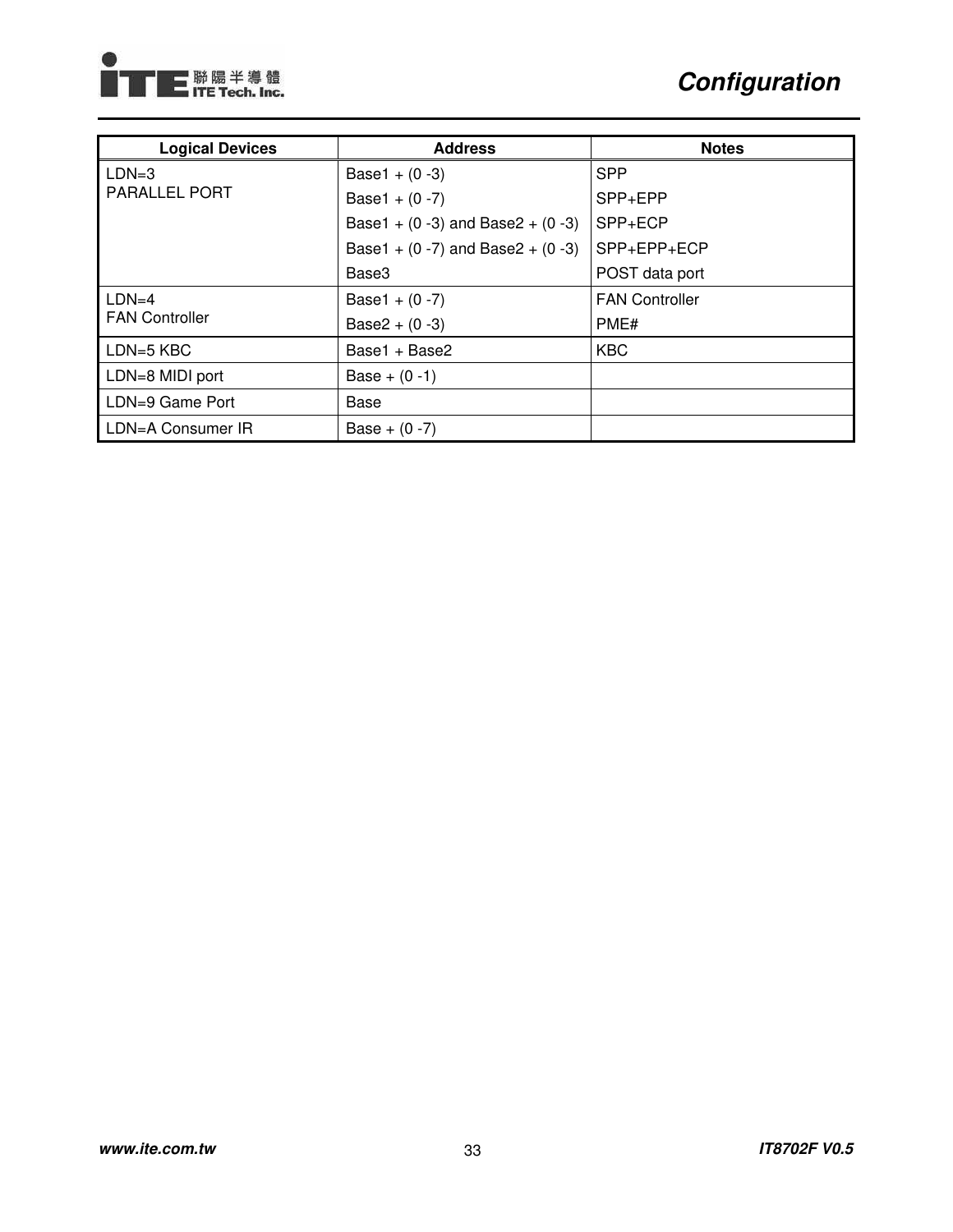| Logical Devices | Address | Notes |
|---|---|---|
| LDN=3<br>PARALLEL PORT | Base1 + (0 -3)<br>Base1 + (0 -7)<br>Base1 + (0 -3) and Base2 + (0 -3)<br>Base1 + (0 -7) and Base2 + (0 -3)<br>Base3 | SPP<br>SPP+EPP<br>SPP+ECP<br>SPP+EPP+ECP<br>POST data port |
| LDN=4<br>FAN Controller | Base1 + (0 -7)<br>Base2 + (0 -3) | FAN Controller<br>PME# |
| LDN=5 KBC | Base1 + Base2 | KBC |
| LDN=8 MIDI port | Base + (0 -1) | |
| LDN=9 Game Port | Base | |
| LDN=A Consumer IR | Base + (0 -7) | |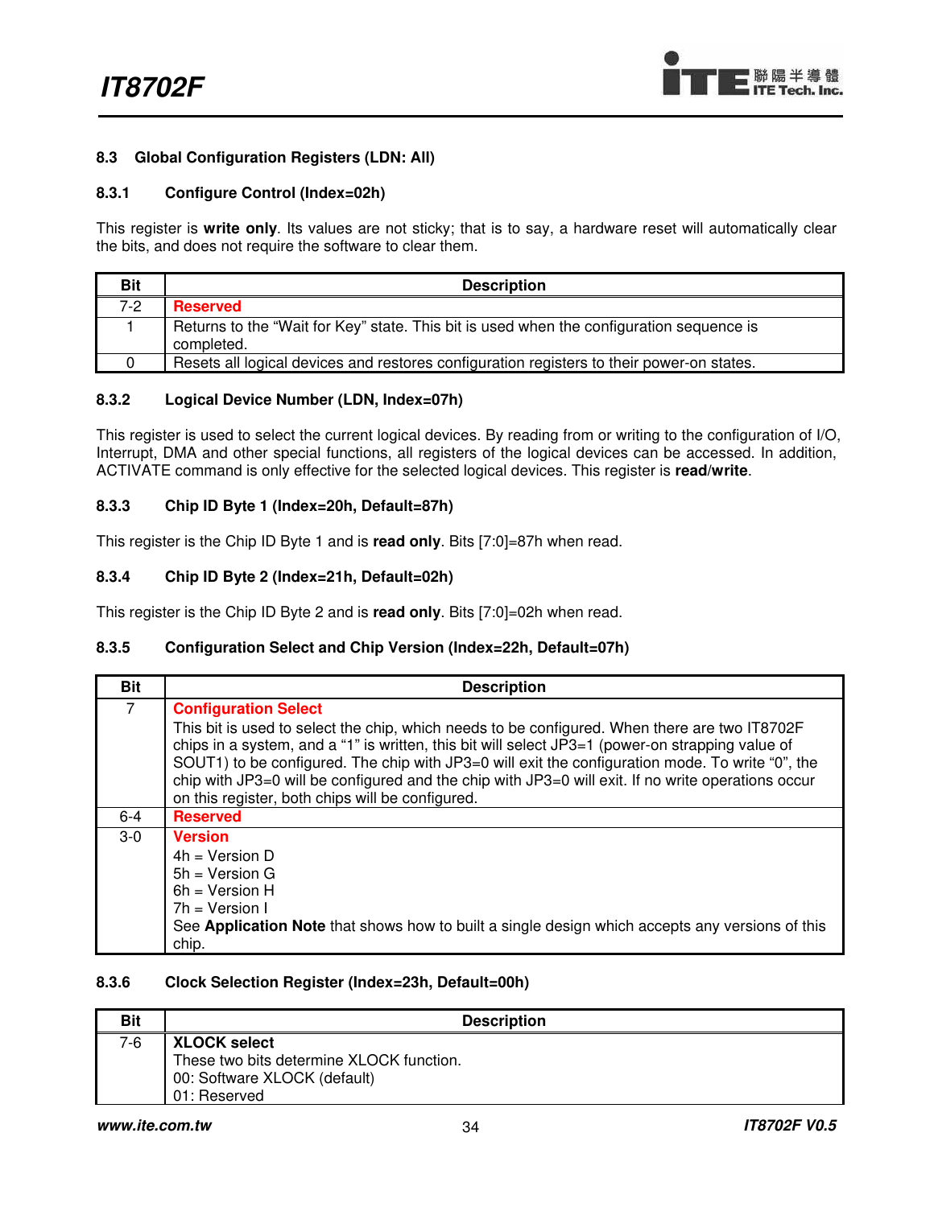## 8.3 Global Configuration Registers (LDN: All)

### 8.3.1 Configure Control (Index=02h)

This register is **write only**. Its values are not sticky; that is to say, a hardware reset will automatically clear the bits, and does not require the software to clear them.

| Bit | Description |
|---|---|
| 7-2 | **Reserved** |
| 1 | Returns to the "Wait for Key" state. This bit is used when the configuration sequence is completed. |
| 0 | Resets all logical devices and restores configuration registers to their power-on states. |

### 8.3.2 Logical Device Number (LDN, Index=07h)

This register is used to select the current logical devices. By reading from or writing to the configuration of I/O, Interrupt, DMA and other special functions, all registers of the logical devices can be accessed. In addition, ACTIVATE command is only effective for the selected logical devices. This register is **read/write**.

### 8.3.3 Chip ID Byte 1 (Index=20h, Default=87h)

This register is the Chip ID Byte 1 and is **read only**. Bits [7:0]=87h when read.

### 8.3.4 Chip ID Byte 2 (Index=21h, Default=02h)

This register is the Chip ID Byte 2 and is **read only**. Bits [7:0]=02h when read.

### 8.3.5 Configuration Select and Chip Version (Index=22h, Default=07h)

| Bit | Description |
|---|---|
| 7 | **Configuration Select**<br>This bit is used to select the chip, which needs to be configured. When there are two IT8702F chips in a system, and a "1" is written, this bit will select JP3=1 (power-on strapping value of SOUT1) to be configured. The chip with JP3=0 will exit the configuration mode. To write "0", the chip with JP3=0 will be configured and the chip with JP3=0 will exit. If no write operations occur on this register, both chips will be configured. |
| 6-4 | **Reserved** |
| 3-0 | **Version**<br>4h = Version D<br>5h = Version G<br>6h = Version H<br>7h = Version I<br>See **Application Note** that shows how to built a single design which accepts any versions of this chip. |

### 8.3.6 Clock Selection Register (Index=23h, Default=00h)

| Bit | Description |
|---|---|
| 7-6 | **XLOCK select**<br>These two bits determine XLOCK function.<br>00: Software XLOCK (default)<br>01: Reserved |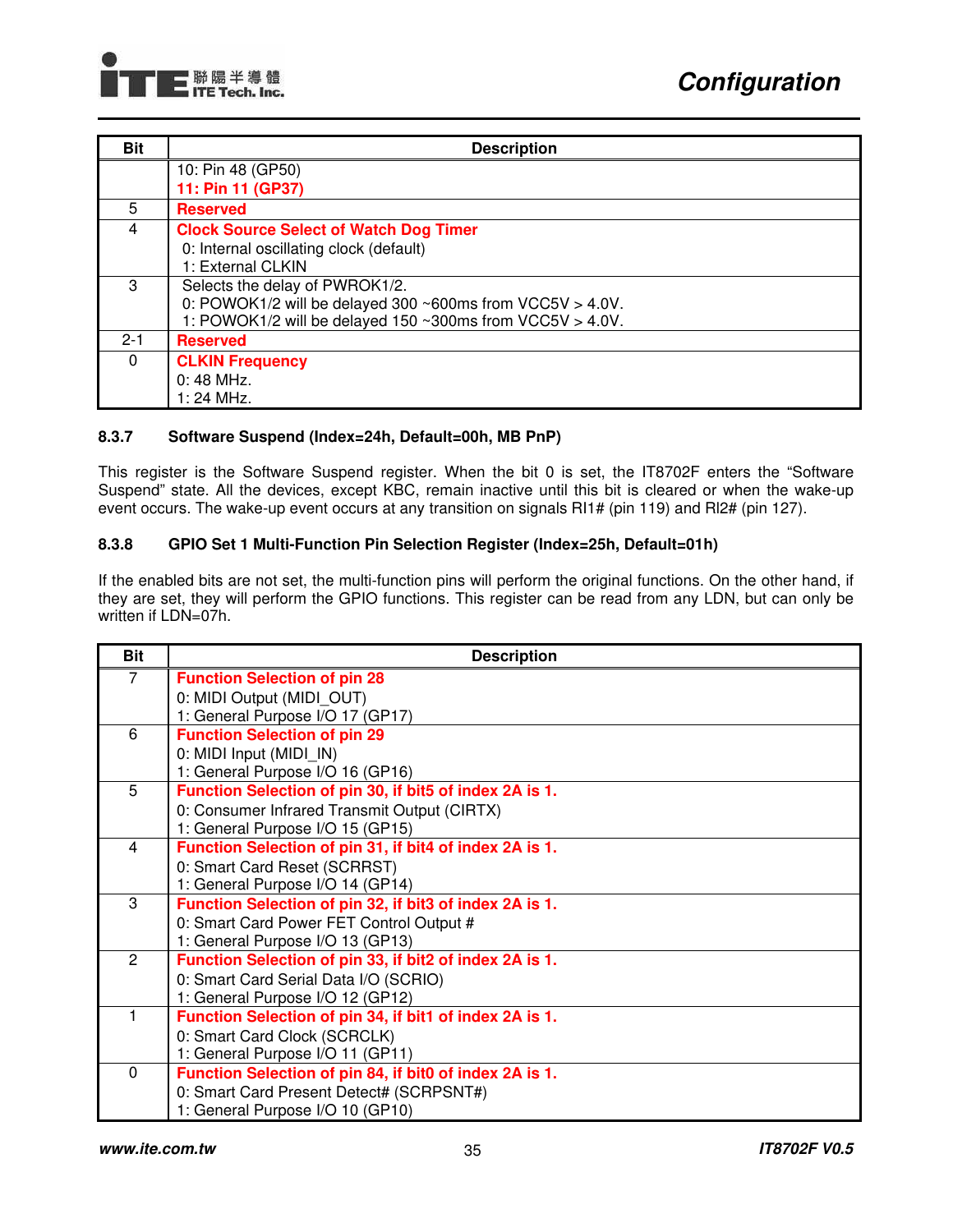| Bit | Description |
|---|---|
| | 10: Pin 48 (GP50)<br>**11: Pin 11 (GP37)** |
| 5 | **Reserved** |
| 4 | **Clock Source Select of Watch Dog Timer**<br>0: Internal oscillating clock (default)<br>1: External CLKIN |
| 3 | Selects the delay of PWROK1/2.<br>0: POWOK1/2 will be delayed 300 ~600ms from VCC5V > 4.0V.<br>1: POWOK1/2 will be delayed 150 ~300ms from VCC5V > 4.0V. |
| 2-1 | **Reserved** |
| 0 | **CLKIN Frequency**<br>0: 48 MHz.<br>1: 24 MHz. |

### 8.3.7 Software Suspend (Index=24h, Default=00h, MB PnP)

This register is the Software Suspend register. When the bit 0 is set, the IT8702F enters the "Software Suspend" state. All the devices, except KBC, remain inactive until this bit is cleared or when the wake-up event occurs. The wake-up event occurs at any transition on signals RI1# (pin 119) and RI2# (pin 127).

### 8.3.8 GPIO Set 1 Multi-Function Pin Selection Register (Index=25h, Default=01h)

If the enabled bits are not set, the multi-function pins will perform the original functions. On the other hand, if they are set, they will perform the GPIO functions. This register can be read from any LDN, but can only be written if LDN=07h.

| Bit | Description |
|---|---|
| 7 | **Function Selection of pin 28**<br>0: MIDI Output (MIDI_OUT)<br>1: General Purpose I/O 17 (GP17) |
| 6 | **Function Selection of pin 29**<br>0: MIDI Input (MIDI_IN)<br>1: General Purpose I/O 16 (GP16) |
| 5 | **Function Selection of pin 30, if bit5 of index 2A is 1.**<br>0: Consumer Infrared Transmit Output (CIRTX)<br>1: General Purpose I/O 15 (GP15) |
| 4 | **Function Selection of pin 31, if bit4 of index 2A is 1.**<br>0: Smart Card Reset (SCRRST)<br>1: General Purpose I/O 14 (GP14) |
| 3 | **Function Selection of pin 32, if bit3 of index 2A is 1.**<br>0: Smart Card Power FET Control Output #<br>1: General Purpose I/O 13 (GP13) |
| 2 | **Function Selection of pin 33, if bit2 of index 2A is 1.**<br>0: Smart Card Serial Data I/O (SCRIO)<br>1: General Purpose I/O 12 (GP12) |
| 1 | **Function Selection of pin 34, if bit1 of index 2A is 1.**<br>0: Smart Card Clock (SCRCLK)<br>1: General Purpose I/O 11 (GP11) |
| 0 | **Function Selection of pin 84, if bit0 of index 2A is 1.**<br>0: Smart Card Present Detect# (SCRPSNT#)<br>1: General Purpose I/O 10 (GP10) |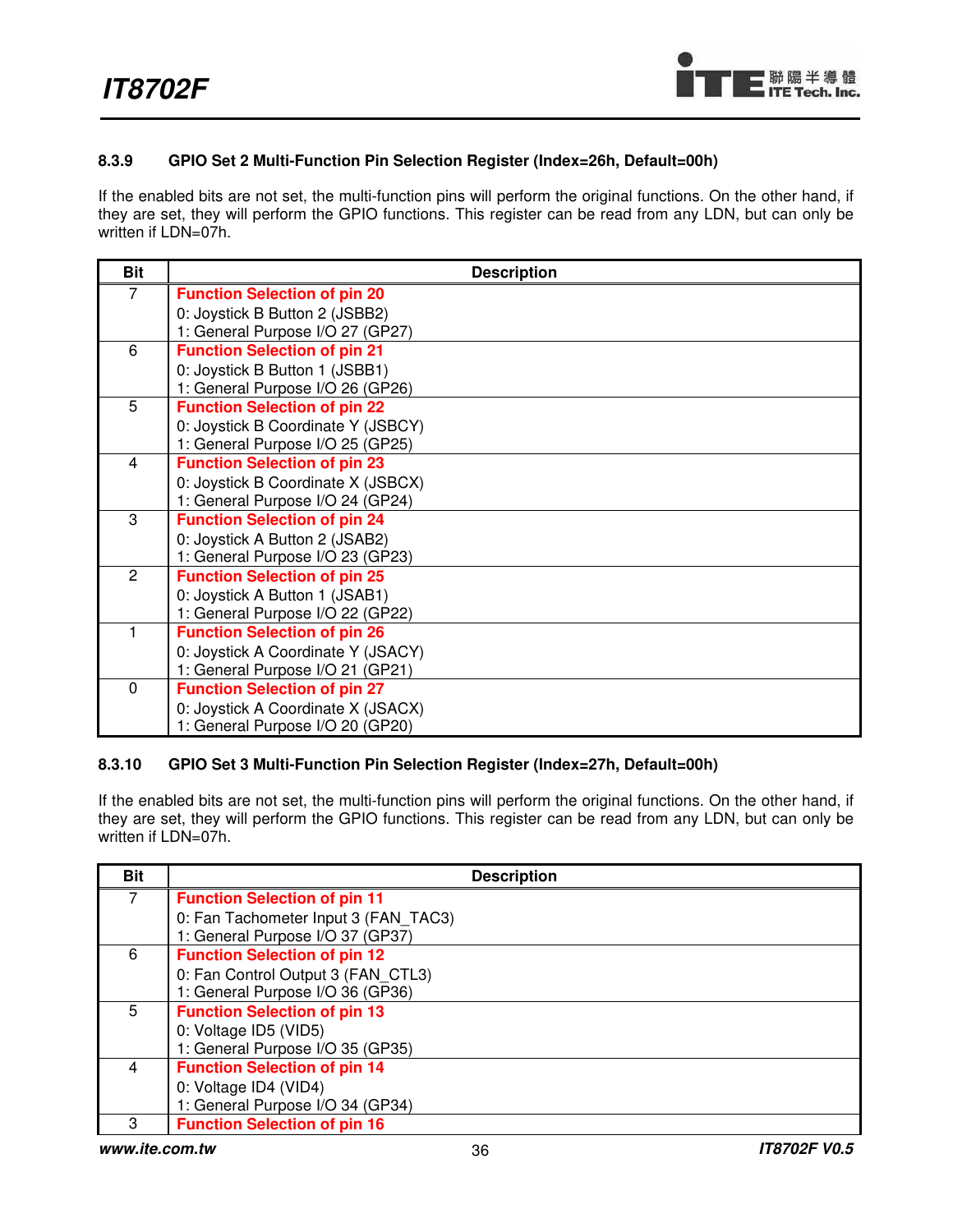### 8.3.9 GPIO Set 2 Multi-Function Pin Selection Register (Index=26h, Default=00h)

If the enabled bits are not set, the multi-function pins will perform the original functions. On the other hand, if they are set, they will perform the GPIO functions. This register can be read from any LDN, but can only be written if LDN=07h.

| Bit | Description |
|---|---|
| 7 | **Function Selection of pin 20**<br>0: Joystick B Button 2 (JSBB2)<br>1: General Purpose I/O 27 (GP27) |
| 6 | **Function Selection of pin 21**<br>0: Joystick B Button 1 (JSBB1)<br>1: General Purpose I/O 26 (GP26) |
| 5 | **Function Selection of pin 22**<br>0: Joystick B Coordinate Y (JSBCY)<br>1: General Purpose I/O 25 (GP25) |
| 4 | **Function Selection of pin 23**<br>0: Joystick B Coordinate X (JSBCX)<br>1: General Purpose I/O 24 (GP24) |
| 3 | **Function Selection of pin 24**<br>0: Joystick A Button 2 (JSAB2)<br>1: General Purpose I/O 23 (GP23) |
| 2 | **Function Selection of pin 25**<br>0: Joystick A Button 1 (JSAB1)<br>1: General Purpose I/O 22 (GP22) |
| 1 | **Function Selection of pin 26**<br>0: Joystick A Coordinate Y (JSACY)<br>1: General Purpose I/O 21 (GP21) |
| 0 | **Function Selection of pin 27**<br>0: Joystick A Coordinate X (JSACX)<br>1: General Purpose I/O 20 (GP20) |

### 8.3.10 GPIO Set 3 Multi-Function Pin Selection Register (Index=27h, Default=00h)

If the enabled bits are not set, the multi-function pins will perform the original functions. On the other hand, if they are set, they will perform the GPIO functions. This register can be read from any LDN, but can only be written if LDN=07h.

| Bit | Description |
|---|---|
| 7 | **Function Selection of pin 11**<br>0: Fan Tachometer Input 3 (FAN_TAC3)<br>1: General Purpose I/O 37 (GP37) |
| 6 | **Function Selection of pin 12**<br>0: Fan Control Output 3 (FAN_CTL3)<br>1: General Purpose I/O 36 (GP36) |
| 5 | **Function Selection of pin 13**<br>0: Voltage ID5 (VID5)<br>1: General Purpose I/O 35 (GP35) |
| 4 | **Function Selection of pin 14**<br>0: Voltage ID4 (VID4)<br>1: General Purpose I/O 34 (GP34) |
| 3 | **Function Selection of pin 16** |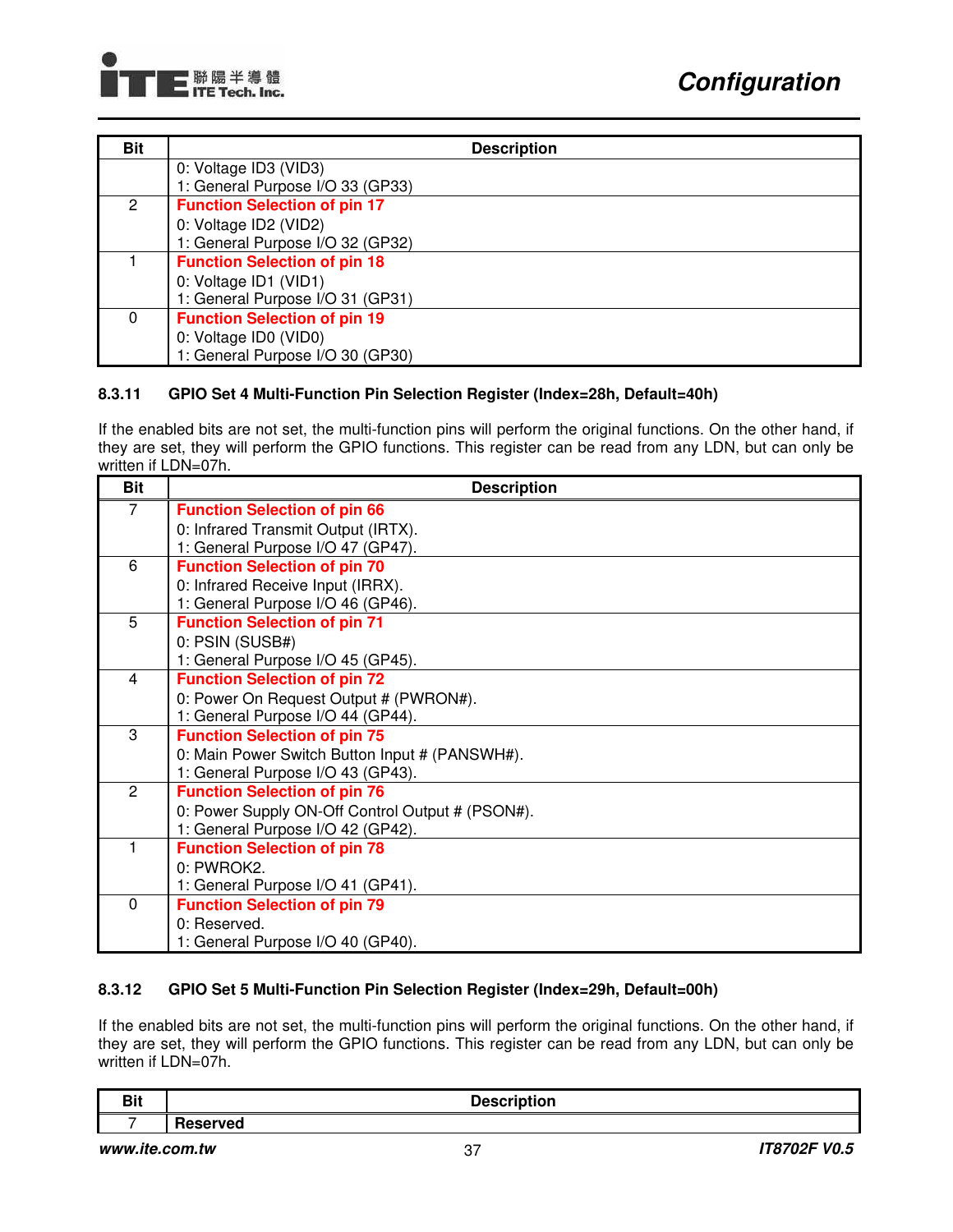| Bit | Description |
|---|---|
| | 0: Voltage ID3 (VID3)<br>1: General Purpose I/O 33 (GP33) |
| 2 | **Function Selection of pin 17**<br>0: Voltage ID2 (VID2)<br>1: General Purpose I/O 32 (GP32) |
| 1 | **Function Selection of pin 18**<br>0: Voltage ID1 (VID1)<br>1: General Purpose I/O 31 (GP31) |
| 0 | **Function Selection of pin 19**<br>0: Voltage ID0 (VID0)<br>1: General Purpose I/O 30 (GP30) |

### 8.3.11 GPIO Set 4 Multi-Function Pin Selection Register (Index=28h, Default=40h)

If the enabled bits are not set, the multi-function pins will perform the original functions. On the other hand, if they are set, they will perform the GPIO functions. This register can be read from any LDN, but can only be written if LDN=07h.

| Bit | Description |
|---|---|
| 7 | **Function Selection of pin 66**<br>0: Infrared Transmit Output (IRTX).<br>1: General Purpose I/O 47 (GP47). |
| 6 | **Function Selection of pin 70**<br>0: Infrared Receive Input (IRRX).<br>1: General Purpose I/O 46 (GP46). |
| 5 | **Function Selection of pin 71**<br>0: PSIN (SUSB#)<br>1: General Purpose I/O 45 (GP45). |
| 4 | **Function Selection of pin 72**<br>0: Power On Request Output # (PWRON#).<br>1: General Purpose I/O 44 (GP44). |
| 3 | **Function Selection of pin 75**<br>0: Main Power Switch Button Input # (PANSWH#).<br>1: General Purpose I/O 43 (GP43). |
| 2 | **Function Selection of pin 76**<br>0: Power Supply ON-Off Control Output # (PSON#).<br>1: General Purpose I/O 42 (GP42). |
| 1 | **Function Selection of pin 78**<br>0: PWROK2.<br>1: General Purpose I/O 41 (GP41). |
| 0 | **Function Selection of pin 79**<br>0: Reserved.<br>1: General Purpose I/O 40 (GP40). |

### 8.3.12 GPIO Set 5 Multi-Function Pin Selection Register (Index=29h, Default=00h)

If the enabled bits are not set, the multi-function pins will perform the original functions. On the other hand, if they are set, they will perform the GPIO functions. This register can be read from any LDN, but can only be written if LDN=07h.

| Bit | Description |
|---|---|
| 7 | **Reserved** |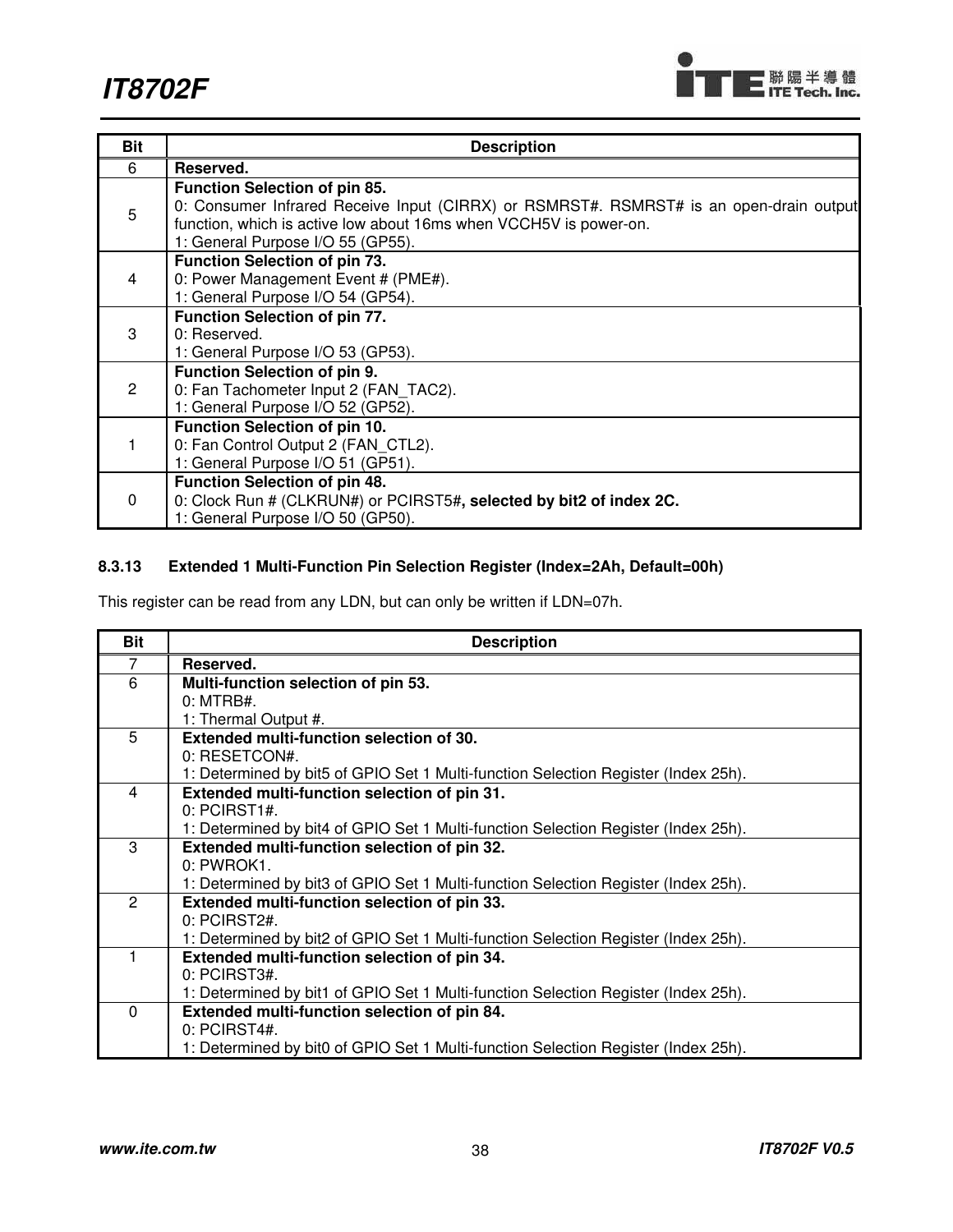| Bit | Description |
|---|---|
| 6 | **Reserved.** |
| 5 | **Function Selection of pin 85.**<br>0: Consumer Infrared Receive Input (CIRRX) or RSMRST#. RSMRST# is an open-drain output function, which is active low about 16ms when VCCH5V is power-on.<br>1: General Purpose I/O 55 (GP55). |
| 4 | **Function Selection of pin 73.**<br>0: Power Management Event # (PME#).<br>1: General Purpose I/O 54 (GP54). |
| 3 | **Function Selection of pin 77.**<br>0: Reserved.<br>1: General Purpose I/O 53 (GP53). |
| 2 | **Function Selection of pin 9.**<br>0: Fan Tachometer Input 2 (FAN_TAC2).<br>1: General Purpose I/O 52 (GP52). |
| 1 | **Function Selection of pin 10.**<br>0: Fan Control Output 2 (FAN_CTL2).<br>1: General Purpose I/O 51 (GP51). |
| 0 | **Function Selection of pin 48.**<br>0: Clock Run # (CLKRUN#) or PCIRST5#**, selected by bit2 of index 2C.**<br>1: General Purpose I/O 50 (GP50). |

### 8.3.13 Extended 1 Multi-Function Pin Selection Register (Index=2Ah, Default=00h)

This register can be read from any LDN, but can only be written if LDN=07h.

| Bit | Description |
|---|---|
| 7 | **Reserved.** |
| 6 | **Multi-function selection of pin 53.**<br>0: MTRB#.<br>1: Thermal Output #. |
| 5 | **Extended multi-function selection of 30.**<br>0: RESETCON#.<br>1: Determined by bit5 of GPIO Set 1 Multi-function Selection Register (Index 25h). |
| 4 | **Extended multi-function selection of pin 31.**<br>0: PCIRST1#.<br>1: Determined by bit4 of GPIO Set 1 Multi-function Selection Register (Index 25h). |
| 3 | **Extended multi-function selection of pin 32.**<br>0: PWROK1.<br>1: Determined by bit3 of GPIO Set 1 Multi-function Selection Register (Index 25h). |
| 2 | **Extended multi-function selection of pin 33.**<br>0: PCIRST2#.<br>1: Determined by bit2 of GPIO Set 1 Multi-function Selection Register (Index 25h). |
| 1 | **Extended multi-function selection of pin 34.**<br>0: PCIRST3#.<br>1: Determined by bit1 of GPIO Set 1 Multi-function Selection Register (Index 25h). |
| 0 | **Extended multi-function selection of pin 84.**<br>0: PCIRST4#.<br>1: Determined by bit0 of GPIO Set 1 Multi-function Selection Register (Index 25h). |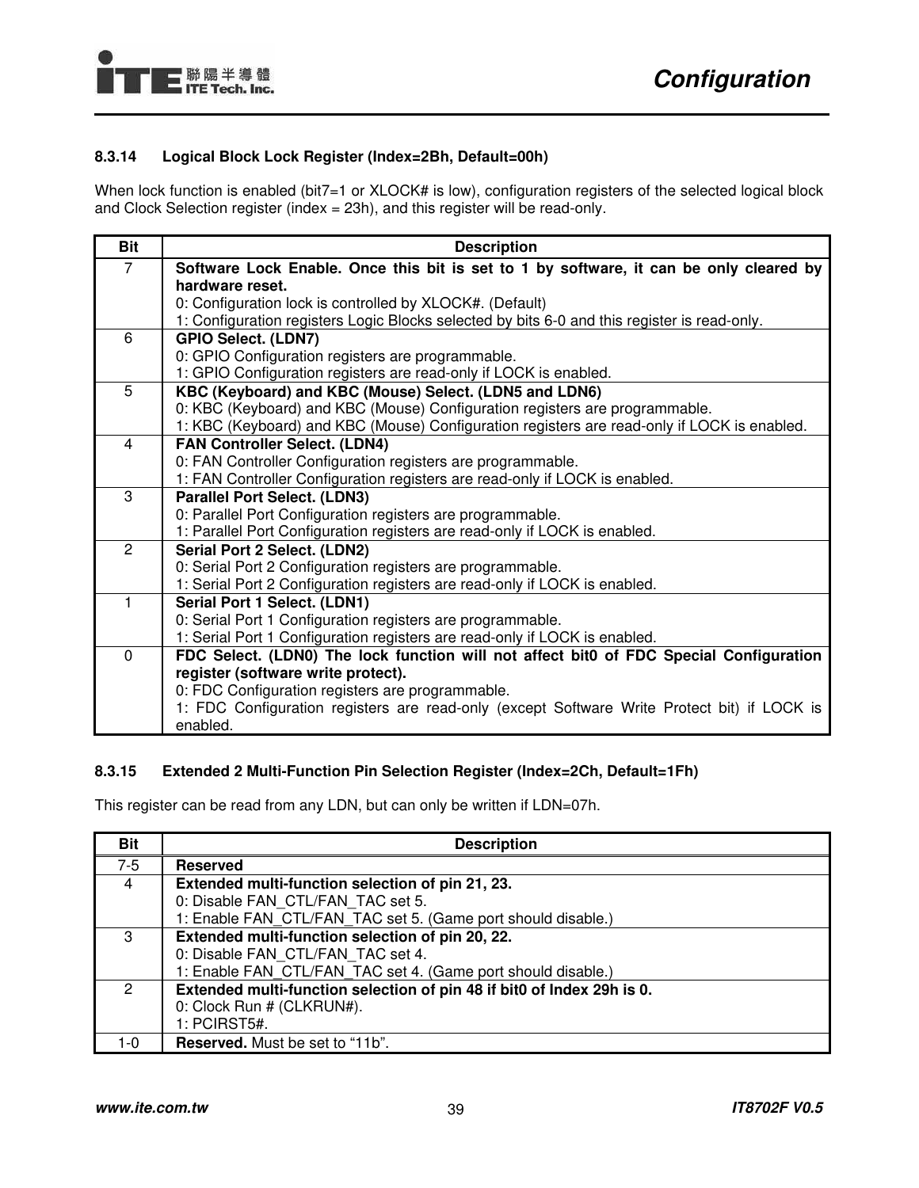### 8.3.14 Logical Block Lock Register (Index=2Bh, Default=00h)

When lock function is enabled (bit7=1 or XLOCK# is low), configuration registers of the selected logical block and Clock Selection register (index = 23h), and this register will be read-only.

| Bit | Description |
|---|---|
| 7 | **Software Lock Enable. Once this bit is set to 1 by software, it can be only cleared by hardware reset.**<br>0: Configuration lock is controlled by XLOCK#. (Default)<br>1: Configuration registers Logic Blocks selected by bits 6-0 and this register is read-only. |
| 6 | **GPIO Select. (LDN7)**<br>0: GPIO Configuration registers are programmable.<br>1: GPIO Configuration registers are read-only if LOCK is enabled. |
| 5 | **KBC (Keyboard) and KBC (Mouse) Select. (LDN5 and LDN6)**<br>0: KBC (Keyboard) and KBC (Mouse) Configuration registers are programmable.<br>1: KBC (Keyboard) and KBC (Mouse) Configuration registers are read-only if LOCK is enabled. |
| 4 | **FAN Controller Select. (LDN4)**<br>0: FAN Controller Configuration registers are programmable.<br>1: FAN Controller Configuration registers are read-only if LOCK is enabled. |
| 3 | **Parallel Port Select. (LDN3)**<br>0: Parallel Port Configuration registers are programmable.<br>1: Parallel Port Configuration registers are read-only if LOCK is enabled. |
| 2 | **Serial Port 2 Select. (LDN2)**<br>0: Serial Port 2 Configuration registers are programmable.<br>1: Serial Port 2 Configuration registers are read-only if LOCK is enabled. |
| 1 | **Serial Port 1 Select. (LDN1)**<br>0: Serial Port 1 Configuration registers are programmable.<br>1: Serial Port 1 Configuration registers are read-only if LOCK is enabled. |
| 0 | **FDC Select. (LDN0) The lock function will not affect bit0 of FDC Special Configuration register (software write protect).**<br>0: FDC Configuration registers are programmable.<br>1: FDC Configuration registers are read-only (except Software Write Protect bit) if LOCK is enabled. |

### 8.3.15 Extended 2 Multi-Function Pin Selection Register (Index=2Ch, Default=1Fh)

This register can be read from any LDN, but can only be written if LDN=07h.

| Bit | Description |
|---|---|
| 7-5 | **Reserved** |
| 4 | **Extended multi-function selection of pin 21, 23.**<br>0: Disable FAN_CTL/FAN_TAC set 5.<br>1: Enable FAN_CTL/FAN_TAC set 5. (Game port should disable.) |
| 3 | **Extended multi-function selection of pin 20, 22.**<br>0: Disable FAN_CTL/FAN_TAC set 4.<br>1: Enable FAN_CTL/FAN_TAC set 4. (Game port should disable.) |
| 2 | **Extended multi-function selection of pin 48 if bit0 of Index 29h is 0.**<br>0: Clock Run # (CLKRUN#).<br>1: PCIRST5#. |
| 1-0 | **Reserved.** Must be set to “11b”. |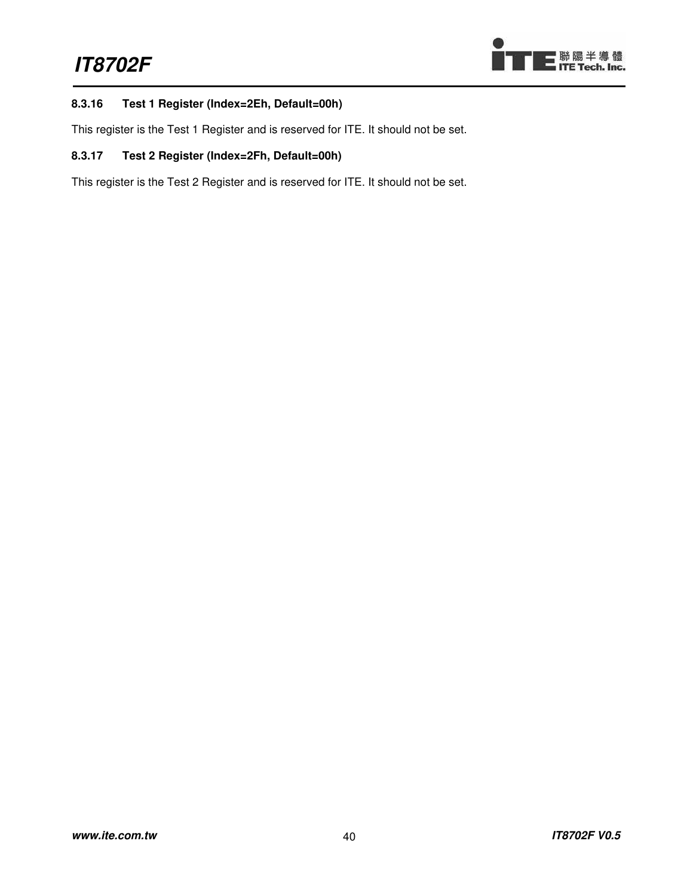#### 8.3.16 Test 1 Register (Index=2Eh, Default=00h)

This register is the Test 1 Register and is reserved for ITE. It should not be set.

#### 8.3.17 Test 2 Register (Index=2Fh, Default=00h)

This register is the Test 2 Register and is reserved for ITE. It should not be set.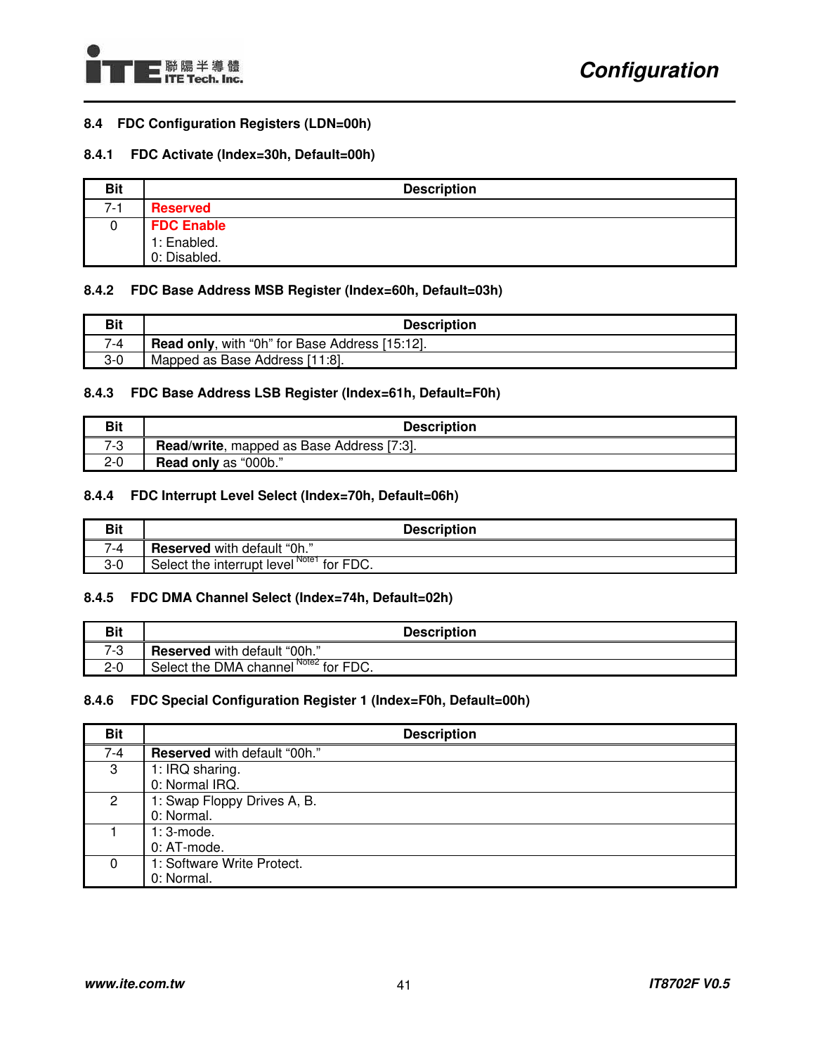### 8.4 FDC Configuration Registers (LDN=00h)

#### 8.4.1 FDC Activate (Index=30h, Default=00h)

| Bit | Description |
|---|---|
| 7-1 | **Reserved** |
| 0 | **FDC Enable**<br>1: Enabled.<br>0: Disabled. |

#### 8.4.2 FDC Base Address MSB Register (Index=60h, Default=03h)

| Bit | Description |
|---|---|
| 7-4 | **Read only**, with “0h” for Base Address [15:12]. |
| 3-0 | Mapped as Base Address [11:8]. |

#### 8.4.3 FDC Base Address LSB Register (Index=61h, Default=F0h)

| Bit | Description |
|---|---|
| 7-3 | **Read/write**, mapped as Base Address [7:3]. |
| 2-0 | **Read only** as “000b.” |

#### 8.4.4 FDC Interrupt Level Select (Index=70h, Default=06h)

| Bit | Description |
|---|---|
| 7-4 | **Reserved** with default “0h.” |
| 3-0 | Select the interrupt level [Note1] for FDC. |

#### 8.4.5 FDC DMA Channel Select (Index=74h, Default=02h)

| Bit | Description |
|---|---|
| 7-3 | **Reserved** with default “00h.” |
| 2-0 | Select the DMA channel [Note2] for FDC. |

#### 8.4.6 FDC Special Configuration Register 1 (Index=F0h, Default=00h)

| Bit | Description |
|---|---|
| 7-4 | **Reserved** with default “00h.” |
| 3 | 1: IRQ sharing.<br>0: Normal IRQ. |
| 2 | 1: Swap Floppy Drives A, B.<br>0: Normal. |
| 1 | 1: 3-mode.<br>0: AT-mode. |
| 0 | 1: Software Write Protect.<br>0: Normal. |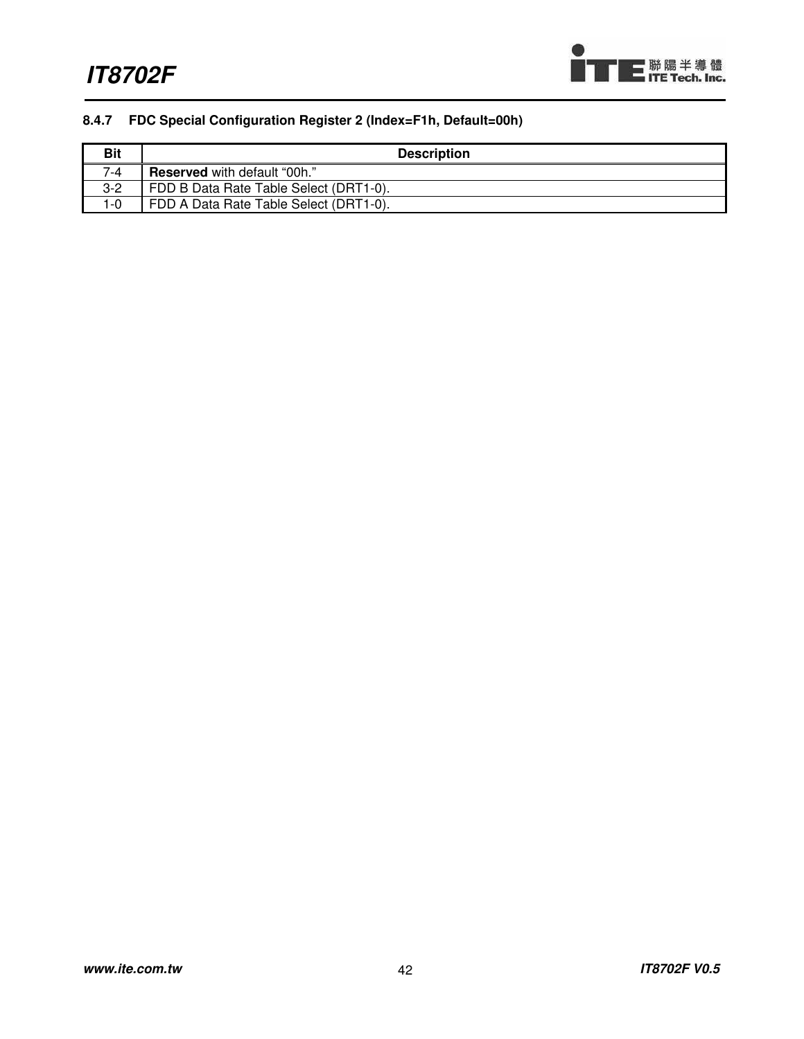#### 8.4.7 FDC Special Configuration Register 2 (Index=F1h, Default=00h)

| Bit | Description |
| --- | --- |
| 7-4 | **Reserved** with default “00h.” |
| 3-2 | FDD B Data Rate Table Select (DRT1-0). |
| 1-0 | FDD A Data Rate Table Select (DRT1-0). |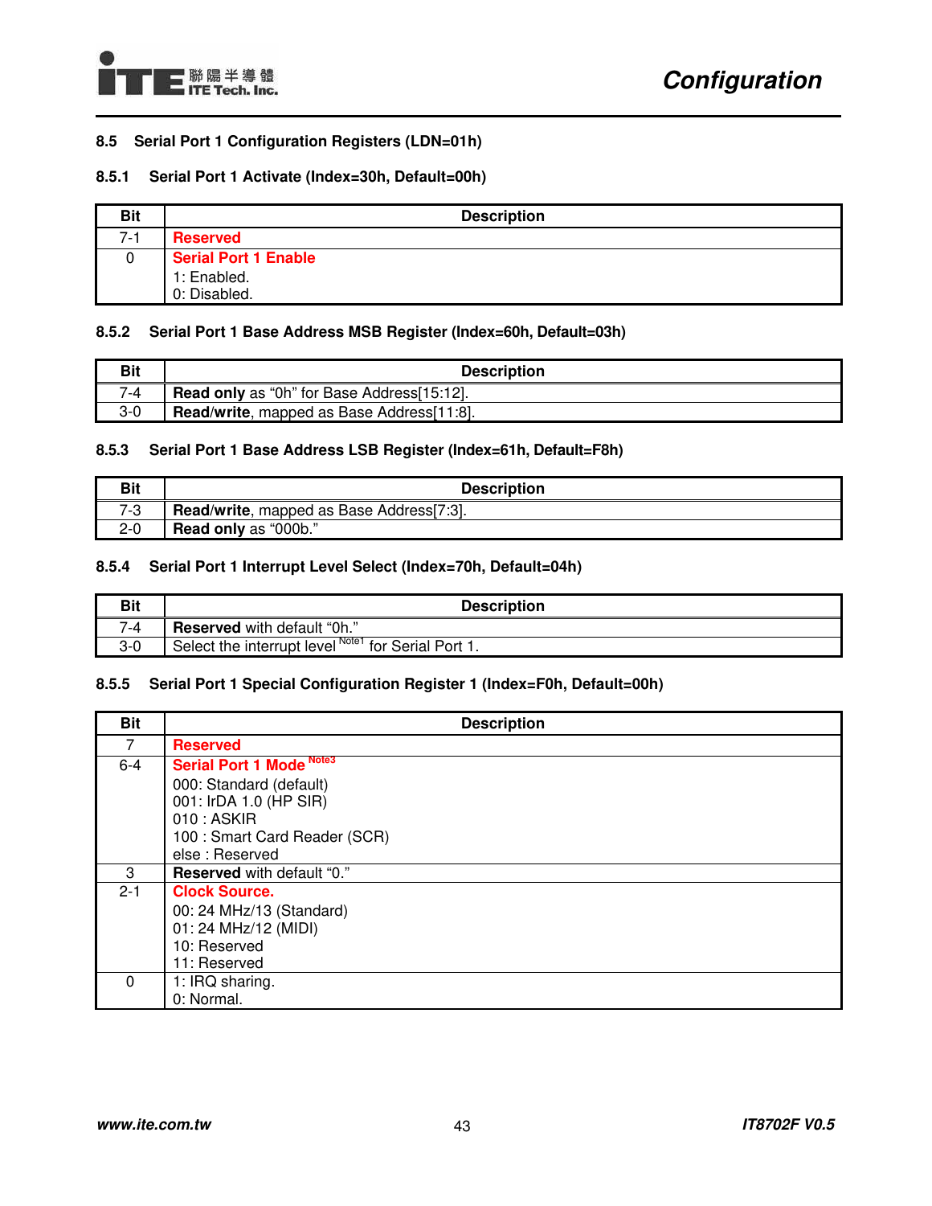### 8.5 Serial Port 1 Configuration Registers (LDN=01h)

#### 8.5.1 Serial Port 1 Activate (Index=30h, Default=00h)

| Bit | Description |
|---|---|
| 7-1 | **Reserved** |
| 0 | **Serial Port 1 Enable**<br>1: Enabled.<br>0: Disabled. |

#### 8.5.2 Serial Port 1 Base Address MSB Register (Index=60h, Default=03h)

| Bit | Description |
|---|---|
| 7-4 | **Read only** as “0h” for Base Address[15:12]. |
| 3-0 | **Read/write**, mapped as Base Address[11:8]. |

#### 8.5.3 Serial Port 1 Base Address LSB Register (Index=61h, Default=F8h)

| Bit | Description |
|---|---|
| 7-3 | **Read/write**, mapped as Base Address[7:3]. |
| 2-0 | **Read only** as “000b.” |

#### 8.5.4 Serial Port 1 Interrupt Level Select (Index=70h, Default=04h)

| Bit | Description |
|---|---|
| 7-4 | **Reserved** with default “0h.” |
| 3-0 | Select the interrupt level [Note1] for Serial Port 1. |

#### 8.5.5 Serial Port 1 Special Configuration Register 1 (Index=F0h, Default=00h)

| Bit | Description |
|---|---|
| 7 | **Reserved** |
| 6-4 | **Serial Port 1 Mode** [Note3]<br>000: Standard (default)<br>001: IrDA 1.0 (HP SIR)<br>010 : ASKIR<br>100 : Smart Card Reader (SCR)<br>else : Reserved |
| 3 | **Reserved** with default “0.” |
| 2-1 | **Clock Source.**<br>00: 24 MHz/13 (Standard)<br>01: 24 MHz/12 (MIDI)<br>10: Reserved<br>11: Reserved |
| 0 | 1: IRQ sharing.<br>0: Normal. |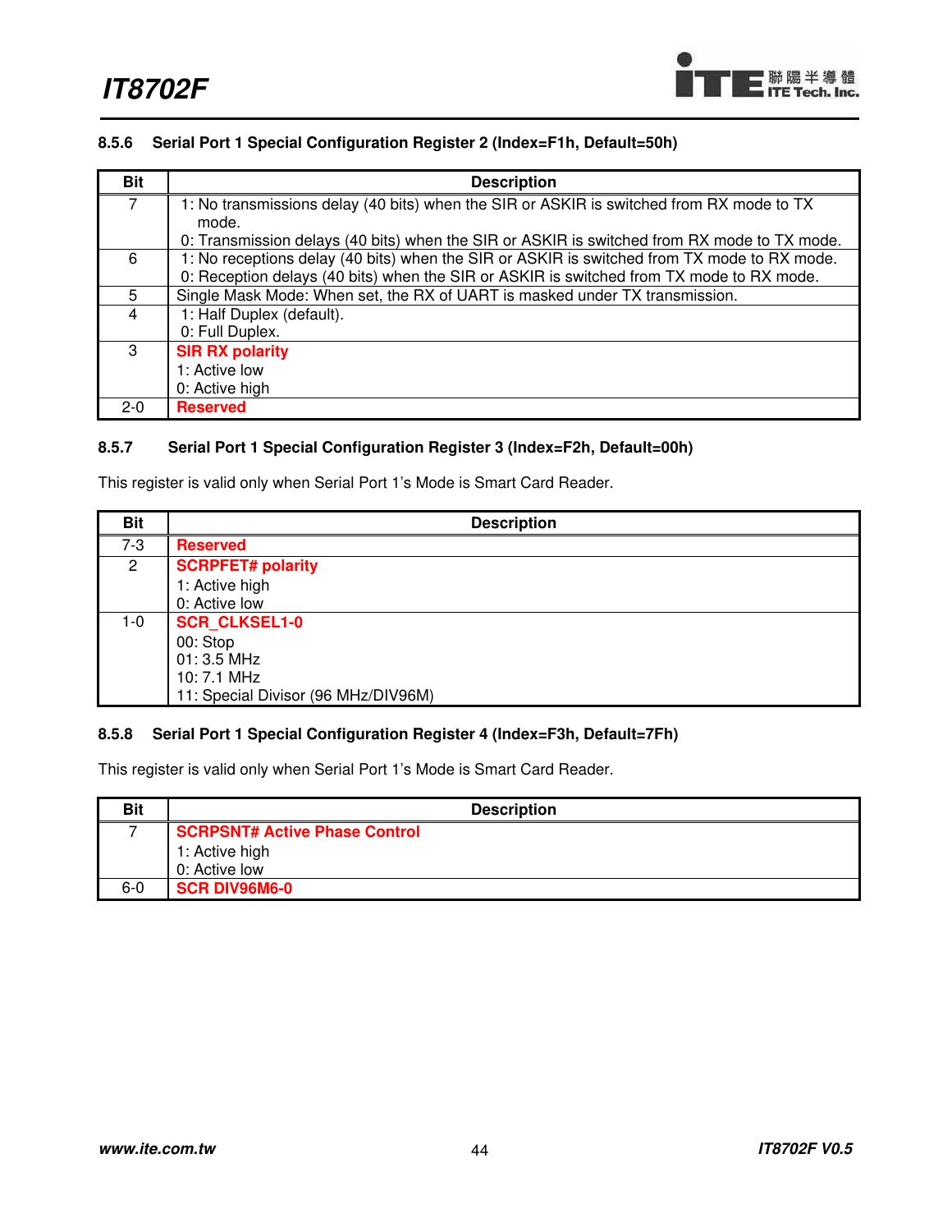### 8.5.6 Serial Port 1 Special Configuration Register 2 (Index=F1h, Default=50h)

| Bit | Description |
|---|---|
| 7 | 1: No transmissions delay (40 bits) when the SIR or ASKIR is switched from RX mode to TX mode.<br>0: Transmission delays (40 bits) when the SIR or ASKIR is switched from RX mode to TX mode. |
| 6 | 1: No receptions delay (40 bits) when the SIR or ASKIR is switched from TX mode to RX mode.<br>0: Reception delays (40 bits) when the SIR or ASKIR is switched from TX mode to RX mode. |
| 5 | Single Mask Mode: When set, the RX of UART is masked under TX transmission. |
| 4 | 1: Half Duplex (default).<br>0: Full Duplex. |
| 3 | **SIR RX polarity**<br>1: Active low<br>0: Active high |
| 2-0 | **Reserved** |

### 8.5.7 Serial Port 1 Special Configuration Register 3 (Index=F2h, Default=00h)

This register is valid only when Serial Port 1's Mode is Smart Card Reader.

| Bit | Description |
|---|---|
| 7-3 | **Reserved** |
| 2 | **SCRPFET# polarity**<br>1: Active high<br>0: Active low |
| 1-0 | **SCR_CLKSEL1-0**<br>00: Stop<br>01: 3.5 MHz<br>10: 7.1 MHz<br>11: Special Divisor (96 MHz/DIV96M) |

### 8.5.8 Serial Port 1 Special Configuration Register 4 (Index=F3h, Default=7Fh)

This register is valid only when Serial Port 1's Mode is Smart Card Reader.

| Bit | Description |
|---|---|
| 7 | **SCRPSNT# Active Phase Control**<br>1: Active high<br>0: Active low |
| 6-0 | **SCR DIV96M6-0** |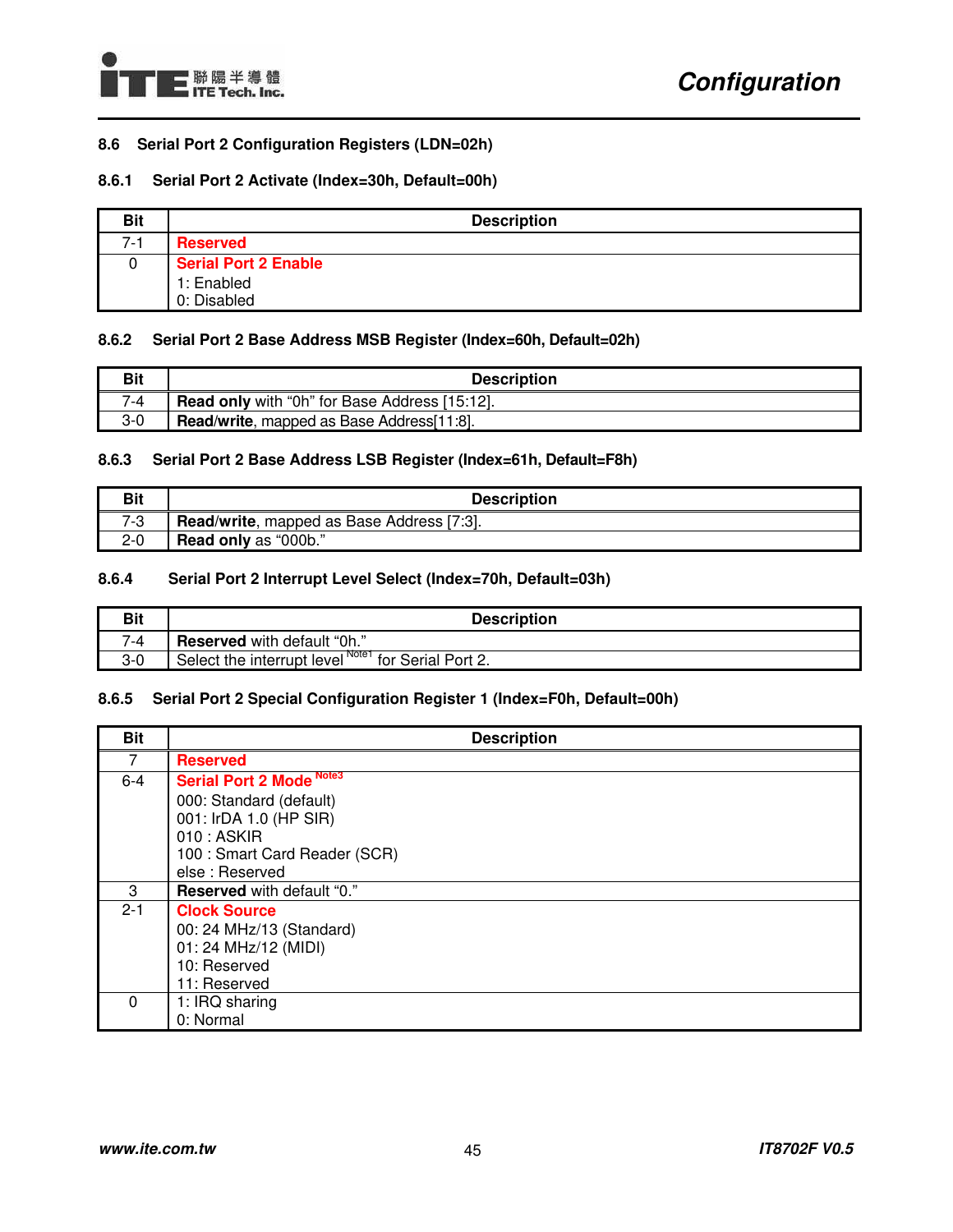### 8.6 Serial Port 2 Configuration Registers (LDN=02h)

#### 8.6.1 Serial Port 2 Activate (Index=30h, Default=00h)

| Bit | Description |
|---|---|
| 7-1 | **Reserved** |
| 0 | **Serial Port 2 Enable**<br>1: Enabled<br>0: Disabled |

#### 8.6.2 Serial Port 2 Base Address MSB Register (Index=60h, Default=02h)

| Bit | Description |
|---|---|
| 7-4 | **Read only** with “0h” for Base Address [15:12]. |
| 3-0 | **Read/write**, mapped as Base Address[11:8]. |

#### 8.6.3 Serial Port 2 Base Address LSB Register (Index=61h, Default=F8h)

| Bit | Description |
|---|---|
| 7-3 | **Read/write**, mapped as Base Address [7:3]. |
| 2-0 | **Read only** as “000b.” |

#### 8.6.4 Serial Port 2 Interrupt Level Select (Index=70h, Default=03h)

| Bit | Description |
|---|---|
| 7-4 | **Reserved** with default “0h.” |
| 3-0 | Select the interrupt level [Note1] for Serial Port 2. |

#### 8.6.5 Serial Port 2 Special Configuration Register 1 (Index=F0h, Default=00h)

| Bit | Description |
|---|---|
| 7 | **Reserved** |
| 6-4 | **Serial Port 2 Mode** [Note3]<br>000: Standard (default)<br>001: IrDA 1.0 (HP SIR)<br>010 : ASKIR<br>100 : Smart Card Reader (SCR)<br>else : Reserved |
| 3 | **Reserved** with default “0.” |
| 2-1 | **Clock Source**<br>00: 24 MHz/13 (Standard)<br>01: 24 MHz/12 (MIDI)<br>10: Reserved<br>11: Reserved |
| 0 | 1: IRQ sharing<br>0: Normal |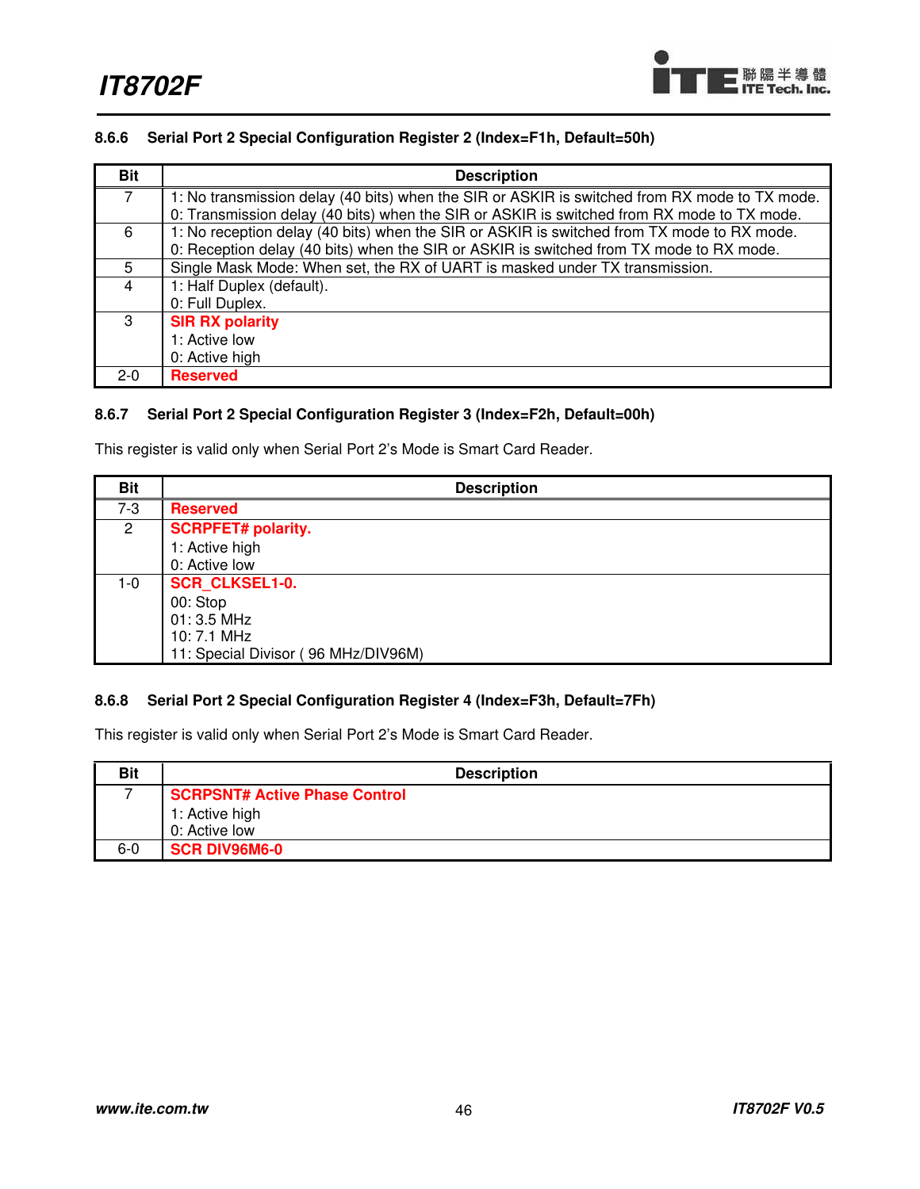### 8.6.6 Serial Port 2 Special Configuration Register 2 (Index=F1h, Default=50h)

| Bit | Description |
|---|---|
| 7 | 1: No transmission delay (40 bits) when the SIR or ASKIR is switched from RX mode to TX mode.<br>0: Transmission delay (40 bits) when the SIR or ASKIR is switched from RX mode to TX mode. |
| 6 | 1: No reception delay (40 bits) when the SIR or ASKIR is switched from TX mode to RX mode.<br>0: Reception delay (40 bits) when the SIR or ASKIR is switched from TX mode to RX mode. |
| 5 | Single Mask Mode: When set, the RX of UART is masked under TX transmission. |
| 4 | 1: Half Duplex (default).<br>0: Full Duplex. |
| 3 | **SIR RX polarity**<br>1: Active low<br>0: Active high |
| 2-0 | **Reserved** |

### 8.6.7 Serial Port 2 Special Configuration Register 3 (Index=F2h, Default=00h)

This register is valid only when Serial Port 2's Mode is Smart Card Reader.

| Bit | Description |
|---|---|
| 7-3 | **Reserved** |
| 2 | **SCRPFET# polarity.**<br>1: Active high<br>0: Active low |
| 1-0 | **SCR_CLKSEL1-0.**<br>00: Stop<br>01: 3.5 MHz<br>10: 7.1 MHz<br>11: Special Divisor ( 96 MHz/DIV96M) |

### 8.6.8 Serial Port 2 Special Configuration Register 4 (Index=F3h, Default=7Fh)

This register is valid only when Serial Port 2's Mode is Smart Card Reader.

| Bit | Description |
|---|---|
| 7 | **SCRPSNT# Active Phase Control**<br>1: Active high<br>0: Active low |
| 6-0 | **SCR DIV96M6-0** |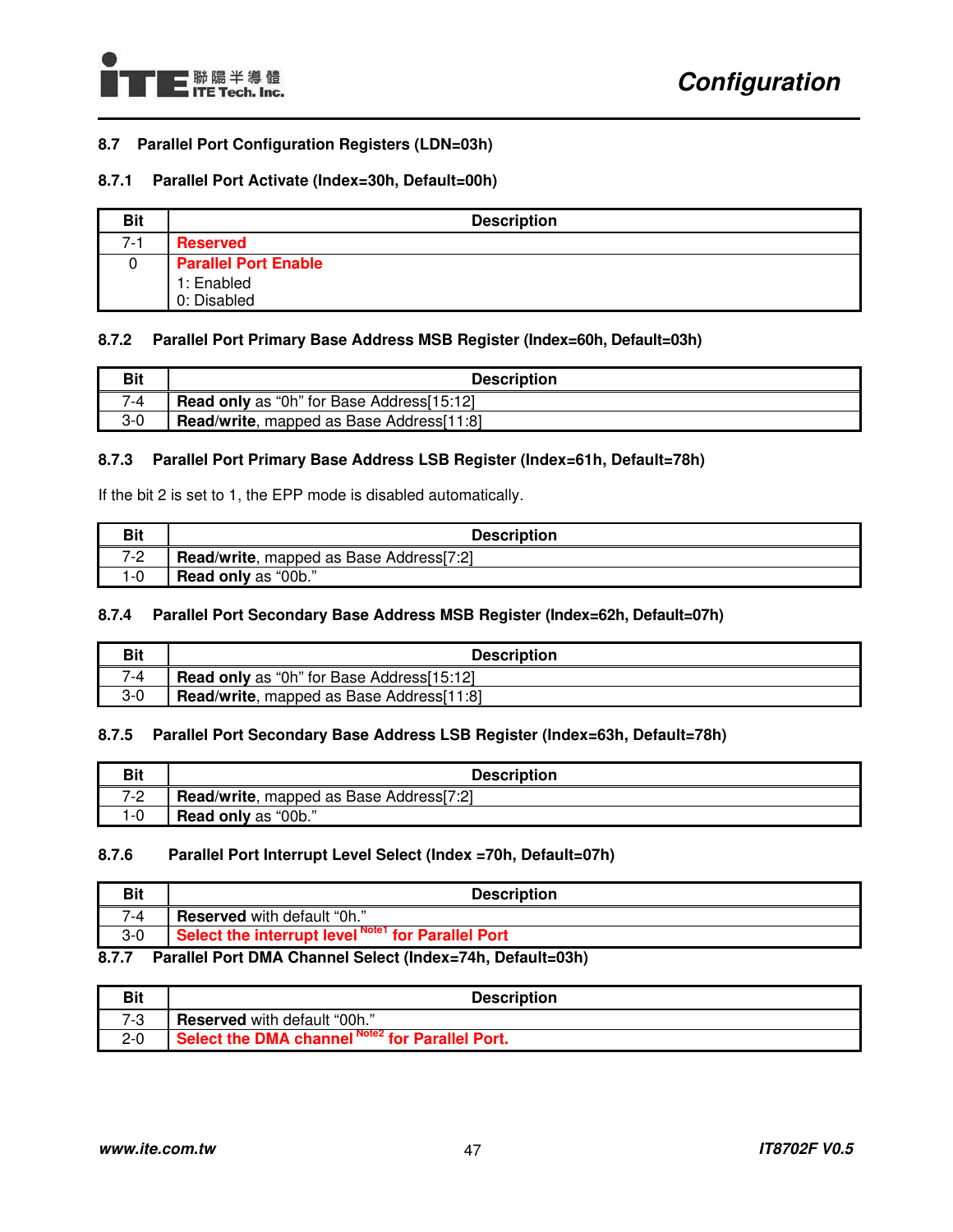## 8.7 Parallel Port Configuration Registers (LDN=03h)

### 8.7.1 Parallel Port Activate (Index=30h, Default=00h)

| Bit | Description |
|---|---|
| 7-1 | **Reserved** |
| 0 | **Parallel Port Enable**<br>1: Enabled<br>0: Disabled |

### 8.7.2 Parallel Port Primary Base Address MSB Register (Index=60h, Default=03h)

| Bit | Description |
|---|---|
| 7-4 | **Read only** as "0h" for Base Address[15:12] |
| 3-0 | **Read/write**, mapped as Base Address[11:8] |

### 8.7.3 Parallel Port Primary Base Address LSB Register (Index=61h, Default=78h)

If the bit 2 is set to 1, the EPP mode is disabled automatically.

| Bit | Description |
|---|---|
| 7-2 | **Read/write**, mapped as Base Address[7:2] |
| 1-0 | **Read only** as "00b." |

### 8.7.4 Parallel Port Secondary Base Address MSB Register (Index=62h, Default=07h)

| Bit | Description |
|---|---|
| 7-4 | **Read only** as "0h" for Base Address[15:12] |
| 3-0 | **Read/write**, mapped as Base Address[11:8] |

### 8.7.5 Parallel Port Secondary Base Address LSB Register (Index=63h, Default=78h)

| Bit | Description |
|---|---|
| 7-2 | **Read/write**, mapped as Base Address[7:2] |
| 1-0 | **Read only** as "00b." |

### 8.7.6 Parallel Port Interrupt Level Select (Index =70h, Default=07h)

| Bit | Description |
|---|---|
| 7-4 | **Reserved** with default "0h." |
| 3-0 | **Select the interrupt level [Note1] for Parallel Port** |

### 8.7.7 Parallel Port DMA Channel Select (Index=74h, Default=03h)

| Bit | Description |
|---|---|
| 7-3 | **Reserved** with default "00h." |
| 2-0 | **Select the DMA channel [Note2] for Parallel Port.** |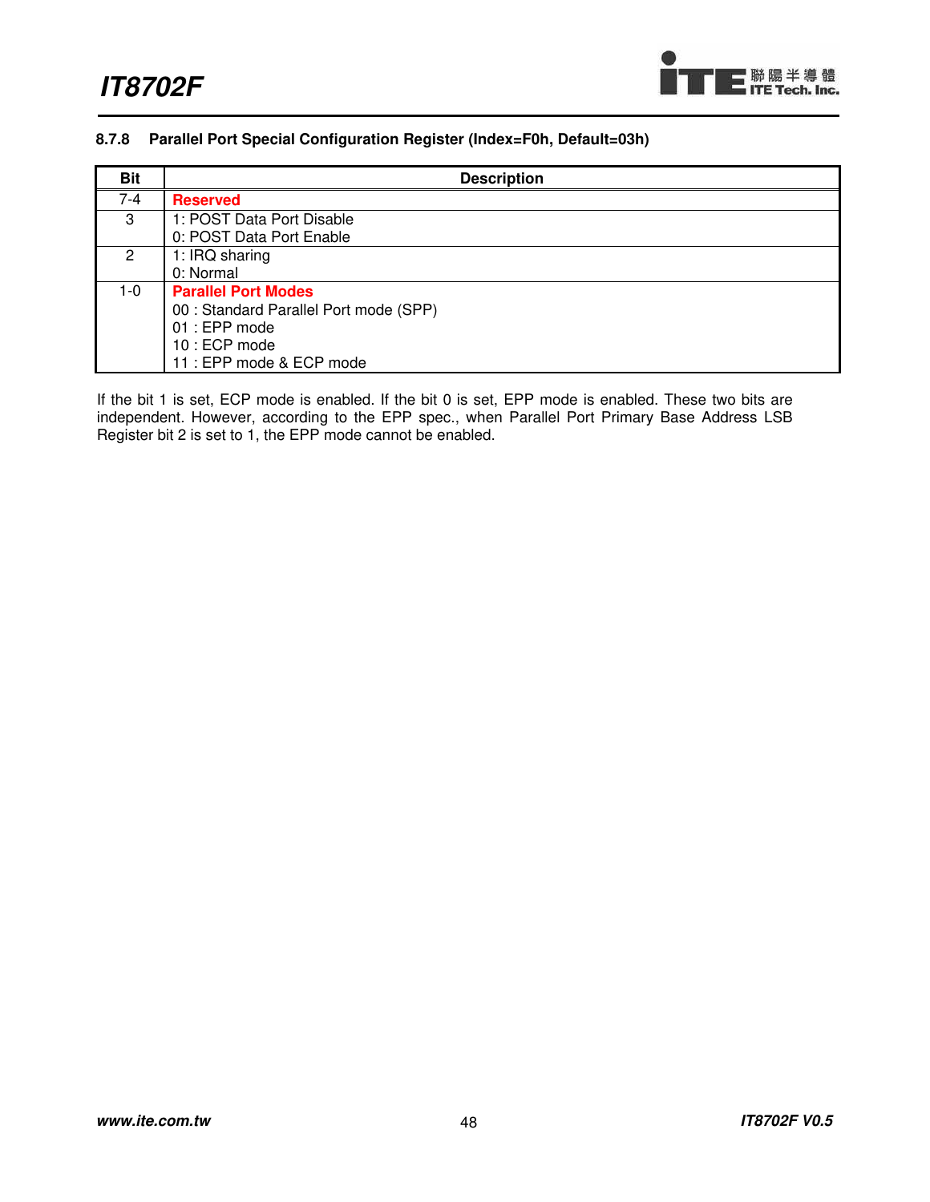### 8.7.8 Parallel Port Special Configuration Register (Index=F0h, Default=03h)

| Bit | Description |
|---|---|
| 7-4 | **Reserved** |
| 3 | 1: POST Data Port Disable<br>0: POST Data Port Enable |
| 2 | 1: IRQ sharing<br>0: Normal |
| 1-0 | **Parallel Port Modes**<br>00 : Standard Parallel Port mode (SPP)<br>01 : EPP mode<br>10 : ECP mode<br>11 : EPP mode & ECP mode |

If the bit 1 is set, ECP mode is enabled. If the bit 0 is set, EPP mode is enabled. These two bits are independent. However, according to the EPP spec., when Parallel Port Primary Base Address LSB Register bit 2 is set to 1, the EPP mode cannot be enabled.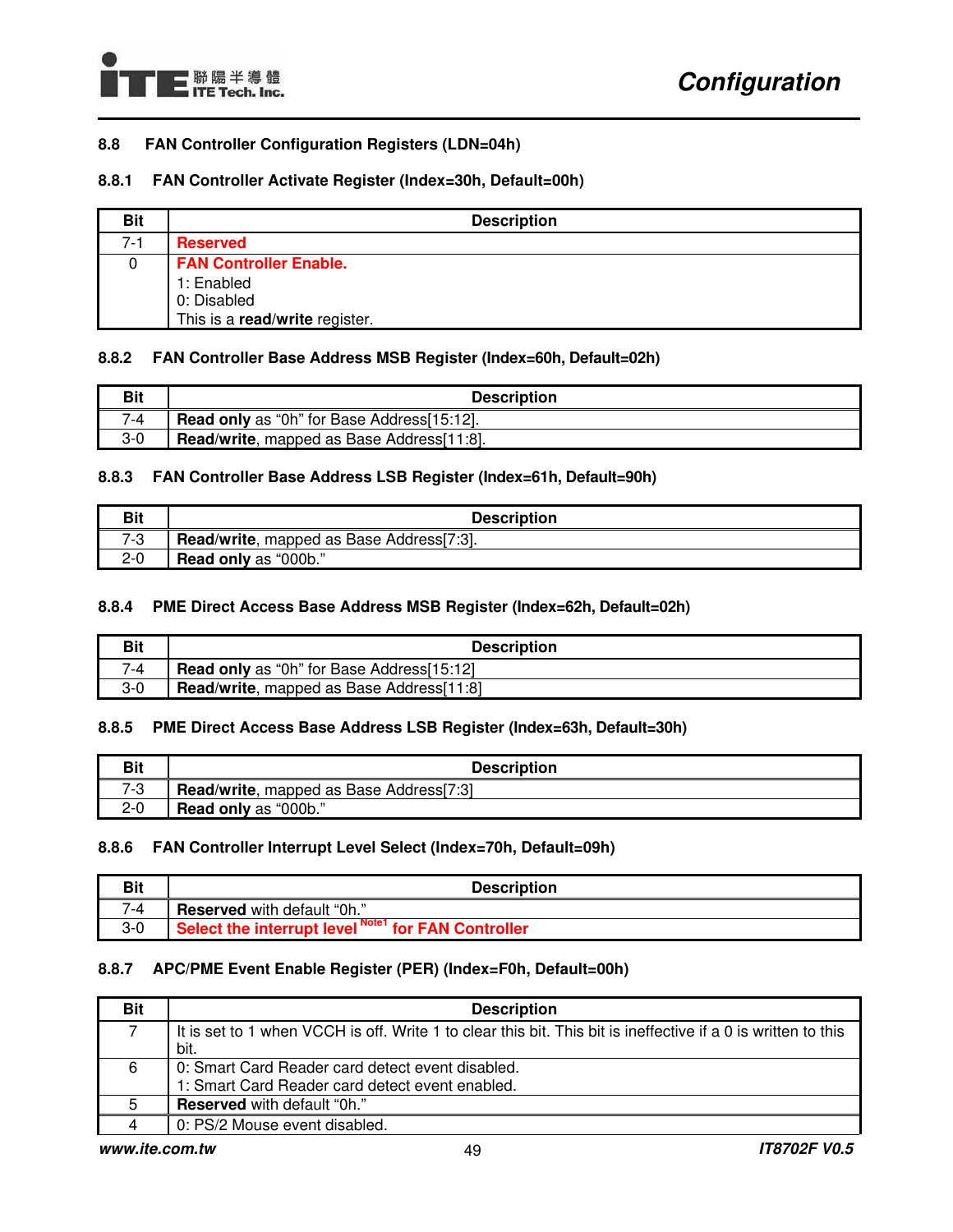## 8.8 FAN Controller Configuration Registers (LDN=04h)

### 8.8.1 FAN Controller Activate Register (Index=30h, Default=00h)

| Bit | Description |
|---|---|
| 7-1 | **Reserved** |
| 0 | **FAN Controller Enable.**<br>1: Enabled<br>0: Disabled<br>This is a **read**/**write** register. |

### 8.8.2 FAN Controller Base Address MSB Register (Index=60h, Default=02h)

| Bit | Description |
|---|---|
| 7-4 | **Read only** as "0h" for Base Address[15:12]. |
| 3-0 | **Read**/**write**, mapped as Base Address[11:8]. |

### 8.8.3 FAN Controller Base Address LSB Register (Index=61h, Default=90h)

| Bit | Description |
|---|---|
| 7-3 | **Read**/**write**, mapped as Base Address[7:3]. |
| 2-0 | **Read only** as "000b." |

### 8.8.4 PME Direct Access Base Address MSB Register (Index=62h, Default=02h)

| Bit | Description |
|---|---|
| 7-4 | **Read only** as "0h" for Base Address[15:12] |
| 3-0 | **Read**/**write**, mapped as Base Address[11:8] |

### 8.8.5 PME Direct Access Base Address LSB Register (Index=63h, Default=30h)

| Bit | Description |
|---|---|
| 7-3 | **Read**/**write**, mapped as Base Address[7:3] |
| 2-0 | **Read only** as "000b." |

### 8.8.6 FAN Controller Interrupt Level Select (Index=70h, Default=09h)

| Bit | Description |
|---|---|
| 7-4 | **Reserved** with default "0h." |
| 3-0 | **Select the interrupt level** [Note1] **for FAN Controller** |

### 8.8.7 APC/PME Event Enable Register (PER) (Index=F0h, Default=00h)

| Bit | Description |
|---|---|
| 7 | It is set to 1 when VCCH is off. Write 1 to clear this bit. This bit is ineffective if a 0 is written to this bit. |
| 6 | 0: Smart Card Reader card detect event disabled.<br>1: Smart Card Reader card detect event enabled. |
| 5 | **Reserved** with default "0h." |
| 4 | 0: PS/2 Mouse event disabled. |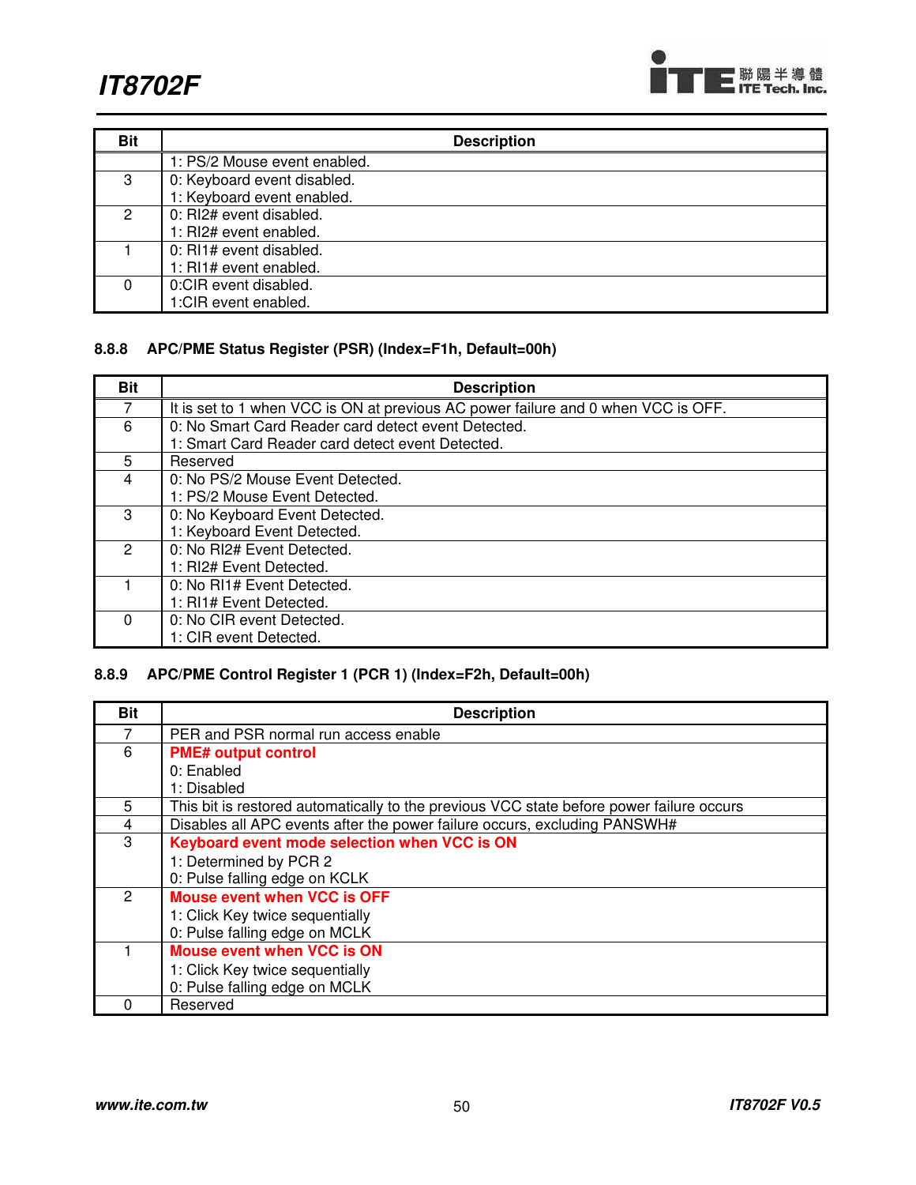| Bit | Description |
| --- | --- |
| | 1: PS/2 Mouse event enabled. |
| 3 | 0: Keyboard event disabled.<br>1: Keyboard event enabled. |
| 2 | 0: RI2# event disabled.<br>1: RI2# event enabled. |
| 1 | 0: RI1# event disabled.<br>1: RI1# event enabled. |
| 0 | 0:CIR event disabled.<br>1:CIR event enabled. |

### 8.8.8 APC/PME Status Register (PSR) (Index=F1h, Default=00h)

| Bit | Description |
| --- | --- |
| 7 | It is set to 1 when VCC is ON at previous AC power failure and 0 when VCC is OFF. |
| 6 | 0: No Smart Card Reader card detect event Detected.<br>1: Smart Card Reader card detect event Detected. |
| 5 | Reserved |
| 4 | 0: No PS/2 Mouse Event Detected.<br>1: PS/2 Mouse Event Detected. |
| 3 | 0: No Keyboard Event Detected.<br>1: Keyboard Event Detected. |
| 2 | 0: No RI2# Event Detected.<br>1: RI2# Event Detected. |
| 1 | 0: No RI1# Event Detected.<br>1: RI1# Event Detected. |
| 0 | 0: No CIR event Detected.<br>1: CIR event Detected. |

### 8.8.9 APC/PME Control Register 1 (PCR 1) (Index=F2h, Default=00h)

| Bit | Description |
| --- | --- |
| 7 | PER and PSR normal run access enable |
| 6 | **PME# output control**<br>0: Enabled<br>1: Disabled |
| 5 | This bit is restored automatically to the previous VCC state before power failure occurs |
| 4 | Disables all APC events after the power failure occurs, excluding PANSWH# |
| 3 | **Keyboard event mode selection when VCC is ON**<br>1: Determined by PCR 2<br>0: Pulse falling edge on KCLK |
| 2 | **Mouse event when VCC is OFF**<br>1: Click Key twice sequentially<br>0: Pulse falling edge on MCLK |
| 1 | **Mouse event when VCC is ON**<br>1: Click Key twice sequentially<br>0: Pulse falling edge on MCLK |
| 0 | Reserved |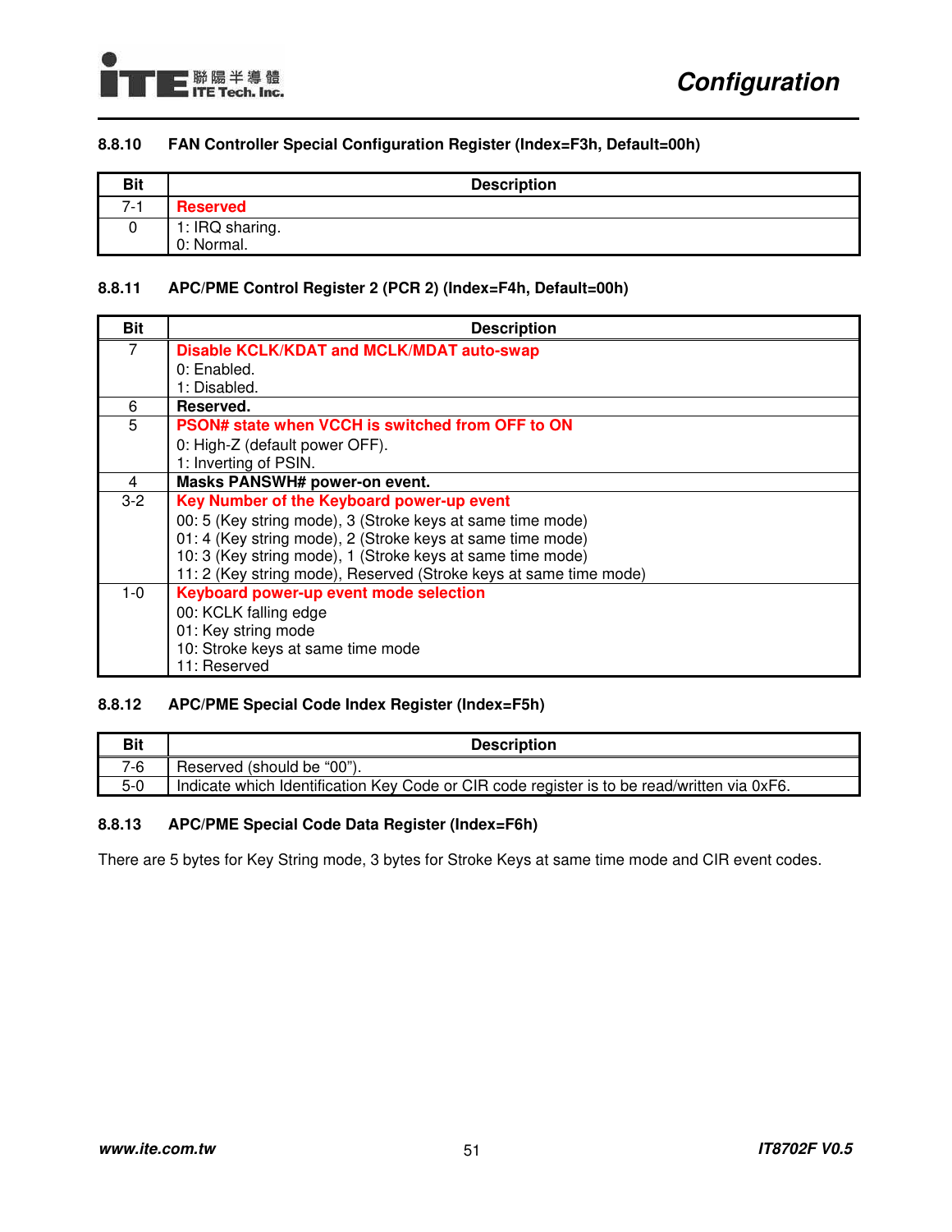### 8.8.10 FAN Controller Special Configuration Register (Index=F3h, Default=00h)

| Bit | Description |
|---|---|
| 7-1 | **Reserved** |
| 0 | 1: IRQ sharing.<br>0: Normal. |

### 8.8.11 APC/PME Control Register 2 (PCR 2) (Index=F4h, Default=00h)

| Bit | Description |
|---|---|
| 7 | **Disable KCLK/KDAT and MCLK/MDAT auto-swap**<br>0: Enabled.<br>1: Disabled. |
| 6 | **Reserved.** |
| 5 | **PSON# state when VCCH is switched from OFF to ON**<br>0: High-Z (default power OFF).<br>1: Inverting of PSIN. |
| 4 | **Masks PANSWH# power-on event.** |
| 3-2 | **Key Number of the Keyboard power-up event**<br>00: 5 (Key string mode), 3 (Stroke keys at same time mode)<br>01: 4 (Key string mode), 2 (Stroke keys at same time mode)<br>10: 3 (Key string mode), 1 (Stroke keys at same time mode)<br>11: 2 (Key string mode), Reserved (Stroke keys at same time mode) |
| 1-0 | **Keyboard power-up event mode selection**<br>00: KCLK falling edge<br>01: Key string mode<br>10: Stroke keys at same time mode<br>11: Reserved |

### 8.8.12 APC/PME Special Code Index Register (Index=F5h)

| Bit | Description |
|---|---|
| 7-6 | Reserved (should be “00”). |
| 5-0 | Indicate which Identification Key Code or CIR code register is to be read/written via 0xF6. |

### 8.8.13 APC/PME Special Code Data Register (Index=F6h)

There are 5 bytes for Key String mode, 3 bytes for Stroke Keys at same time mode and CIR event codes.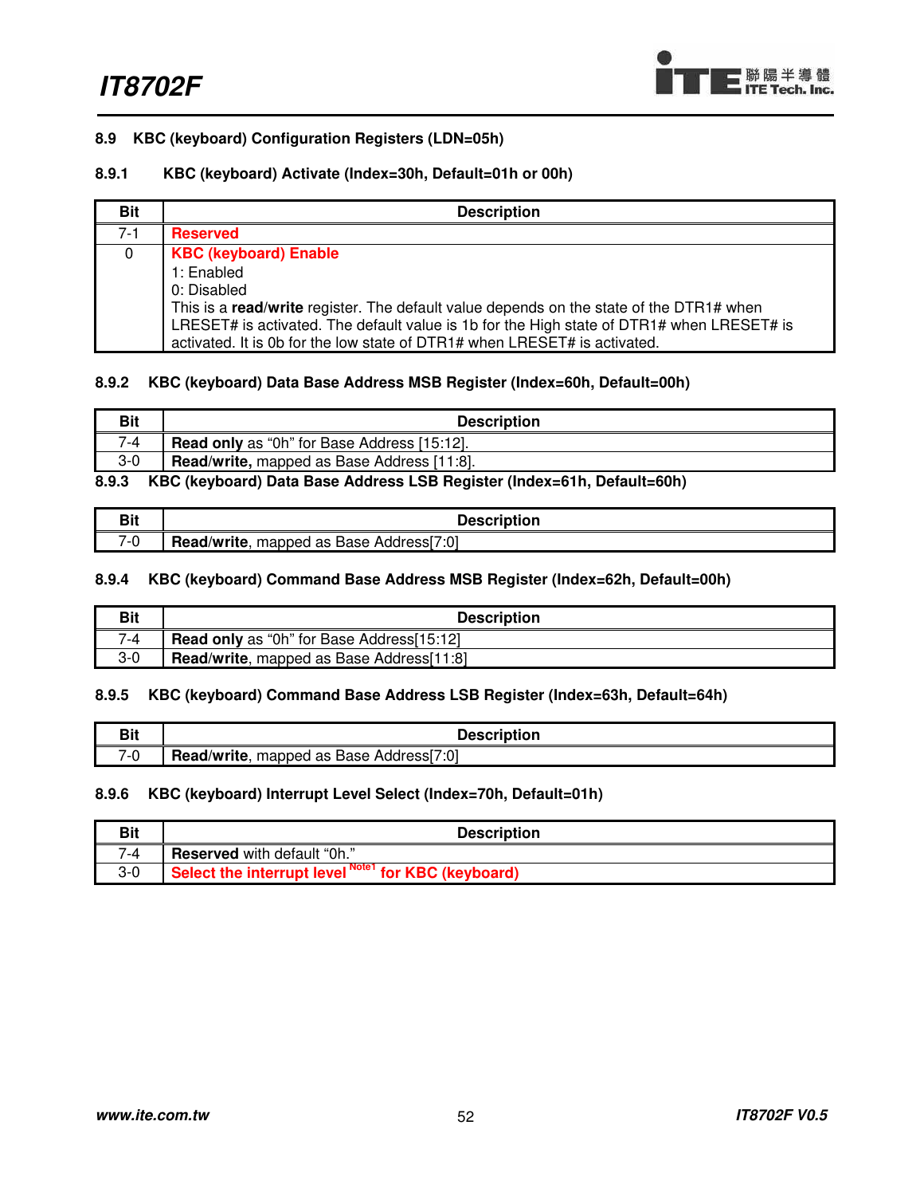### 8.9 KBC (keyboard) Configuration Registers (LDN=05h)

#### 8.9.1 KBC (keyboard) Activate (Index=30h, Default=01h or 00h)

| Bit | Description |
|---|---|
| 7-1 | **Reserved** |
| 0 | **KBC (keyboard) Enable**<br>1: Enabled<br>0: Disabled<br>This is a **read/write** register. The default value depends on the state of the DTR1# when LRESET# is activated. The default value is 1b for the High state of DTR1# when LRESET# is activated. It is 0b for the low state of DTR1# when LRESET# is activated. |

#### 8.9.2 KBC (keyboard) Data Base Address MSB Register (Index=60h, Default=00h)

| Bit | Description |
|---|---|
| 7-4 | **Read only** as "0h" for Base Address [15:12]. |
| 3-0 | **Read/write,** mapped as Base Address [11:8]. |

#### 8.9.3 KBC (keyboard) Data Base Address LSB Register (Index=61h, Default=60h)

| Bit | Description |
|---|---|
| 7-0 | **Read/write**, mapped as Base Address[7:0] |

#### 8.9.4 KBC (keyboard) Command Base Address MSB Register (Index=62h, Default=00h)

| Bit | Description |
|---|---|
| 7-4 | **Read only** as "0h" for Base Address[15:12] |
| 3-0 | **Read/write**, mapped as Base Address[11:8] |

#### 8.9.5 KBC (keyboard) Command Base Address LSB Register (Index=63h, Default=64h)

| Bit | Description |
|---|---|
| 7-0 | **Read/write**, mapped as Base Address[7:0] |

#### 8.9.6 KBC (keyboard) Interrupt Level Select (Index=70h, Default=01h)

| Bit | Description |
|---|---|
| 7-4 | **Reserved** with default "0h." |
| 3-0 | **Select the interrupt level** [Note1] **for KBC (keyboard)** |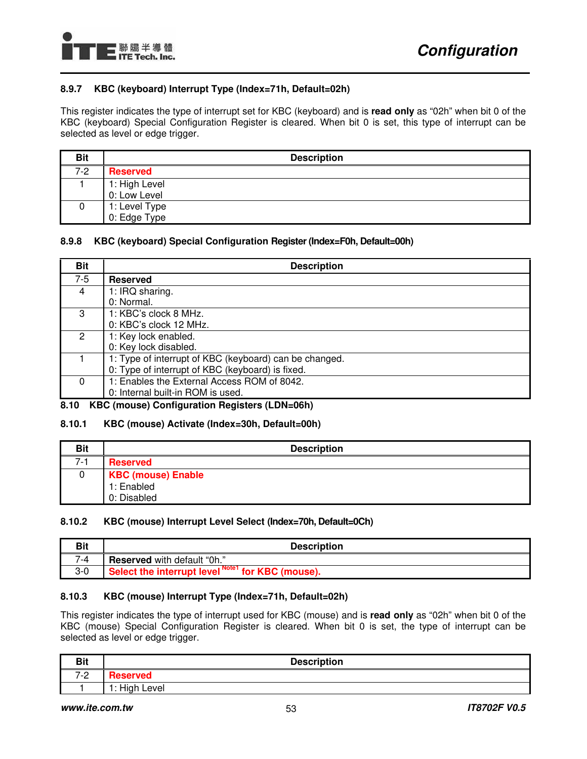### 8.9.7 KBC (keyboard) Interrupt Type (Index=71h, Default=02h)

This register indicates the type of interrupt set for KBC (keyboard) and is **read only** as "02h" when bit 0 of the KBC (keyboard) Special Configuration Register is cleared. When bit 0 is set, this type of interrupt can be selected as level or edge trigger.

| Bit | Description |
|---|---|
| 7-2 | Reserved |
| 1 | 1: High Level<br>0: Low Level |
| 0 | 1: Level Type<br>0: Edge Type |

### 8.9.8 KBC (keyboard) Special Configuration Register (Index=F0h, Default=00h)

| Bit | Description |
|---|---|
| 7-5 | **Reserved** |
| 4 | 1: IRQ sharing.<br>0: Normal. |
| 3 | 1: KBC's clock 8 MHz.<br>0: KBC's clock 12 MHz. |
| 2 | 1: Key lock enabled.<br>0: Key lock disabled. |
| 1 | 1: Type of interrupt of KBC (keyboard) can be changed.<br>0: Type of interrupt of KBC (keyboard) is fixed. |
| 0 | 1: Enables the External Access ROM of 8042.<br>0: Internal built-in ROM is used. |

## 8.10 KBC (mouse) Configuration Registers (LDN=06h)

### 8.10.1 KBC (mouse) Activate (Index=30h, Default=00h)

| Bit | Description |
|---|---|
| 7-1 | Reserved |
| 0 | KBC (mouse) Enable<br>1: Enabled<br>0: Disabled |

### 8.10.2 KBC (mouse) Interrupt Level Select (Index=70h, Default=0Ch)

| Bit | Description |
|---|---|
| 7-4 | **Reserved** with default "0h." |
| 3-0 | Select the interrupt level [Note1] for KBC (mouse). |

### 8.10.3 KBC (mouse) Interrupt Type (Index=71h, Default=02h)

This register indicates the type of interrupt used for KBC (mouse) and is **read only** as "02h" when bit 0 of the KBC (mouse) Special Configuration Register is cleared. When bit 0 is set, the type of interrupt can be selected as level or edge trigger.

| Bit | Description |
|---|---|
| 7-2 | Reserved |
| 1 | 1: High Level |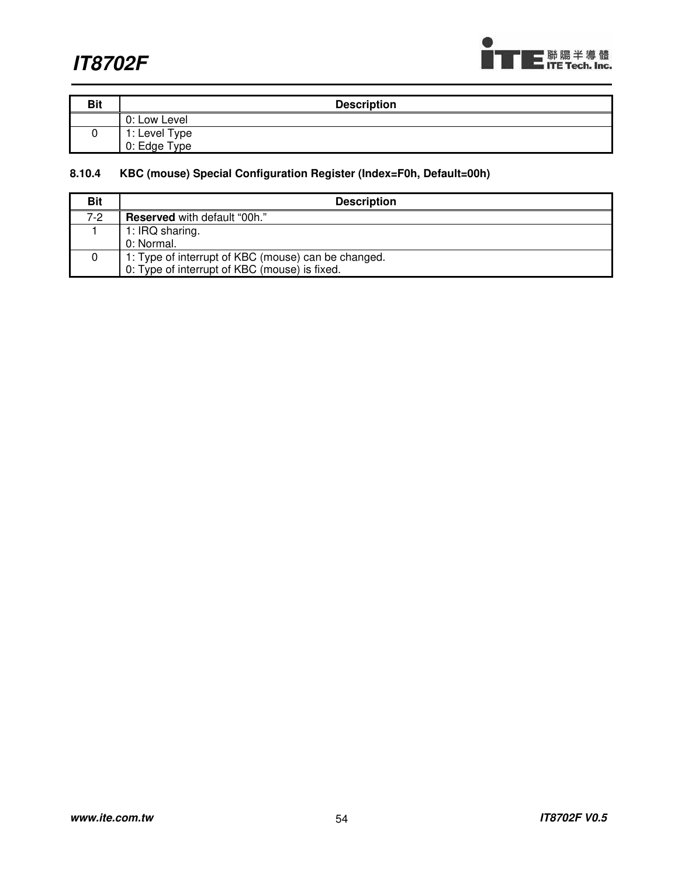| Bit | Description |
|---|---|
| | 0: Low Level |
| 0 | 1: Level Type<br>0: Edge Type |

#### 8.10.4 KBC (mouse) Special Configuration Register (Index=F0h, Default=00h)

| Bit | Description |
|---|---|
| 7-2 | **Reserved** with default "00h." |
| 1 | 1: IRQ sharing.<br>0: Normal. |
| 0 | 1: Type of interrupt of KBC (mouse) can be changed.<br>0: Type of interrupt of KBC (mouse) is fixed. |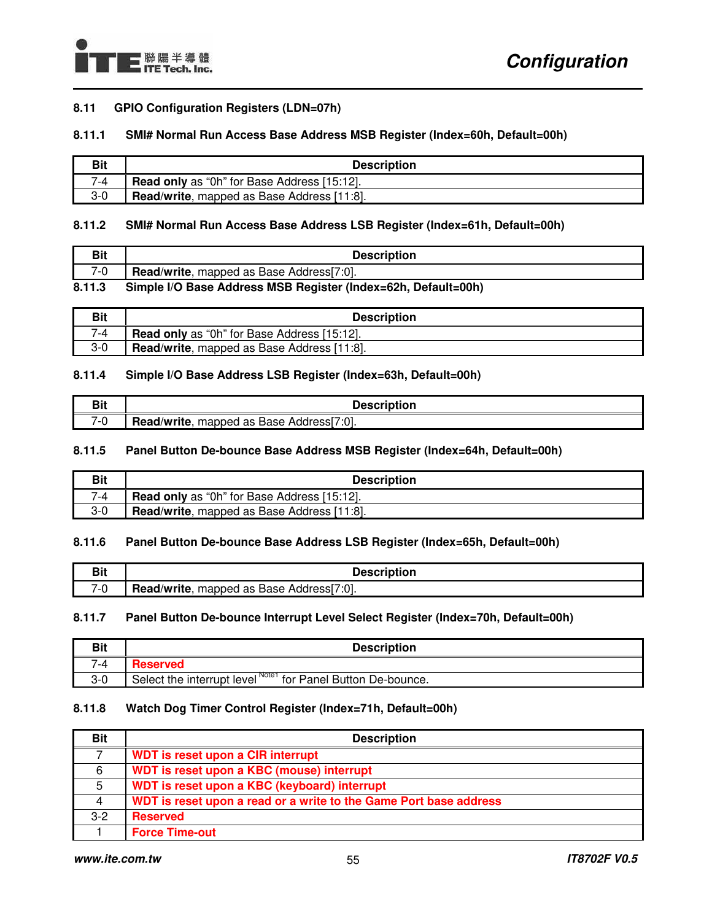## 8.11 GPIO Configuration Registers (LDN=07h)

### 8.11.1 SMI# Normal Run Access Base Address MSB Register (Index=60h, Default=00h)

| Bit | Description |
|---|---|
| 7-4 | **Read only** as "0h" for Base Address [15:12]. |
| 3-0 | **Read/write**, mapped as Base Address [11:8]. |

### 8.11.2 SMI# Normal Run Access Base Address LSB Register (Index=61h, Default=00h)

| Bit | Description |
|---|---|
| 7-0 | **Read/write**, mapped as Base Address[7:0]. |

### 8.11.3 Simple I/O Base Address MSB Register (Index=62h, Default=00h)

| Bit | Description |
|---|---|
| 7-4 | **Read only** as "0h" for Base Address [15:12]. |
| 3-0 | **Read/write**, mapped as Base Address [11:8]. |

### 8.11.4 Simple I/O Base Address LSB Register (Index=63h, Default=00h)

| Bit | Description |
|---|---|
| 7-0 | **Read/write**, mapped as Base Address[7:0]. |

### 8.11.5 Panel Button De-bounce Base Address MSB Register (Index=64h, Default=00h)

| Bit | Description |
|---|---|
| 7-4 | **Read only** as "0h" for Base Address [15:12]. |
| 3-0 | **Read/write**, mapped as Base Address [11:8]. |

### 8.11.6 Panel Button De-bounce Base Address LSB Register (Index=65h, Default=00h)

| Bit | Description |
|---|---|
| 7-0 | **Read/write**, mapped as Base Address[7:0]. |

### 8.11.7 Panel Button De-bounce Interrupt Level Select Register (Index=70h, Default=00h)

| Bit | Description |
|---|---|
| 7-4 | **Reserved** |
| 3-0 | Select the interrupt level [Note1] for Panel Button De-bounce. |

### 8.11.8 Watch Dog Timer Control Register (Index=71h, Default=00h)

| Bit | Description |
|---|---|
| 7 | **WDT is reset upon a CIR interrupt** |
| 6 | **WDT is reset upon a KBC (mouse) interrupt** |
| 5 | **WDT is reset upon a KBC (keyboard) interrupt** |
| 4 | **WDT is reset upon a read or a write to the Game Port base address** |
| 3-2 | **Reserved** |
| 1 | **Force Time-out** |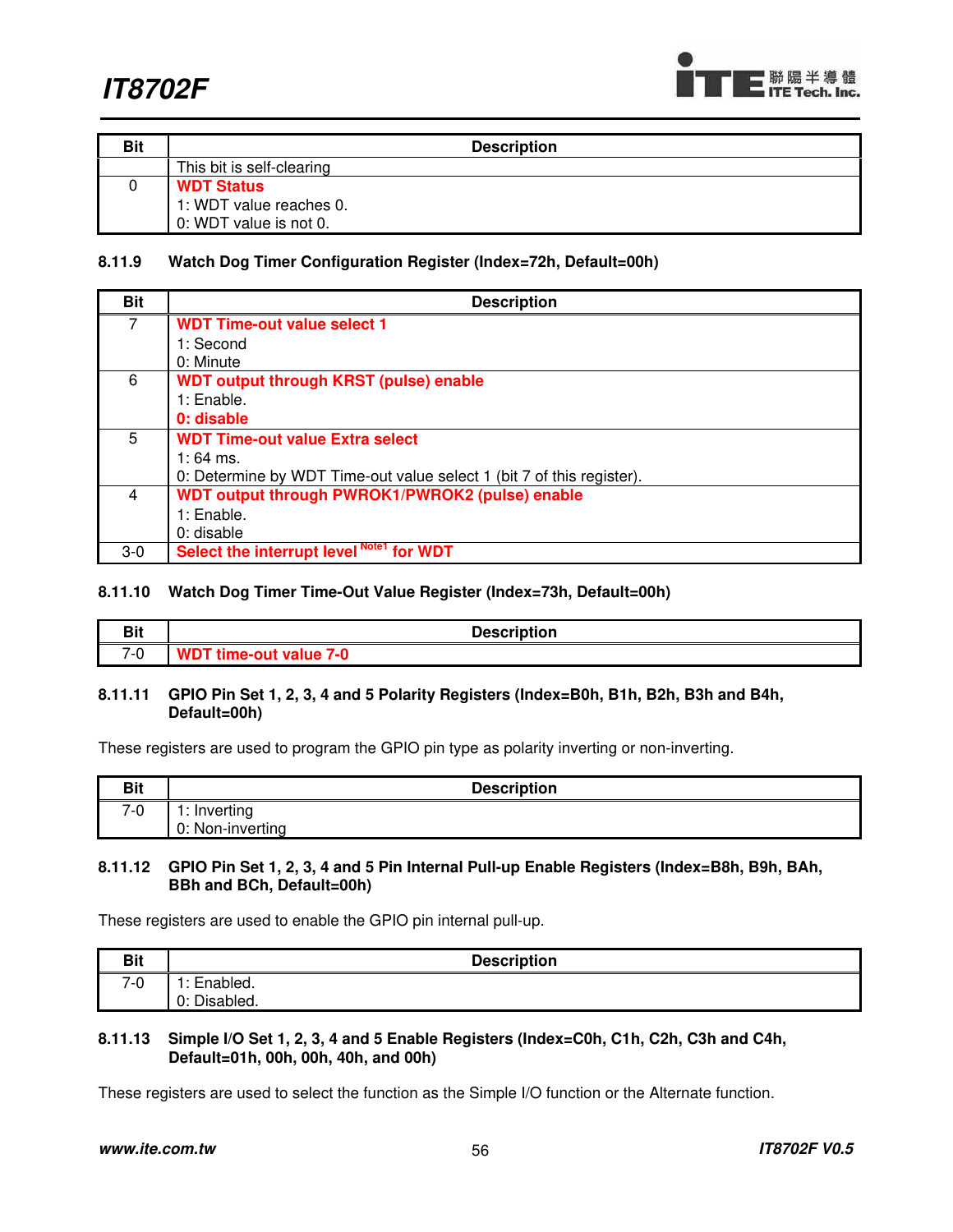| Bit | Description |
|---|---|
| | This bit is self-clearing |
| 0 | **WDT Status**<br>1: WDT value reaches 0.<br>0: WDT value is not 0. |

### 8.11.9 Watch Dog Timer Configuration Register (Index=72h, Default=00h)

| Bit | Description |
|---|---|
| 7 | **WDT Time-out value select 1**<br>1: Second<br>0: Minute |
| 6 | **WDT output through KRST (pulse) enable**<br>1: Enable.<br>**0: disable** |
| 5 | **WDT Time-out value Extra select**<br>1: 64 ms.<br>0: Determine by WDT Time-out value select 1 (bit 7 of this register). |
| 4 | **WDT output through PWROK1/PWROK2 (pulse) enable**<br>1: Enable.<br>0: disable |
| 3-0 | **Select the interrupt level [Note1] for WDT** |

### 8.11.10 Watch Dog Timer Time-Out Value Register (Index=73h, Default=00h)

| Bit | Description |
|---|---|
| 7-0 | **WDT time-out value 7-0** |

### 8.11.11 GPIO Pin Set 1, 2, 3, 4 and 5 Polarity Registers (Index=B0h, B1h, B2h, B3h and B4h, Default=00h)

These registers are used to program the GPIO pin type as polarity inverting or non-inverting.

| Bit | Description |
|---|---|
| 7-0 | 1: Inverting<br>0: Non-inverting |

### 8.11.12 GPIO Pin Set 1, 2, 3, 4 and 5 Pin Internal Pull-up Enable Registers (Index=B8h, B9h, BAh, BBh and BCh, Default=00h)

These registers are used to enable the GPIO pin internal pull-up.

| Bit | Description |
|---|---|
| 7-0 | 1: Enabled.<br>0: Disabled. |

### 8.11.13 Simple I/O Set 1, 2, 3, 4 and 5 Enable Registers (Index=C0h, C1h, C2h, C3h and C4h, Default=01h, 00h, 00h, 40h, and 00h)

These registers are used to select the function as the Simple I/O function or the Alternate function.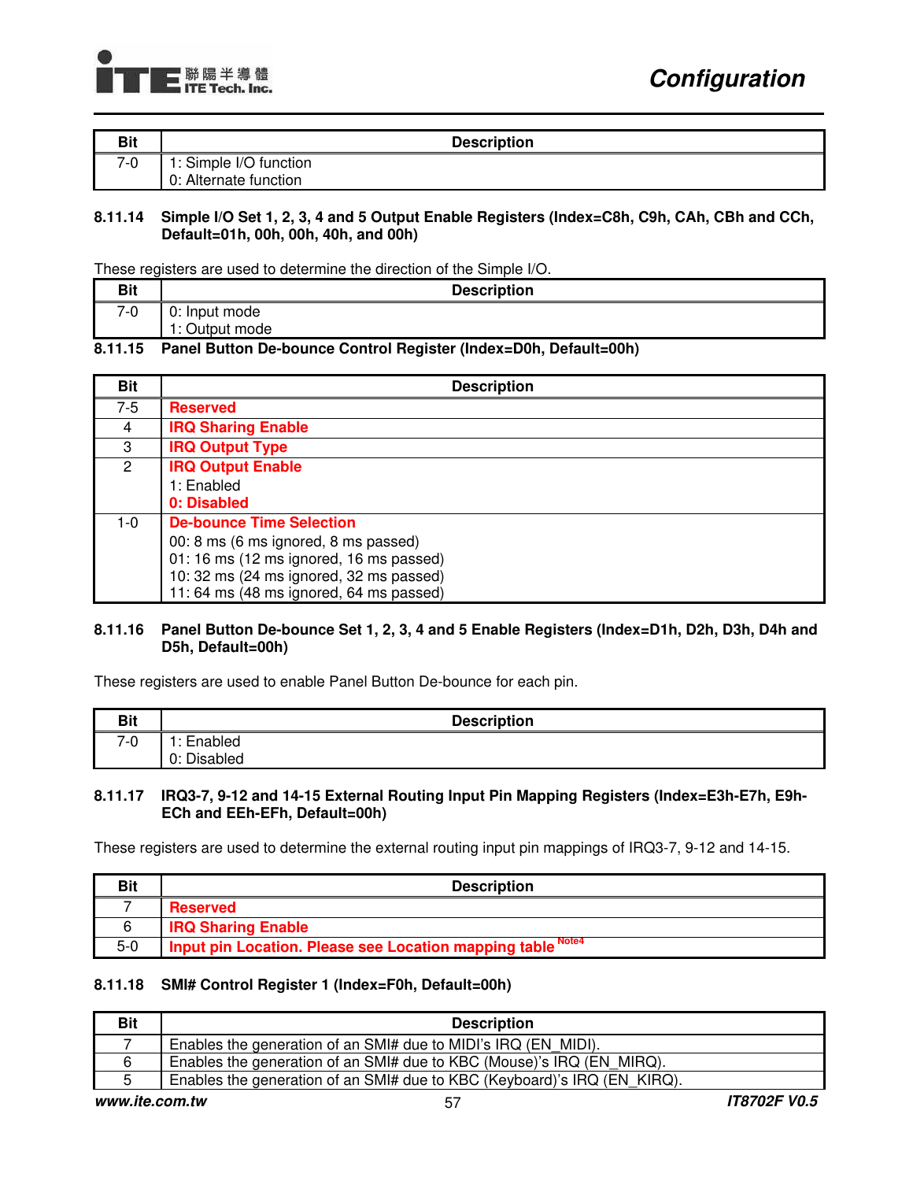| Bit | Description |
|---|---|
| 7-0 | 1: Simple I/O function<br>0: Alternate function |

### 8.11.14 Simple I/O Set 1, 2, 3, 4 and 5 Output Enable Registers (Index=C8h, C9h, CAh, CBh and CCh, Default=01h, 00h, 00h, 40h, and 00h)

These registers are used to determine the direction of the Simple I/O.

| Bit | Description |
|---|---|
| 7-0 | 0: Input mode<br>1: Output mode |

### 8.11.15 Panel Button De-bounce Control Register (Index=D0h, Default=00h)

| Bit | Description |
|---|---|
| 7-5 | **Reserved** |
| 4 | **IRQ Sharing Enable** |
| 3 | **IRQ Output Type** |
| 2 | **IRQ Output Enable**<br>1: Enabled<br>**0: Disabled** |
| 1-0 | **De-bounce Time Selection**<br>00: 8 ms (6 ms ignored, 8 ms passed)<br>01: 16 ms (12 ms ignored, 16 ms passed)<br>10: 32 ms (24 ms ignored, 32 ms passed)<br>11: 64 ms (48 ms ignored, 64 ms passed) |

### 8.11.16 Panel Button De-bounce Set 1, 2, 3, 4 and 5 Enable Registers (Index=D1h, D2h, D3h, D4h and D5h, Default=00h)

These registers are used to enable Panel Button De-bounce for each pin.

| Bit | Description |
|---|---|
| 7-0 | 1: Enabled<br>0: Disabled |

### 8.11.17 IRQ3-7, 9-12 and 14-15 External Routing Input Pin Mapping Registers (Index=E3h-E7h, E9h-ECh and EEh-EFh, Default=00h)

These registers are used to determine the external routing input pin mappings of IRQ3-7, 9-12 and 14-15.

| Bit | Description |
|---|---|
| 7 | **Reserved** |
| 6 | **IRQ Sharing Enable** |
| 5-0 | **Input pin Location. Please see Location mapping table** [Note4] |

### 8.11.18 SMI# Control Register 1 (Index=F0h, Default=00h)

| Bit | Description |
|---|---|
| 7 | Enables the generation of an SMI# due to MIDI's IRQ (EN_MIDI). |
| 6 | Enables the generation of an SMI# due to KBC (Mouse)'s IRQ (EN_MIRQ). |
| 5 | Enables the generation of an SMI# due to KBC (Keyboard)'s IRQ (EN_KIRQ). |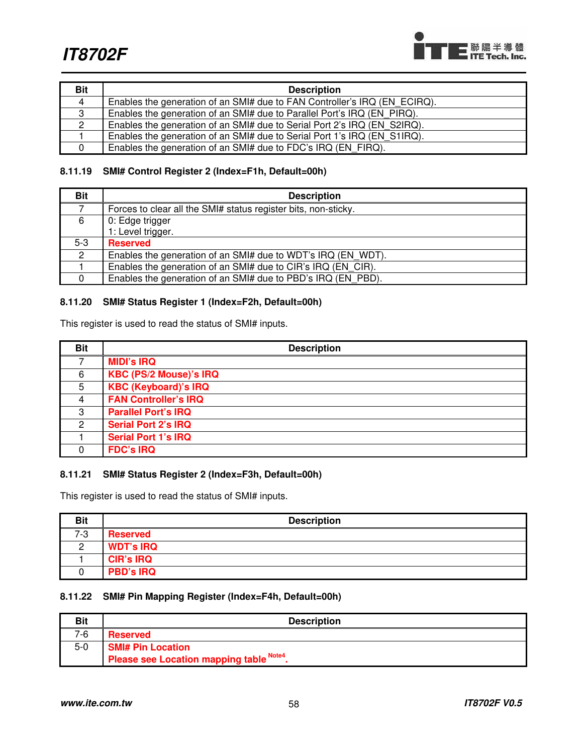| Bit | Description |
|---|---|
| 4 | Enables the generation of an SMI# due to FAN Controller's IRQ (EN_ECIRQ). |
| 3 | Enables the generation of an SMI# due to Parallel Port's IRQ (EN_PIRQ). |
| 2 | Enables the generation of an SMI# due to Serial Port 2's IRQ (EN_S2IRQ). |
| 1 | Enables the generation of an SMI# due to Serial Port 1's IRQ (EN_S1IRQ). |
| 0 | Enables the generation of an SMI# due to FDC's IRQ (EN_FIRQ). |

### 8.11.19 SMI# Control Register 2 (Index=F1h, Default=00h)

| Bit | Description |
|---|---|
| 7 | Forces to clear all the SMI# status register bits, non-sticky. |
| 6 | 0: Edge trigger<br>1: Level trigger. |
| 5-3 | **Reserved** |
| 2 | Enables the generation of an SMI# due to WDT's IRQ (EN_WDT). |
| 1 | Enables the generation of an SMI# due to CIR's IRQ (EN_CIR). |
| 0 | Enables the generation of an SMI# due to PBD's IRQ (EN_PBD). |

### 8.11.20 SMI# Status Register 1 (Index=F2h, Default=00h)

This register is used to read the status of SMI# inputs.

| Bit | Description |
|---|---|
| 7 | **MIDI's IRQ** |
| 6 | **KBC (PS/2 Mouse)'s IRQ** |
| 5 | **KBC (Keyboard)'s IRQ** |
| 4 | **FAN Controller's IRQ** |
| 3 | **Parallel Port's IRQ** |
| 2 | **Serial Port 2's IRQ** |
| 1 | **Serial Port 1's IRQ** |
| 0 | **FDC's IRQ** |

### 8.11.21 SMI# Status Register 2 (Index=F3h, Default=00h)

This register is used to read the status of SMI# inputs.

| Bit | Description |
|---|---|
| 7-3 | **Reserved** |
| 2 | **WDT's IRQ** |
| 1 | **CIR's IRQ** |
| 0 | **PBD's IRQ** |

### 8.11.22 SMI# Pin Mapping Register (Index=F4h, Default=00h)

| Bit | Description |
|---|---|
| 7-6 | **Reserved** |
| 5-0 | **SMI# Pin Location**<br>**Please see Location mapping table** [Note4]**.** |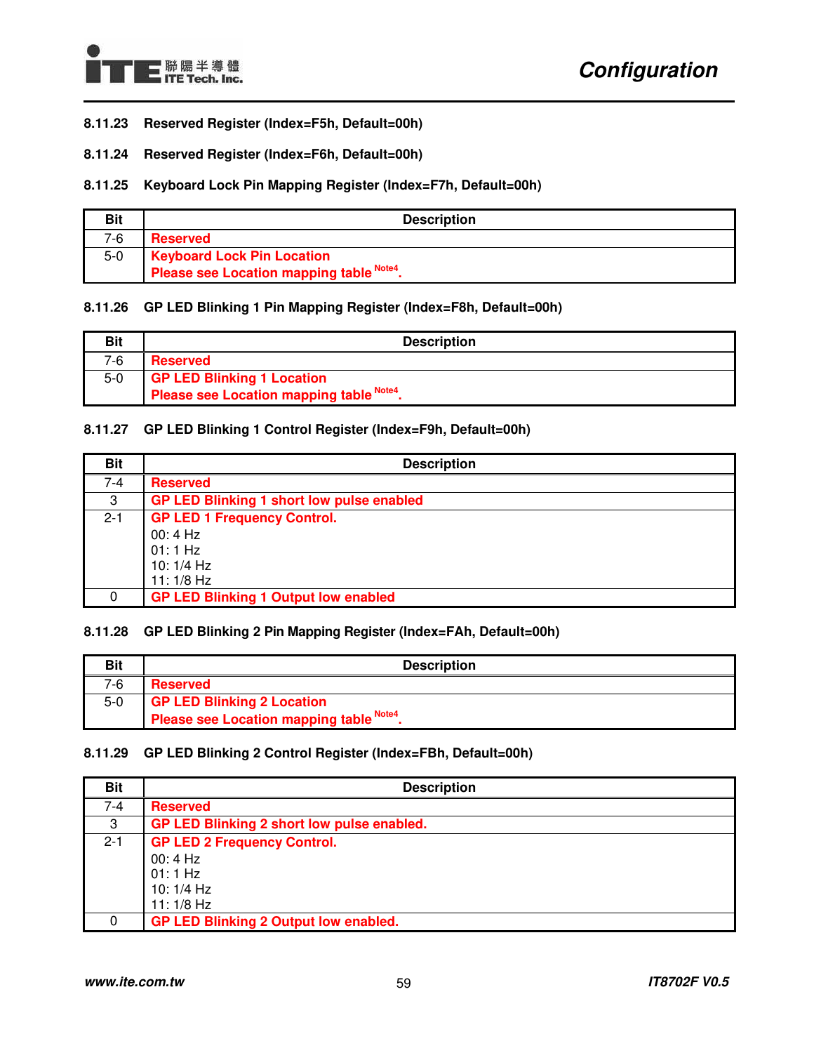#### 8.11.23 Reserved Register (Index=F5h, Default=00h)

#### 8.11.24 Reserved Register (Index=F6h, Default=00h)

#### 8.11.25 Keyboard Lock Pin Mapping Register (Index=F7h, Default=00h)

| Bit | Description |
|---|---|
| 7-6 | Reserved |
| 5-0 | Keyboard Lock Pin Location<br>Please see Location mapping table [Note4]. |

#### 8.11.26 GP LED Blinking 1 Pin Mapping Register (Index=F8h, Default=00h)

| Bit | Description |
|---|---|
| 7-6 | Reserved |
| 5-0 | GP LED Blinking 1 Location<br>Please see Location mapping table [Note4]. |

#### 8.11.27 GP LED Blinking 1 Control Register (Index=F9h, Default=00h)

| Bit | Description |
|---|---|
| 7-4 | Reserved |
| 3 | GP LED Blinking 1 short low pulse enabled |
| 2-1 | GP LED 1 Frequency Control.<br>00: 4 Hz<br>01: 1 Hz<br>10: 1/4 Hz<br>11: 1/8 Hz |
| 0 | GP LED Blinking 1 Output low enabled |

#### 8.11.28 GP LED Blinking 2 Pin Mapping Register (Index=FAh, Default=00h)

| Bit | Description |
|---|---|
| 7-6 | Reserved |
| 5-0 | GP LED Blinking 2 Location<br>Please see Location mapping table [Note4]. |

#### 8.11.29 GP LED Blinking 2 Control Register (Index=FBh, Default=00h)

| Bit | Description |
|---|---|
| 7-4 | Reserved |
| 3 | GP LED Blinking 2 short low pulse enabled. |
| 2-1 | GP LED 2 Frequency Control.<br>00: 4 Hz<br>01: 1 Hz<br>10: 1/4 Hz<br>11: 1/8 Hz |
| 0 | GP LED Blinking 2 Output low enabled. |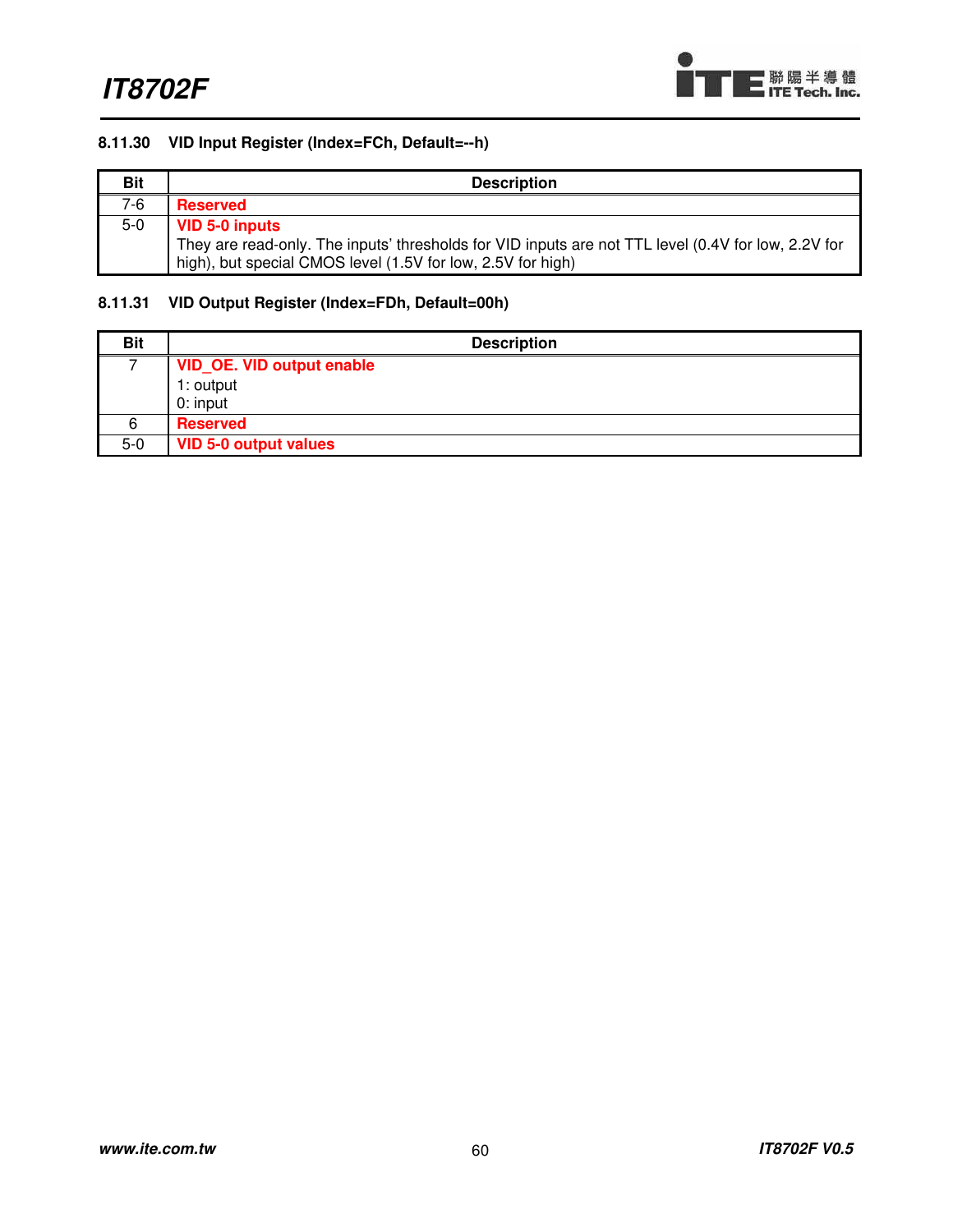#### 8.11.30 VID Input Register (Index=FCh, Default=--h)

| Bit | Description |
|---|---|
| 7-6 | **Reserved** |
| 5-0 | **VID 5-0 inputs**<br>They are read-only. The inputs' thresholds for VID inputs are not TTL level (0.4V for low, 2.2V for high), but special CMOS level (1.5V for low, 2.5V for high) |

#### 8.11.31 VID Output Register (Index=FDh, Default=00h)

| Bit | Description |
|---|---|
| 7 | **VID_OE. VID output enable**<br>1: output<br>0: input |
| 6 | **Reserved** |
| 5-0 | **VID 5-0 output values** |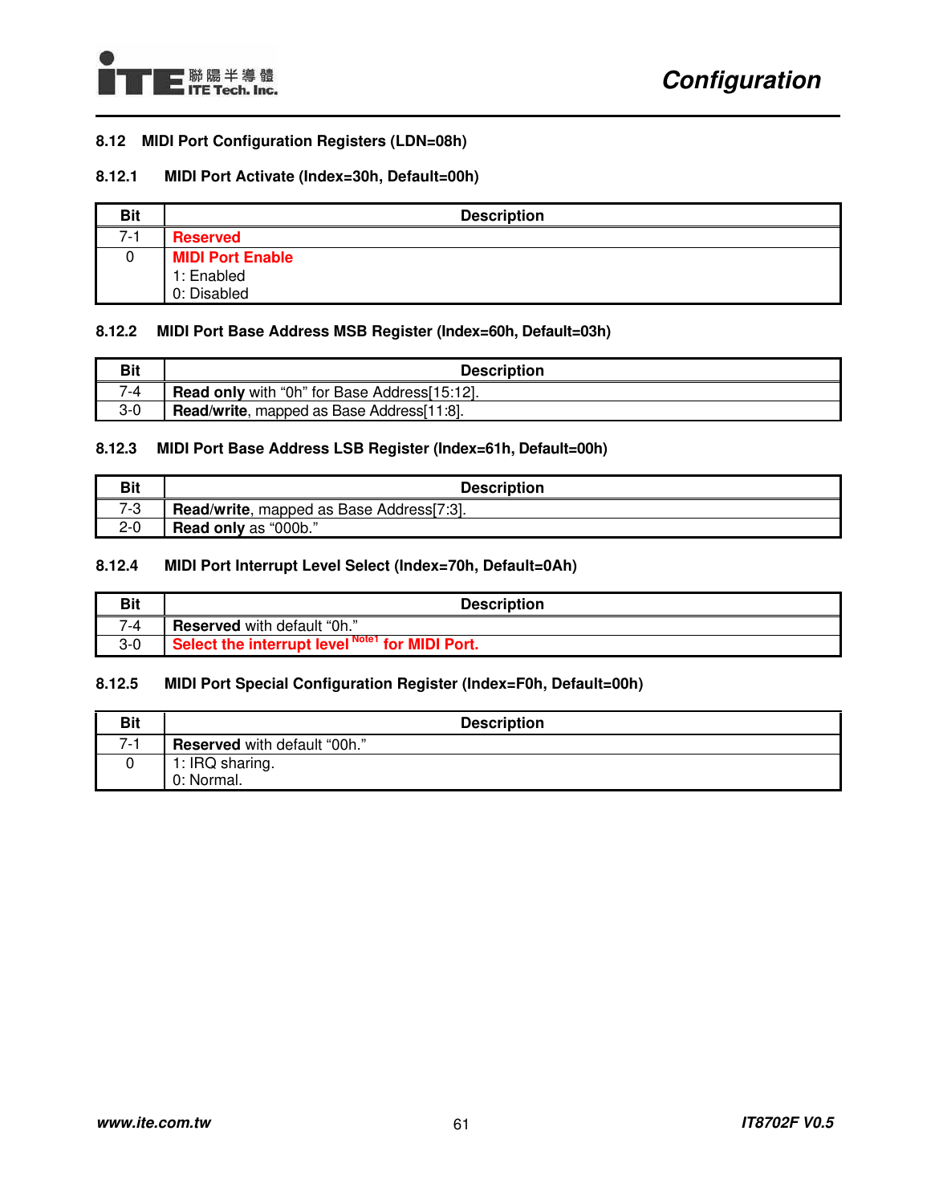## 8.12 MIDI Port Configuration Registers (LDN=08h)

### 8.12.1 MIDI Port Activate (Index=30h, Default=00h)

| Bit | Description |
|---|---|
| 7-1 | **Reserved** |
| 0 | **MIDI Port Enable**<br>1: Enabled<br>0: Disabled |

### 8.12.2 MIDI Port Base Address MSB Register (Index=60h, Default=03h)

| Bit | Description |
|---|---|
| 7-4 | **Read only** with "0h" for Base Address[15:12]. |
| 3-0 | **Read/write**, mapped as Base Address[11:8]. |

### 8.12.3 MIDI Port Base Address LSB Register (Index=61h, Default=00h)

| Bit | Description |
|---|---|
| 7-3 | **Read/write**, mapped as Base Address[7:3]. |
| 2-0 | **Read only** as "000b." |

### 8.12.4 MIDI Port Interrupt Level Select (Index=70h, Default=0Ah)

| Bit | Description |
|---|---|
| 7-4 | **Reserved** with default "0h." |
| 3-0 | **Select the interrupt level** [Note1] **for MIDI Port.** |

### 8.12.5 MIDI Port Special Configuration Register (Index=F0h, Default=00h)

| Bit | Description |
|---|---|
| 7-1 | **Reserved** with default "00h." |
| 0 | 1: IRQ sharing.<br>0: Normal. |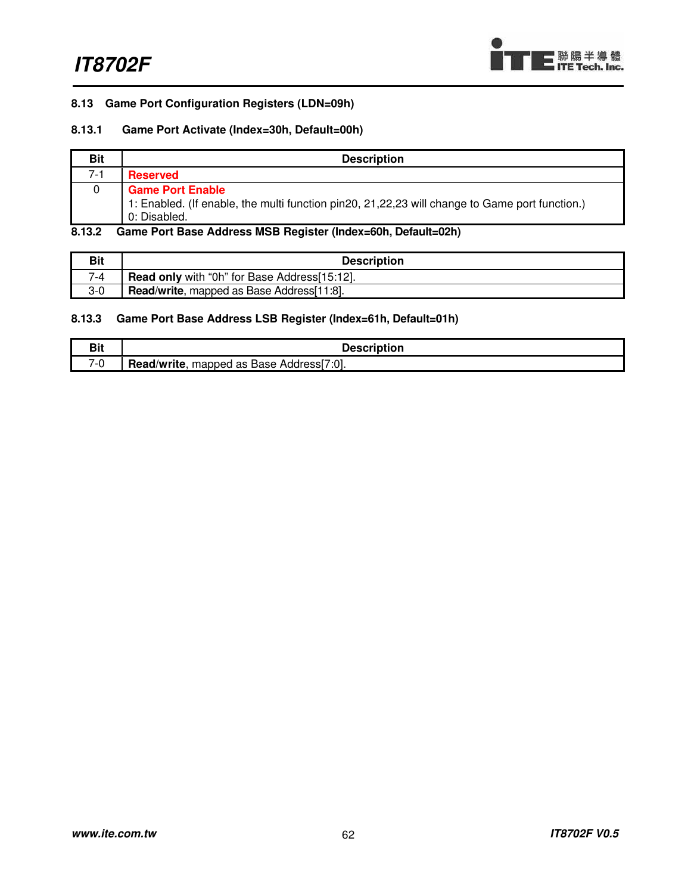### 8.13 Game Port Configuration Registers (LDN=09h)

#### 8.13.1 Game Port Activate (Index=30h, Default=00h)

| Bit | Description |
|---|---|
| 7-1 | **Reserved** |
| 0 | **Game Port Enable**<br>1: Enabled. (If enable, the multi function pin20, 21,22,23 will change to Game port function.)<br>0: Disabled. |

#### 8.13.2 Game Port Base Address MSB Register (Index=60h, Default=02h)

| Bit | Description |
|---|---|
| 7-4 | **Read only** with "0h" for Base Address[15:12]. |
| 3-0 | **Read/write**, mapped as Base Address[11:8]. |

#### 8.13.3 Game Port Base Address LSB Register (Index=61h, Default=01h)

| Bit | Description |
|---|---|
| 7-0 | **Read/write**, mapped as Base Address[7:0]. |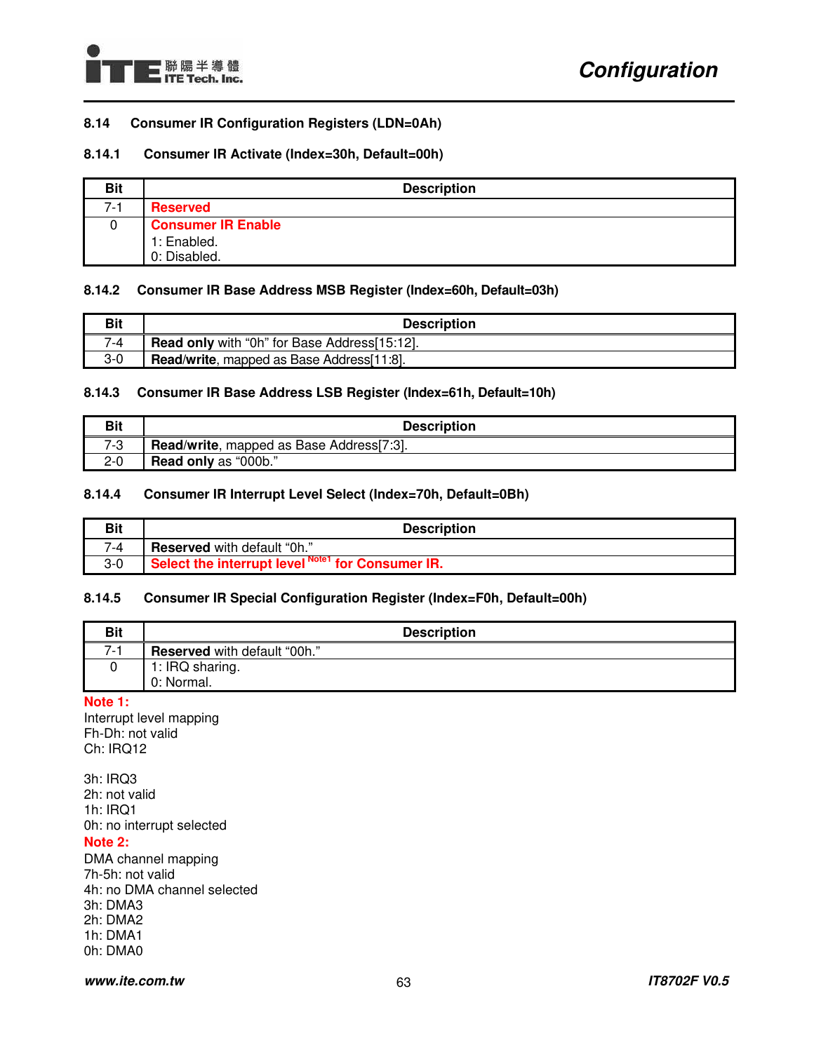## 8.14 Consumer IR Configuration Registers (LDN=0Ah)

### 8.14.1 Consumer IR Activate (Index=30h, Default=00h)

| Bit | Description |
|---|---|
| 7-1 | **Reserved** |
| 0 | **Consumer IR Enable**<br>1: Enabled.<br>0: Disabled. |

### 8.14.2 Consumer IR Base Address MSB Register (Index=60h, Default=03h)

| Bit | Description |
|---|---|
| 7-4 | **Read only** with “0h” for Base Address[15:12]. |
| 3-0 | **Read/write**, mapped as Base Address[11:8]. |

### 8.14.3 Consumer IR Base Address LSB Register (Index=61h, Default=10h)

| Bit | Description |
|---|---|
| 7-3 | **Read/write**, mapped as Base Address[7:3]. |
| 2-0 | **Read only** as “000b.” |

### 8.14.4 Consumer IR Interrupt Level Select (Index=70h, Default=0Bh)

| Bit | Description |
|---|---|
| 7-4 | **Reserved** with default “0h.” |
| 3-0 | **Select the interrupt level** [Note1] **for Consumer IR.** |

### 8.14.5 Consumer IR Special Configuration Register (Index=F0h, Default=00h)

| Bit | Description |
|---|---|
| 7-1 | **Reserved** with default “00h.” |
| 0 | 1: IRQ sharing.<br>0: Normal. |

**Note 1:**
Interrupt level mapping
Fh-Dh: not valid
Ch: IRQ12

3h: IRQ3
2h: not valid
1h: IRQ1
0h: no interrupt selected

**Note 2:**
DMA channel mapping
7h-5h: not valid
4h: no DMA channel selected
3h: DMA3
2h: DMA2
1h: DMA1
0h: DMA0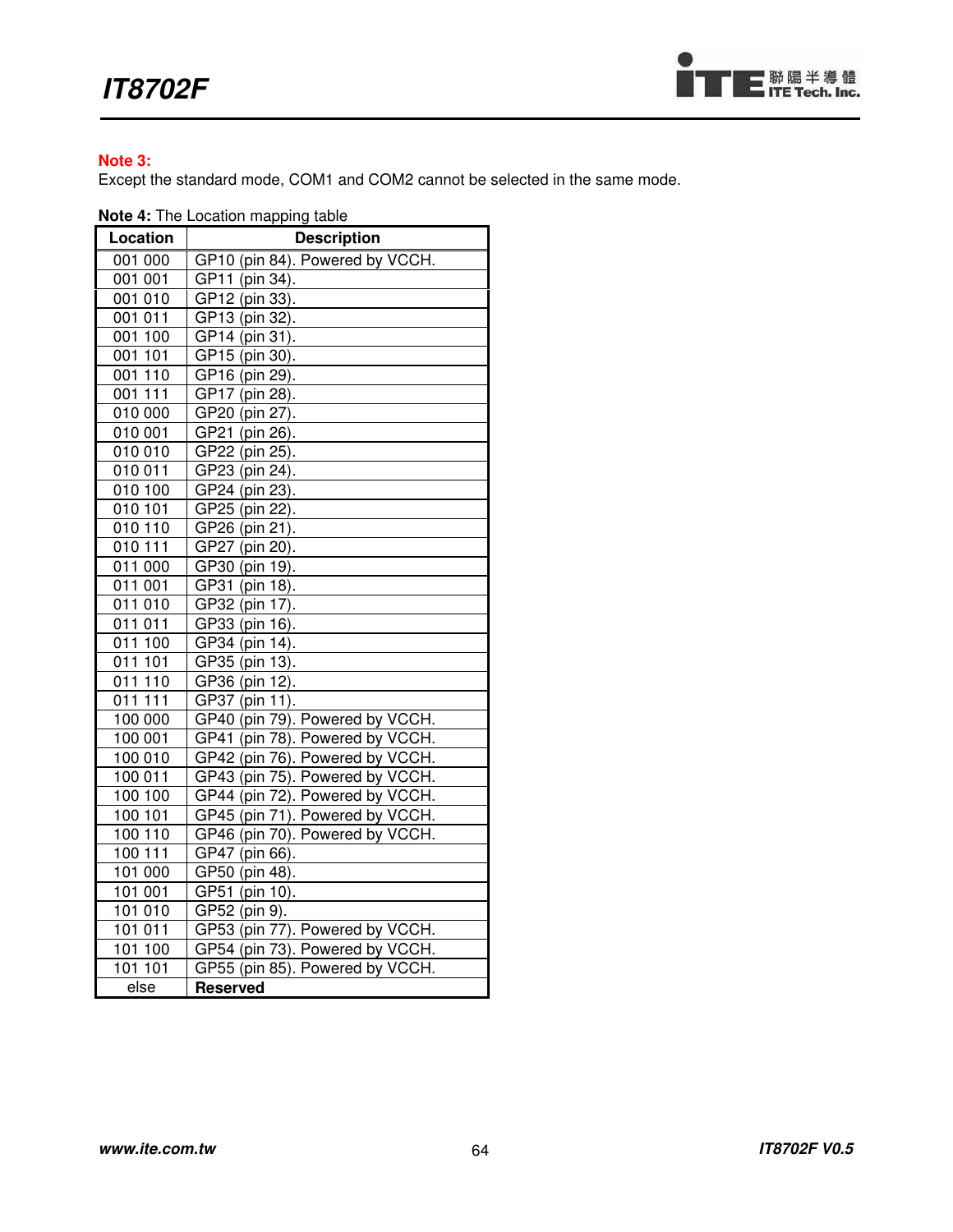**Note 3:**

Except the standard mode, COM1 and COM2 cannot be selected in the same mode.

**Note 4:** The Location mapping table

| Location | Description |
|---|---|
| 001 000 | GP10 (pin 84). Powered by VCCH. |
| 001 001 | GP11 (pin 34). |
| 001 010 | GP12 (pin 33). |
| 001 011 | GP13 (pin 32). |
| 001 100 | GP14 (pin 31). |
| 001 101 | GP15 (pin 30). |
| 001 110 | GP16 (pin 29). |
| 001 111 | GP17 (pin 28). |
| 010 000 | GP20 (pin 27). |
| 010 001 | GP21 (pin 26). |
| 010 010 | GP22 (pin 25). |
| 010 011 | GP23 (pin 24). |
| 010 100 | GP24 (pin 23). |
| 010 101 | GP25 (pin 22). |
| 010 110 | GP26 (pin 21). |
| 010 111 | GP27 (pin 20). |
| 011 000 | GP30 (pin 19). |
| 011 001 | GP31 (pin 18). |
| 011 010 | GP32 (pin 17). |
| 011 011 | GP33 (pin 16). |
| 011 100 | GP34 (pin 14). |
| 011 101 | GP35 (pin 13). |
| 011 110 | GP36 (pin 12). |
| 011 111 | GP37 (pin 11). |
| 100 000 | GP40 (pin 79). Powered by VCCH. |
| 100 001 | GP41 (pin 78). Powered by VCCH. |
| 100 010 | GP42 (pin 76). Powered by VCCH. |
| 100 011 | GP43 (pin 75). Powered by VCCH. |
| 100 100 | GP44 (pin 72). Powered by VCCH. |
| 100 101 | GP45 (pin 71). Powered by VCCH. |
| 100 110 | GP46 (pin 70). Powered by VCCH. |
| 100 111 | GP47 (pin 66). |
| 101 000 | GP50 (pin 48). |
| 101 001 | GP51 (pin 10). |
| 101 010 | GP52 (pin 9). |
| 101 011 | GP53 (pin 77). Powered by VCCH. |
| 101 100 | GP54 (pin 73). Powered by VCCH. |
| 101 101 | GP55 (pin 85). Powered by VCCH. |
| else | **Reserved** |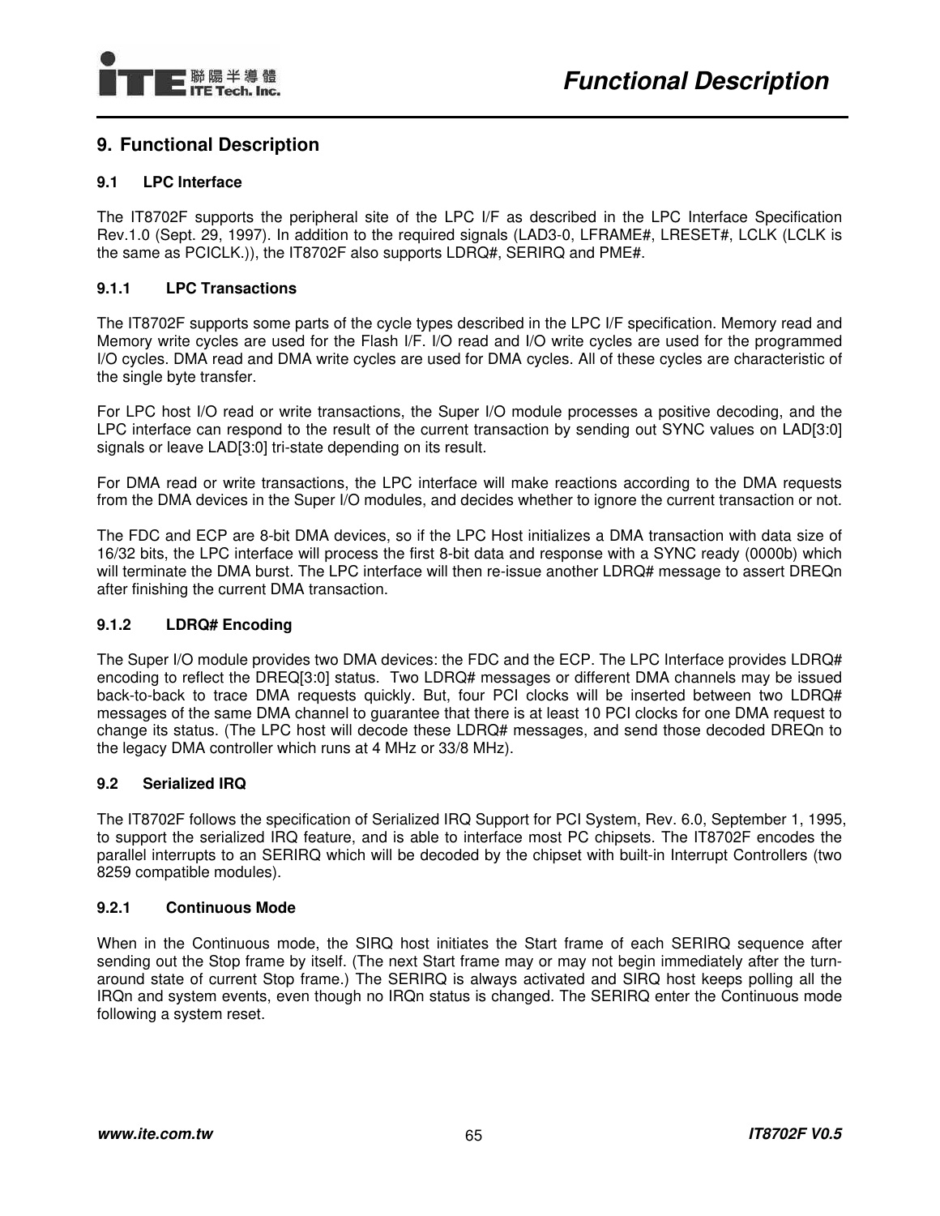# 9. Functional Description

## 9.1 LPC Interface

The IT8702F supports the peripheral site of the LPC I/F as described in the LPC Interface Specification Rev.1.0 (Sept. 29, 1997). In addition to the required signals (LAD3-0, LFRAME#, LRESET#, LCLK (LCLK is the same as PCICLK.)), the IT8702F also supports LDRQ#, SERIRQ and PME#.

### 9.1.1 LPC Transactions

The IT8702F supports some parts of the cycle types described in the LPC I/F specification. Memory read and Memory write cycles are used for the Flash I/F. I/O read and I/O write cycles are used for the programmed I/O cycles. DMA read and DMA write cycles are used for DMA cycles. All of these cycles are characteristic of the single byte transfer.

For LPC host I/O read or write transactions, the Super I/O module processes a positive decoding, and the LPC interface can respond to the result of the current transaction by sending out SYNC values on LAD[3:0] signals or leave LAD[3:0] tri-state depending on its result.

For DMA read or write transactions, the LPC interface will make reactions according to the DMA requests from the DMA devices in the Super I/O modules, and decides whether to ignore the current transaction or not.

The FDC and ECP are 8-bit DMA devices, so if the LPC Host initializes a DMA transaction with data size of 16/32 bits, the LPC interface will process the first 8-bit data and response with a SYNC ready (0000b) which will terminate the DMA burst. The LPC interface will then re-issue another LDRQ# message to assert DREQn after finishing the current DMA transaction.

### 9.1.2 LDRQ# Encoding

The Super I/O module provides two DMA devices: the FDC and the ECP. The LPC Interface provides LDRQ# encoding to reflect the DREQ[3:0] status. Two LDRQ# messages or different DMA channels may be issued back-to-back to trace DMA requests quickly. But, four PCI clocks will be inserted between two LDRQ# messages of the same DMA channel to guarantee that there is at least 10 PCI clocks for one DMA request to change its status. (The LPC host will decode these LDRQ# messages, and send those decoded DREQn to the legacy DMA controller which runs at 4 MHz or 33/8 MHz).

## 9.2 Serialized IRQ

The IT8702F follows the specification of Serialized IRQ Support for PCI System, Rev. 6.0, September 1, 1995, to support the serialized IRQ feature, and is able to interface most PC chipsets. The IT8702F encodes the parallel interrupts to an SERIRQ which will be decoded by the chipset with built-in Interrupt Controllers (two 8259 compatible modules).

### 9.2.1 Continuous Mode

When in the Continuous mode, the SIRQ host initiates the Start frame of each SERIRQ sequence after sending out the Stop frame by itself. (The next Start frame may or may not begin immediately after the turn-around state of current Stop frame.) The SERIRQ is always activated and SIRQ host keeps polling all the IRQn and system events, even though no IRQn status is changed. The SERIRQ enter the Continuous mode following a system reset.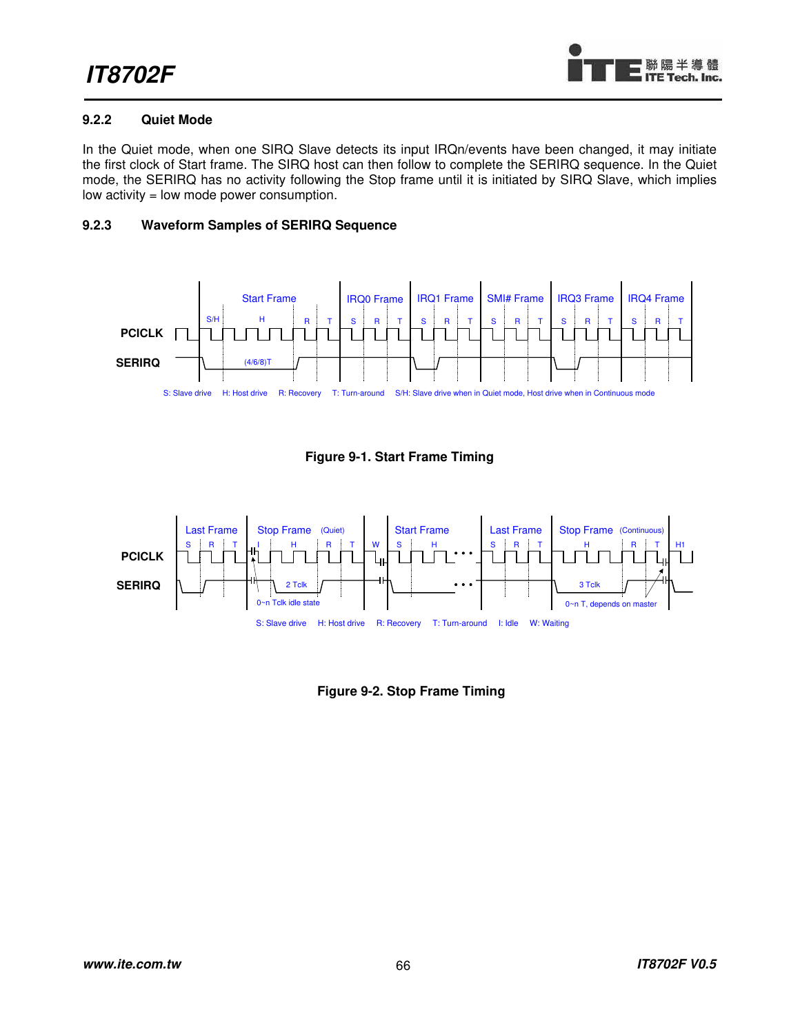### 9.2.2 Quiet Mode

In the Quiet mode, when one SIRQ Slave detects its input IRQn/events have been changed, it may initiate the first clock of Start frame. The SIRQ host can then follow to complete the SERIRQ sequence. In the Quiet mode, the SERIRQ has no activity following the Stop frame until it is initiated by SIRQ Slave, which implies low activity = low mode power consumption.

### 9.2.3 Waveform Samples of SERIRQ Sequence

Figure 9-1. Start Frame Timing

Figure 9-2. Stop Frame Timing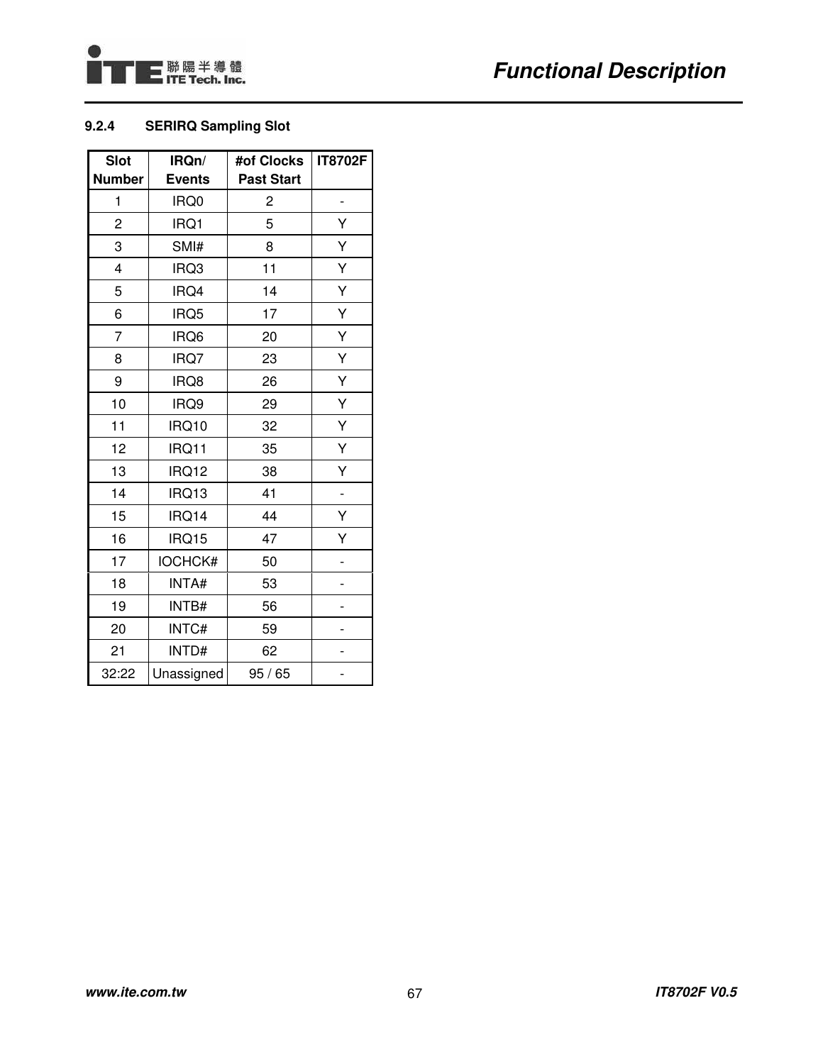### 9.2.4 SERIRQ Sampling Slot

| Slot Number | IRQn/ Events | #of Clocks Past Start | IT8702F |
|---|---|---|---|
| 1 | IRQ0 | 2 | - |
| 2 | IRQ1 | 5 | Y |
| 3 | SMI# | 8 | Y |
| 4 | IRQ3 | 11 | Y |
| 5 | IRQ4 | 14 | Y |
| 6 | IRQ5 | 17 | Y |
| 7 | IRQ6 | 20 | Y |
| 8 | IRQ7 | 23 | Y |
| 9 | IRQ8 | 26 | Y |
| 10 | IRQ9 | 29 | Y |
| 11 | IRQ10 | 32 | Y |
| 12 | IRQ11 | 35 | Y |
| 13 | IRQ12 | 38 | Y |
| 14 | IRQ13 | 41 | - |
| 15 | IRQ14 | 44 | Y |
| 16 | IRQ15 | 47 | Y |
| 17 | IOCHCK# | 50 | - |
| 18 | INTA# | 53 | - |
| 19 | INTB# | 56 | - |
| 20 | INTC# | 59 | - |
| 21 | INTD# | 62 | - |
| 32:22 | Unassigned | 95 / 65 | - |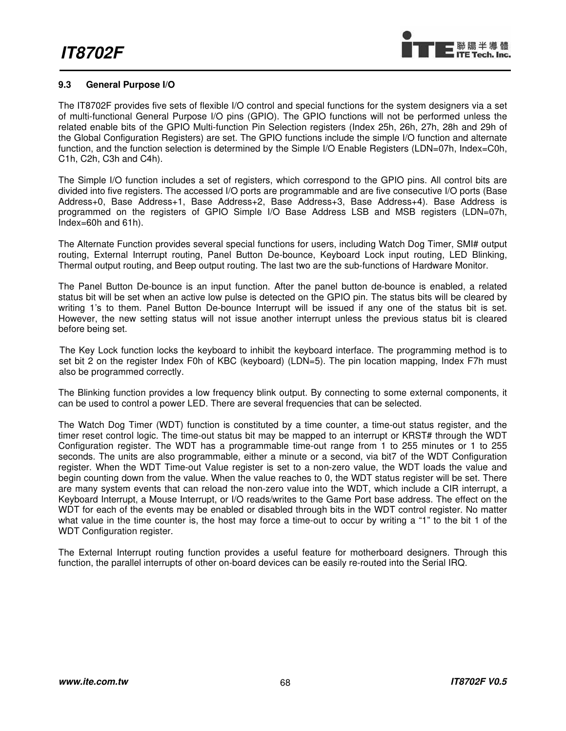### 9.3 General Purpose I/O

The IT8702F provides five sets of flexible I/O control and special functions for the system designers via a set of multi-functional General Purpose I/O pins (GPIO). The GPIO functions will not be performed unless the related enable bits of the GPIO Multi-function Pin Selection registers (Index 25h, 26h, 27h, 28h and 29h of the Global Configuration Registers) are set. The GPIO functions include the simple I/O function and alternate function, and the function selection is determined by the Simple I/O Enable Registers (LDN=07h, Index=C0h, C1h, C2h, C3h and C4h).

The Simple I/O function includes a set of registers, which correspond to the GPIO pins. All control bits are divided into five registers. The accessed I/O ports are programmable and are five consecutive I/O ports (Base Address+0, Base Address+1, Base Address+2, Base Address+3, Base Address+4). Base Address is programmed on the registers of GPIO Simple I/O Base Address LSB and MSB registers (LDN=07h, Index=60h and 61h).

The Alternate Function provides several special functions for users, including Watch Dog Timer, SMI# output routing, External Interrupt routing, Panel Button De-bounce, Keyboard Lock input routing, LED Blinking, Thermal output routing, and Beep output routing. The last two are the sub-functions of Hardware Monitor.

The Panel Button De-bounce is an input function. After the panel button de-bounce is enabled, a related status bit will be set when an active low pulse is detected on the GPIO pin. The status bits will be cleared by writing 1's to them. Panel Button De-bounce Interrupt will be issued if any one of the status bit is set. However, the new setting status will not issue another interrupt unless the previous status bit is cleared before being set.

The Key Lock function locks the keyboard to inhibit the keyboard interface. The programming method is to set bit 2 on the register Index F0h of KBC (keyboard) (LDN=5). The pin location mapping, Index F7h must also be programmed correctly.

The Blinking function provides a low frequency blink output. By connecting to some external components, it can be used to control a power LED. There are several frequencies that can be selected.

The Watch Dog Timer (WDT) function is constituted by a time counter, a time-out status register, and the timer reset control logic. The time-out status bit may be mapped to an interrupt or KRST# through the WDT Configuration register. The WDT has a programmable time-out range from 1 to 255 minutes or 1 to 255 seconds. The units are also programmable, either a minute or a second, via bit7 of the WDT Configuration register. When the WDT Time-out Value register is set to a non-zero value, the WDT loads the value and begin counting down from the value. When the value reaches to 0, the WDT status register will be set. There are many system events that can reload the non-zero value into the WDT, which include a CIR interrupt, a Keyboard Interrupt, a Mouse Interrupt, or I/O reads/writes to the Game Port base address. The effect on the WDT for each of the events may be enabled or disabled through bits in the WDT control register. No matter what value in the time counter is, the host may force a time-out to occur by writing a "1" to the bit 1 of the WDT Configuration register.

The External Interrupt routing function provides a useful feature for motherboard designers. Through this function, the parallel interrupts of other on-board devices can be easily re-routed into the Serial IRQ.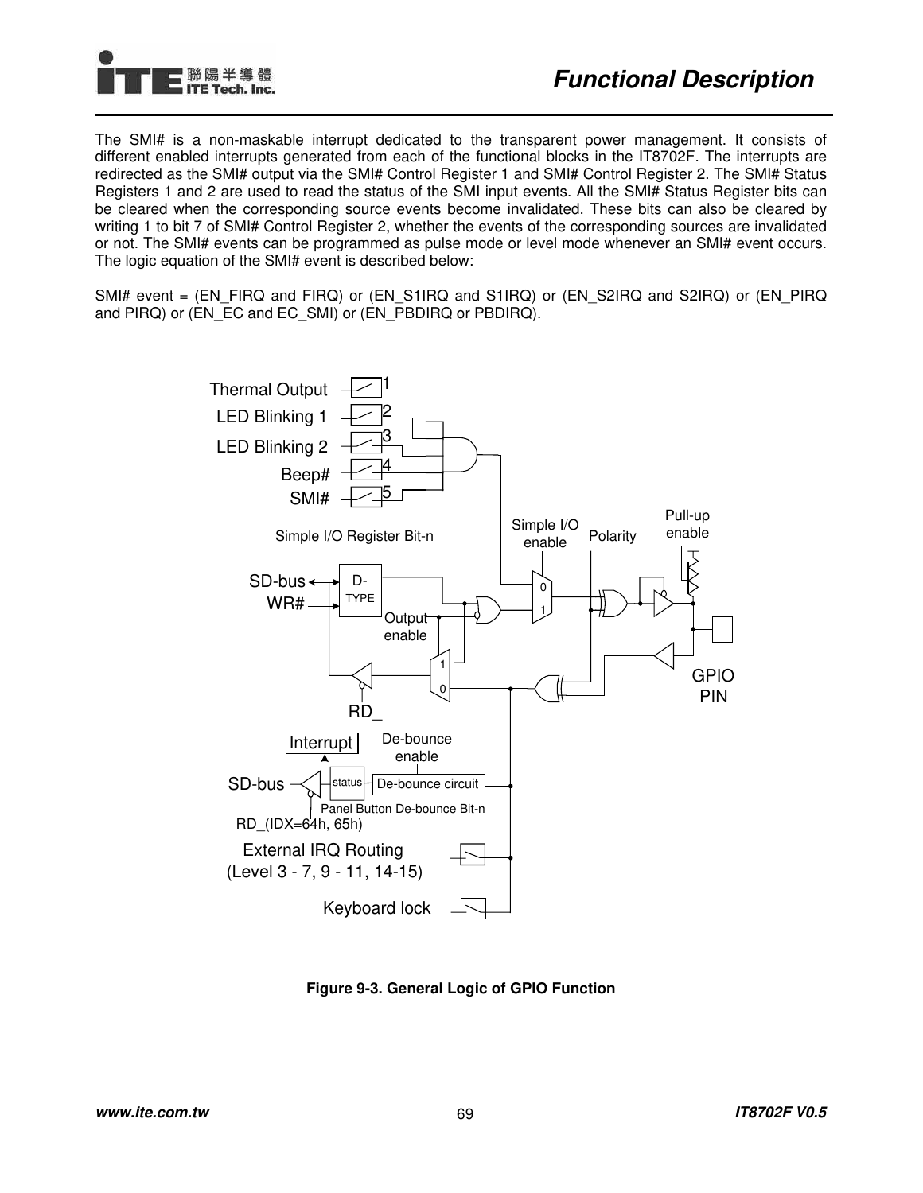The SMI# is a non-maskable interrupt dedicated to the transparent power management. It consists of different enabled interrupts generated from each of the functional blocks in the IT8702F. The interrupts are redirected as the SMI# output via the SMI# Control Register 1 and SMI# Control Register 2. The SMI# Status Registers 1 and 2 are used to read the status of the SMI input events. All the SMI# Status Register bits can be cleared when the corresponding source events become invalidated. These bits can also be cleared by writing 1 to bit 7 of SMI# Control Register 2, whether the events of the corresponding sources are invalidated or not. The SMI# events can be programmed as pulse mode or level mode whenever an SMI# event occurs. The logic equation of the SMI# event is described below:

SMI# event = (EN_FIRQ and FIRQ) or (EN_S1IRQ and S1IRQ) or (EN_S2IRQ and S2IRQ) or (EN_PIRQ and PIRQ) or (EN_EC and EC_SMI) or (EN_PBDIRQ or PBDIRQ).

Thermal Output 1
LED Blinking 1 2
LED Blinking 2 3
Beep# 4
SMI# 5
Simple I/O Register Bit-n
Simple I/O enable
Polarity
Pull-up enable
SD-bus
WR#
D-TYPE
Output enable
RD_
GPIO PIN
Interrupt
De-bounce enable
SD-bus
status
De-bounce circuit
Panel Button De-bounce Bit-n
RD_(IDX=64h, 65h)
External IRQ Routing (Level 3 - 7, 9 - 11, 14-15)
Keyboard lock

**Figure 9-3. General Logic of GPIO Function**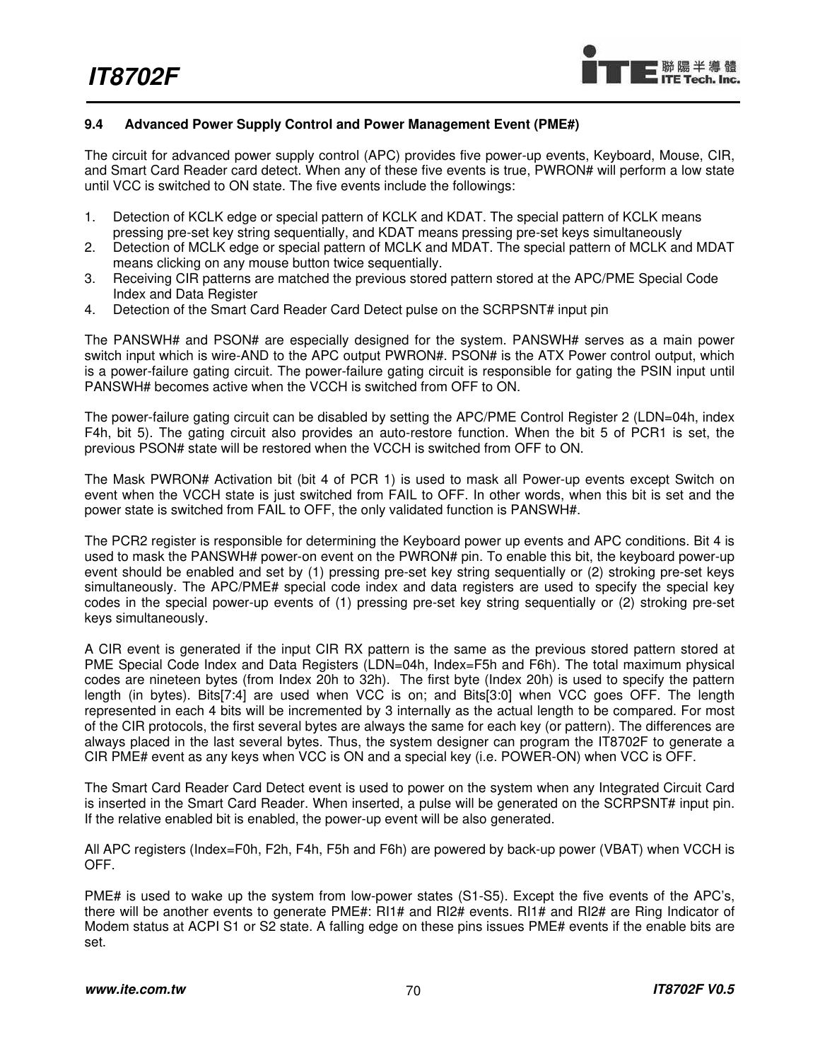### 9.4 Advanced Power Supply Control and Power Management Event (PME#)

The circuit for advanced power supply control (APC) provides five power-up events, Keyboard, Mouse, CIR, and Smart Card Reader card detect. When any of these five events is true, PWRON# will perform a low state until VCC is switched to ON state. The five events include the followings:

1. Detection of KCLK edge or special pattern of KCLK and KDAT. The special pattern of KCLK means pressing pre-set key string sequentially, and KDAT means pressing pre-set keys simultaneously
2. Detection of MCLK edge or special pattern of MCLK and MDAT. The special pattern of MCLK and MDAT means clicking on any mouse button twice sequentially.
3. Receiving CIR patterns are matched the previous stored pattern stored at the APC/PME Special Code Index and Data Register
4. Detection of the Smart Card Reader Card Detect pulse on the SCRPSNT# input pin

The PANSWH# and PSON# are especially designed for the system. PANSWH# serves as a main power switch input which is wire-AND to the APC output PWRON#. PSON# is the ATX Power control output, which is a power-failure gating circuit. The power-failure gating circuit is responsible for gating the PSIN input until PANSWH# becomes active when the VCCH is switched from OFF to ON.

The power-failure gating circuit can be disabled by setting the APC/PME Control Register 2 (LDN=04h, index F4h, bit 5). The gating circuit also provides an auto-restore function. When the bit 5 of PCR1 is set, the previous PSON# state will be restored when the VCCH is switched from OFF to ON.

The Mask PWRON# Activation bit (bit 4 of PCR 1) is used to mask all Power-up events except Switch on event when the VCCH state is just switched from FAIL to OFF. In other words, when this bit is set and the power state is switched from FAIL to OFF, the only validated function is PANSWH#.

The PCR2 register is responsible for determining the Keyboard power up events and APC conditions. Bit 4 is used to mask the PANSWH# power-on event on the PWRON# pin. To enable this bit, the keyboard power-up event should be enabled and set by (1) pressing pre-set key string sequentially or (2) stroking pre-set keys simultaneously. The APC/PME# special code index and data registers are used to specify the special key codes in the special power-up events of (1) pressing pre-set key string sequentially or (2) stroking pre-set keys simultaneously.

A CIR event is generated if the input CIR RX pattern is the same as the previous stored pattern stored at PME Special Code Index and Data Registers (LDN=04h, Index=F5h and F6h). The total maximum physical codes are nineteen bytes (from Index 20h to 32h). The first byte (Index 20h) is used to specify the pattern length (in bytes). Bits[7:4] are used when VCC is on; and Bits[3:0] when VCC goes OFF. The length represented in each 4 bits will be incremented by 3 internally as the actual length to be compared. For most of the CIR protocols, the first several bytes are always the same for each key (or pattern). The differences are always placed in the last several bytes. Thus, the system designer can program the IT8702F to generate a CIR PME# event as any keys when VCC is ON and a special key (i.e. POWER-ON) when VCC is OFF.

The Smart Card Reader Card Detect event is used to power on the system when any Integrated Circuit Card is inserted in the Smart Card Reader. When inserted, a pulse will be generated on the SCRPSNT# input pin. If the relative enabled bit is enabled, the power-up event will be also generated.

All APC registers (Index=F0h, F2h, F4h, F5h and F6h) are powered by back-up power (VBAT) when VCCH is OFF.

PME# is used to wake up the system from low-power states (S1-S5). Except the five events of the APC's, there will be another events to generate PME#: RI1# and RI2# events. RI1# and RI2# are Ring Indicator of Modem status at ACPI S1 or S2 state. A falling edge on these pins issues PME# events if the enable bits are set.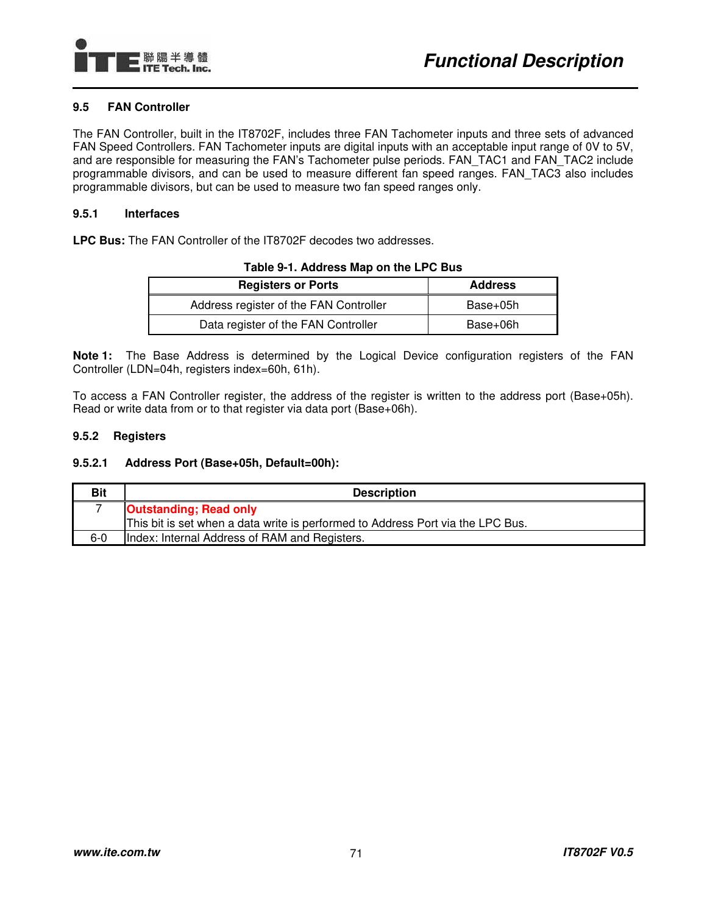## 9.5 FAN Controller

The FAN Controller, built in the IT8702F, includes three FAN Tachometer inputs and three sets of advanced FAN Speed Controllers. FAN Tachometer inputs are digital inputs with an acceptable input range of 0V to 5V, and are responsible for measuring the FAN's Tachometer pulse periods. FAN_TAC1 and FAN_TAC2 include programmable divisors, and can be used to measure different fan speed ranges. FAN_TAC3 also includes programmable divisors, but can be used to measure two fan speed ranges only.

### 9.5.1 Interfaces

**LPC Bus:** The FAN Controller of the IT8702F decodes two addresses.

**Table 9-1. Address Map on the LPC Bus**

| Registers or Ports | Address |
|---|---|
| Address register of the FAN Controller | Base+05h |
| Data register of the FAN Controller | Base+06h |

**Note 1:** The Base Address is determined by the Logical Device configuration registers of the FAN Controller (LDN=04h, registers index=60h, 61h).

To access a FAN Controller register, the address of the register is written to the address port (Base+05h). Read or write data from or to that register via data port (Base+06h).

### 9.5.2 Registers

#### 9.5.2.1 Address Port (Base+05h, Default=00h):

| Bit | Description |
|---|---|
| 7 | **Outstanding; Read only**<br>This bit is set when a data write is performed to Address Port via the LPC Bus. |
| 6-0 | Index: Internal Address of RAM and Registers. |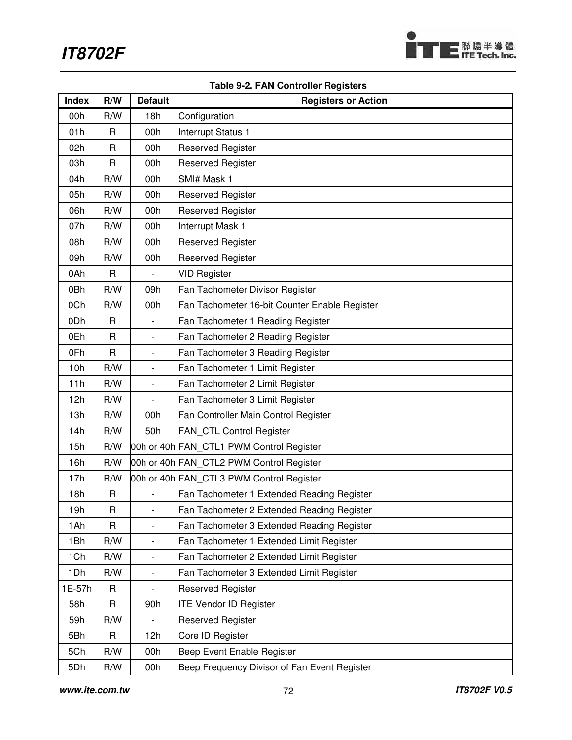Table 9-2. FAN Controller Registers

| Index | R/W | Default | Registers or Action |
|---|---|---|---|
| 00h | R/W | 18h | Configuration |
| 01h | R | 00h | Interrupt Status 1 |
| 02h | R | 00h | Reserved Register |
| 03h | R | 00h | Reserved Register |
| 04h | R/W | 00h | SMI# Mask 1 |
| 05h | R/W | 00h | Reserved Register |
| 06h | R/W | 00h | Reserved Register |
| 07h | R/W | 00h | Interrupt Mask 1 |
| 08h | R/W | 00h | Reserved Register |
| 09h | R/W | 00h | Reserved Register |
| 0Ah | R | - | VID Register |
| 0Bh | R/W | 09h | Fan Tachometer Divisor Register |
| 0Ch | R/W | 00h | Fan Tachometer 16-bit Counter Enable Register |
| 0Dh | R | - | Fan Tachometer 1 Reading Register |
| 0Eh | R | - | Fan Tachometer 2 Reading Register |
| 0Fh | R | - | Fan Tachometer 3 Reading Register |
| 10h | R/W | - | Fan Tachometer 1 Limit Register |
| 11h | R/W | - | Fan Tachometer 2 Limit Register |
| 12h | R/W | - | Fan Tachometer 3 Limit Register |
| 13h | R/W | 00h | Fan Controller Main Control Register |
| 14h | R/W | 50h | FAN_CTL Control Register |
| 15h | R/W | 00h or 40h | FAN_CTL1 PWM Control Register |
| 16h | R/W | 00h or 40h | FAN_CTL2 PWM Control Register |
| 17h | R/W | 00h or 40h | FAN_CTL3 PWM Control Register |
| 18h | R | - | Fan Tachometer 1 Extended Reading Register |
| 19h | R | - | Fan Tachometer 2 Extended Reading Register |
| 1Ah | R | - | Fan Tachometer 3 Extended Reading Register |
| 1Bh | R/W | - | Fan Tachometer 1 Extended Limit Register |
| 1Ch | R/W | - | Fan Tachometer 2 Extended Limit Register |
| 1Dh | R/W | - | Fan Tachometer 3 Extended Limit Register |
| 1E-57h | R | - | Reserved Register |
| 58h | R | 90h | ITE Vendor ID Register |
| 59h | R/W | - | Reserved Register |
| 5Bh | R | 12h | Core ID Register |
| 5Ch | R/W | 00h | Beep Event Enable Register |
| 5Dh | R/W | 00h | Beep Frequency Divisor of Fan Event Register |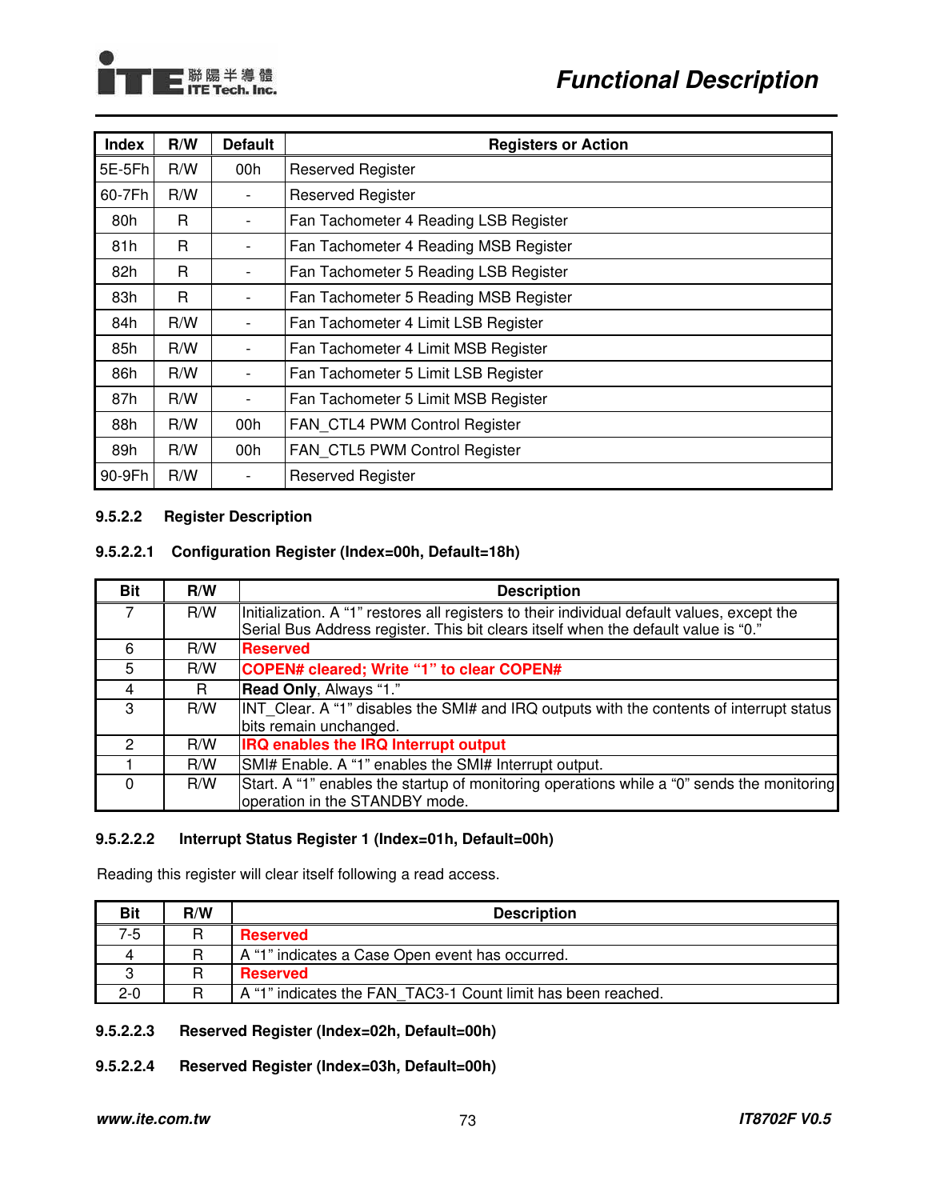| Index | R/W | Default | Registers or Action |
|---|---|---|---|
| 5E-5Fh | R/W | 00h | Reserved Register |
| 60-7Fh | R/W | - | Reserved Register |
| 80h | R | - | Fan Tachometer 4 Reading LSB Register |
| 81h | R | - | Fan Tachometer 4 Reading MSB Register |
| 82h | R | - | Fan Tachometer 5 Reading LSB Register |
| 83h | R | - | Fan Tachometer 5 Reading MSB Register |
| 84h | R/W | - | Fan Tachometer 4 Limit LSB Register |
| 85h | R/W | - | Fan Tachometer 4 Limit MSB Register |
| 86h | R/W | - | Fan Tachometer 5 Limit LSB Register |
| 87h | R/W | - | Fan Tachometer 5 Limit MSB Register |
| 88h | R/W | 00h | FAN_CTL4 PWM Control Register |
| 89h | R/W | 00h | FAN_CTL5 PWM Control Register |
| 90-9Fh | R/W | - | Reserved Register |

#### 9.5.2.2 Register Description

##### 9.5.2.2.1 Configuration Register (Index=00h, Default=18h)

| Bit | R/W | Description |
|---|---|---|
| 7 | R/W | Initialization. A "1" restores all registers to their individual default values, except the Serial Bus Address register. This bit clears itself when the default value is "0." |
| 6 | R/W | **Reserved** |
| 5 | R/W | **COPEN# cleared; Write "1" to clear COPEN#** |
| 4 | R | **Read Only**, Always "1." |
| 3 | R/W | INT_Clear. A "1" disables the SMI# and IRQ outputs with the contents of interrupt status bits remain unchanged. |
| 2 | R/W | **IRQ enables the IRQ Interrupt output** |
| 1 | R/W | SMI# Enable. A "1" enables the SMI# Interrupt output. |
| 0 | R/W | Start. A "1" enables the startup of monitoring operations while a "0" sends the monitoring operation in the STANDBY mode. |

##### 9.5.2.2.2 Interrupt Status Register 1 (Index=01h, Default=00h)

Reading this register will clear itself following a read access.

| Bit | R/W | Description |
|---|---|---|
| 7-5 | R | **Reserved** |
| 4 | R | A "1" indicates a Case Open event has occurred. |
| 3 | R | **Reserved** |
| 2-0 | R | A "1" indicates the FAN_TAC3-1 Count limit has been reached. |

##### 9.5.2.2.3 Reserved Register (Index=02h, Default=00h)

##### 9.5.2.2.4 Reserved Register (Index=03h, Default=00h)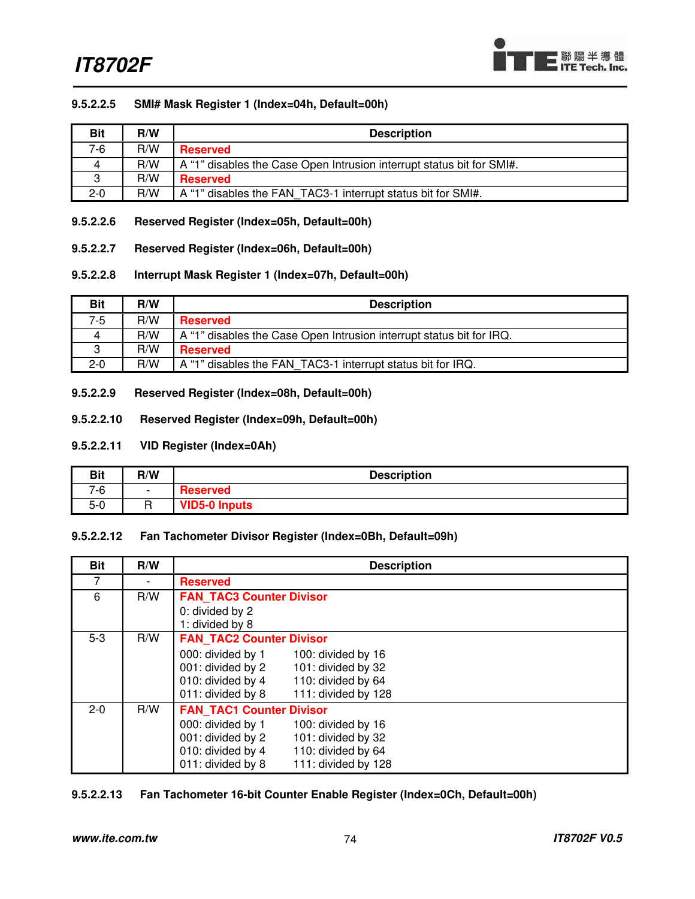#### 9.5.2.2.5 SMI# Mask Register 1 (Index=04h, Default=00h)

| Bit | R/W | Description |
|---|---|---|
| 7-6 | R/W | **Reserved** |
| 4 | R/W | A “1” disables the Case Open Intrusion interrupt status bit for SMI#. |
| 3 | R/W | **Reserved** |
| 2-0 | R/W | A “1” disables the FAN_TAC3-1 interrupt status bit for SMI#. |

#### 9.5.2.2.6 Reserved Register (Index=05h, Default=00h)

#### 9.5.2.2.7 Reserved Register (Index=06h, Default=00h)

#### 9.5.2.2.8 Interrupt Mask Register 1 (Index=07h, Default=00h)

| Bit | R/W | Description |
|---|---|---|
| 7-5 | R/W | **Reserved** |
| 4 | R/W | A “1” disables the Case Open Intrusion interrupt status bit for IRQ. |
| 3 | R/W | **Reserved** |
| 2-0 | R/W | A “1” disables the FAN_TAC3-1 interrupt status bit for IRQ. |

#### 9.5.2.2.9 Reserved Register (Index=08h, Default=00h)

#### 9.5.2.2.10 Reserved Register (Index=09h, Default=00h)

#### 9.5.2.2.11 VID Register (Index=0Ah)

| Bit | R/W | Description |
|---|---|---|
| 7-6 | - | **Reserved** |
| 5-0 | R | **VID5-0 Inputs** |

#### 9.5.2.2.12 Fan Tachometer Divisor Register (Index=0Bh, Default=09h)

| Bit | R/W | Description |
|---|---|---|
| 7 | - | **Reserved** |
| 6 | R/W | **FAN_TAC3 Counter Divisor**<br>0: divided by 2<br>1: divided by 8 |
| 5-3 | R/W | **FAN_TAC2 Counter Divisor**<br>000: divided by 1 100: divided by 16<br>001: divided by 2 101: divided by 32<br>010: divided by 4 110: divided by 64<br>011: divided by 8 111: divided by 128 |
| 2-0 | R/W | **FAN_TAC1 Counter Divisor**<br>000: divided by 1 100: divided by 16<br>001: divided by 2 101: divided by 32<br>010: divided by 4 110: divided by 64<br>011: divided by 8 111: divided by 128 |

#### 9.5.2.2.13 Fan Tachometer 16-bit Counter Enable Register (Index=0Ch, Default=00h)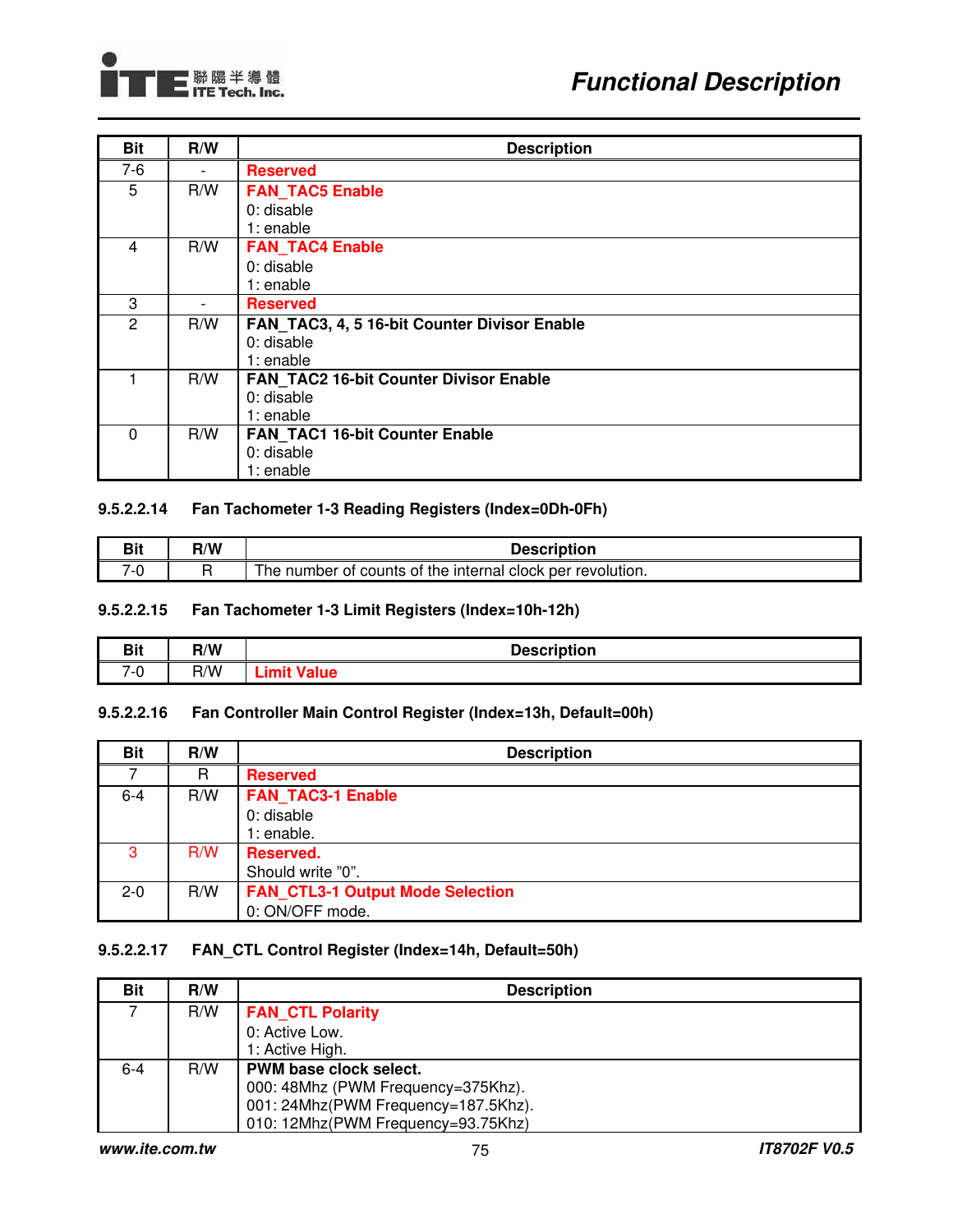| Bit | R/W | Description |
|---|---|---|
| 7-6 | - | **Reserved** |
| 5 | R/W | **FAN_TAC5 Enable**<br>0: disable<br>1: enable |
| 4 | R/W | **FAN_TAC4 Enable**<br>0: disable<br>1: enable |
| 3 | - | **Reserved** |
| 2 | R/W | **FAN_TAC3, 4, 5 16-bit Counter Divisor Enable**<br>0: disable<br>1: enable |
| 1 | R/W | **FAN_TAC2 16-bit Counter Divisor Enable**<br>0: disable<br>1: enable |
| 0 | R/W | **FAN_TAC1 16-bit Counter Enable**<br>0: disable<br>1: enable |

#### 9.5.2.2.14 Fan Tachometer 1-3 Reading Registers (Index=0Dh-0Fh)

| Bit | R/W | Description |
|---|---|---|
| 7-0 | R | The number of counts of the internal clock per revolution. |

#### 9.5.2.2.15 Fan Tachometer 1-3 Limit Registers (Index=10h-12h)

| Bit | R/W | Description |
|---|---|---|
| 7-0 | R/W | **Limit Value** |

#### 9.5.2.2.16 Fan Controller Main Control Register (Index=13h, Default=00h)

| Bit | R/W | Description |
|---|---|---|
| 7 | R | **Reserved** |
| 6-4 | R/W | **FAN_TAC3-1 Enable**<br>0: disable<br>1: enable. |
| 3 | R/W | **Reserved.**<br>Should write "0". |
| 2-0 | R/W | **FAN_CTL3-1 Output Mode Selection**<br>0: ON/OFF mode. |

#### 9.5.2.2.17 FAN_CTL Control Register (Index=14h, Default=50h)

| Bit | R/W | Description |
|---|---|---|
| 7 | R/W | **FAN_CTL Polarity**<br>0: Active Low.<br>1: Active High. |
| 6-4 | R/W | **PWM base clock select.**<br>000: 48Mhz (PWM Frequency=375Khz).<br>001: 24Mhz(PWM Frequency=187.5Khz).<br>010: 12Mhz(PWM Frequency=93.75Khz) |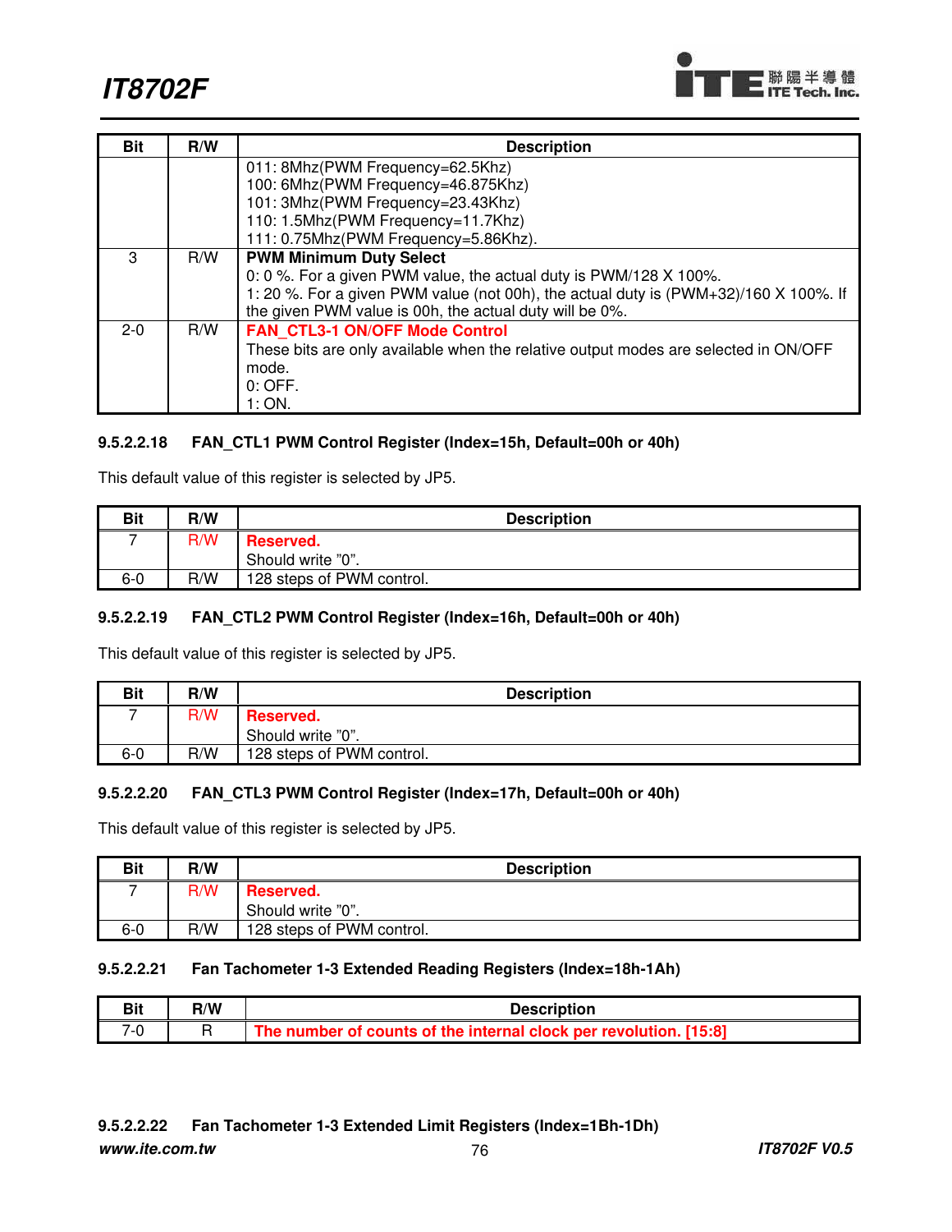| Bit | R/W | Description |
| --- | --- | --- |
| | | 011: 8Mhz(PWM Frequency=62.5Khz)<br>100: 6Mhz(PWM Frequency=46.875Khz)<br>101: 3Mhz(PWM Frequency=23.43Khz)<br>110: 1.5Mhz(PWM Frequency=11.7Khz)<br>111: 0.75Mhz(PWM Frequency=5.86Khz). |
| 3 | R/W | **PWM Minimum Duty Select**<br>0: 0 %. For a given PWM value, the actual duty is PWM/128 X 100%.<br>1: 20 %. For a given PWM value (not 00h), the actual duty is (PWM+32)/160 X 100%. If the given PWM value is 00h, the actual duty will be 0%. |
| 2-0 | R/W | **FAN_CTL3-1 ON/OFF Mode Control**<br>These bits are only available when the relative output modes are selected in ON/OFF mode.<br>0: OFF.<br>1: ON. |

#### 9.5.2.2.18 FAN_CTL1 PWM Control Register (Index=15h, Default=00h or 40h)

This default value of this register is selected by JP5.

| Bit | R/W | Description |
| --- | --- | --- |
| 7 | R/W | **Reserved.**<br>Should write "0". |
| 6-0 | R/W | 128 steps of PWM control. |

#### 9.5.2.2.19 FAN_CTL2 PWM Control Register (Index=16h, Default=00h or 40h)

This default value of this register is selected by JP5.

| Bit | R/W | Description |
| --- | --- | --- |
| 7 | R/W | **Reserved.**<br>Should write "0". |
| 6-0 | R/W | 128 steps of PWM control. |

#### 9.5.2.2.20 FAN_CTL3 PWM Control Register (Index=17h, Default=00h or 40h)

This default value of this register is selected by JP5.

| Bit | R/W | Description |
| --- | --- | --- |
| 7 | R/W | **Reserved.**<br>Should write "0". |
| 6-0 | R/W | 128 steps of PWM control. |

#### 9.5.2.2.21 Fan Tachometer 1-3 Extended Reading Registers (Index=18h-1Ah)

| Bit | R/W | Description |
| --- | --- | --- |
| 7-0 | R | **The number of counts of the internal clock per revolution. [15:8]** |

#### 9.5.2.2.22 Fan Tachometer 1-3 Extended Limit Registers (Index=1Bh-1Dh)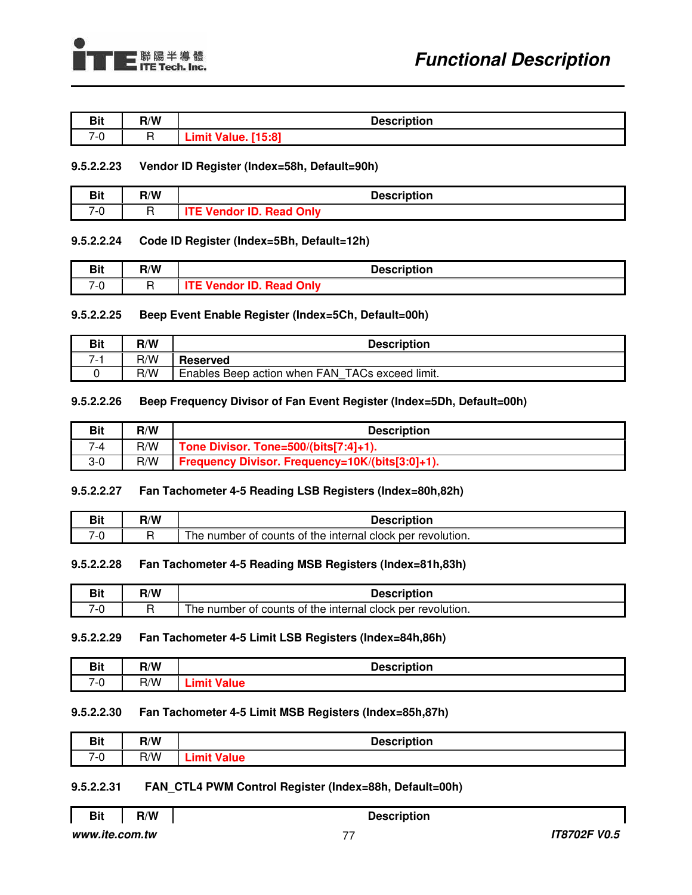| Bit | R/W | Description |
| --- | --- | --- |
| 7-0 | R | **Limit Value. [15:8]** |

#### 9.5.2.2.23 Vendor ID Register (Index=58h, Default=90h)

| Bit | R/W | Description |
| --- | --- | --- |
| 7-0 | R | **ITE Vendor ID. Read Only** |

#### 9.5.2.2.24 Code ID Register (Index=5Bh, Default=12h)

| Bit | R/W | Description |
| --- | --- | --- |
| 7-0 | R | **ITE Vendor ID. Read Only** |

#### 9.5.2.2.25 Beep Event Enable Register (Index=5Ch, Default=00h)

| Bit | R/W | Description |
| --- | --- | --- |
| 7-1 | R/W | **Reserved** |
| 0 | R/W | Enables Beep action when FAN_TACs exceed limit. |

#### 9.5.2.2.26 Beep Frequency Divisor of Fan Event Register (Index=5Dh, Default=00h)

| Bit | R/W | Description |
| --- | --- | --- |
| 7-4 | R/W | **Tone Divisor. Tone=500/(bits[7:4]+1).** |
| 3-0 | R/W | **Frequency Divisor. Frequency=10K/(bits[3:0]+1).** |

#### 9.5.2.2.27 Fan Tachometer 4-5 Reading LSB Registers (Index=80h,82h)

| Bit | R/W | Description |
| --- | --- | --- |
| 7-0 | R | The number of counts of the internal clock per revolution. |

#### 9.5.2.2.28 Fan Tachometer 4-5 Reading MSB Registers (Index=81h,83h)

| Bit | R/W | Description |
| --- | --- | --- |
| 7-0 | R | The number of counts of the internal clock per revolution. |

#### 9.5.2.2.29 Fan Tachometer 4-5 Limit LSB Registers (Index=84h,86h)

| Bit | R/W | Description |
| --- | --- | --- |
| 7-0 | R/W | **Limit Value** |

#### 9.5.2.2.30 Fan Tachometer 4-5 Limit MSB Registers (Index=85h,87h)

| Bit | R/W | Description |
| --- | --- | --- |
| 7-0 | R/W | **Limit Value** |

#### 9.5.2.2.31 FAN_CTL4 PWM Control Register (Index=88h, Default=00h)

| Bit | R/W | Description |
| --- | --- | --- |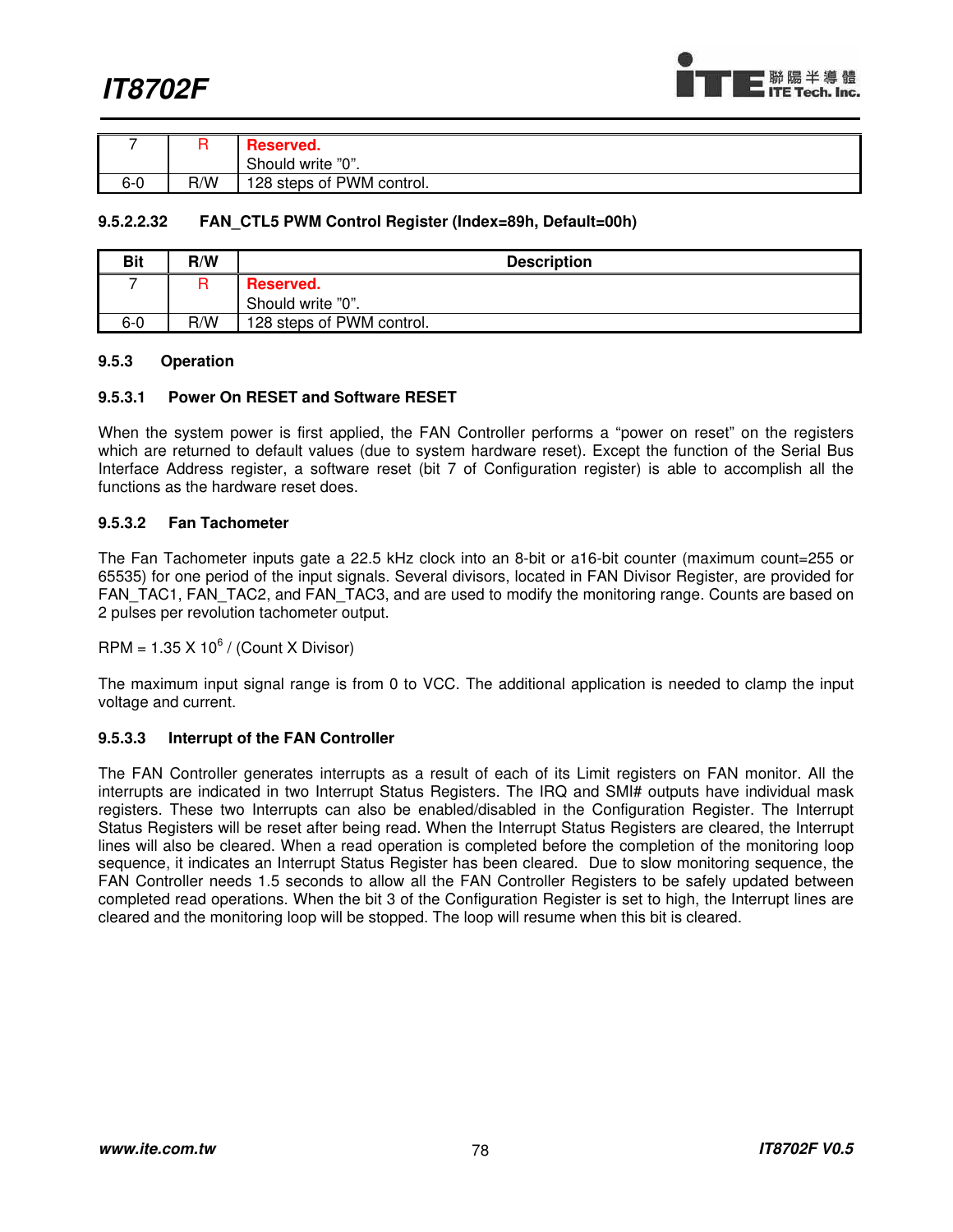| Bit | R/W | Description |
|---|---|---|
| 7 | R | **Reserved.** Should write "0". |
| 6-0 | R/W | 128 steps of PWM control. |

#### 9.5.2.2.32 FAN_CTL5 PWM Control Register (Index=89h, Default=00h)

| Bit | R/W | Description |
|---|---|---|
| 7 | R | **Reserved.** Should write "0". |
| 6-0 | R/W | 128 steps of PWM control. |

### 9.5.3 Operation

#### 9.5.3.1 Power On RESET and Software RESET

When the system power is first applied, the FAN Controller performs a "power on reset" on the registers which are returned to default values (due to system hardware reset). Except the function of the Serial Bus Interface Address register, a software reset (bit 7 of Configuration register) is able to accomplish all the functions as the hardware reset does.

#### 9.5.3.2 Fan Tachometer

The Fan Tachometer inputs gate a 22.5 kHz clock into an 8-bit or a16-bit counter (maximum count=255 or 65535) for one period of the input signals. Several divisors, located in FAN Divisor Register, are provided for FAN_TAC1, FAN_TAC2, and FAN_TAC3, and are used to modify the monitoring range. Counts are based on 2 pulses per revolution tachometer output.

$$RPM = 1.35 \times 10^6 / (Count \times Divisor)$$

The maximum input signal range is from 0 to VCC. The additional application is needed to clamp the input voltage and current.

#### 9.5.3.3 Interrupt of the FAN Controller

The FAN Controller generates interrupts as a result of each of its Limit registers on FAN monitor. All the interrupts are indicated in two Interrupt Status Registers. The IRQ and SMI# outputs have individual mask registers. These two Interrupts can also be enabled/disabled in the Configuration Register. The Interrupt Status Registers will be reset after being read. When the Interrupt Status Registers are cleared, the Interrupt lines will also be cleared. When a read operation is completed before the completion of the monitoring loop sequence, it indicates an Interrupt Status Register has been cleared. Due to slow monitoring sequence, the FAN Controller needs 1.5 seconds to allow all the FAN Controller Registers to be safely updated between completed read operations. When the bit 3 of the Configuration Register is set to high, the Interrupt lines are cleared and the monitoring loop will be stopped. The loop will resume when this bit is cleared.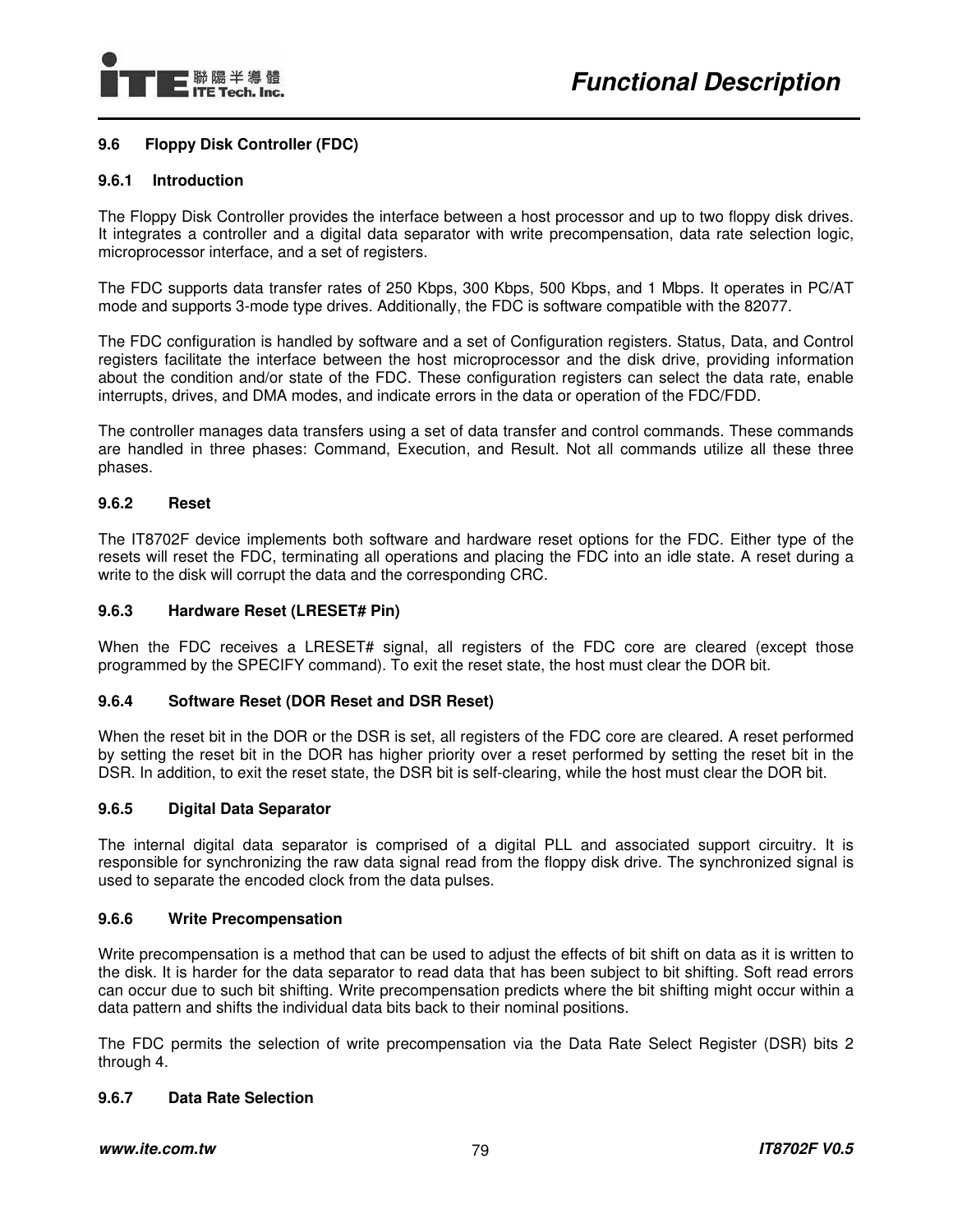### 9.6 Floppy Disk Controller (FDC)

#### 9.6.1 Introduction

The Floppy Disk Controller provides the interface between a host processor and up to two floppy disk drives. It integrates a controller and a digital data separator with write precompensation, data rate selection logic, microprocessor interface, and a set of registers.

The FDC supports data transfer rates of 250 Kbps, 300 Kbps, 500 Kbps, and 1 Mbps. It operates in PC/AT mode and supports 3-mode type drives. Additionally, the FDC is software compatible with the 82077.

The FDC configuration is handled by software and a set of Configuration registers. Status, Data, and Control registers facilitate the interface between the host microprocessor and the disk drive, providing information about the condition and/or state of the FDC. These configuration registers can select the data rate, enable interrupts, drives, and DMA modes, and indicate errors in the data or operation of the FDC/FDD.

The controller manages data transfers using a set of data transfer and control commands. These commands are handled in three phases: Command, Execution, and Result. Not all commands utilize all these three phases.

#### 9.6.2 Reset

The IT8702F device implements both software and hardware reset options for the FDC. Either type of the resets will reset the FDC, terminating all operations and placing the FDC into an idle state. A reset during a write to the disk will corrupt the data and the corresponding CRC.

#### 9.6.3 Hardware Reset (LRESET# Pin)

When the FDC receives a LRESET# signal, all registers of the FDC core are cleared (except those programmed by the SPECIFY command). To exit the reset state, the host must clear the DOR bit.

#### 9.6.4 Software Reset (DOR Reset and DSR Reset)

When the reset bit in the DOR or the DSR is set, all registers of the FDC core are cleared. A reset performed by setting the reset bit in the DOR has higher priority over a reset performed by setting the reset bit in the DSR. In addition, to exit the reset state, the DSR bit is self-clearing, while the host must clear the DOR bit.

#### 9.6.5 Digital Data Separator

The internal digital data separator is comprised of a digital PLL and associated support circuitry. It is responsible for synchronizing the raw data signal read from the floppy disk drive. The synchronized signal is used to separate the encoded clock from the data pulses.

#### 9.6.6 Write Precompensation

Write precompensation is a method that can be used to adjust the effects of bit shift on data as it is written to the disk. It is harder for the data separator to read data that has been subject to bit shifting. Soft read errors can occur due to such bit shifting. Write precompensation predicts where the bit shifting might occur within a data pattern and shifts the individual data bits back to their nominal positions.

The FDC permits the selection of write precompensation via the Data Rate Select Register (DSR) bits 2 through 4.

#### 9.6.7 Data Rate Selection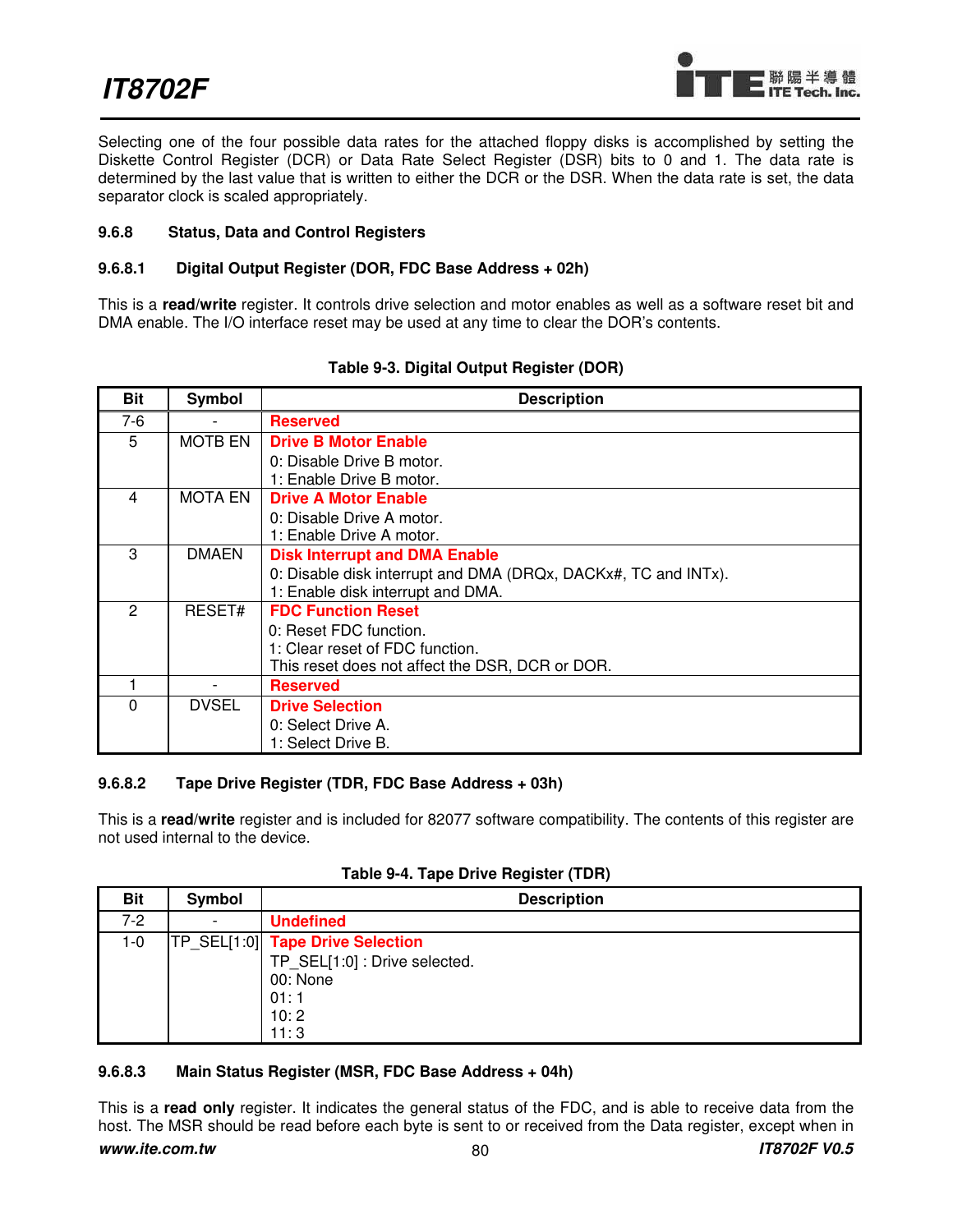Selecting one of the four possible data rates for the attached floppy disks is accomplished by setting the Diskette Control Register (DCR) or Data Rate Select Register (DSR) bits to 0 and 1. The data rate is determined by the last value that is written to either the DCR or the DSR. When the data rate is set, the data separator clock is scaled appropriately.

### 9.6.8 Status, Data and Control Registers

#### 9.6.8.1 Digital Output Register (DOR, FDC Base Address + 02h)

This is a **read/write** register. It controls drive selection and motor enables as well as a software reset bit and DMA enable. The I/O interface reset may be used at any time to clear the DOR's contents.

**Table 9-3. Digital Output Register (DOR)**

| Bit | Symbol | Description |
|---|---|---|
| 7-6 | - | **Reserved** |
| 5 | MOTB EN | **Drive B Motor Enable**<br>0: Disable Drive B motor.<br>1: Enable Drive B motor. |
| 4 | MOTA EN | **Drive A Motor Enable**<br>0: Disable Drive A motor.<br>1: Enable Drive A motor. |
| 3 | DMAEN | **Disk Interrupt and DMA Enable**<br>0: Disable disk interrupt and DMA (DRQx, DACKx#, TC and INTx).<br>1: Enable disk interrupt and DMA. |
| 2 | RESET# | **FDC Function Reset**<br>0: Reset FDC function.<br>1: Clear reset of FDC function.<br>This reset does not affect the DSR, DCR or DOR. |
| 1 | - | **Reserved** |
| 0 | DVSEL | **Drive Selection**<br>0: Select Drive A.<br>1: Select Drive B. |

#### 9.6.8.2 Tape Drive Register (TDR, FDC Base Address + 03h)

This is a **read/write** register and is included for 82077 software compatibility. The contents of this register are not used internal to the device.

**Table 9-4. Tape Drive Register (TDR)**

| Bit | Symbol | Description |
|---|---|---|
| 7-2 | - | **Undefined** |
| 1-0 | TP_SEL[1:0] | **Tape Drive Selection**<br>TP_SEL[1:0] : Drive selected.<br>00: None<br>01: 1<br>10: 2<br>11: 3 |

#### 9.6.8.3 Main Status Register (MSR, FDC Base Address + 04h)

This is a **read only** register. It indicates the general status of the FDC, and is able to receive data from the host. The MSR should be read before each byte is sent to or received from the Data register, except when in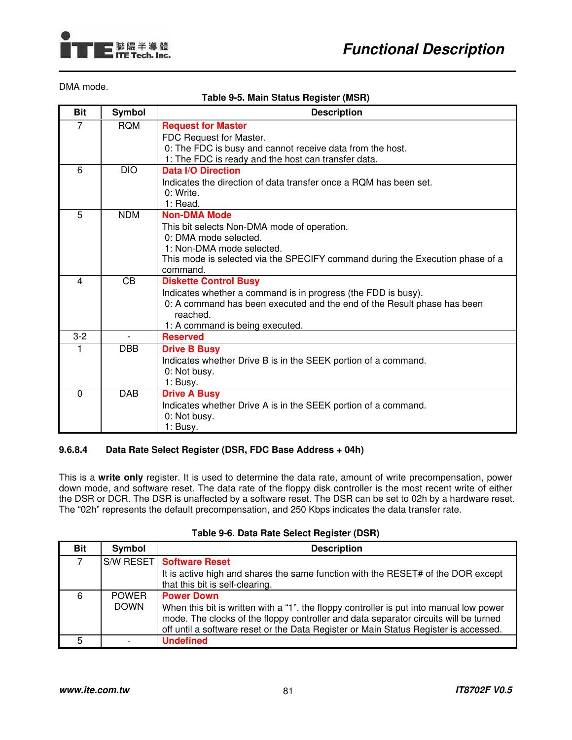DMA mode.

**Table 9-5. Main Status Register (MSR)**

| Bit | Symbol | Description |
|---|---|---|
| 7 | RQM | **Request for Master**<br>FDC Request for Master.<br>0: The FDC is busy and cannot receive data from the host.<br>1: The FDC is ready and the host can transfer data. |
| 6 | DIO | **Data I/O Direction**<br>Indicates the direction of data transfer once a RQM has been set.<br>0: Write.<br>1: Read. |
| 5 | NDM | **Non-DMA Mode**<br>This bit selects Non-DMA mode of operation.<br>0: DMA mode selected.<br>1: Non-DMA mode selected.<br>This mode is selected via the SPECIFY command during the Execution phase of a command. |
| 4 | CB | **Diskette Control Busy**<br>Indicates whether a command is in progress (the FDD is busy).<br>0: A command has been executed and the end of the Result phase has been reached.<br>1: A command is being executed. |
| 3-2 | - | **Reserved** |
| 1 | DBB | **Drive B Busy**<br>Indicates whether Drive B is in the SEEK portion of a command.<br>0: Not busy.<br>1: Busy. |
| 0 | DAB | **Drive A Busy**<br>Indicates whether Drive A is in the SEEK portion of a command.<br>0: Not busy.<br>1: Busy. |

#### 9.6.8.4 Data Rate Select Register (DSR, FDC Base Address + 04h)

This is a **write only** register. It is used to determine the data rate, amount of write precompensation, power down mode, and software reset. The data rate of the floppy disk controller is the most recent write of either the DSR or DCR. The DSR is unaffected by a software reset. The DSR can be set to 02h by a hardware reset. The "02h" represents the default precompensation, and 250 Kbps indicates the data transfer rate.

**Table 9-6. Data Rate Select Register (DSR)**

| Bit | Symbol | Description |
|---|---|---|
| 7 | S/W RESET | **Software Reset**<br>It is active high and shares the same function with the RESET# of the DOR except that this bit is self-clearing. |
| 6 | POWER DOWN | **Power Down**<br>When this bit is written with a "1", the floppy controller is put into manual low power mode. The clocks of the floppy controller and data separator circuits will be turned off until a software reset or the Data Register or Main Status Register is accessed. |
| 5 | - | **Undefined** |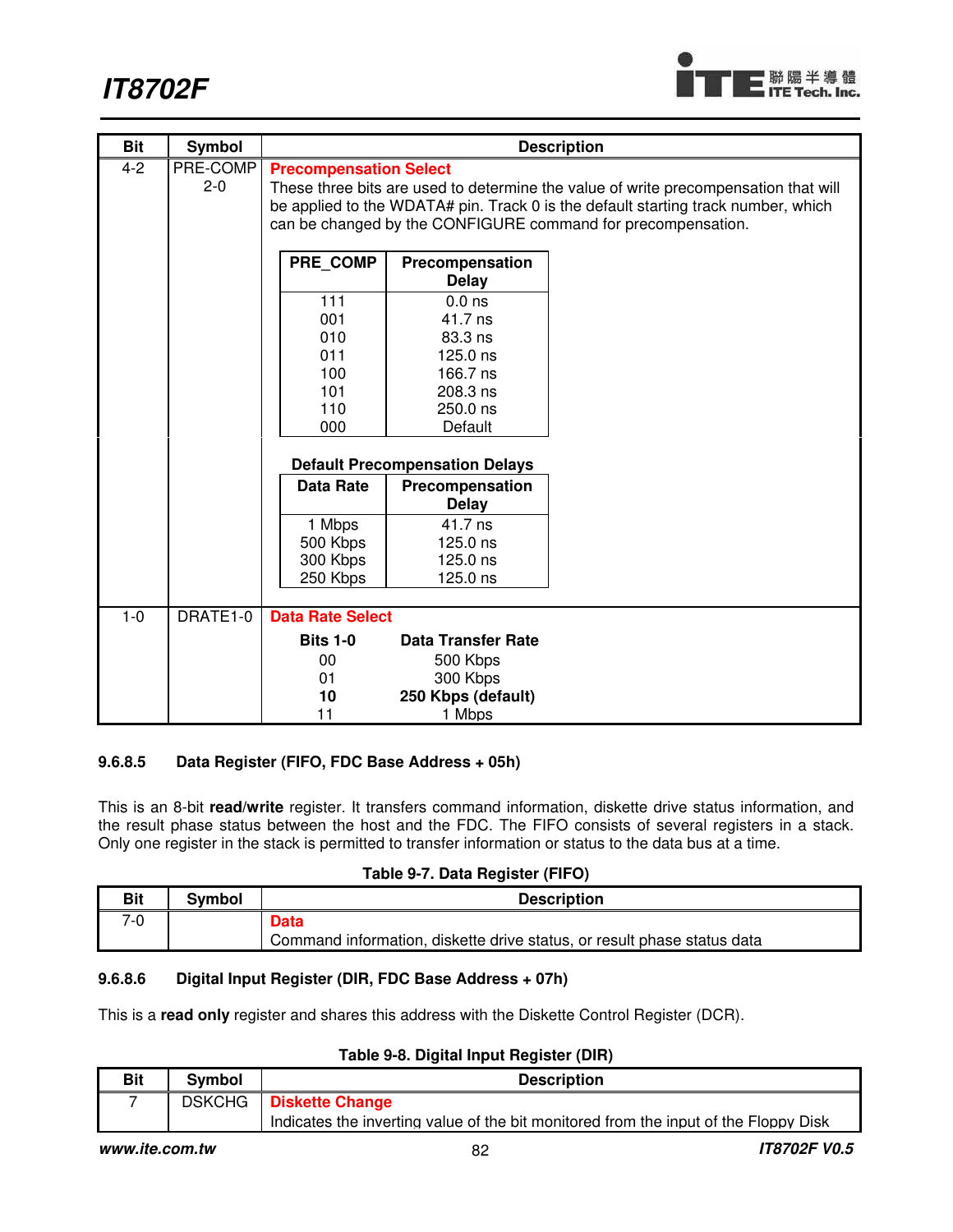| Bit | Symbol | Description |
|---|---|---|
| 4-2 | PRE-COMP 2-0 | **Precompensation Select**<br>These three bits are used to determine the value of write precompensation that will be applied to the WDATA# pin. Track 0 is the default starting track number, which can be changed by the CONFIGURE command for precompensation.<br><br>PRE_COMP / Precompensation Delay:<br>111 — 0.0 ns<br>001 — 41.7 ns<br>010 — 83.3 ns<br>011 — 125.0 ns<br>100 — 166.7 ns<br>101 — 208.3 ns<br>110 — 250.0 ns<br>000 — Default<br><br>**Default Precompensation Delays**<br>Data Rate / Precompensation Delay:<br>1 Mbps — 41.7 ns<br>500 Kbps — 125.0 ns<br>300 Kbps — 125.0 ns<br>250 Kbps — 125.0 ns |
| 1-0 | DRATE1-0 | **Data Rate Select**<br>Bits 1-0 / Data Transfer Rate:<br>00 — 500 Kbps<br>01 — 300 Kbps<br>**10 — 250 Kbps (default)**<br>11 — 1 Mbps |

#### 9.6.8.5 Data Register (FIFO, FDC Base Address + 05h)

This is an 8-bit **read/write** register. It transfers command information, diskette drive status information, and the result phase status between the host and the FDC. The FIFO consists of several registers in a stack. Only one register in the stack is permitted to transfer information or status to the data bus at a time.

**Table 9-7. Data Register (FIFO)**

| Bit | Symbol | Description |
|---|---|---|
| 7-0 | | **Data**<br>Command information, diskette drive status, or result phase status data |

#### 9.6.8.6 Digital Input Register (DIR, FDC Base Address + 07h)

This is a **read only** register and shares this address with the Diskette Control Register (DCR).

**Table 9-8. Digital Input Register (DIR)**

| Bit | Symbol | Description |
|---|---|---|
| 7 | DSKCHG | **Diskette Change**<br>Indicates the inverting value of the bit monitored from the input of the Floppy Disk |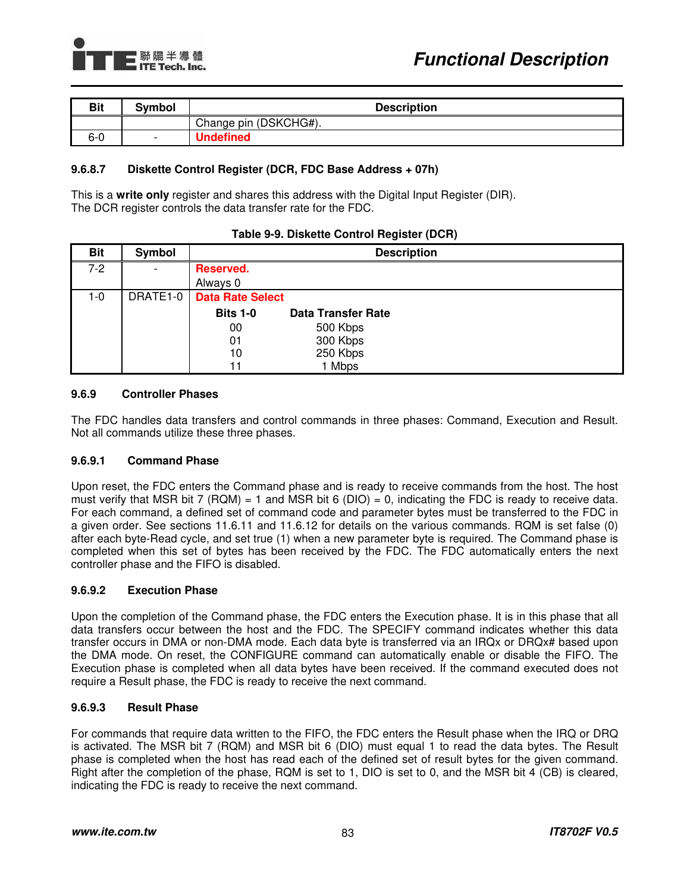| Bit | Symbol | Description |
|---|---|---|
| | | Change pin (DSKCHG#). |
| 6-0 | - | **Undefined** |

### 9.6.8.7 Diskette Control Register (DCR, FDC Base Address + 07h)

This is a **write only** register and shares this address with the Digital Input Register (DIR).
The DCR register controls the data transfer rate for the FDC.

**Table 9-9. Diskette Control Register (DCR)**

| Bit | Symbol | Description |
|---|---|---|
| 7-2 | - | **Reserved.**<br>Always 0 |
| 1-0 | DRATE1-0 | **Data Rate Select**<br>**Bits 1-0 — Data Transfer Rate**<br>00 — 500 Kbps<br>01 — 300 Kbps<br>10 — 250 Kbps<br>11 — 1 Mbps |

## 9.6.9 Controller Phases

The FDC handles data transfers and control commands in three phases: Command, Execution and Result. Not all commands utilize these three phases.

### 9.6.9.1 Command Phase

Upon reset, the FDC enters the Command phase and is ready to receive commands from the host. The host must verify that MSR bit 7 (RQM) = 1 and MSR bit 6 (DIO) = 0, indicating the FDC is ready to receive data. For each command, a defined set of command code and parameter bytes must be transferred to the FDC in a given order. See sections 11.6.11 and 11.6.12 for details on the various commands. RQM is set false (0) after each byte-Read cycle, and set true (1) when a new parameter byte is required. The Command phase is completed when this set of bytes has been received by the FDC. The FDC automatically enters the next controller phase and the FIFO is disabled.

### 9.6.9.2 Execution Phase

Upon the completion of the Command phase, the FDC enters the Execution phase. It is in this phase that all data transfers occur between the host and the FDC. The SPECIFY command indicates whether this data transfer occurs in DMA or non-DMA mode. Each data byte is transferred via an IRQx or DRQx# based upon the DMA mode. On reset, the CONFIGURE command can automatically enable or disable the FIFO. The Execution phase is completed when all data bytes have been received. If the command executed does not require a Result phase, the FDC is ready to receive the next command.

### 9.6.9.3 Result Phase

For commands that require data written to the FIFO, the FDC enters the Result phase when the IRQ or DRQ is activated. The MSR bit 7 (RQM) and MSR bit 6 (DIO) must equal 1 to read the data bytes. The Result phase is completed when the host has read each of the defined set of result bytes for the given command. Right after the completion of the phase, RQM is set to 1, DIO is set to 0, and the MSR bit 4 (CB) is cleared, indicating the FDC is ready to receive the next command.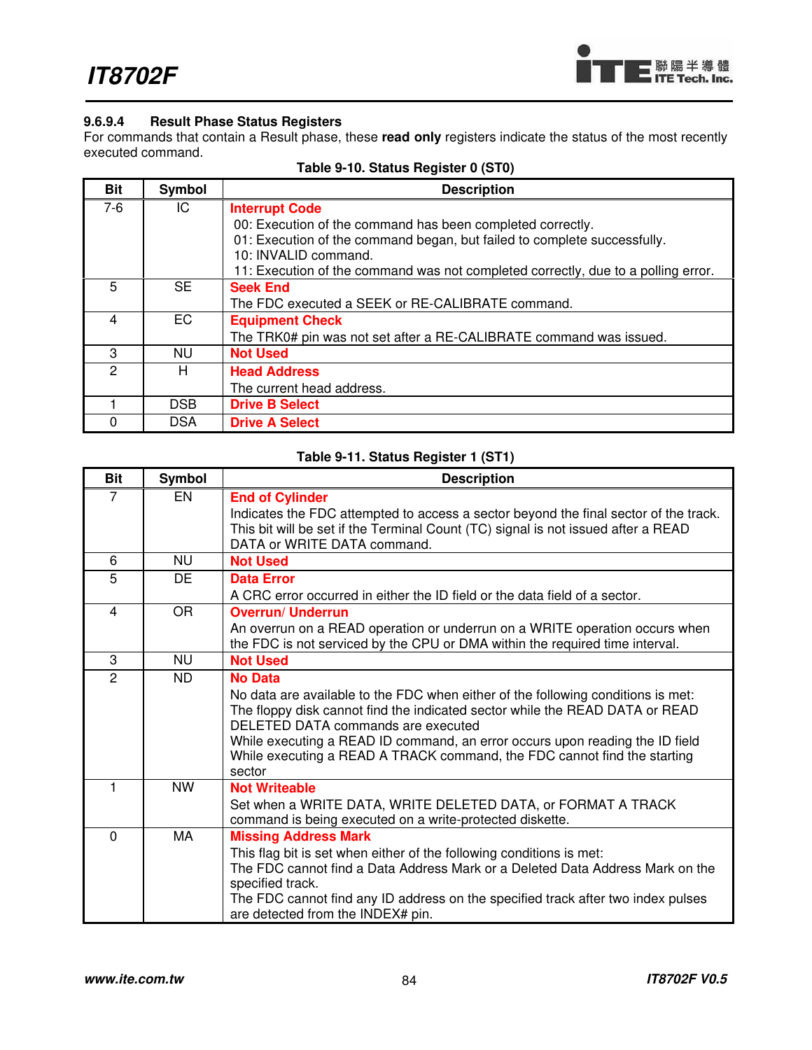### 9.6.9.4 Result Phase Status Registers

For commands that contain a Result phase, these **read only** registers indicate the status of the most recently executed command.

**Table 9-10. Status Register 0 (ST0)**

| Bit | Symbol | Description |
|---|---|---|
| 7-6 | IC | **Interrupt Code**<br>00: Execution of the command has been completed correctly.<br>01: Execution of the command began, but failed to complete successfully.<br>10: INVALID command.<br>11: Execution of the command was not completed correctly, due to a polling error. |
| 5 | SE | **Seek End**<br>The FDC executed a SEEK or RE-CALIBRATE command. |
| 4 | EC | **Equipment Check**<br>The TRK0# pin was not set after a RE-CALIBRATE command was issued. |
| 3 | NU | **Not Used** |
| 2 | H | **Head Address**<br>The current head address. |
| 1 | DSB | **Drive B Select** |
| 0 | DSA | **Drive A Select** |

**Table 9-11. Status Register 1 (ST1)**

| Bit | Symbol | Description |
|---|---|---|
| 7 | EN | **End of Cylinder**<br>Indicates the FDC attempted to access a sector beyond the final sector of the track. This bit will be set if the Terminal Count (TC) signal is not issued after a READ DATA or WRITE DATA command. |
| 6 | NU | **Not Used** |
| 5 | DE | **Data Error**<br>A CRC error occurred in either the ID field or the data field of a sector. |
| 4 | OR | **Overrun/ Underrun**<br>An overrun on a READ operation or underrun on a WRITE operation occurs when the FDC is not serviced by the CPU or DMA within the required time interval. |
| 3 | NU | **Not Used** |
| 2 | ND | **No Data**<br>No data are available to the FDC when either of the following conditions is met:<br>The floppy disk cannot find the indicated sector while the READ DATA or READ DELETED DATA commands are executed<br>While executing a READ ID command, an error occurs upon reading the ID field<br>While executing a READ A TRACK command, the FDC cannot find the starting sector |
| 1 | NW | **Not Writeable**<br>Set when a WRITE DATA, WRITE DELETED DATA, or FORMAT A TRACK command is being executed on a write-protected diskette. |
| 0 | MA | **Missing Address Mark**<br>This flag bit is set when either of the following conditions is met:<br>The FDC cannot find a Data Address Mark or a Deleted Data Address Mark on the specified track.<br>The FDC cannot find any ID address on the specified track after two index pulses are detected from the INDEX# pin. |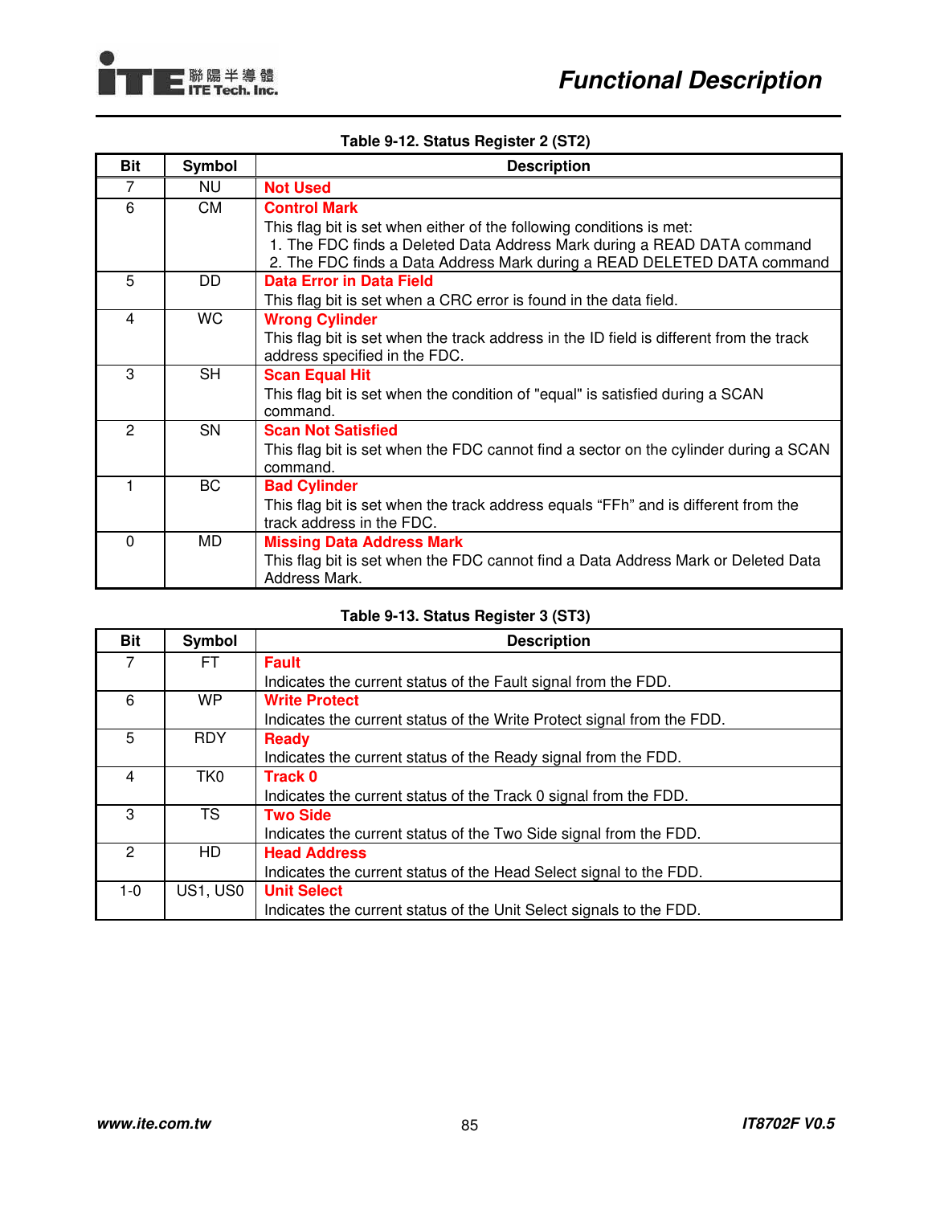**Table 9-12. Status Register 2 (ST2)**

| Bit | Symbol | Description |
|---|---|---|
| 7 | NU | **Not Used** |
| 6 | CM | **Control Mark**<br>This flag bit is set when either of the following conditions is met:<br>1. The FDC finds a Deleted Data Address Mark during a READ DATA command<br>2. The FDC finds a Data Address Mark during a READ DELETED DATA command |
| 5 | DD | **Data Error in Data Field**<br>This flag bit is set when a CRC error is found in the data field. |
| 4 | WC | **Wrong Cylinder**<br>This flag bit is set when the track address in the ID field is different from the track address specified in the FDC. |
| 3 | SH | **Scan Equal Hit**<br>This flag bit is set when the condition of "equal" is satisfied during a SCAN command. |
| 2 | SN | **Scan Not Satisfied**<br>This flag bit is set when the FDC cannot find a sector on the cylinder during a SCAN command. |
| 1 | BC | **Bad Cylinder**<br>This flag bit is set when the track address equals “FFh” and is different from the track address in the FDC. |
| 0 | MD | **Missing Data Address Mark**<br>This flag bit is set when the FDC cannot find a Data Address Mark or Deleted Data Address Mark. |

**Table 9-13. Status Register 3 (ST3)**

| Bit | Symbol | Description |
|---|---|---|
| 7 | FT | **Fault**<br>Indicates the current status of the Fault signal from the FDD. |
| 6 | WP | **Write Protect**<br>Indicates the current status of the Write Protect signal from the FDD. |
| 5 | RDY | **Ready**<br>Indicates the current status of the Ready signal from the FDD. |
| 4 | TK0 | **Track 0**<br>Indicates the current status of the Track 0 signal from the FDD. |
| 3 | TS | **Two Side**<br>Indicates the current status of the Two Side signal from the FDD. |
| 2 | HD | **Head Address**<br>Indicates the current status of the Head Select signal to the FDD. |
| 1-0 | US1, US0 | **Unit Select**<br>Indicates the current status of the Unit Select signals to the FDD. |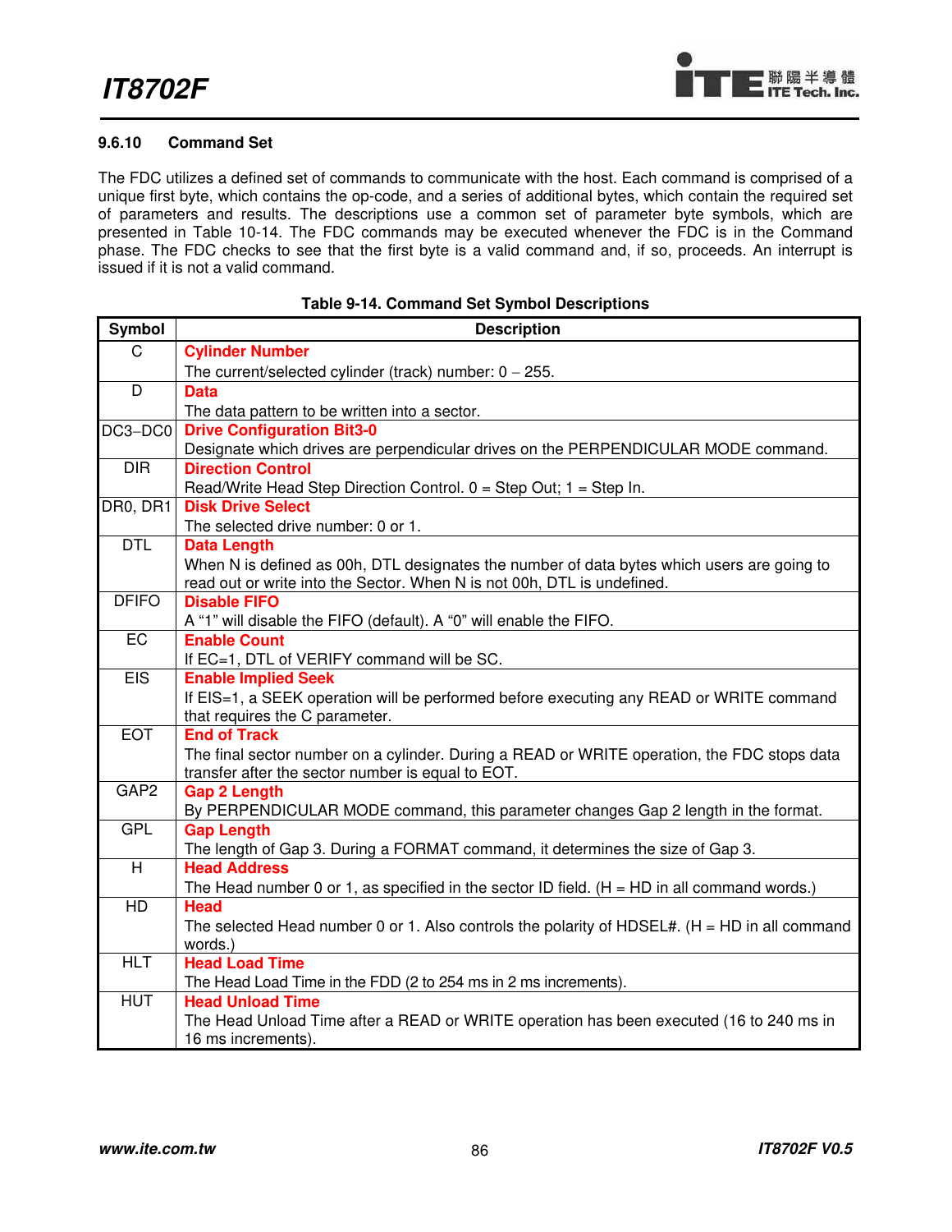### 9.6.10 Command Set

The FDC utilizes a defined set of commands to communicate with the host. Each command is comprised of a unique first byte, which contains the op-code, and a series of additional bytes, which contain the required set of parameters and results. The descriptions use a common set of parameter byte symbols, which are presented in Table 10-14. The FDC commands may be executed whenever the FDC is in the Command phase. The FDC checks to see that the first byte is a valid command and, if so, proceeds. An interrupt is issued if it is not a valid command.

**Table 9-14. Command Set Symbol Descriptions**

| Symbol | Description |
|---|---|
| C | **Cylinder Number**<br>The current/selected cylinder (track) number: 0 – 255. |
| D | **Data**<br>The data pattern to be written into a sector. |
| DC3–DC0 | **Drive Configuration Bit3-0**<br>Designate which drives are perpendicular drives on the PERPENDICULAR MODE command. |
| DIR | **Direction Control**<br>Read/Write Head Step Direction Control. 0 = Step Out; 1 = Step In. |
| DR0, DR1 | **Disk Drive Select**<br>The selected drive number: 0 or 1. |
| DTL | **Data Length**<br>When N is defined as 00h, DTL designates the number of data bytes which users are going to read out or write into the Sector. When N is not 00h, DTL is undefined. |
| DFIFO | **Disable FIFO**<br>A “1” will disable the FIFO (default). A “0” will enable the FIFO. |
| EC | **Enable Count**<br>If EC=1, DTL of VERIFY command will be SC. |
| EIS | **Enable Implied Seek**<br>If EIS=1, a SEEK operation will be performed before executing any READ or WRITE command that requires the C parameter. |
| EOT | **End of Track**<br>The final sector number on a cylinder. During a READ or WRITE operation, the FDC stops data transfer after the sector number is equal to EOT. |
| GAP2 | **Gap 2 Length**<br>By PERPENDICULAR MODE command, this parameter changes Gap 2 length in the format. |
| GPL | **Gap Length**<br>The length of Gap 3. During a FORMAT command, it determines the size of Gap 3. |
| H | **Head Address**<br>The Head number 0 or 1, as specified in the sector ID field. (H = HD in all command words.) |
| HD | **Head**<br>The selected Head number 0 or 1. Also controls the polarity of HDSEL#. (H = HD in all command words.) |
| HLT | **Head Load Time**<br>The Head Load Time in the FDD (2 to 254 ms in 2 ms increments). |
| HUT | **Head Unload Time**<br>The Head Unload Time after a READ or WRITE operation has been executed (16 to 240 ms in 16 ms increments). |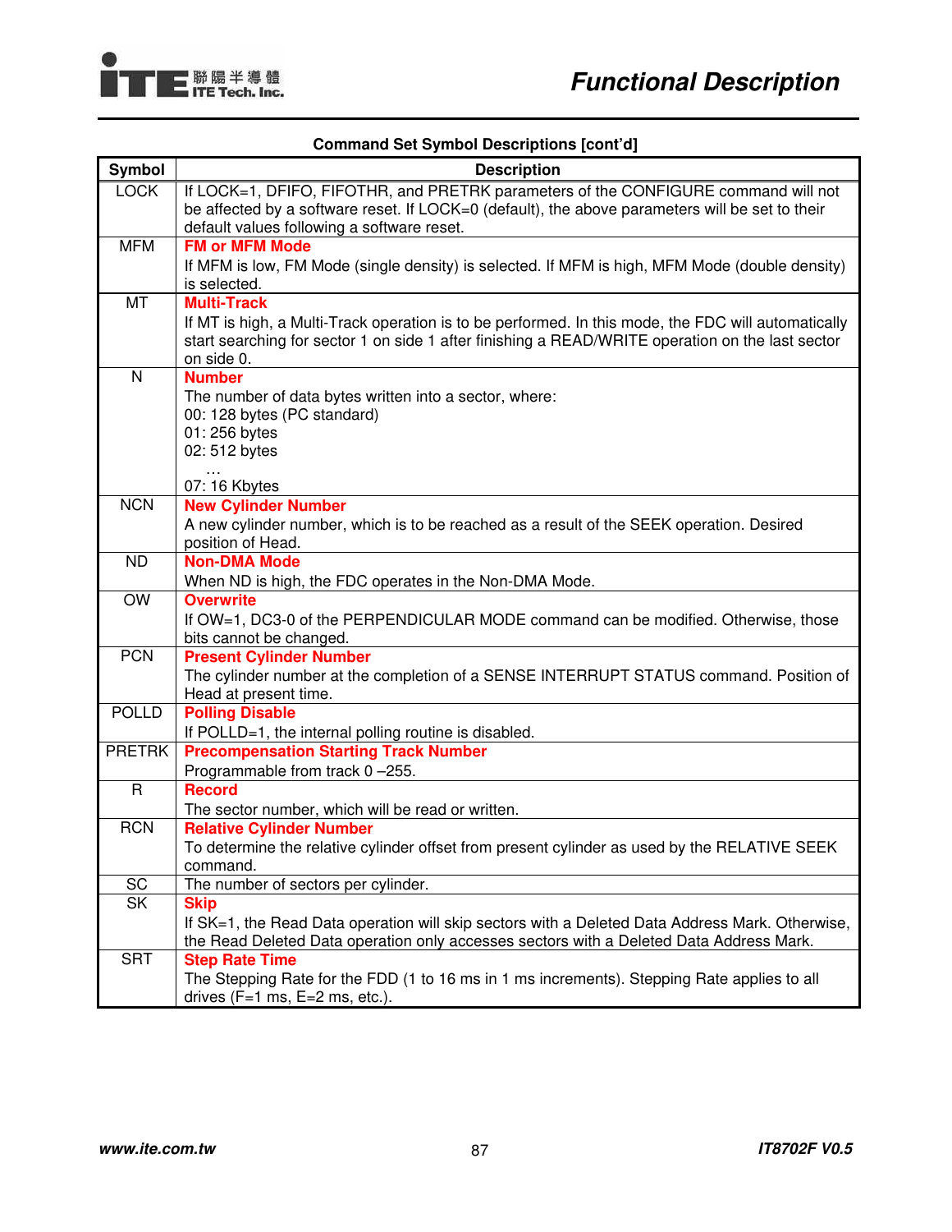**Command Set Symbol Descriptions [cont'd]**

| Symbol | Description |
|---|---|
| LOCK | If LOCK=1, DFIFO, FIFOTHR, and PRETRK parameters of the CONFIGURE command will not be affected by a software reset. If LOCK=0 (default), the above parameters will be set to their default values following a software reset. |
| MFM | **FM or MFM Mode**<br>If MFM is low, FM Mode (single density) is selected. If MFM is high, MFM Mode (double density) is selected. |
| MT | **Multi-Track**<br>If MT is high, a Multi-Track operation is to be performed. In this mode, the FDC will automatically start searching for sector 1 on side 1 after finishing a READ/WRITE operation on the last sector on side 0. |
| N | **Number**<br>The number of data bytes written into a sector, where:<br>00: 128 bytes (PC standard)<br>01: 256 bytes<br>02: 512 bytes<br>…<br>07: 16 Kbytes |
| NCN | **New Cylinder Number**<br>A new cylinder number, which is to be reached as a result of the SEEK operation. Desired position of Head. |
| ND | **Non-DMA Mode**<br>When ND is high, the FDC operates in the Non-DMA Mode. |
| OW | **Overwrite**<br>If OW=1, DC3-0 of the PERPENDICULAR MODE command can be modified. Otherwise, those bits cannot be changed. |
| PCN | **Present Cylinder Number**<br>The cylinder number at the completion of a SENSE INTERRUPT STATUS command. Position of Head at present time. |
| POLLD | **Polling Disable**<br>If POLLD=1, the internal polling routine is disabled. |
| PRETRK | **Precompensation Starting Track Number**<br>Programmable from track 0 –255. |
| R | **Record**<br>The sector number, which will be read or written. |
| RCN | **Relative Cylinder Number**<br>To determine the relative cylinder offset from present cylinder as used by the RELATIVE SEEK command. |
| SC | The number of sectors per cylinder. |
| SK | **Skip**<br>If SK=1, the Read Data operation will skip sectors with a Deleted Data Address Mark. Otherwise, the Read Deleted Data operation only accesses sectors with a Deleted Data Address Mark. |
| SRT | **Step Rate Time**<br>The Stepping Rate for the FDD (1 to 16 ms in 1 ms increments). Stepping Rate applies to all drives (F=1 ms, E=2 ms, etc.). |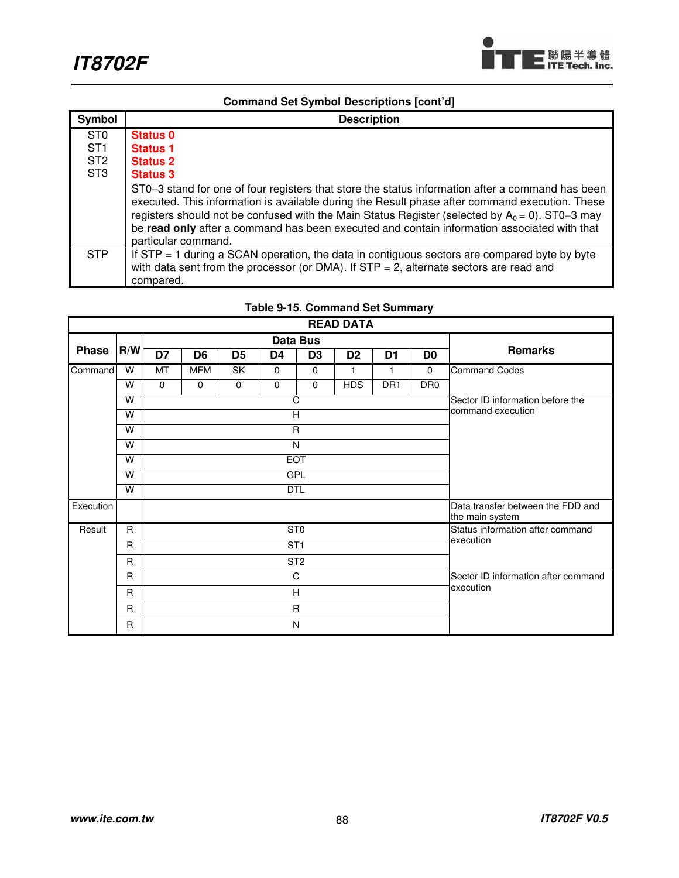**Command Set Symbol Descriptions [cont'd]**

| Symbol | Description |
|---|---|
| ST0<br>ST1<br>ST2<br>ST3 | **Status 0**<br>**Status 1**<br>**Status 2**<br>**Status 3**<br>ST0–3 stand for one of four registers that store the status information after a command has been executed. This information is available during the Result phase after command execution. These registers should not be confused with the Main Status Register (selected by $A_0 = 0$). ST0–3 may be **read only** after a command has been executed and contain information associated with that particular command. |
| STP | If STP = 1 during a SCAN operation, the data in contiguous sectors are compared byte by byte with data sent from the processor (or DMA). If STP = 2, alternate sectors are read and compared. |

**Table 9-15. Command Set Summary**

| READ DATA | | | | | | | | | | |
|---|---|---|---|---|---|---|---|---|---|---|
| Phase | R/W | Data Bus | | | | | | | | Remarks |
| | | D7 | D6 | D5 | D4 | D3 | D2 | D1 | D0 | |
| Command | W | MT | MFM | SK | 0 | 0 | 1 | 1 | 0 | Command Codes |
| | W | 0 | 0 | 0 | 0 | 0 | HDS | DR1 | DR0 | |
| | W | C | | | | | | | | Sector ID information before the command execution |
| | W | H | | | | | | | | |
| | W | R | | | | | | | | |
| | W | N | | | | | | | | |
| | W | EOT | | | | | | | | |
| | W | GPL | | | | | | | | |
| | W | DTL | | | | | | | | |
| Execution | | | | | | | | | | Data transfer between the FDD and the main system |
| Result | R | ST0 | | | | | | | | Status information after command execution |
| | R | ST1 | | | | | | | | |
| | R | ST2 | | | | | | | | |
| | R | C | | | | | | | | Sector ID information after command execution |
| | R | H | | | | | | | | |
| | R | R | | | | | | | | |
| | R | N | | | | | | | | |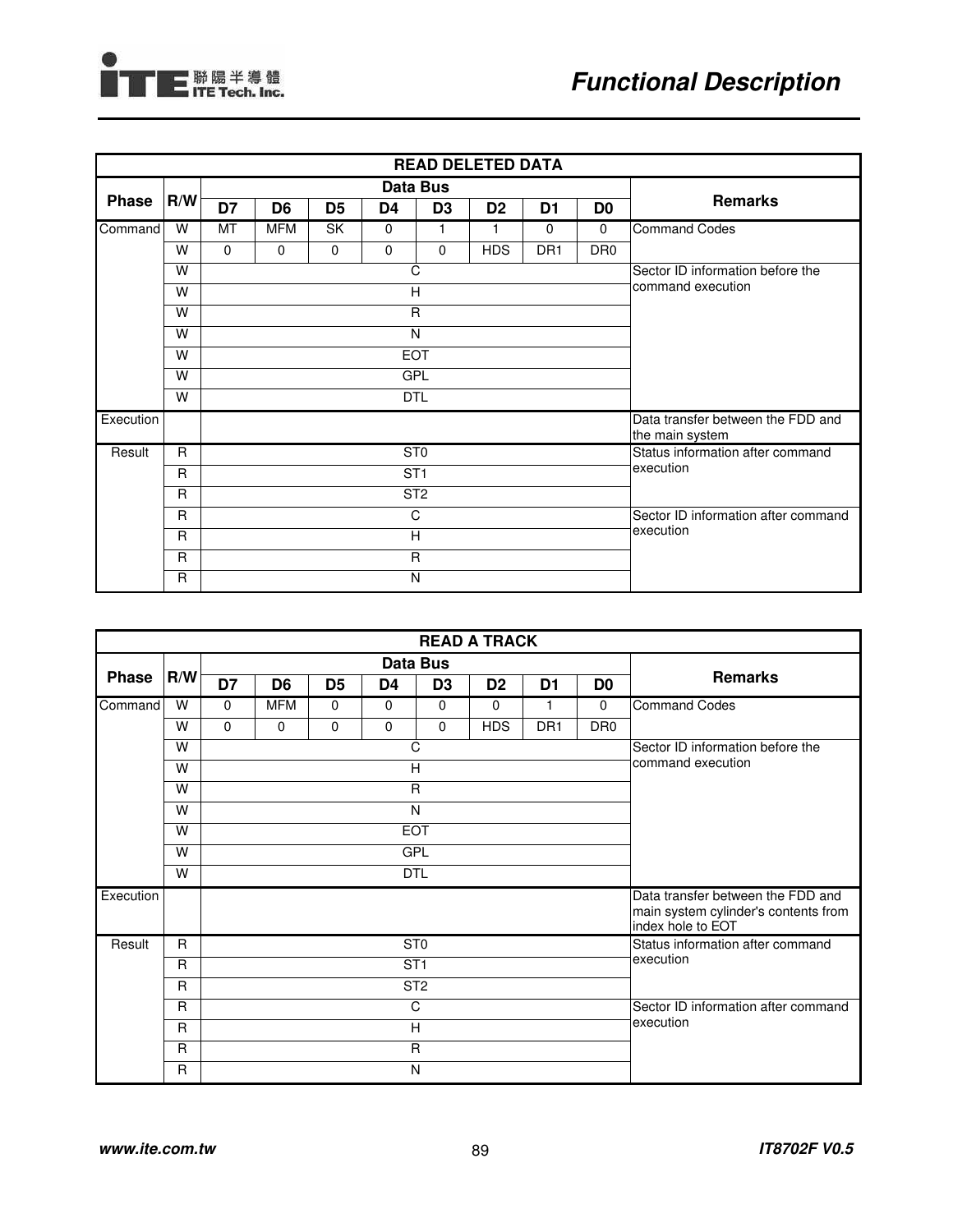| READ DELETED DATA | | | | | | | | | | |
|---|---|---|---|---|---|---|---|---|---|---|
| Phase | R/W | Data Bus | | | | | | | | Remarks |
| | | D7 | D6 | D5 | D4 | D3 | D2 | D1 | D0 | |
| Command | W | MT | MFM | SK | 0 | 1 | 1 | 0 | 0 | Command Codes |
| | W | 0 | 0 | 0 | 0 | 0 | HDS | DR1 | DR0 | |
| | W | C | | | | | | | | Sector ID information before the command execution |
| | W | H | | | | | | | | |
| | W | R | | | | | | | | |
| | W | N | | | | | | | | |
| | W | EOT | | | | | | | | |
| | W | GPL | | | | | | | | |
| | W | DTL | | | | | | | | |
| Execution | | | | | | | | | | Data transfer between the FDD and the main system |
| Result | R | ST0 | | | | | | | | Status information after command execution |
| | R | ST1 | | | | | | | | |
| | R | ST2 | | | | | | | | |
| | R | C | | | | | | | | Sector ID information after command execution |
| | R | H | | | | | | | | |
| | R | R | | | | | | | | |
| | R | N | | | | | | | | |

| READ A TRACK | | | | | | | | | | |
|---|---|---|---|---|---|---|---|---|---|---|
| Phase | R/W | Data Bus | | | | | | | | Remarks |
| | | D7 | D6 | D5 | D4 | D3 | D2 | D1 | D0 | |
| Command | W | 0 | MFM | 0 | 0 | 0 | 0 | 1 | 0 | Command Codes |
| | W | 0 | 0 | 0 | 0 | 0 | HDS | DR1 | DR0 | |
| | W | C | | | | | | | | Sector ID information before the command execution |
| | W | H | | | | | | | | |
| | W | R | | | | | | | | |
| | W | N | | | | | | | | |
| | W | EOT | | | | | | | | |
| | W | GPL | | | | | | | | |
| | W | DTL | | | | | | | | |
| Execution | | | | | | | | | | Data transfer between the FDD and main system cylinder's contents from index hole to EOT |
| Result | R | ST0 | | | | | | | | Status information after command execution |
| | R | ST1 | | | | | | | | |
| | R | ST2 | | | | | | | | |
| | R | C | | | | | | | | Sector ID information after command execution |
| | R | H | | | | | | | | |
| | R | R | | | | | | | | |
| | R | N | | | | | | | | |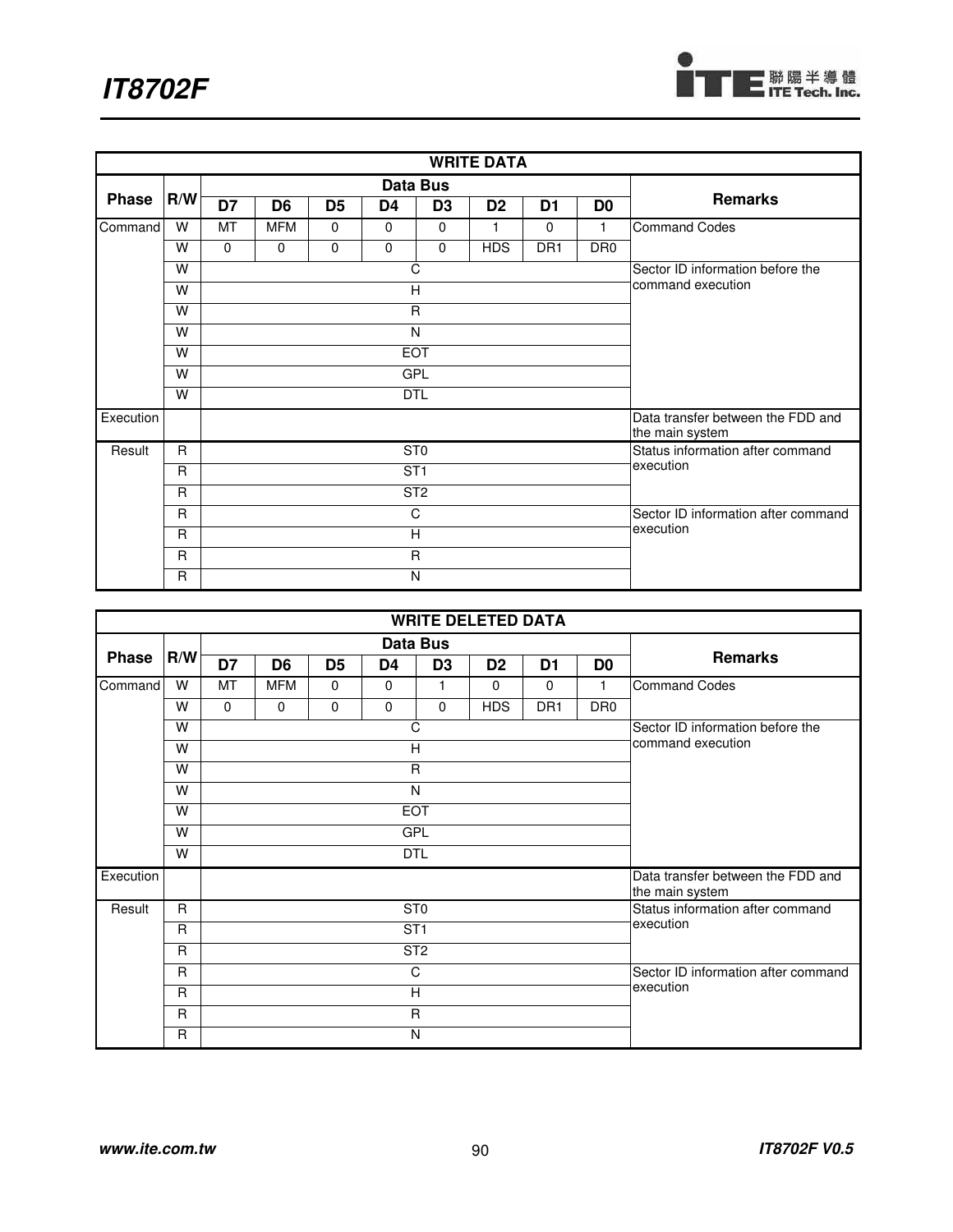| WRITE DATA | | | | | | | | | | |
|---|---|---|---|---|---|---|---|---|---|---|
| Phase | R/W | Data Bus | | | | | | | | Remarks |
| | | D7 | D6 | D5 | D4 | D3 | D2 | D1 | D0 | |
| Command | W | MT | MFM | 0 | 0 | 0 | 1 | 0 | 1 | Command Codes |
| | W | 0 | 0 | 0 | 0 | 0 | HDS | DR1 | DR0 | |
| | W | C | | | | | | | | Sector ID information before the command execution |
| | W | H | | | | | | | | |
| | W | R | | | | | | | | |
| | W | N | | | | | | | | |
| | W | EOT | | | | | | | | |
| | W | GPL | | | | | | | | |
| | W | DTL | | | | | | | | |
| Execution | | | | | | | | | | Data transfer between the FDD and the main system |
| Result | R | ST0 | | | | | | | | Status information after command execution |
| | R | ST1 | | | | | | | | |
| | R | ST2 | | | | | | | | |
| | R | C | | | | | | | | Sector ID information after command execution |
| | R | H | | | | | | | | |
| | R | R | | | | | | | | |
| | R | N | | | | | | | | |

| WRITE DELETED DATA | | | | | | | | | | |
|---|---|---|---|---|---|---|---|---|---|---|
| Phase | R/W | Data Bus | | | | | | | | Remarks |
| | | D7 | D6 | D5 | D4 | D3 | D2 | D1 | D0 | |
| Command | W | MT | MFM | 0 | 0 | 1 | 0 | 0 | 1 | Command Codes |
| | W | 0 | 0 | 0 | 0 | 0 | HDS | DR1 | DR0 | |
| | W | C | | | | | | | | Sector ID information before the command execution |
| | W | H | | | | | | | | |
| | W | R | | | | | | | | |
| | W | N | | | | | | | | |
| | W | EOT | | | | | | | | |
| | W | GPL | | | | | | | | |
| | W | DTL | | | | | | | | |
| Execution | | | | | | | | | | Data transfer between the FDD and the main system |
| Result | R | ST0 | | | | | | | | Status information after command execution |
| | R | ST1 | | | | | | | | |
| | R | ST2 | | | | | | | | |
| | R | C | | | | | | | | Sector ID information after command execution |
| | R | H | | | | | | | | |
| | R | R | | | | | | | | |
| | R | N | | | | | | | | |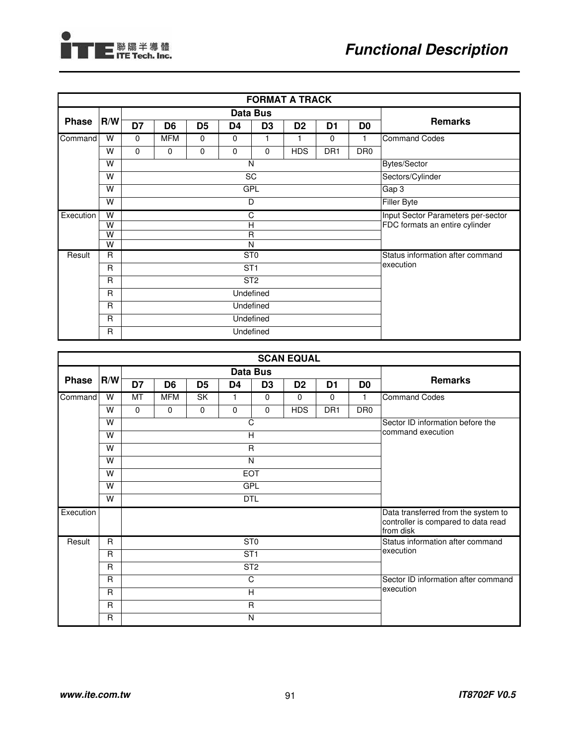| FORMAT A TRACK | | | | | | | | | | |
|---|---|---|---|---|---|---|---|---|---|---|
| Phase | R/W | Data Bus | | | | | | | | Remarks |
| | | D7 | D6 | D5 | D4 | D3 | D2 | D1 | D0 | |
| Command | W | 0 | MFM | 0 | 0 | 1 | 1 | 0 | 1 | Command Codes |
| | W | 0 | 0 | 0 | 0 | 0 | HDS | DR1 | DR0 | |
| | W | N | | | | | | | | Bytes/Sector |
| | W | SC | | | | | | | | Sectors/Cylinder |
| | W | GPL | | | | | | | | Gap 3 |
| | W | D | | | | | | | | Filler Byte |
| Execution | W | C | | | | | | | | Input Sector Parameters per-sector FDC formats an entire cylinder |
| | W | H | | | | | | | | |
| | W | R | | | | | | | | |
| | W | N | | | | | | | | |
| Result | R | ST0 | | | | | | | | Status information after command execution |
| | R | ST1 | | | | | | | | |
| | R | ST2 | | | | | | | | |
| | R | Undefined | | | | | | | | |
| | R | Undefined | | | | | | | | |
| | R | Undefined | | | | | | | | |
| | R | Undefined | | | | | | | | |

| SCAN EQUAL | | | | | | | | | | |
|---|---|---|---|---|---|---|---|---|---|---|
| Phase | R/W | Data Bus | | | | | | | | Remarks |
| | | D7 | D6 | D5 | D4 | D3 | D2 | D1 | D0 | |
| Command | W | MT | MFM | SK | 1 | 0 | 0 | 0 | 1 | Command Codes |
| | W | 0 | 0 | 0 | 0 | 0 | HDS | DR1 | DR0 | |
| | W | C | | | | | | | | Sector ID information before the command execution |
| | W | H | | | | | | | | |
| | W | R | | | | | | | | |
| | W | N | | | | | | | | |
| | W | EOT | | | | | | | | |
| | W | GPL | | | | | | | | |
| | W | DTL | | | | | | | | |
| Execution | | | | | | | | | | Data transferred from the system to controller is compared to data read from disk |
| Result | R | ST0 | | | | | | | | Status information after command execution |
| | R | ST1 | | | | | | | | |
| | R | ST2 | | | | | | | | |
| | R | C | | | | | | | | Sector ID information after command execution |
| | R | H | | | | | | | | |
| | R | R | | | | | | | | |
| | R | N | | | | | | | | |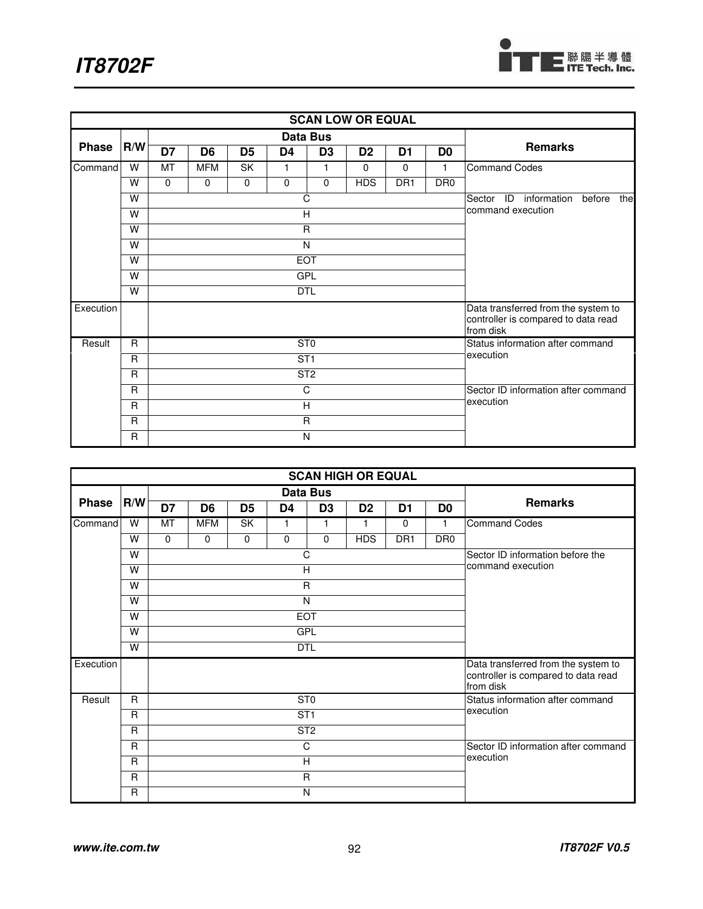| SCAN LOW OR EQUAL | | | | | | | | | | |
|---|---|---|---|---|---|---|---|---|---|---|
| Phase | R/W | Data Bus | | | | | | | | Remarks |
| | | D7 | D6 | D5 | D4 | D3 | D2 | D1 | D0 | |
| Command | W | MT | MFM | SK | 1 | 1 | 0 | 0 | 1 | Command Codes |
| | W | 0 | 0 | 0 | 0 | 0 | HDS | DR1 | DR0 | |
| | W | C | | | | | | | | Sector ID information before the command execution |
| | W | H | | | | | | | | |
| | W | R | | | | | | | | |
| | W | N | | | | | | | | |
| | W | EOT | | | | | | | | |
| | W | GPL | | | | | | | | |
| | W | DTL | | | | | | | | |
| Execution | | | | | | | | | | Data transferred from the system to controller is compared to data read from disk |
| Result | R | ST0 | | | | | | | | Status information after command execution |
| | R | ST1 | | | | | | | | |
| | R | ST2 | | | | | | | | |
| | R | C | | | | | | | | Sector ID information after command execution |
| | R | H | | | | | | | | |
| | R | R | | | | | | | | |
| | R | N | | | | | | | | |

| SCAN HIGH OR EQUAL | | | | | | | | | | |
|---|---|---|---|---|---|---|---|---|---|---|
| Phase | R/W | Data Bus | | | | | | | | Remarks |
| | | D7 | D6 | D5 | D4 | D3 | D2 | D1 | D0 | |
| Command | W | MT | MFM | SK | 1 | 1 | 1 | 0 | 1 | Command Codes |
| | W | 0 | 0 | 0 | 0 | 0 | HDS | DR1 | DR0 | |
| | W | C | | | | | | | | Sector ID information before the command execution |
| | W | H | | | | | | | | |
| | W | R | | | | | | | | |
| | W | N | | | | | | | | |
| | W | EOT | | | | | | | | |
| | W | GPL | | | | | | | | |
| | W | DTL | | | | | | | | |
| Execution | | | | | | | | | | Data transferred from the system to controller is compared to data read from disk |
| Result | R | ST0 | | | | | | | | Status information after command execution |
| | R | ST1 | | | | | | | | |
| | R | ST2 | | | | | | | | |
| | R | C | | | | | | | | Sector ID information after command execution |
| | R | H | | | | | | | | |
| | R | R | | | | | | | | |
| | R | N | | | | | | | | |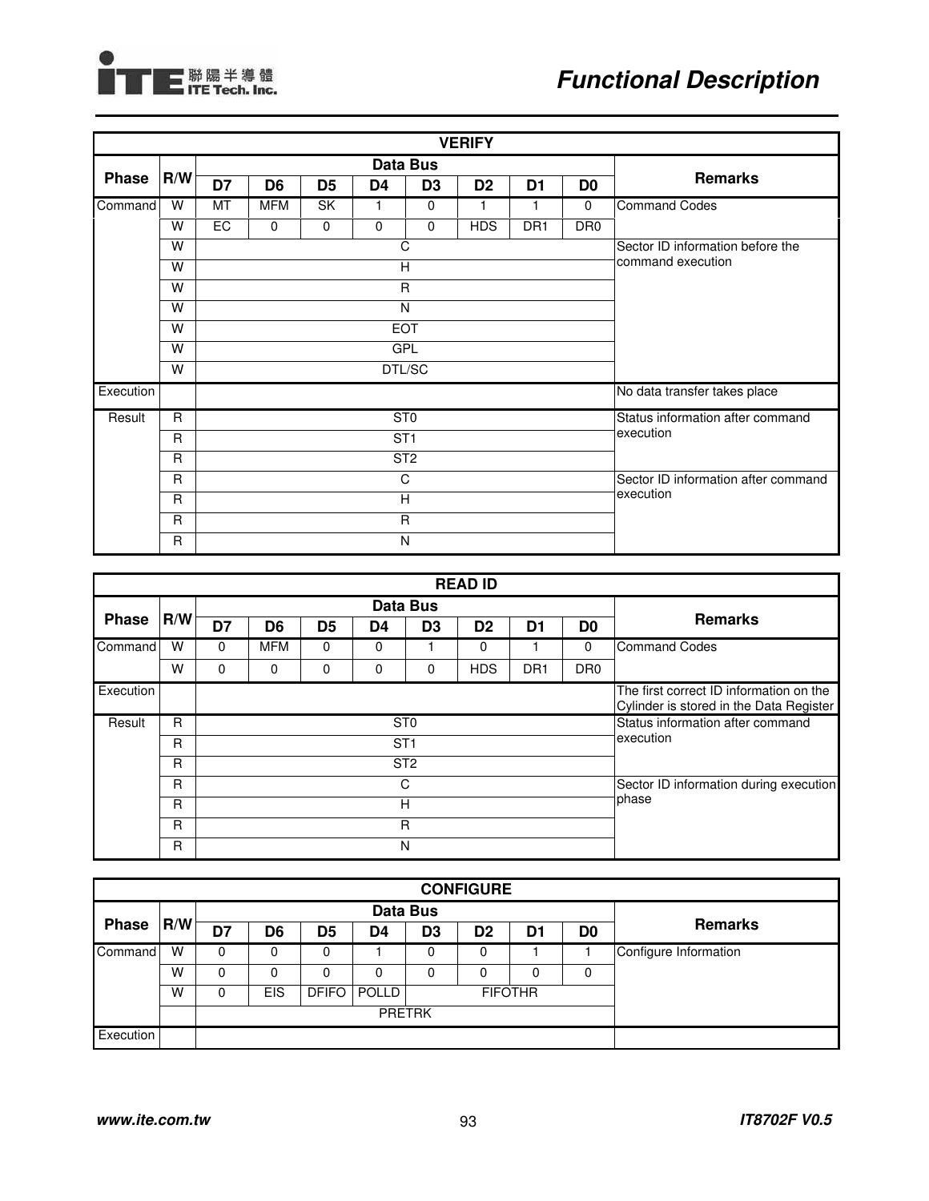| VERIFY | | | | | | | | | | |
|---|---|---|---|---|---|---|---|---|---|---|
| Phase | R/W | Data Bus | | | | | | | | Remarks |
| | | D7 | D6 | D5 | D4 | D3 | D2 | D1 | D0 | |
| Command | W | MT | MFM | SK | 1 | 0 | 1 | 1 | 0 | Command Codes |
| | W | EC | 0 | 0 | 0 | 0 | HDS | DR1 | DR0 | |
| | W | C | | | | | | | | Sector ID information before the command execution |
| | W | H | | | | | | | | |
| | W | R | | | | | | | | |
| | W | N | | | | | | | | |
| | W | EOT | | | | | | | | |
| | W | GPL | | | | | | | | |
| | W | DTL/SC | | | | | | | | |
| Execution | | | | | | | | | | No data transfer takes place |
| Result | R | ST0 | | | | | | | | Status information after command execution |
| | R | ST1 | | | | | | | | |
| | R | ST2 | | | | | | | | |
| | R | C | | | | | | | | Sector ID information after command execution |
| | R | H | | | | | | | | |
| | R | R | | | | | | | | |
| | R | N | | | | | | | | |

| READ ID | | | | | | | | | | |
|---|---|---|---|---|---|---|---|---|---|---|
| Phase | R/W | Data Bus | | | | | | | | Remarks |
| | | D7 | D6 | D5 | D4 | D3 | D2 | D1 | D0 | |
| Command | W | 0 | MFM | 0 | 0 | 1 | 0 | 1 | 0 | Command Codes |
| | W | 0 | 0 | 0 | 0 | 0 | HDS | DR1 | DR0 | |
| Execution | | | | | | | | | | The first correct ID information on the Cylinder is stored in the Data Register |
| Result | R | ST0 | | | | | | | | Status information after command execution |
| | R | ST1 | | | | | | | | |
| | R | ST2 | | | | | | | | |
| | R | C | | | | | | | | Sector ID information during execution phase |
| | R | H | | | | | | | | |
| | R | R | | | | | | | | |
| | R | N | | | | | | | | |

| CONFIGURE | | | | | | | | | | |
|---|---|---|---|---|---|---|---|---|---|---|
| Phase | R/W | Data Bus | | | | | | | | Remarks |
| | | D7 | D6 | D5 | D4 | D3 | D2 | D1 | D0 | |
| Command | W | 0 | 0 | 0 | 1 | 0 | 0 | 1 | 1 | Configure Information |
| | W | 0 | 0 | 0 | 0 | 0 | 0 | 0 | 0 | |
| | W | 0 | EIS | DFIFO | POLLD | FIFOTHR | | | | |
| | | PRETRK | | | | | | | | |
| Execution | | | | | | | | | | |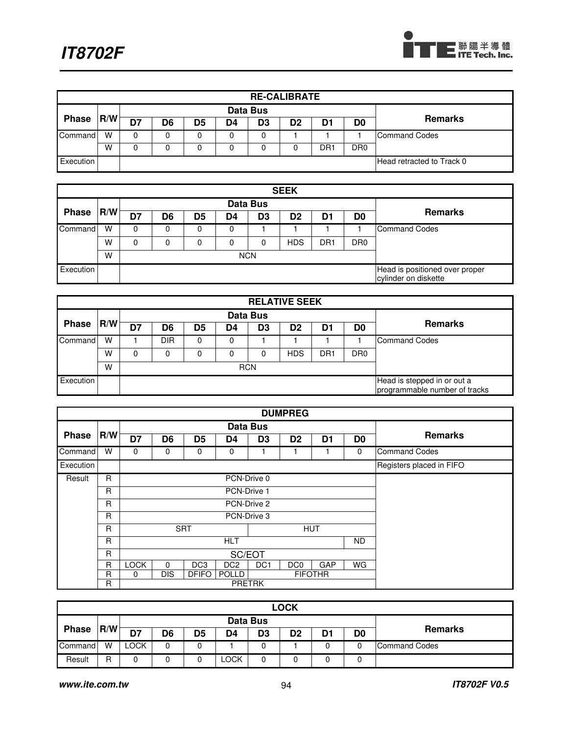| RE-CALIBRATE | | | | | | | | | | |
|---|---|---|---|---|---|---|---|---|---|---|
| Phase | R/W | Data Bus | | | | | | | | Remarks |
| | | D7 | D6 | D5 | D4 | D3 | D2 | D1 | D0 | |
| Command | W | 0 | 0 | 0 | 0 | 0 | 1 | 1 | 1 | Command Codes |
| | W | 0 | 0 | 0 | 0 | 0 | 0 | DR1 | DR0 | |
| Execution | | | | | | | | | | Head retracted to Track 0 |

| SEEK | | | | | | | | | | |
|---|---|---|---|---|---|---|---|---|---|---|
| Phase | R/W | Data Bus | | | | | | | | Remarks |
| | | D7 | D6 | D5 | D4 | D3 | D2 | D1 | D0 | |
| Command | W | 0 | 0 | 0 | 0 | 1 | 1 | 1 | 1 | Command Codes |
| | W | 0 | 0 | 0 | 0 | 0 | HDS | DR1 | DR0 | |
| | W | NCN | | | | | | | | |
| Execution | | | | | | | | | | Head is positioned over proper cylinder on diskette |

| RELATIVE SEEK | | | | | | | | | | |
|---|---|---|---|---|---|---|---|---|---|---|
| Phase | R/W | Data Bus | | | | | | | | Remarks |
| | | D7 | D6 | D5 | D4 | D3 | D2 | D1 | D0 | |
| Command | W | 1 | DIR | 0 | 0 | 1 | 1 | 1 | 1 | Command Codes |
| | W | 0 | 0 | 0 | 0 | 0 | HDS | DR1 | DR0 | |
| | W | RCN | | | | | | | | |
| Execution | | | | | | | | | | Head is stepped in or out a programmable number of tracks |

| DUMPREG | | | | | | | | | | |
|---|---|---|---|---|---|---|---|---|---|---|
| Phase | R/W | Data Bus | | | | | | | | Remarks |
| | | D7 | D6 | D5 | D4 | D3 | D2 | D1 | D0 | |
| Command | W | 0 | 0 | 0 | 0 | 1 | 1 | 1 | 0 | Command Codes |
| Execution | | | | | | | | | | Registers placed in FIFO |
| Result | R | PCN-Drive 0 | | | | | | | | |
| | R | PCN-Drive 1 | | | | | | | | |
| | R | PCN-Drive 2 | | | | | | | | |
| | R | PCN-Drive 3 | | | | | | | | |
| | R | SRT | | | | HUT | | | | |
| | R | HLT | | | | | | | ND | |
| | R | SC/EOT | | | | | | | | |
| | R | LOCK | 0 | DC3 | DC2 | DC1 | DC0 | GAP | WG | |
| | R | 0 | DIS | DFIFO | POLLD | FIFOTHR | | | | |
| | R | PRETRK | | | | | | | | |

| LOCK | | | | | | | | | | |
|---|---|---|---|---|---|---|---|---|---|---|
| Phase | R/W | Data Bus | | | | | | | | Remarks |
| | | D7 | D6 | D5 | D4 | D3 | D2 | D1 | D0 | |
| Command | W | LOCK | 0 | 0 | 1 | 0 | 1 | 0 | 0 | Command Codes |
| Result | R | 0 | 0 | 0 | LOCK | 0 | 0 | 0 | 0 | |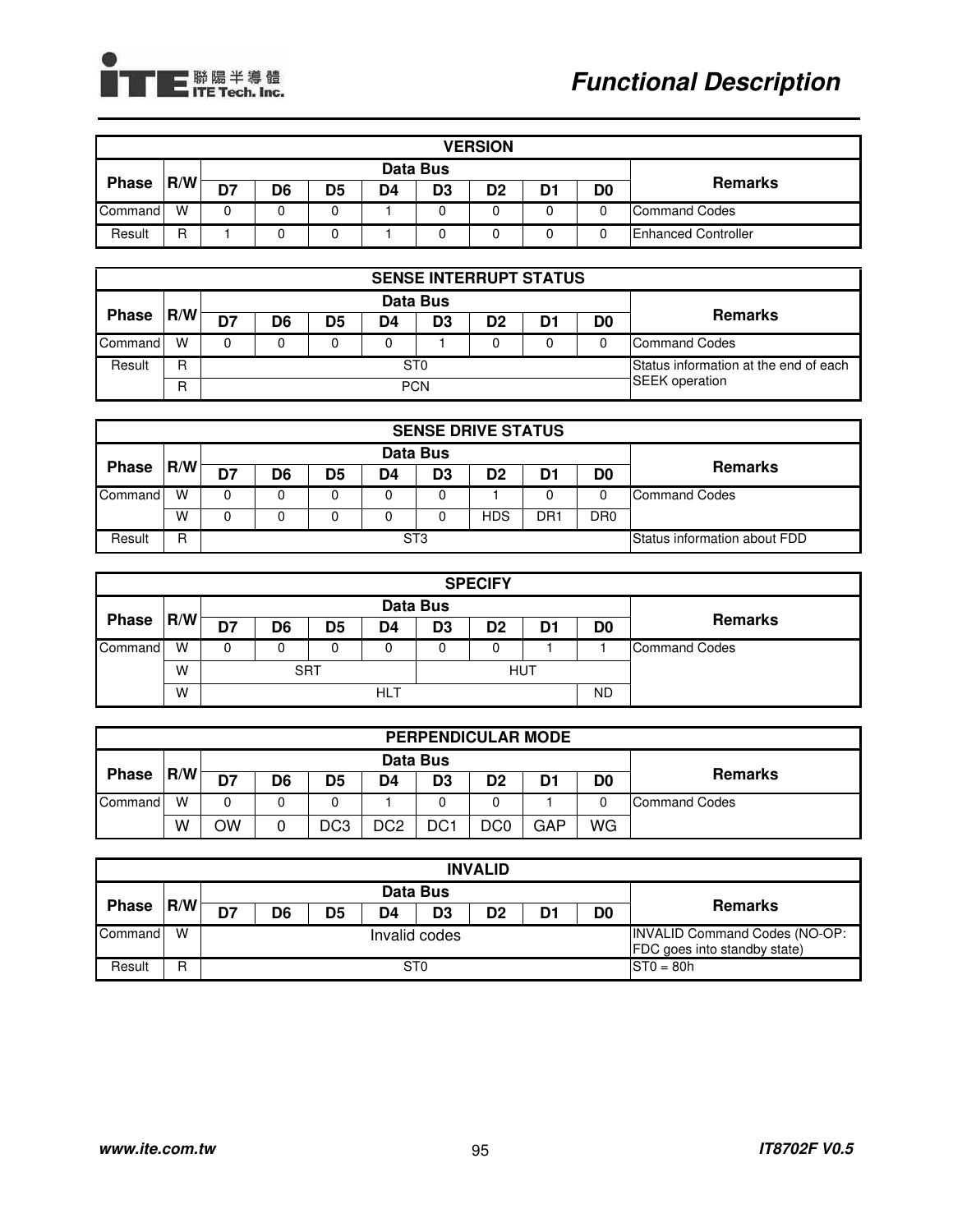| VERSION | | | | | | | | | | |
|---|---|---|---|---|---|---|---|---|---|---|
| Phase | R/W | Data Bus | | | | | | | | Remarks |
| | | D7 | D6 | D5 | D4 | D3 | D2 | D1 | D0 | |
| Command | W | 0 | 0 | 0 | 1 | 0 | 0 | 0 | 0 | Command Codes |
| Result | R | 1 | 0 | 0 | 1 | 0 | 0 | 0 | 0 | Enhanced Controller |

| SENSE INTERRUPT STATUS | | | | | | | | | | |
|---|---|---|---|---|---|---|---|---|---|---|
| Phase | R/W | Data Bus | | | | | | | | Remarks |
| | | D7 | D6 | D5 | D4 | D3 | D2 | D1 | D0 | |
| Command | W | 0 | 0 | 0 | 0 | 1 | 0 | 0 | 0 | Command Codes |
| Result | R | ST0 | | | | | | | | Status information at the end of each SEEK operation |
| | R | PCN | | | | | | | | |

| SENSE DRIVE STATUS | | | | | | | | | | |
|---|---|---|---|---|---|---|---|---|---|---|
| Phase | R/W | Data Bus | | | | | | | | Remarks |
| | | D7 | D6 | D5 | D4 | D3 | D2 | D1 | D0 | |
| Command | W | 0 | 0 | 0 | 0 | 0 | 1 | 0 | 0 | Command Codes |
| | W | 0 | 0 | 0 | 0 | 0 | HDS | DR1 | DR0 | |
| Result | R | ST3 | | | | | | | | Status information about FDD |

| SPECIFY | | | | | | | | | | |
|---|---|---|---|---|---|---|---|---|---|---|
| Phase | R/W | Data Bus | | | | | | | | Remarks |
| | | D7 | D6 | D5 | D4 | D3 | D2 | D1 | D0 | |
| Command | W | 0 | 0 | 0 | 0 | 0 | 0 | 1 | 1 | Command Codes |
| | W | SRT | | | | HUT | | | | |
| | W | HLT | | | | | | | ND | |

| PERPENDICULAR MODE | | | | | | | | | | |
|---|---|---|---|---|---|---|---|---|---|---|
| Phase | R/W | Data Bus | | | | | | | | Remarks |
| | | D7 | D6 | D5 | D4 | D3 | D2 | D1 | D0 | |
| Command | W | 0 | 0 | 0 | 1 | 0 | 0 | 1 | 0 | Command Codes |
| | W | OW | 0 | DC3 | DC2 | DC1 | DC0 | GAP | WG | |

| INVALID | | | | | | | | | | |
|---|---|---|---|---|---|---|---|---|---|---|
| Phase | R/W | Data Bus | | | | | | | | Remarks |
| | | D7 | D6 | D5 | D4 | D3 | D2 | D1 | D0 | |
| Command | W | Invalid codes | | | | | | | | INVALID Command Codes (NO-OP: FDC goes into standby state) |
| Result | R | ST0 | | | | | | | | ST0 = 80h |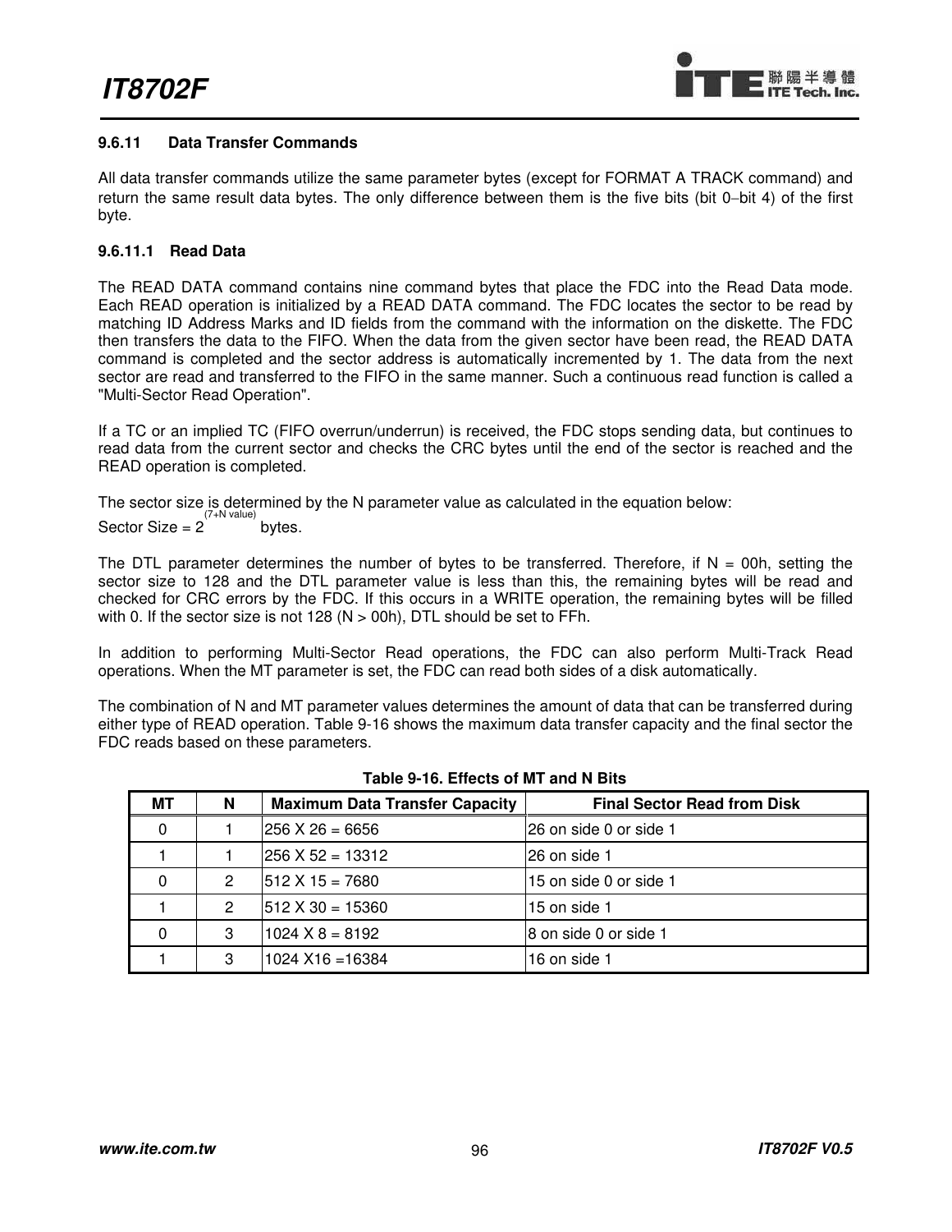### 9.6.11 Data Transfer Commands

All data transfer commands utilize the same parameter bytes (except for FORMAT A TRACK command) and return the same result data bytes. The only difference between them is the five bits (bit 0−bit 4) of the first byte.

#### 9.6.11.1 Read Data

The READ DATA command contains nine command bytes that place the FDC into the Read Data mode. Each READ operation is initialized by a READ DATA command. The FDC locates the sector to be read by matching ID Address Marks and ID fields from the command with the information on the diskette. The FDC then transfers the data to the FIFO. When the data from the given sector have been read, the READ DATA command is completed and the sector address is automatically incremented by 1. The data from the next sector are read and transferred to the FIFO in the same manner. Such a continuous read function is called a "Multi-Sector Read Operation".

If a TC or an implied TC (FIFO overrun/underrun) is received, the FDC stops sending data, but continues to read data from the current sector and checks the CRC bytes until the end of the sector is reached and the READ operation is completed.

The sector size is determined by the N parameter value as calculated in the equation below:

Sector Size = $2^{(7+N\ value)}$ bytes.

The DTL parameter determines the number of bytes to be transferred. Therefore, if N = 00h, setting the sector size to 128 and the DTL parameter value is less than this, the remaining bytes will be read and checked for CRC errors by the FDC. If this occurs in a WRITE operation, the remaining bytes will be filled with 0. If the sector size is not 128 (N > 00h), DTL should be set to FFh.

In addition to performing Multi-Sector Read operations, the FDC can also perform Multi-Track Read operations. When the MT parameter is set, the FDC can read both sides of a disk automatically.

The combination of N and MT parameter values determines the amount of data that can be transferred during either type of READ operation. Table 9-16 shows the maximum data transfer capacity and the final sector the FDC reads based on these parameters.

**Table 9-16. Effects of MT and N Bits**

| MT | N | Maximum Data Transfer Capacity | Final Sector Read from Disk |
|---|---|---|---|
| 0 | 1 | 256 X 26 = 6656 | 26 on side 0 or side 1 |
| 1 | 1 | 256 X 52 = 13312 | 26 on side 1 |
| 0 | 2 | 512 X 15 = 7680 | 15 on side 0 or side 1 |
| 1 | 2 | 512 X 30 = 15360 | 15 on side 1 |
| 0 | 3 | 1024 X 8 = 8192 | 8 on side 0 or side 1 |
| 1 | 3 | 1024 X16 =16384 | 16 on side 1 |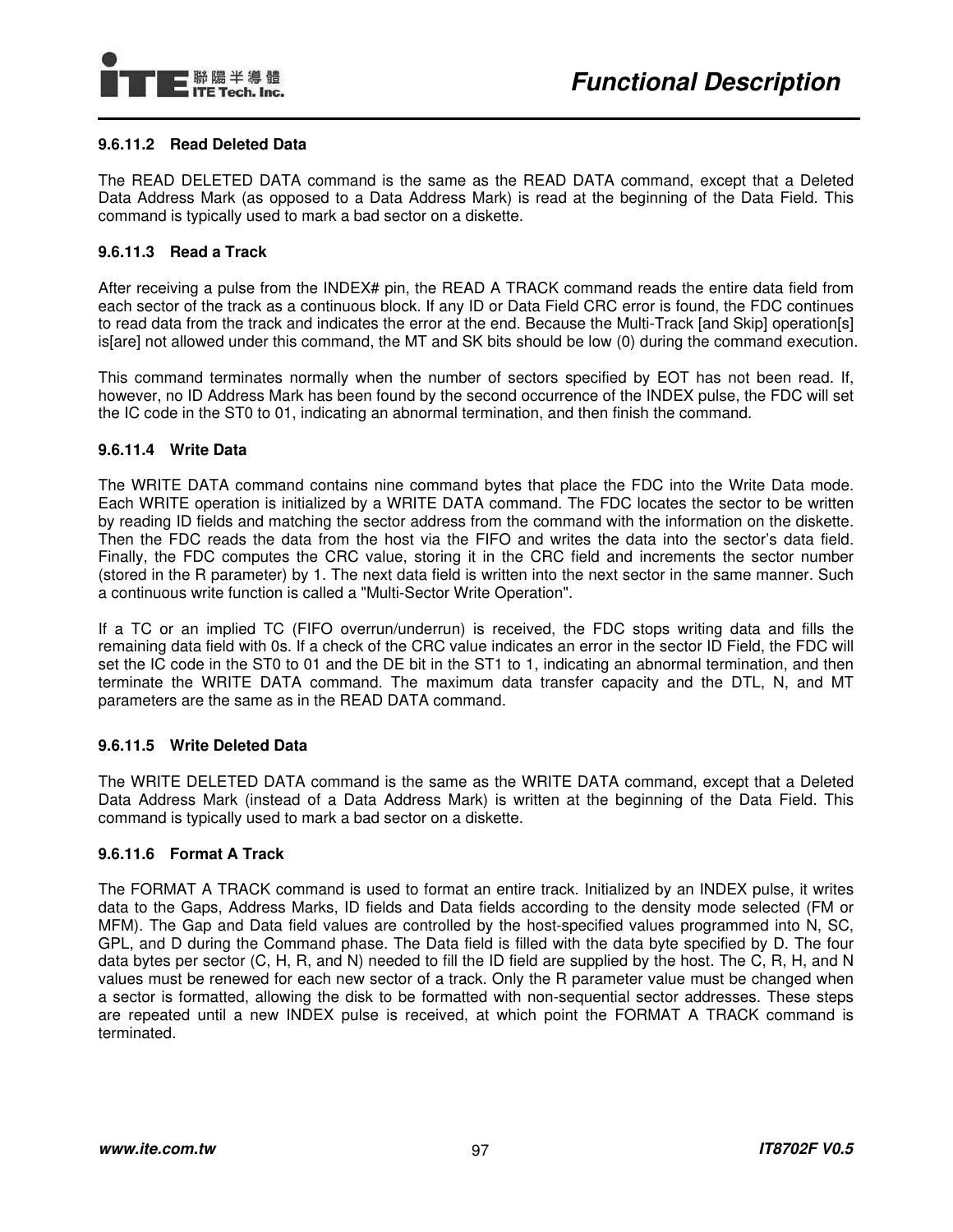#### 9.6.11.2 Read Deleted Data

The READ DELETED DATA command is the same as the READ DATA command, except that a Deleted Data Address Mark (as opposed to a Data Address Mark) is read at the beginning of the Data Field. This command is typically used to mark a bad sector on a diskette.

#### 9.6.11.3 Read a Track

After receiving a pulse from the INDEX# pin, the READ A TRACK command reads the entire data field from each sector of the track as a continuous block. If any ID or Data Field CRC error is found, the FDC continues to read data from the track and indicates the error at the end. Because the Multi-Track [and Skip] operation[s] is[are] not allowed under this command, the MT and SK bits should be low (0) during the command execution.

This command terminates normally when the number of sectors specified by EOT has not been read. If, however, no ID Address Mark has been found by the second occurrence of the INDEX pulse, the FDC will set the IC code in the ST0 to 01, indicating an abnormal termination, and then finish the command.

#### 9.6.11.4 Write Data

The WRITE DATA command contains nine command bytes that place the FDC into the Write Data mode. Each WRITE operation is initialized by a WRITE DATA command. The FDC locates the sector to be written by reading ID fields and matching the sector address from the command with the information on the diskette. Then the FDC reads the data from the host via the FIFO and writes the data into the sector's data field. Finally, the FDC computes the CRC value, storing it in the CRC field and increments the sector number (stored in the R parameter) by 1. The next data field is written into the next sector in the same manner. Such a continuous write function is called a "Multi-Sector Write Operation".

If a TC or an implied TC (FIFO overrun/underrun) is received, the FDC stops writing data and fills the remaining data field with 0s. If a check of the CRC value indicates an error in the sector ID Field, the FDC will set the IC code in the ST0 to 01 and the DE bit in the ST1 to 1, indicating an abnormal termination, and then terminate the WRITE DATA command. The maximum data transfer capacity and the DTL, N, and MT parameters are the same as in the READ DATA command.

#### 9.6.11.5 Write Deleted Data

The WRITE DELETED DATA command is the same as the WRITE DATA command, except that a Deleted Data Address Mark (instead of a Data Address Mark) is written at the beginning of the Data Field. This command is typically used to mark a bad sector on a diskette.

#### 9.6.11.6 Format A Track

The FORMAT A TRACK command is used to format an entire track. Initialized by an INDEX pulse, it writes data to the Gaps, Address Marks, ID fields and Data fields according to the density mode selected (FM or MFM). The Gap and Data field values are controlled by the host-specified values programmed into N, SC, GPL, and D during the Command phase. The Data field is filled with the data byte specified by D. The four data bytes per sector (C, H, R, and N) needed to fill the ID field are supplied by the host. The C, R, H, and N values must be renewed for each new sector of a track. Only the R parameter value must be changed when a sector is formatted, allowing the disk to be formatted with non-sequential sector addresses. These steps are repeated until a new INDEX pulse is received, at which point the FORMAT A TRACK command is terminated.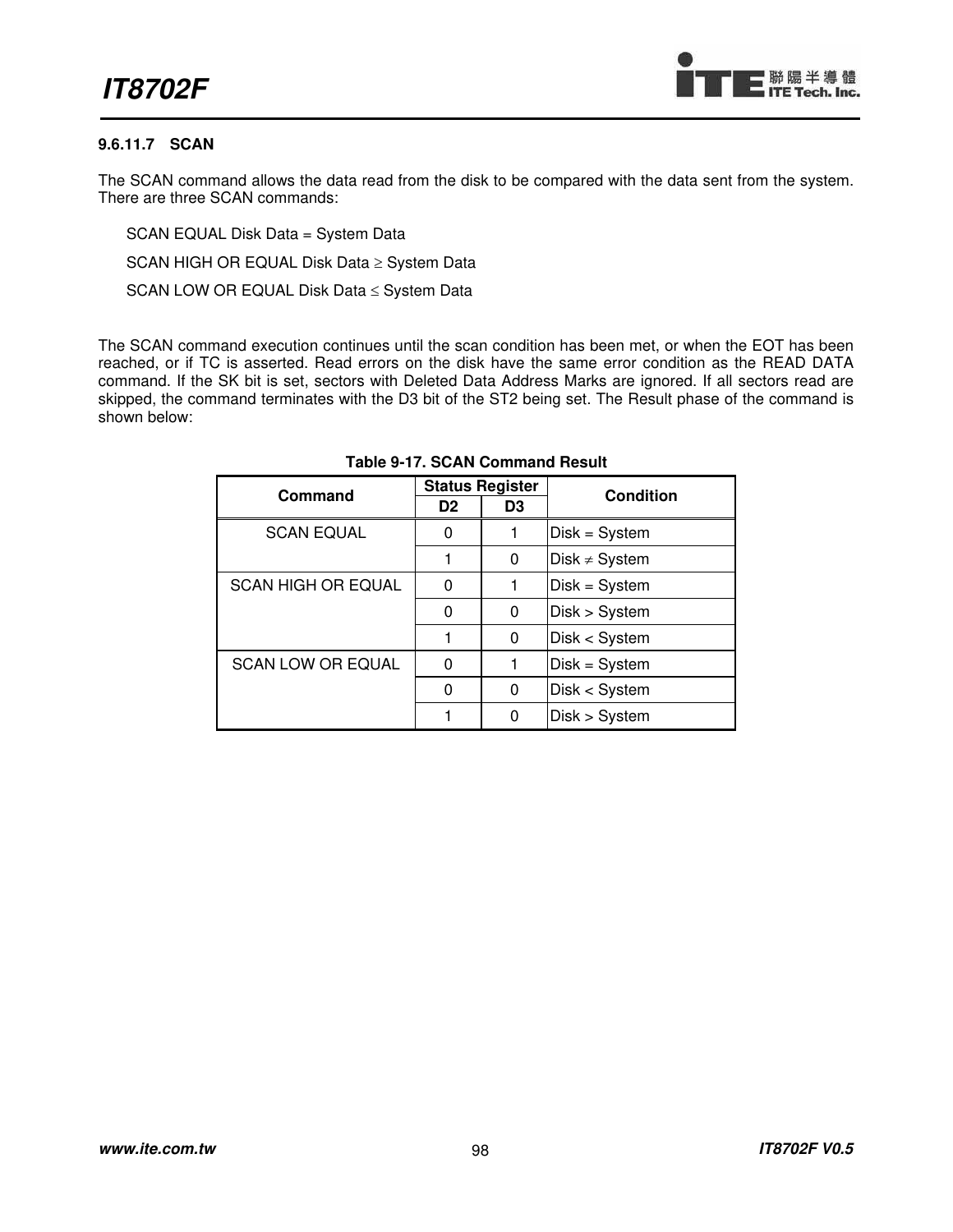### 9.6.11.7 SCAN

The SCAN command allows the data read from the disk to be compared with the data sent from the system. There are three SCAN commands:

SCAN EQUAL Disk Data = System Data

SCAN HIGH OR EQUAL Disk Data ≥ System Data

SCAN LOW OR EQUAL Disk Data ≤ System Data

The SCAN command execution continues until the scan condition has been met, or when the EOT has been reached, or if TC is asserted. Read errors on the disk have the same error condition as the READ DATA command. If the SK bit is set, sectors with Deleted Data Address Marks are ignored. If all sectors read are skipped, the command terminates with the D3 bit of the ST2 being set. The Result phase of the command is shown below:

**Table 9-17. SCAN Command Result**

| Command | Status Register | | Condition |
|---|---|---|---|
| | D2 | D3 | |
| SCAN EQUAL | 0 | 1 | Disk = System |
| | 1 | 0 | Disk ≠ System |
| SCAN HIGH OR EQUAL | 0 | 1 | Disk = System |
| | 0 | 0 | Disk > System |
| | 1 | 0 | Disk < System |
| SCAN LOW OR EQUAL | 0 | 1 | Disk = System |
| | 0 | 0 | Disk < System |
| | 1 | 0 | Disk > System |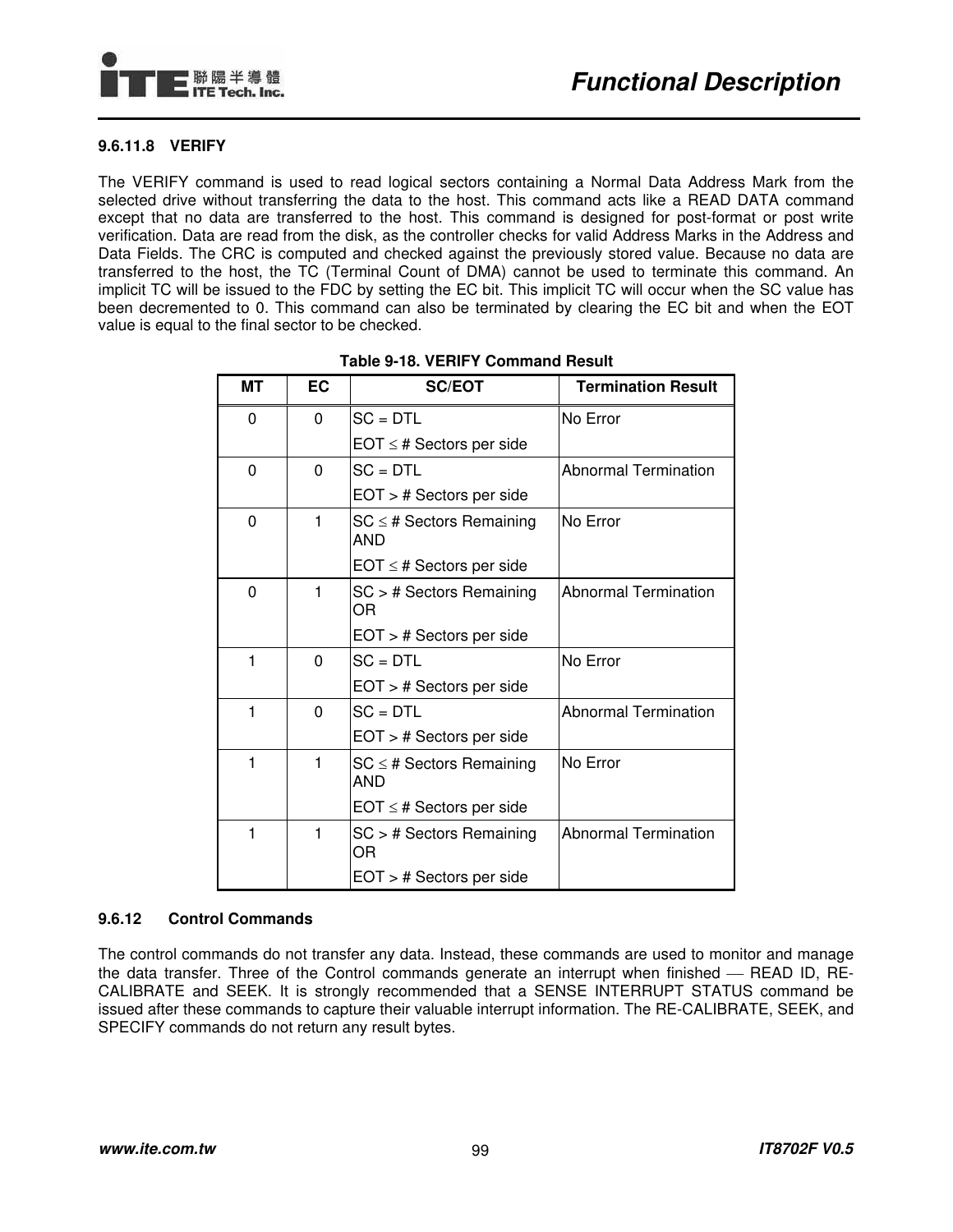#### 9.6.11.8 VERIFY

The VERIFY command is used to read logical sectors containing a Normal Data Address Mark from the selected drive without transferring the data to the host. This command acts like a READ DATA command except that no data are transferred to the host. This command is designed for post-format or post write verification. Data are read from the disk, as the controller checks for valid Address Marks in the Address and Data Fields. The CRC is computed and checked against the previously stored value. Because no data are transferred to the host, the TC (Terminal Count of DMA) cannot be used to terminate this command. An implicit TC will be issued to the FDC by setting the EC bit. This implicit TC will occur when the SC value has been decremented to 0. This command can also be terminated by clearing the EC bit and when the EOT value is equal to the final sector to be checked.

**Table 9-18. VERIFY Command Result**

| MT | EC | SC/EOT | Termination Result |
|---|---|---|---|
| 0 | 0 | SC = DTL<br>EOT ≤ # Sectors per side | No Error |
| 0 | 0 | SC = DTL<br>EOT > # Sectors per side | Abnormal Termination |
| 0 | 1 | SC ≤ # Sectors Remaining AND<br>EOT ≤ # Sectors per side | No Error |
| 0 | 1 | SC > # Sectors Remaining OR<br>EOT > # Sectors per side | Abnormal Termination |
| 1 | 0 | SC = DTL<br>EOT > # Sectors per side | No Error |
| 1 | 0 | SC = DTL<br>EOT > # Sectors per side | Abnormal Termination |
| 1 | 1 | SC ≤ # Sectors Remaining AND<br>EOT ≤ # Sectors per side | No Error |
| 1 | 1 | SC > # Sectors Remaining OR<br>EOT > # Sectors per side | Abnormal Termination |

### 9.6.12 Control Commands

The control commands do not transfer any data. Instead, these commands are used to monitor and manage the data transfer. Three of the Control commands generate an interrupt when finished — READ ID, RE-CALIBRATE and SEEK. It is strongly recommended that a SENSE INTERRUPT STATUS command be issued after these commands to capture their valuable interrupt information. The RE-CALIBRATE, SEEK, and SPECIFY commands do not return any result bytes.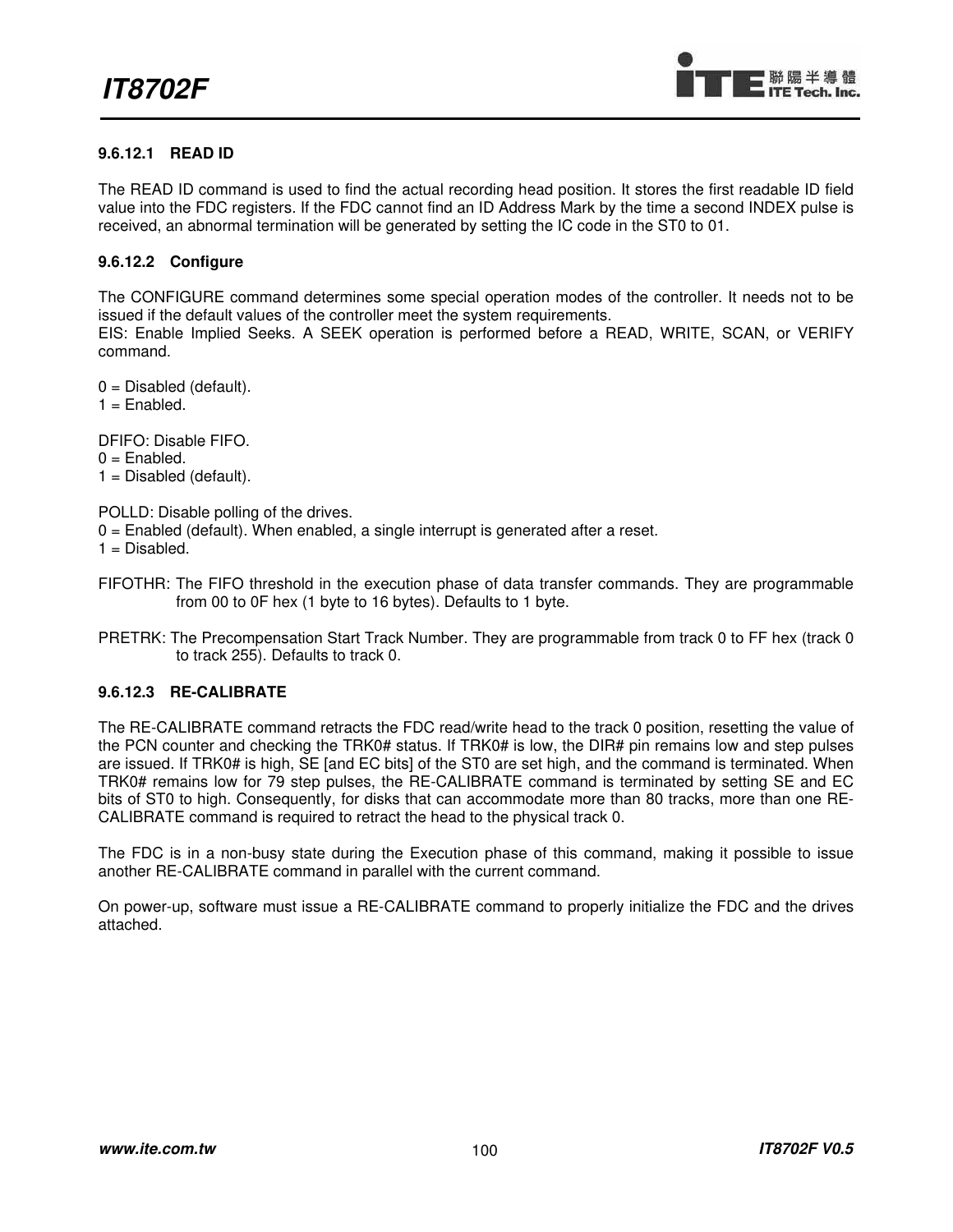#### 9.6.12.1 READ ID

The READ ID command is used to find the actual recording head position. It stores the first readable ID field value into the FDC registers. If the FDC cannot find an ID Address Mark by the time a second INDEX pulse is received, an abnormal termination will be generated by setting the IC code in the ST0 to 01.

#### 9.6.12.2 Configure

The CONFIGURE command determines some special operation modes of the controller. It needs not to be issued if the default values of the controller meet the system requirements.
EIS: Enable Implied Seeks. A SEEK operation is performed before a READ, WRITE, SCAN, or VERIFY command.

0 = Disabled (default).
1 = Enabled.

DFIFO: Disable FIFO.
0 = Enabled.
1 = Disabled (default).

POLLD: Disable polling of the drives.
0 = Enabled (default). When enabled, a single interrupt is generated after a reset.
1 = Disabled.

FIFOTHR: The FIFO threshold in the execution phase of data transfer commands. They are programmable from 00 to 0F hex (1 byte to 16 bytes). Defaults to 1 byte.

PRETRK: The Precompensation Start Track Number. They are programmable from track 0 to FF hex (track 0 to track 255). Defaults to track 0.

#### 9.6.12.3 RE-CALIBRATE

The RE-CALIBRATE command retracts the FDC read/write head to the track 0 position, resetting the value of the PCN counter and checking the TRK0# status. If TRK0# is low, the DIR# pin remains low and step pulses are issued. If TRK0# is high, SE [and EC bits] of the ST0 are set high, and the command is terminated. When TRK0# remains low for 79 step pulses, the RE-CALIBRATE command is terminated by setting SE and EC bits of ST0 to high. Consequently, for disks that can accommodate more than 80 tracks, more than one RE-CALIBRATE command is required to retract the head to the physical track 0.

The FDC is in a non-busy state during the Execution phase of this command, making it possible to issue another RE-CALIBRATE command in parallel with the current command.

On power-up, software must issue a RE-CALIBRATE command to properly initialize the FDC and the drives attached.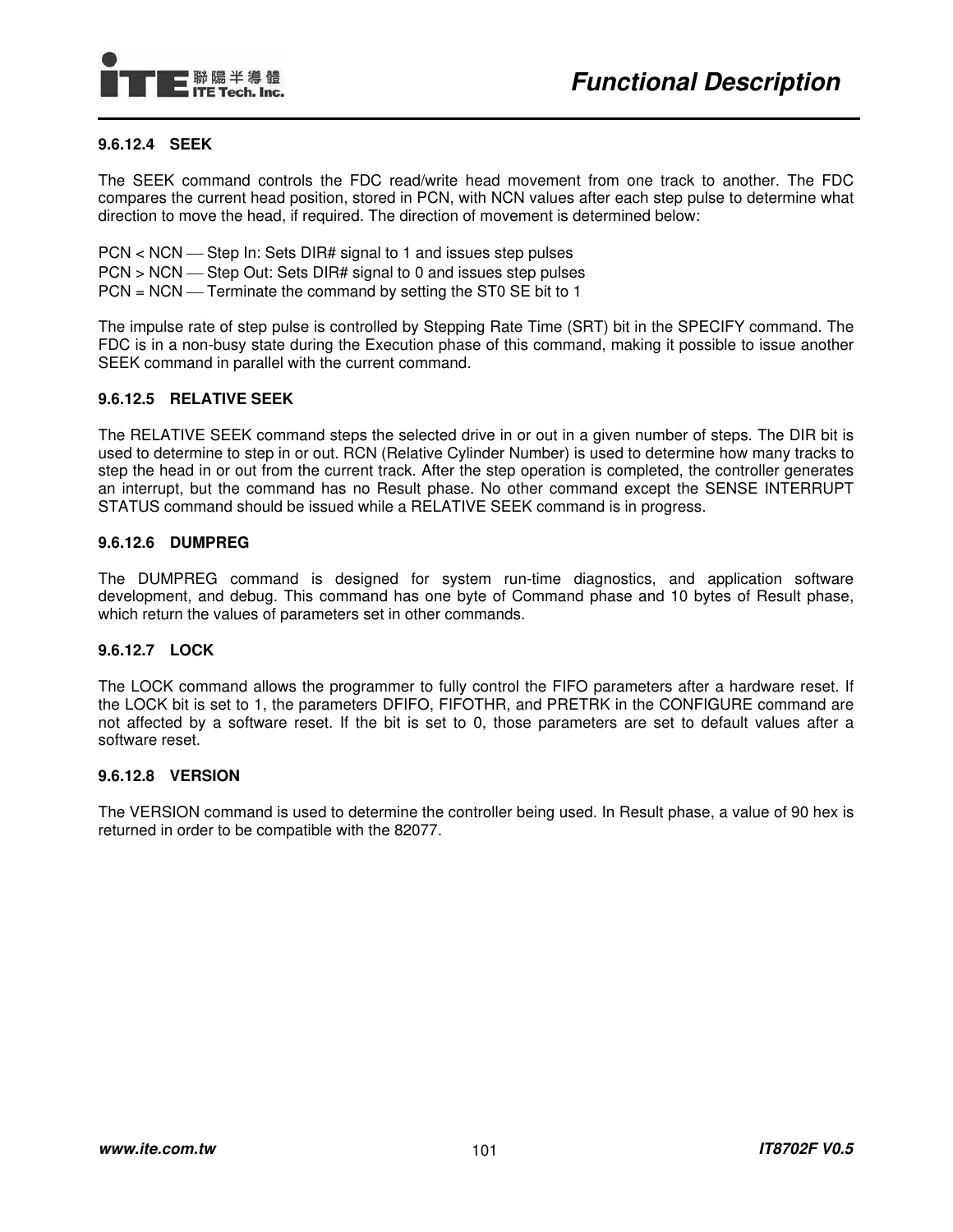#### 9.6.12.4 SEEK

The SEEK command controls the FDC read/write head movement from one track to another. The FDC compares the current head position, stored in PCN, with NCN values after each step pulse to determine what direction to move the head, if required. The direction of movement is determined below:

PCN < NCN — Step In: Sets DIR# signal to 1 and issues step pulses
PCN > NCN — Step Out: Sets DIR# signal to 0 and issues step pulses
PCN = NCN — Terminate the command by setting the ST0 SE bit to 1

The impulse rate of step pulse is controlled by Stepping Rate Time (SRT) bit in the SPECIFY command. The FDC is in a non-busy state during the Execution phase of this command, making it possible to issue another SEEK command in parallel with the current command.

#### 9.6.12.5 RELATIVE SEEK

The RELATIVE SEEK command steps the selected drive in or out in a given number of steps. The DIR bit is used to determine to step in or out. RCN (Relative Cylinder Number) is used to determine how many tracks to step the head in or out from the current track. After the step operation is completed, the controller generates an interrupt, but the command has no Result phase. No other command except the SENSE INTERRUPT STATUS command should be issued while a RELATIVE SEEK command is in progress.

#### 9.6.12.6 DUMPREG

The DUMPREG command is designed for system run-time diagnostics, and application software development, and debug. This command has one byte of Command phase and 10 bytes of Result phase, which return the values of parameters set in other commands.

#### 9.6.12.7 LOCK

The LOCK command allows the programmer to fully control the FIFO parameters after a hardware reset. If the LOCK bit is set to 1, the parameters DFIFO, FIFOTHR, and PRETRK in the CONFIGURE command are not affected by a software reset. If the bit is set to 0, those parameters are set to default values after a software reset.

#### 9.6.12.8 VERSION

The VERSION command is used to determine the controller being used. In Result phase, a value of 90 hex is returned in order to be compatible with the 82077.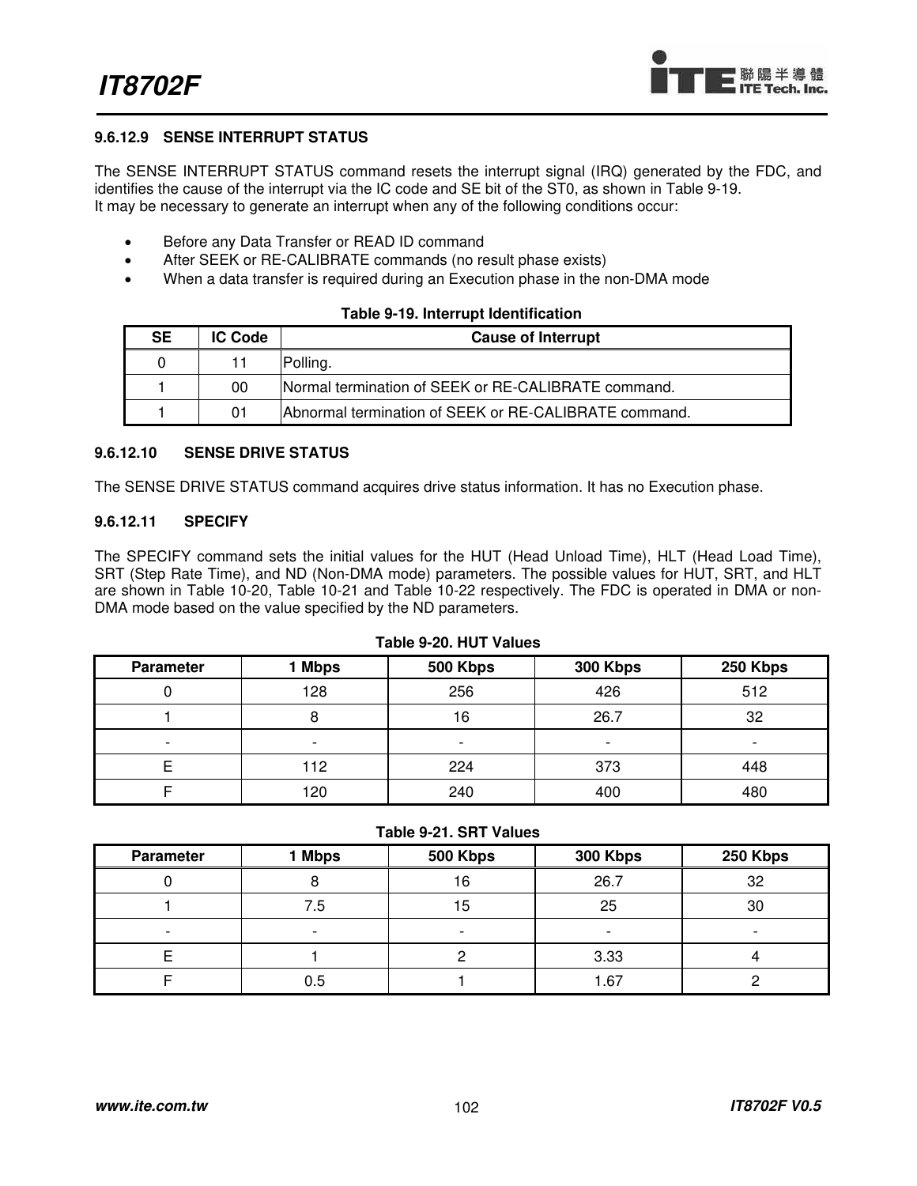#### 9.6.12.9 SENSE INTERRUPT STATUS

The SENSE INTERRUPT STATUS command resets the interrupt signal (IRQ) generated by the FDC, and identifies the cause of the interrupt via the IC code and SE bit of the ST0, as shown in Table 9-19.
It may be necessary to generate an interrupt when any of the following conditions occur:

- Before any Data Transfer or READ ID command
- After SEEK or RE-CALIBRATE commands (no result phase exists)
- When a data transfer is required during an Execution phase in the non-DMA mode

**Table 9-19. Interrupt Identification**

| SE | IC Code | Cause of Interrupt |
|---|---|---|
| 0 | 11 | Polling. |
| 1 | 00 | Normal termination of SEEK or RE-CALIBRATE command. |
| 1 | 01 | Abnormal termination of SEEK or RE-CALIBRATE command. |

#### 9.6.12.10 SENSE DRIVE STATUS

The SENSE DRIVE STATUS command acquires drive status information. It has no Execution phase.

#### 9.6.12.11 SPECIFY

The SPECIFY command sets the initial values for the HUT (Head Unload Time), HLT (Head Load Time), SRT (Step Rate Time), and ND (Non-DMA mode) parameters. The possible values for HUT, SRT, and HLT are shown in Table 10-20, Table 10-21 and Table 10-22 respectively. The FDC is operated in DMA or non-DMA mode based on the value specified by the ND parameters.

**Table 9-20. HUT Values**

| Parameter | 1 Mbps | 500 Kbps | 300 Kbps | 250 Kbps |
|---|---|---|---|---|
| 0 | 128 | 256 | 426 | 512 |
| 1 | 8 | 16 | 26.7 | 32 |
| - | - | - | - | - |
| E | 112 | 224 | 373 | 448 |
| F | 120 | 240 | 400 | 480 |

**Table 9-21. SRT Values**

| Parameter | 1 Mbps | 500 Kbps | 300 Kbps | 250 Kbps |
|---|---|---|---|---|
| 0 | 8 | 16 | 26.7 | 32 |
| 1 | 7.5 | 15 | 25 | 30 |
| - | - | - | - | - |
| E | 1 | 2 | 3.33 | 4 |
| F | 0.5 | 1 | 1.67 | 2 |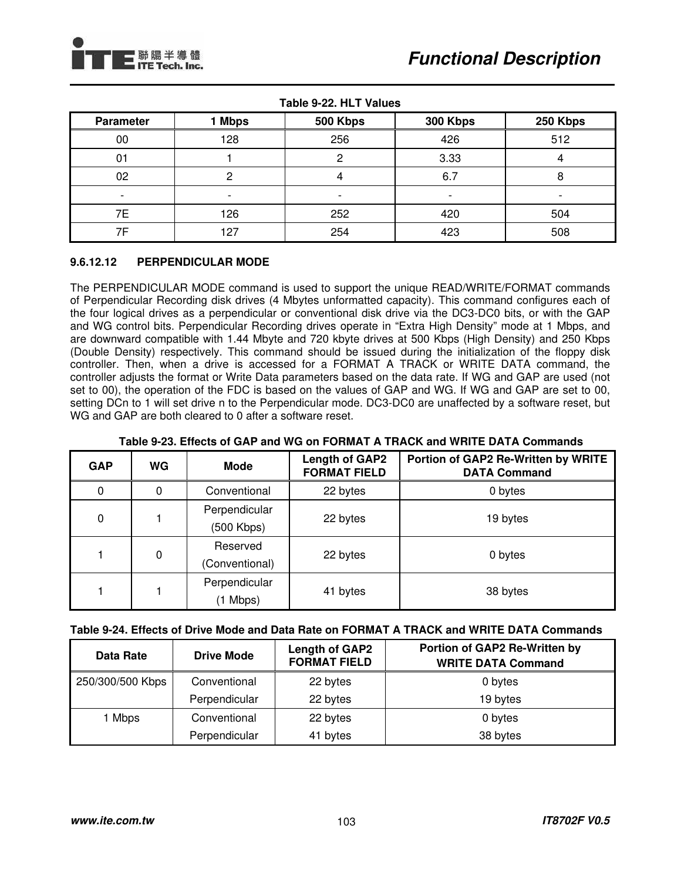Table 9-22. HLT Values

| Parameter | 1 Mbps | 500 Kbps | 300 Kbps | 250 Kbps |
|---|---|---|---|---|
| 00 | 128 | 256 | 426 | 512 |
| 01 | 1 | 2 | 3.33 | 4 |
| 02 | 2 | 4 | 6.7 | 8 |
| - | - | - | - | - |
| 7E | 126 | 252 | 420 | 504 |
| 7F | 127 | 254 | 423 | 508 |

#### 9.6.12.12 PERPENDICULAR MODE

The PERPENDICULAR MODE command is used to support the unique READ/WRITE/FORMAT commands of Perpendicular Recording disk drives (4 Mbytes unformatted capacity). This command configures each of the four logical drives as a perpendicular or conventional disk drive via the DC3-DC0 bits, or with the GAP and WG control bits. Perpendicular Recording drives operate in “Extra High Density” mode at 1 Mbps, and are downward compatible with 1.44 Mbyte and 720 kbyte drives at 500 Kbps (High Density) and 250 Kbps (Double Density) respectively. This command should be issued during the initialization of the floppy disk controller. Then, when a drive is accessed for a FORMAT A TRACK or WRITE DATA command, the controller adjusts the format or Write Data parameters based on the data rate. If WG and GAP are used (not set to 00), the operation of the FDC is based on the values of GAP and WG. If WG and GAP are set to 00, setting DCn to 1 will set drive n to the Perpendicular mode. DC3-DC0 are unaffected by a software reset, but WG and GAP are both cleared to 0 after a software reset.

Table 9-23. Effects of GAP and WG on FORMAT A TRACK and WRITE DATA Commands

| GAP | WG | Mode | Length of GAP2 FORMAT FIELD | Portion of GAP2 Re-Written by WRITE DATA Command |
|---|---|---|---|---|
| 0 | 0 | Conventional | 22 bytes | 0 bytes |
| 0 | 1 | Perpendicular (500 Kbps) | 22 bytes | 19 bytes |
| 1 | 0 | Reserved (Conventional) | 22 bytes | 0 bytes |
| 1 | 1 | Perpendicular (1 Mbps) | 41 bytes | 38 bytes |

Table 9-24. Effects of Drive Mode and Data Rate on FORMAT A TRACK and WRITE DATA Commands

| Data Rate | Drive Mode | Length of GAP2 FORMAT FIELD | Portion of GAP2 Re-Written by WRITE DATA Command |
|---|---|---|---|
| 250/300/500 Kbps | Conventional | 22 bytes | 0 bytes |
| | Perpendicular | 22 bytes | 19 bytes |
| 1 Mbps | Conventional | 22 bytes | 0 bytes |
| | Perpendicular | 41 bytes | 38 bytes |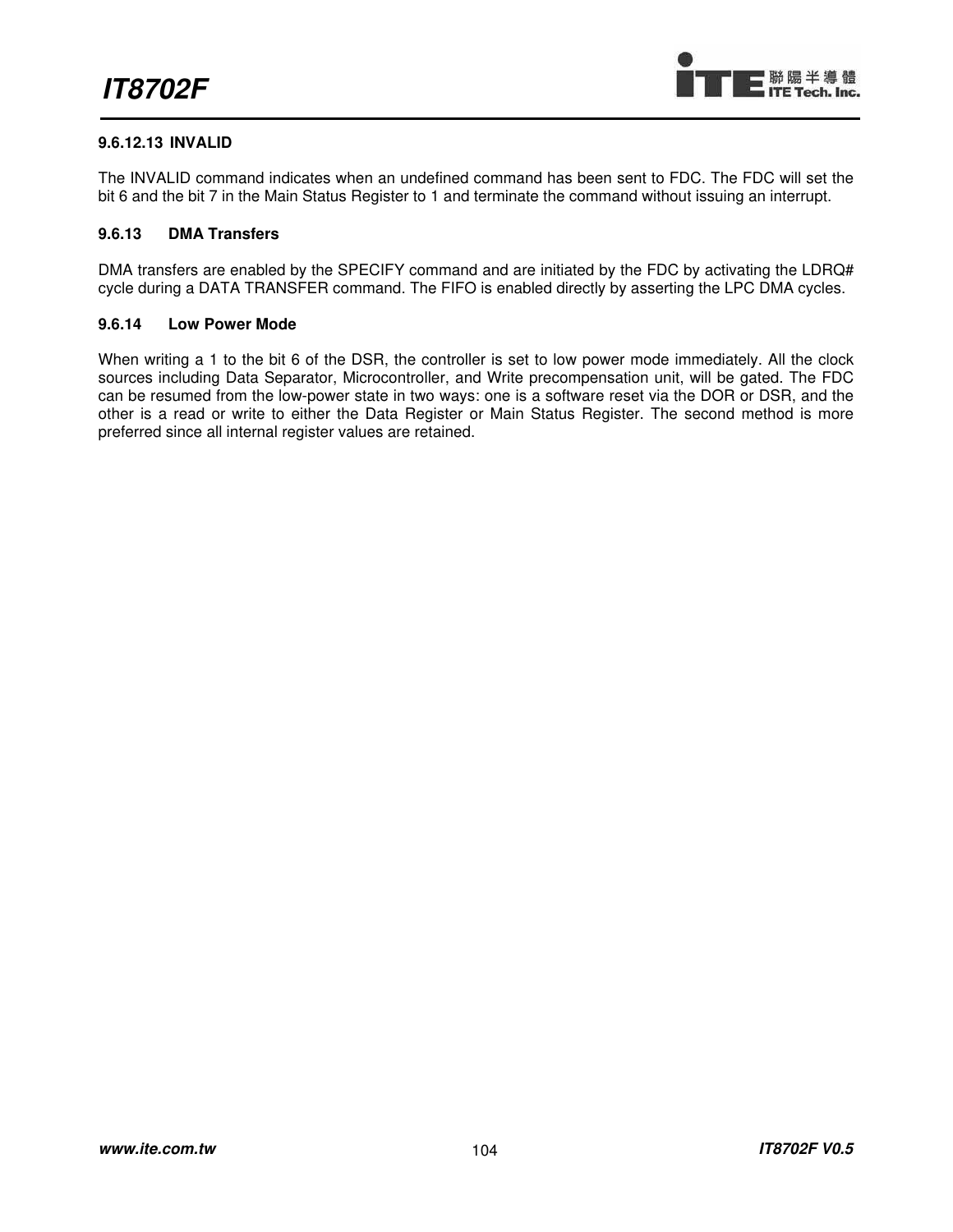#### 9.6.12.13 INVALID

The INVALID command indicates when an undefined command has been sent to FDC. The FDC will set the bit 6 and the bit 7 in the Main Status Register to 1 and terminate the command without issuing an interrupt.

### 9.6.13 DMA Transfers

DMA transfers are enabled by the SPECIFY command and are initiated by the FDC by activating the LDRQ# cycle during a DATA TRANSFER command. The FIFO is enabled directly by asserting the LPC DMA cycles.

### 9.6.14 Low Power Mode

When writing a 1 to the bit 6 of the DSR, the controller is set to low power mode immediately. All the clock sources including Data Separator, Microcontroller, and Write precompensation unit, will be gated. The FDC can be resumed from the low-power state in two ways: one is a software reset via the DOR or DSR, and the other is a read or write to either the Data Register or Main Status Register. The second method is more preferred since all internal register values are retained.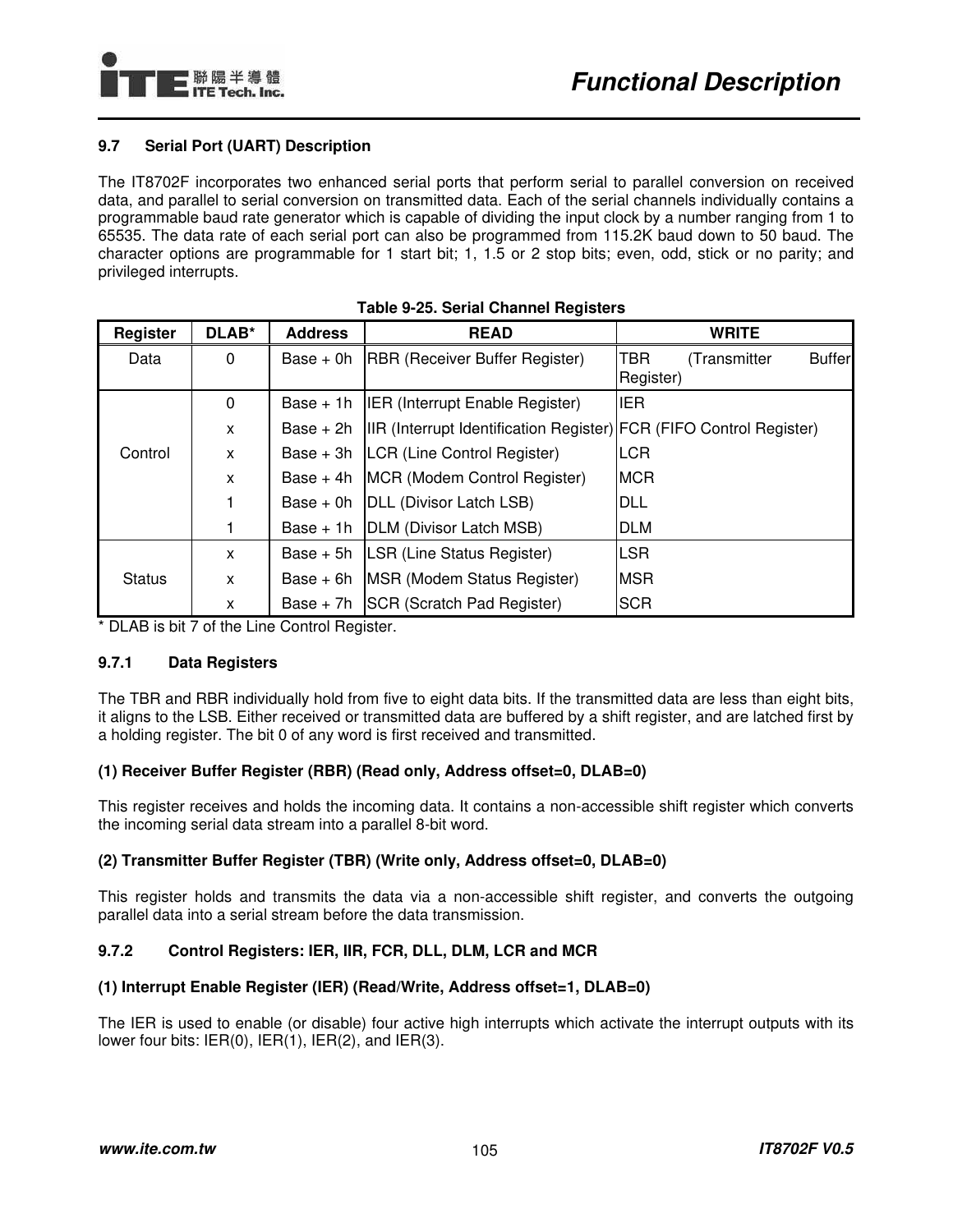## 9.7 Serial Port (UART) Description

The IT8702F incorporates two enhanced serial ports that perform serial to parallel conversion on received data, and parallel to serial conversion on transmitted data. Each of the serial channels individually contains a programmable baud rate generator which is capable of dividing the input clock by a number ranging from 1 to 65535. The data rate of each serial port can also be programmed from 115.2K baud down to 50 baud. The character options are programmable for 1 start bit; 1, 1.5 or 2 stop bits; even, odd, stick or no parity; and privileged interrupts.

**Table 9-25. Serial Channel Registers**

| Register | DLAB* | Address | READ | WRITE |
|---|---|---|---|---|
| Data | 0 | Base + 0h | RBR (Receiver Buffer Register) | TBR (Transmitter Buffer Register) |
| Control | 0 | Base + 1h | IER (Interrupt Enable Register) | IER |
| | x | Base + 2h | IIR (Interrupt Identification Register) | FCR (FIFO Control Register) |
| | x | Base + 3h | LCR (Line Control Register) | LCR |
| | x | Base + 4h | MCR (Modem Control Register) | MCR |
| | 1 | Base + 0h | DLL (Divisor Latch LSB) | DLL |
| | 1 | Base + 1h | DLM (Divisor Latch MSB) | DLM |
| Status | x | Base + 5h | LSR (Line Status Register) | LSR |
| | x | Base + 6h | MSR (Modem Status Register) | MSR |
| | x | Base + 7h | SCR (Scratch Pad Register) | SCR |

* DLAB is bit 7 of the Line Control Register.

### 9.7.1 Data Registers

The TBR and RBR individually hold from five to eight data bits. If the transmitted data are less than eight bits, it aligns to the LSB. Either received or transmitted data are buffered by a shift register, and are latched first by a holding register. The bit 0 of any word is first received and transmitted.

**(1) Receiver Buffer Register (RBR) (Read only, Address offset=0, DLAB=0)**

This register receives and holds the incoming data. It contains a non-accessible shift register which converts the incoming serial data stream into a parallel 8-bit word.

**(2) Transmitter Buffer Register (TBR) (Write only, Address offset=0, DLAB=0)**

This register holds and transmits the data via a non-accessible shift register, and converts the outgoing parallel data into a serial stream before the data transmission.

### 9.7.2 Control Registers: IER, IIR, FCR, DLL, DLM, LCR and MCR

**(1) Interrupt Enable Register (IER) (Read/Write, Address offset=1, DLAB=0)**

The IER is used to enable (or disable) four active high interrupts which activate the interrupt outputs with its lower four bits: IER(0), IER(1), IER(2), and IER(3).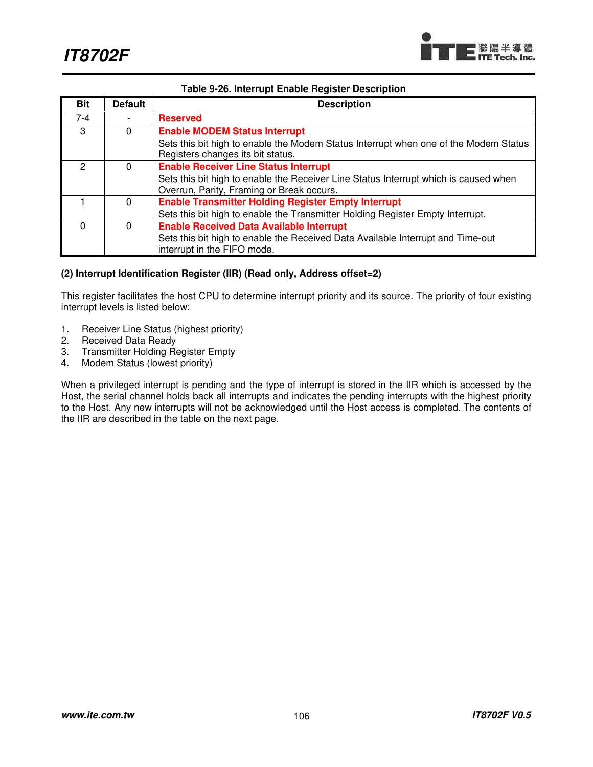**Table 9-26. Interrupt Enable Register Description**

| Bit | Default | Description |
|---|---|---|
| 7-4 | - | **Reserved** |
| 3 | 0 | **Enable MODEM Status Interrupt**<br>Sets this bit high to enable the Modem Status Interrupt when one of the Modem Status Registers changes its bit status. |
| 2 | 0 | **Enable Receiver Line Status Interrupt**<br>Sets this bit high to enable the Receiver Line Status Interrupt which is caused when Overrun, Parity, Framing or Break occurs. |
| 1 | 0 | **Enable Transmitter Holding Register Empty Interrupt**<br>Sets this bit high to enable the Transmitter Holding Register Empty Interrupt. |
| 0 | 0 | **Enable Received Data Available Interrupt**<br>Sets this bit high to enable the Received Data Available Interrupt and Time-out interrupt in the FIFO mode. |

**(2) Interrupt Identification Register (IIR) (Read only, Address offset=2)**

This register facilitates the host CPU to determine interrupt priority and its source. The priority of four existing interrupt levels is listed below:

1. Receiver Line Status (highest priority)
2. Received Data Ready
3. Transmitter Holding Register Empty
4. Modem Status (lowest priority)

When a privileged interrupt is pending and the type of interrupt is stored in the IIR which is accessed by the Host, the serial channel holds back all interrupts and indicates the pending interrupts with the highest priority to the Host. Any new interrupts will not be acknowledged until the Host access is completed. The contents of the IIR are described in the table on the next page.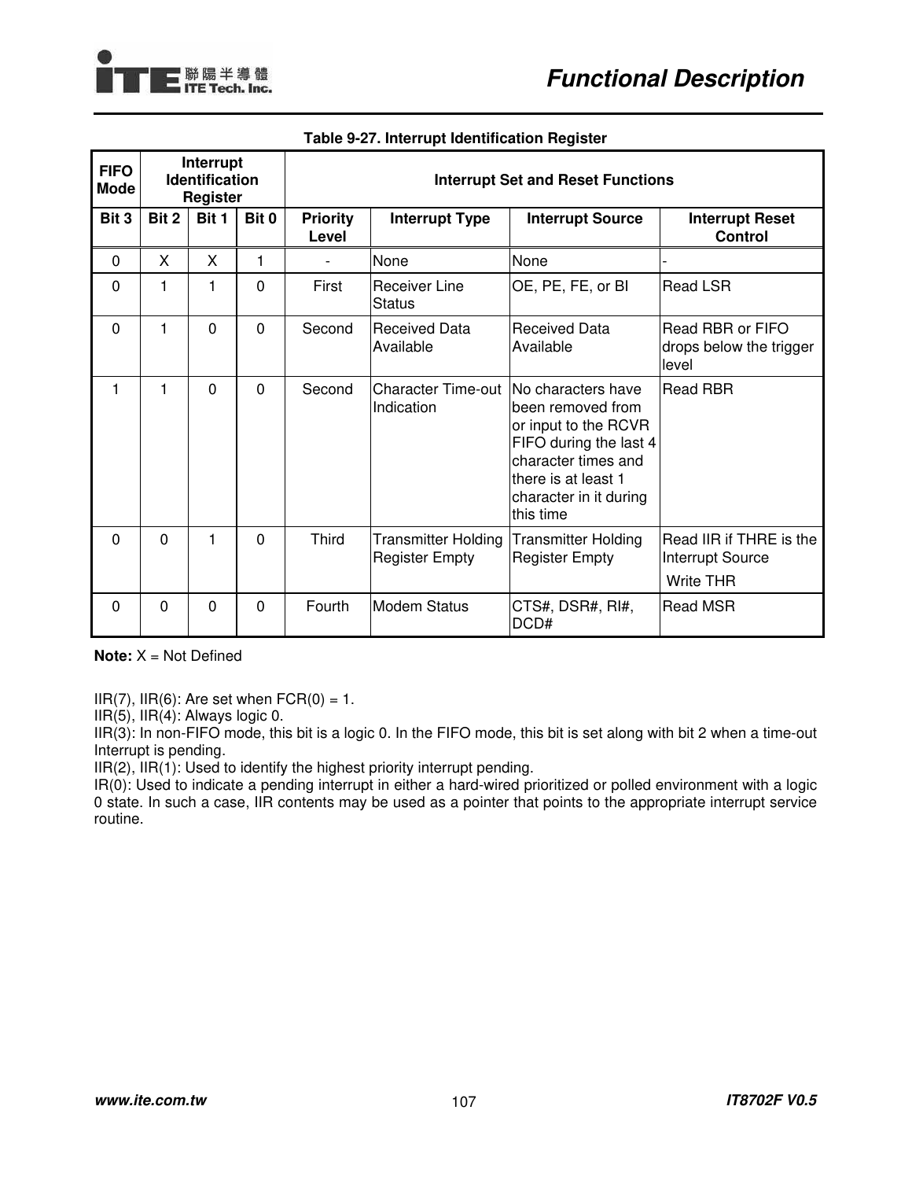**Table 9-27. Interrupt Identification Register**

| FIFO Mode | Interrupt Identification Register | | | Interrupt Set and Reset Functions | | | |
|---|---|---|---|---|---|---|---|
| **Bit 3** | **Bit 2** | **Bit 1** | **Bit 0** | **Priority Level** | **Interrupt Type** | **Interrupt Source** | **Interrupt Reset Control** |
| 0 | X | X | 1 | - | None | None | - |
| 0 | 1 | 1 | 0 | First | Receiver Line Status | OE, PE, FE, or BI | Read LSR |
| 0 | 1 | 0 | 0 | Second | Received Data Available | Received Data Available | Read RBR or FIFO drops below the trigger level |
| 1 | 1 | 0 | 0 | Second | Character Time-out Indication | No characters have been removed from or input to the RCVR FIFO during the last 4 character times and there is at least 1 character in it during this time | Read RBR |
| 0 | 0 | 1 | 0 | Third | Transmitter Holding Register Empty | Transmitter Holding Register Empty | Read IIR if THRE is the Interrupt Source<br>Write THR |
| 0 | 0 | 0 | 0 | Fourth | Modem Status | CTS#, DSR#, RI#, DCD# | Read MSR |

**Note:** X = Not Defined

IIR(7), IIR(6): Are set when FCR(0) = 1.
IIR(5), IIR(4): Always logic 0.
IIR(3): In non-FIFO mode, this bit is a logic 0. In the FIFO mode, this bit is set along with bit 2 when a time-out Interrupt is pending.
IIR(2), IIR(1): Used to identify the highest priority interrupt pending.
IR(0): Used to indicate a pending interrupt in either a hard-wired prioritized or polled environment with a logic 0 state. In such a case, IIR contents may be used as a pointer that points to the appropriate interrupt service routine.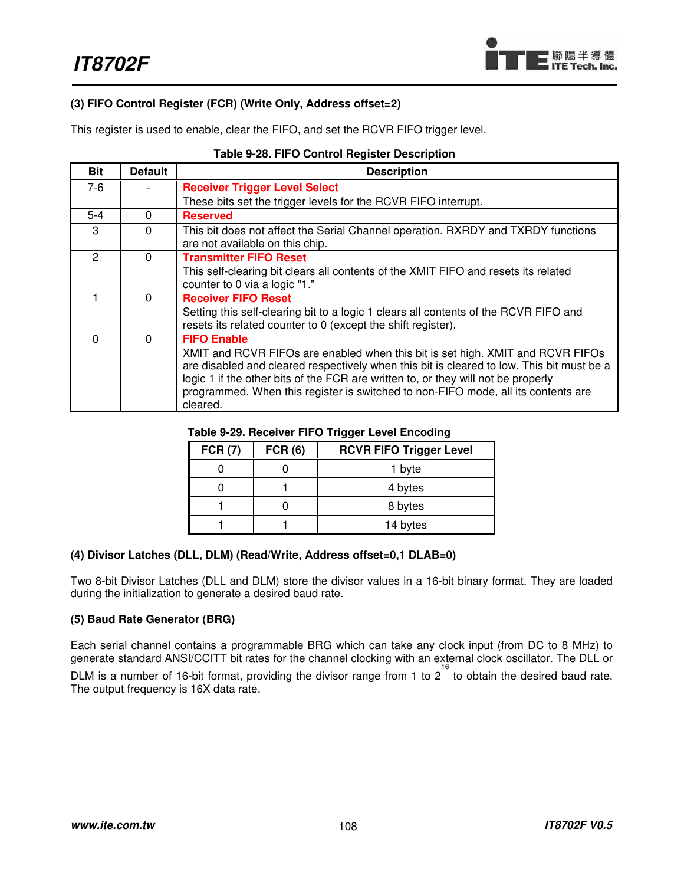### (3) FIFO Control Register (FCR) (Write Only, Address offset=2)

This register is used to enable, clear the FIFO, and set the RCVR FIFO trigger level.

**Table 9-28. FIFO Control Register Description**

| Bit | Default | Description |
|---|---|---|
| 7-6 | - | **Receiver Trigger Level Select**<br>These bits set the trigger levels for the RCVR FIFO interrupt. |
| 5-4 | 0 | **Reserved** |
| 3 | 0 | This bit does not affect the Serial Channel operation. RXRDY and TXRDY functions are not available on this chip. |
| 2 | 0 | **Transmitter FIFO Reset**<br>This self-clearing bit clears all contents of the XMIT FIFO and resets its related counter to 0 via a logic "1." |
| 1 | 0 | **Receiver FIFO Reset**<br>Setting this self-clearing bit to a logic 1 clears all contents of the RCVR FIFO and resets its related counter to 0 (except the shift register). |
| 0 | 0 | **FIFO Enable**<br>XMIT and RCVR FIFOs are enabled when this bit is set high. XMIT and RCVR FIFOs are disabled and cleared respectively when this bit is cleared to low. This bit must be a logic 1 if the other bits of the FCR are written to, or they will not be properly programmed. When this register is switched to non-FIFO mode, all its contents are cleared. |

**Table 9-29. Receiver FIFO Trigger Level Encoding**

| FCR (7) | FCR (6) | RCVR FIFO Trigger Level |
|---|---|---|
| 0 | 0 | 1 byte |
| 0 | 1 | 4 bytes |
| 1 | 0 | 8 bytes |
| 1 | 1 | 14 bytes |

### (4) Divisor Latches (DLL, DLM) (Read/Write, Address offset=0,1 DLAB=0)

Two 8-bit Divisor Latches (DLL and DLM) store the divisor values in a 16-bit binary format. They are loaded during the initialization to generate a desired baud rate.

### (5) Baud Rate Generator (BRG)

Each serial channel contains a programmable BRG which can take any clock input (from DC to 8 MHz) to generate standard ANSI/CCITT bit rates for the channel clocking with an external clock oscillator. The DLL or DLM is a number of 16-bit format, providing the divisor range from 1 to $2^{16}$ to obtain the desired baud rate. The output frequency is 16X data rate.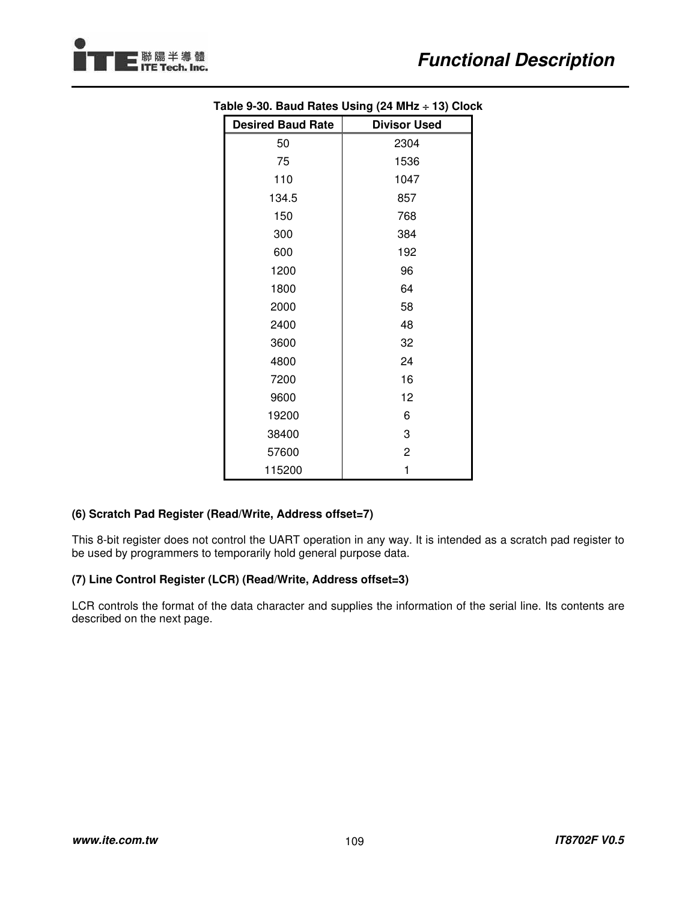**Table 9-30. Baud Rates Using (24 MHz ÷ 13) Clock**

| Desired Baud Rate | Divisor Used |
|---|---|
| 50 | 2304 |
| 75 | 1536 |
| 110 | 1047 |
| 134.5 | 857 |
| 150 | 768 |
| 300 | 384 |
| 600 | 192 |
| 1200 | 96 |
| 1800 | 64 |
| 2000 | 58 |
| 2400 | 48 |
| 3600 | 32 |
| 4800 | 24 |
| 7200 | 16 |
| 9600 | 12 |
| 19200 | 6 |
| 38400 | 3 |
| 57600 | 2 |
| 115200 | 1 |

**(6) Scratch Pad Register (Read/Write, Address offset=7)**

This 8-bit register does not control the UART operation in any way. It is intended as a scratch pad register to be used by programmers to temporarily hold general purpose data.

**(7) Line Control Register (LCR) (Read/Write, Address offset=3)**

LCR controls the format of the data character and supplies the information of the serial line. Its contents are described on the next page.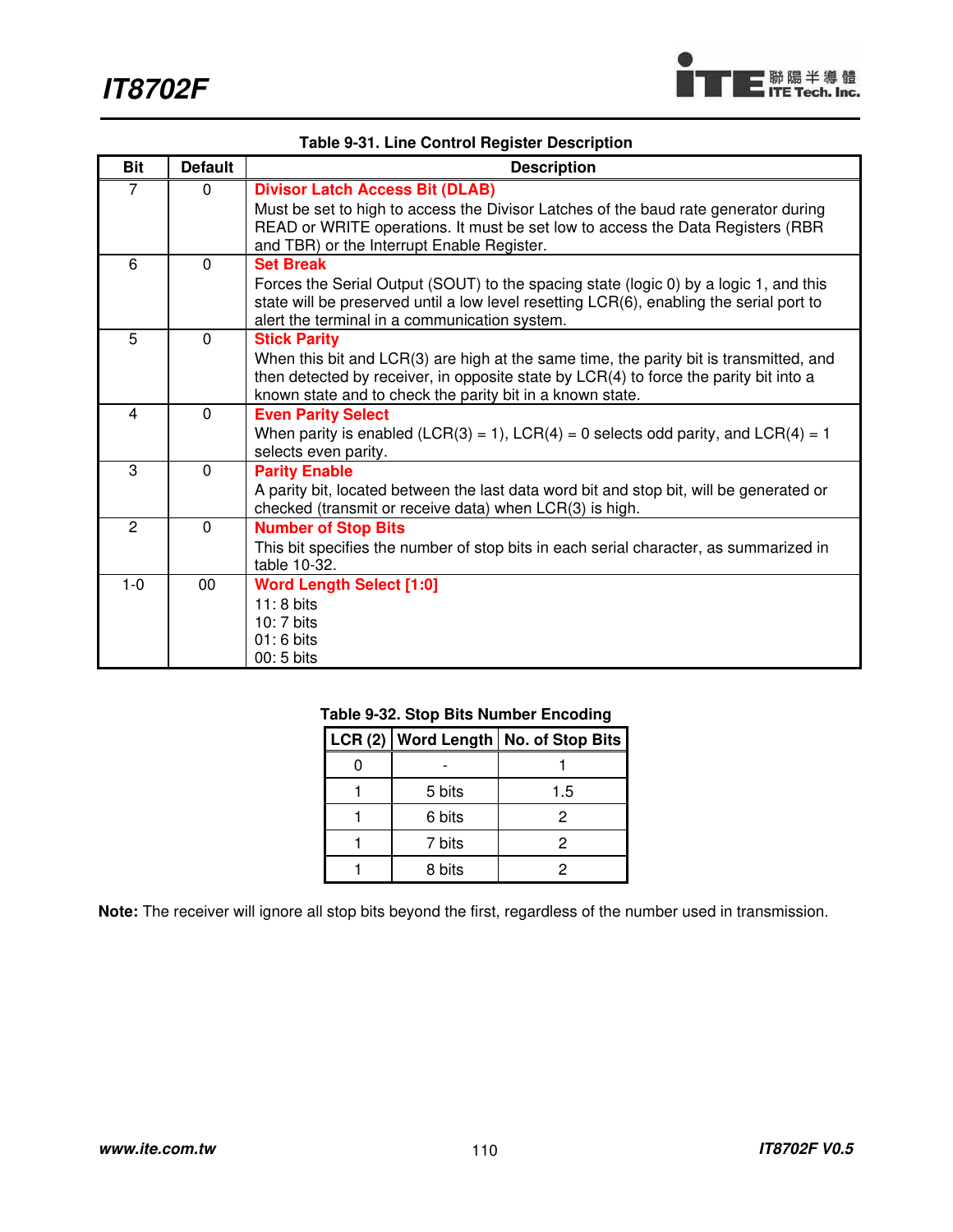**Table 9-31. Line Control Register Description**

| Bit | Default | Description |
|---|---|---|
| 7 | 0 | **Divisor Latch Access Bit (DLAB)**<br>Must be set to high to access the Divisor Latches of the baud rate generator during READ or WRITE operations. It must be set low to access the Data Registers (RBR and TBR) or the Interrupt Enable Register. |
| 6 | 0 | **Set Break**<br>Forces the Serial Output (SOUT) to the spacing state (logic 0) by a logic 1, and this state will be preserved until a low level resetting LCR(6), enabling the serial port to alert the terminal in a communication system. |
| 5 | 0 | **Stick Parity**<br>When this bit and LCR(3) are high at the same time, the parity bit is transmitted, and then detected by receiver, in opposite state by LCR(4) to force the parity bit into a known state and to check the parity bit in a known state. |
| 4 | 0 | **Even Parity Select**<br>When parity is enabled (LCR(3) = 1), LCR(4) = 0 selects odd parity, and LCR(4) = 1 selects even parity. |
| 3 | 0 | **Parity Enable**<br>A parity bit, located between the last data word bit and stop bit, will be generated or checked (transmit or receive data) when LCR(3) is high. |
| 2 | 0 | **Number of Stop Bits**<br>This bit specifies the number of stop bits in each serial character, as summarized in table 10-32. |
| 1-0 | 00 | **Word Length Select [1:0]**<br>11: 8 bits<br>10: 7 bits<br>01: 6 bits<br>00: 5 bits |

**Table 9-32. Stop Bits Number Encoding**

| LCR (2) | Word Length | No. of Stop Bits |
|---|---|---|
| 0 | - | 1 |
| 1 | 5 bits | 1.5 |
| 1 | 6 bits | 2 |
| 1 | 7 bits | 2 |
| 1 | 8 bits | 2 |

**Note:** The receiver will ignore all stop bits beyond the first, regardless of the number used in transmission.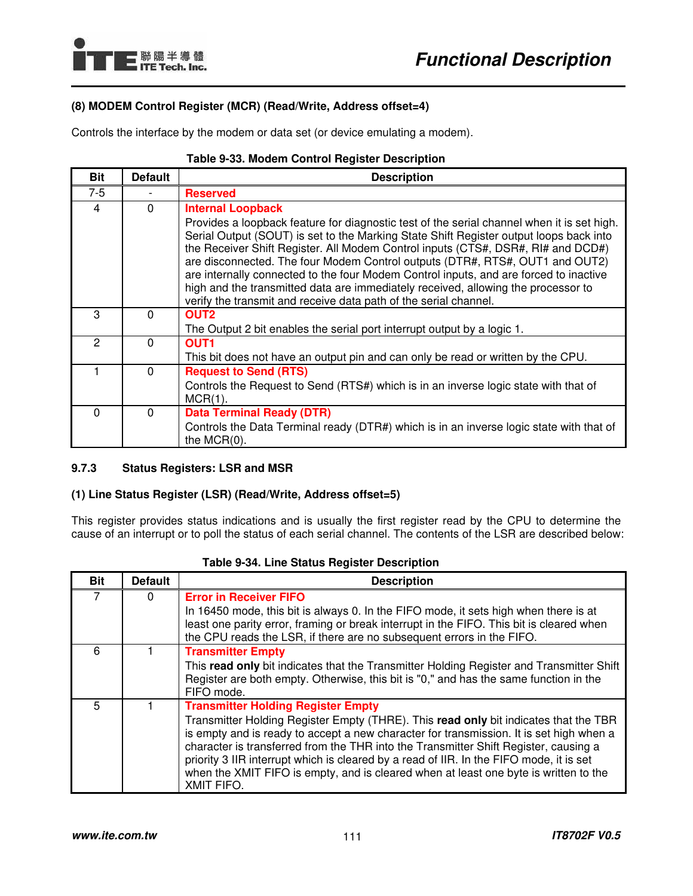**(8) MODEM Control Register (MCR) (Read/Write, Address offset=4)**

Controls the interface by the modem or data set (or device emulating a modem).

**Table 9-33. Modem Control Register Description**

| Bit | Default | Description |
|---|---|---|
| 7-5 | - | **Reserved** |
| 4 | 0 | **Internal Loopback**<br>Provides a loopback feature for diagnostic test of the serial channel when it is set high. Serial Output (SOUT) is set to the Marking State Shift Register output loops back into the Receiver Shift Register. All Modem Control inputs (CTS#, DSR#, RI# and DCD#) are disconnected. The four Modem Control outputs (DTR#, RTS#, OUT1 and OUT2) are internally connected to the four Modem Control inputs, and are forced to inactive high and the transmitted data are immediately received, allowing the processor to verify the transmit and receive data path of the serial channel. |
| 3 | 0 | **OUT2**<br>The Output 2 bit enables the serial port interrupt output by a logic 1. |
| 2 | 0 | **OUT1**<br>This bit does not have an output pin and can only be read or written by the CPU. |
| 1 | 0 | **Request to Send (RTS)**<br>Controls the Request to Send (RTS#) which is in an inverse logic state with that of MCR(1). |
| 0 | 0 | **Data Terminal Ready (DTR)**<br>Controls the Data Terminal ready (DTR#) which is in an inverse logic state with that of the MCR(0). |

### 9.7.3 Status Registers: LSR and MSR

**(1) Line Status Register (LSR) (Read/Write, Address offset=5)**

This register provides status indications and is usually the first register read by the CPU to determine the cause of an interrupt or to poll the status of each serial channel. The contents of the LSR are described below:

**Table 9-34. Line Status Register Description**

| Bit | Default | Description |
|---|---|---|
| 7 | 0 | **Error in Receiver FIFO**<br>In 16450 mode, this bit is always 0. In the FIFO mode, it sets high when there is at least one parity error, framing or break interrupt in the FIFO. This bit is cleared when the CPU reads the LSR, if there are no subsequent errors in the FIFO. |
| 6 | 1 | **Transmitter Empty**<br>This **read only** bit indicates that the Transmitter Holding Register and Transmitter Shift Register are both empty. Otherwise, this bit is "0," and has the same function in the FIFO mode. |
| 5 | 1 | **Transmitter Holding Register Empty**<br>Transmitter Holding Register Empty (THRE). This **read only** bit indicates that the TBR is empty and is ready to accept a new character for transmission. It is set high when a character is transferred from the THR into the Transmitter Shift Register, causing a priority 3 IIR interrupt which is cleared by a read of IIR. In the FIFO mode, it is set when the XMIT FIFO is empty, and is cleared when at least one byte is written to the XMIT FIFO. |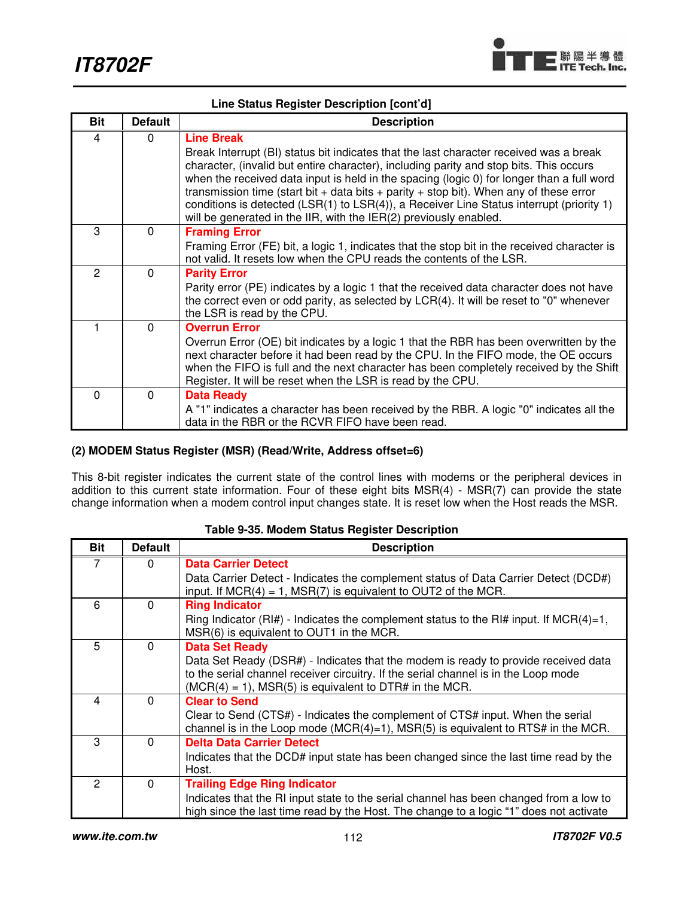**Line Status Register Description [cont'd]**

| Bit | Default | Description |
|---|---|---|
| 4 | 0 | **Line Break**<br>Break Interrupt (BI) status bit indicates that the last character received was a break character, (invalid but entire character), including parity and stop bits. This occurs when the received data input is held in the spacing (logic 0) for longer than a full word transmission time (start bit + data bits + parity + stop bit). When any of these error conditions is detected (LSR(1) to LSR(4)), a Receiver Line Status interrupt (priority 1) will be generated in the IIR, with the IER(2) previously enabled. |
| 3 | 0 | **Framing Error**<br>Framing Error (FE) bit, a logic 1, indicates that the stop bit in the received character is not valid. It resets low when the CPU reads the contents of the LSR. |
| 2 | 0 | **Parity Error**<br>Parity error (PE) indicates by a logic 1 that the received data character does not have the correct even or odd parity, as selected by LCR(4). It will be reset to "0" whenever the LSR is read by the CPU. |
| 1 | 0 | **Overrun Error**<br>Overrun Error (OE) bit indicates by a logic 1 that the RBR has been overwritten by the next character before it had been read by the CPU. In the FIFO mode, the OE occurs when the FIFO is full and the next character has been completely received by the Shift Register. It will be reset when the LSR is read by the CPU. |
| 0 | 0 | **Data Ready**<br>A "1" indicates a character has been received by the RBR. A logic "0" indicates all the data in the RBR or the RCVR FIFO have been read. |

**(2) MODEM Status Register (MSR) (Read/Write, Address offset=6)**

This 8-bit register indicates the current state of the control lines with modems or the peripheral devices in addition to this current state information. Four of these eight bits MSR(4) - MSR(7) can provide the state change information when a modem control input changes state. It is reset low when the Host reads the MSR.

**Table 9-35. Modem Status Register Description**

| Bit | Default | Description |
|---|---|---|
| 7 | 0 | **Data Carrier Detect**<br>Data Carrier Detect - Indicates the complement status of Data Carrier Detect (DCD#) input. If MCR(4) = 1, MSR(7) is equivalent to OUT2 of the MCR. |
| 6 | 0 | **Ring Indicator**<br>Ring Indicator (RI#) - Indicates the complement status to the RI# input. If MCR(4)=1, MSR(6) is equivalent to OUT1 in the MCR. |
| 5 | 0 | **Data Set Ready**<br>Data Set Ready (DSR#) - Indicates that the modem is ready to provide received data to the serial channel receiver circuitry. If the serial channel is in the Loop mode (MCR(4) = 1), MSR(5) is equivalent to DTR# in the MCR. |
| 4 | 0 | **Clear to Send**<br>Clear to Send (CTS#) - Indicates the complement of CTS# input. When the serial channel is in the Loop mode (MCR(4)=1), MSR(5) is equivalent to RTS# in the MCR. |
| 3 | 0 | **Delta Data Carrier Detect**<br>Indicates that the DCD# input state has been changed since the last time read by the Host. |
| 2 | 0 | **Trailing Edge Ring Indicator**<br>Indicates that the RI input state to the serial channel has been changed from a low to high since the last time read by the Host. The change to a logic "1" does not activate |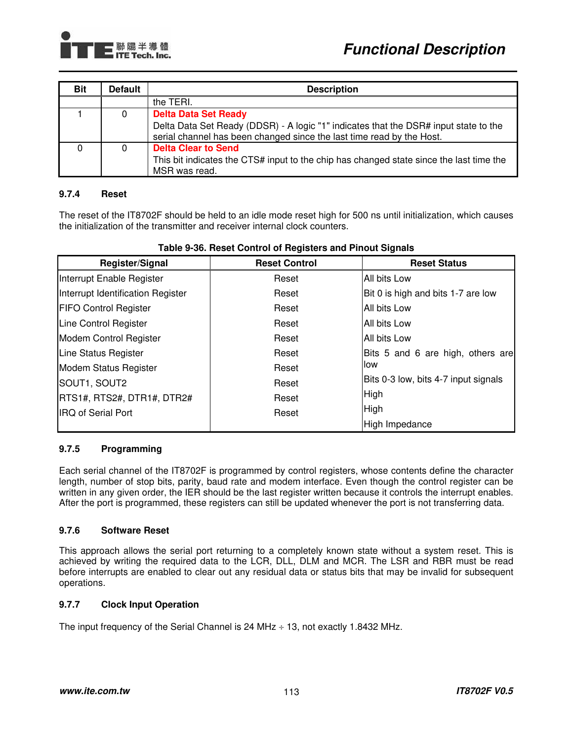| Bit | Default | Description |
|---|---|---|
| | | the TERI. |
| 1 | 0 | **Delta Data Set Ready**<br>Delta Data Set Ready (DDSR) - A logic "1" indicates that the DSR# input state to the serial channel has been changed since the last time read by the Host. |
| 0 | 0 | **Delta Clear to Send**<br>This bit indicates the CTS# input to the chip has changed state since the last time the MSR was read. |

### 9.7.4 Reset

The reset of the IT8702F should be held to an idle mode reset high for 500 ns until initialization, which causes the initialization of the transmitter and receiver internal clock counters.

**Table 9-36. Reset Control of Registers and Pinout Signals**

| Register/Signal | Reset Control | Reset Status |
|---|---|---|
| Interrupt Enable Register | Reset | All bits Low |
| Interrupt Identification Register | Reset | Bit 0 is high and bits 1-7 are low |
| FIFO Control Register | Reset | All bits Low |
| Line Control Register | Reset | All bits Low |
| Modem Control Register | Reset | All bits Low |
| Line Status Register | Reset | Bits 5 and 6 are high, others are low |
| Modem Status Register | Reset | Bits 0-3 low, bits 4-7 input signals |
| SOUT1, SOUT2 | Reset | High |
| RTS1#, RTS2#, DTR1#, DTR2# | Reset | High |
| IRQ of Serial Port | Reset | High Impedance |

### 9.7.5 Programming

Each serial channel of the IT8702F is programmed by control registers, whose contents define the character length, number of stop bits, parity, baud rate and modem interface. Even though the control register can be written in any given order, the IER should be the last register written because it controls the interrupt enables. After the port is programmed, these registers can still be updated whenever the port is not transferring data.

### 9.7.6 Software Reset

This approach allows the serial port returning to a completely known state without a system reset. This is achieved by writing the required data to the LCR, DLL, DLM and MCR. The LSR and RBR must be read before interrupts are enabled to clear out any residual data or status bits that may be invalid for subsequent operations.

### 9.7.7 Clock Input Operation

The input frequency of the Serial Channel is 24 MHz ÷ 13, not exactly 1.8432 MHz.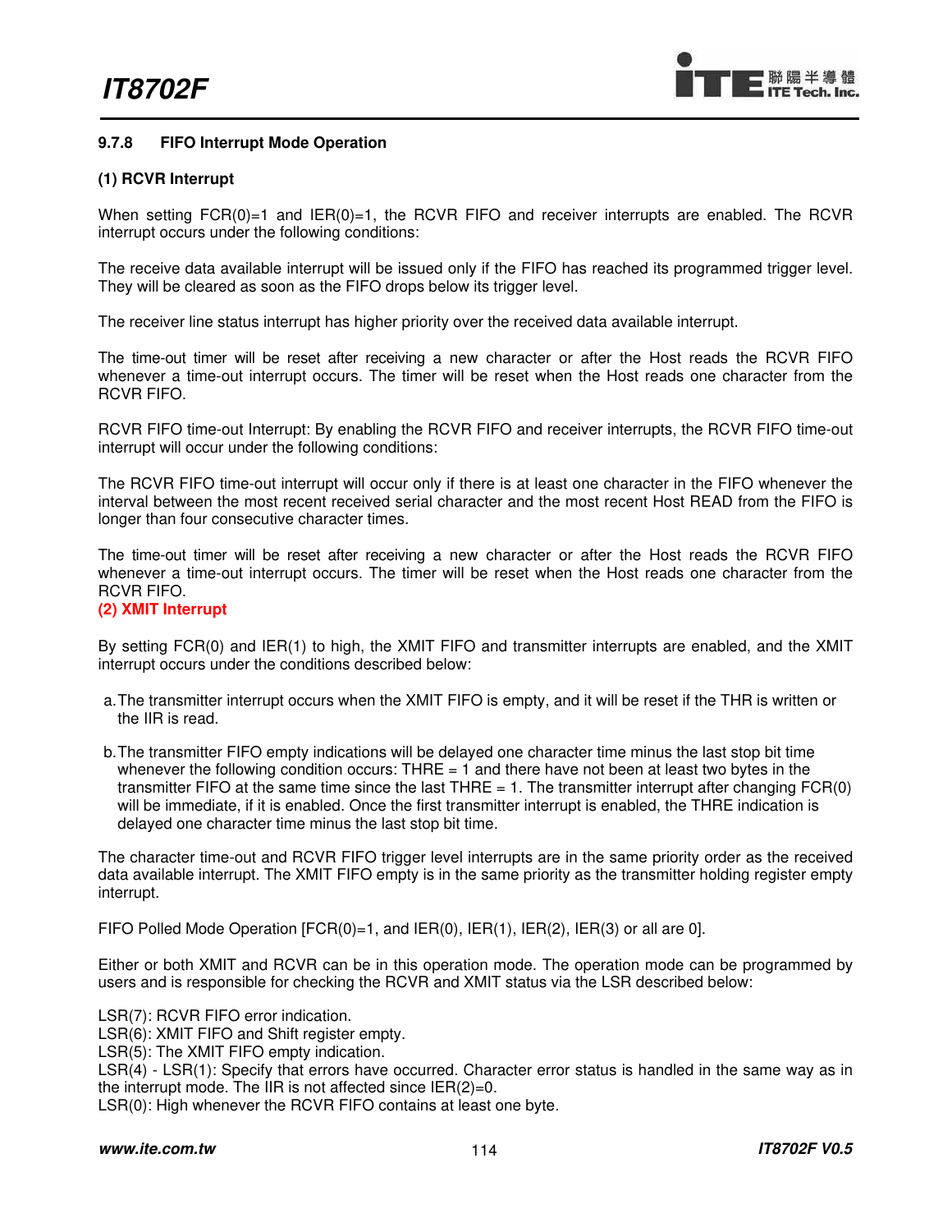### 9.7.8 FIFO Interrupt Mode Operation

**(1) RCVR Interrupt**

When setting FCR(0)=1 and IER(0)=1, the RCVR FIFO and receiver interrupts are enabled. The RCVR interrupt occurs under the following conditions:

The receive data available interrupt will be issued only if the FIFO has reached its programmed trigger level. They will be cleared as soon as the FIFO drops below its trigger level.

The receiver line status interrupt has higher priority over the received data available interrupt.

The time-out timer will be reset after receiving a new character or after the Host reads the RCVR FIFO whenever a time-out interrupt occurs. The timer will be reset when the Host reads one character from the RCVR FIFO.

RCVR FIFO time-out Interrupt: By enabling the RCVR FIFO and receiver interrupts, the RCVR FIFO time-out interrupt will occur under the following conditions:

The RCVR FIFO time-out interrupt will occur only if there is at least one character in the FIFO whenever the interval between the most recent received serial character and the most recent Host READ from the FIFO is longer than four consecutive character times.

The time-out timer will be reset after receiving a new character or after the Host reads the RCVR FIFO whenever a time-out interrupt occurs. The timer will be reset when the Host reads one character from the RCVR FIFO.

**(2) XMIT Interrupt**

By setting FCR(0) and IER(1) to high, the XMIT FIFO and transmitter interrupts are enabled, and the XMIT interrupt occurs under the conditions described below:

a. The transmitter interrupt occurs when the XMIT FIFO is empty, and it will be reset if the THR is written or the IIR is read.

b. The transmitter FIFO empty indications will be delayed one character time minus the last stop bit time whenever the following condition occurs: THRE = 1 and there have not been at least two bytes in the transmitter FIFO at the same time since the last THRE = 1. The transmitter interrupt after changing FCR(0) will be immediate, if it is enabled. Once the first transmitter interrupt is enabled, the THRE indication is delayed one character time minus the last stop bit time.

The character time-out and RCVR FIFO trigger level interrupts are in the same priority order as the received data available interrupt. The XMIT FIFO empty is in the same priority as the transmitter holding register empty interrupt.

FIFO Polled Mode Operation [FCR(0)=1, and IER(0), IER(1), IER(2), IER(3) or all are 0].

Either or both XMIT and RCVR can be in this operation mode. The operation mode can be programmed by users and is responsible for checking the RCVR and XMIT status via the LSR described below:

LSR(7): RCVR FIFO error indication.
LSR(6): XMIT FIFO and Shift register empty.
LSR(5): The XMIT FIFO empty indication.
LSR(4) - LSR(1): Specify that errors have occurred. Character error status is handled in the same way as in the interrupt mode. The IIR is not affected since IER(2)=0.
LSR(0): High whenever the RCVR FIFO contains at least one byte.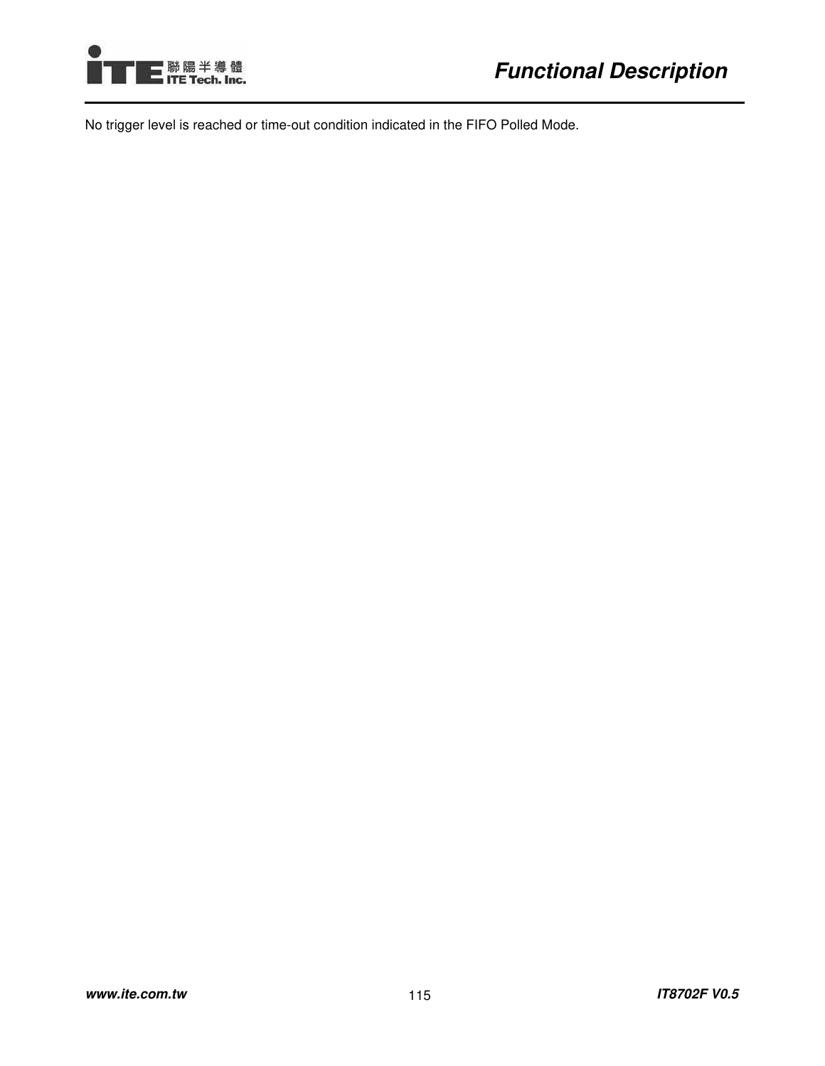No trigger level is reached or time-out condition indicated in the FIFO Polled Mode.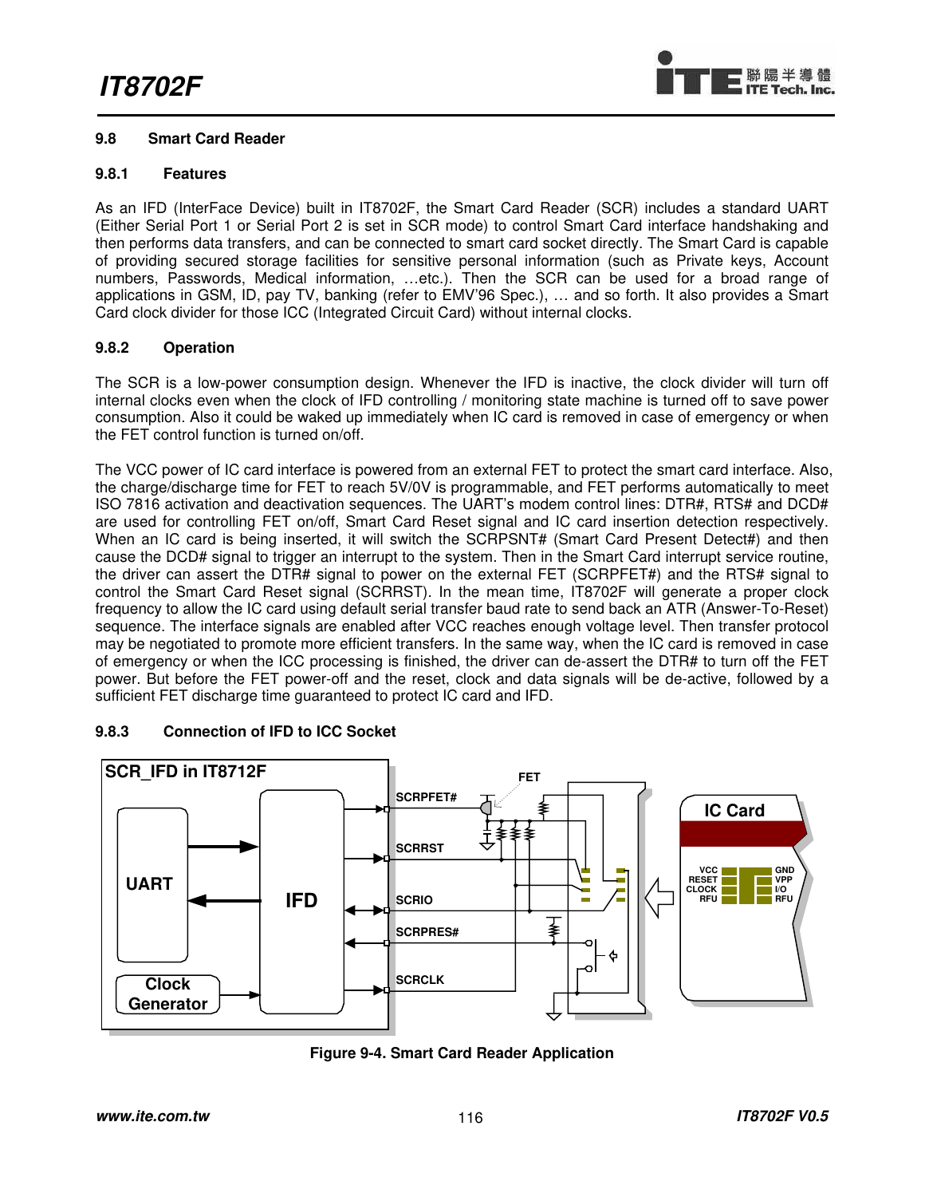### 9.8 Smart Card Reader

#### 9.8.1 Features

As an IFD (InterFace Device) built in IT8702F, the Smart Card Reader (SCR) includes a standard UART (Either Serial Port 1 or Serial Port 2 is set in SCR mode) to control Smart Card interface handshaking and then performs data transfers, and can be connected to smart card socket directly. The Smart Card is capable of providing secured storage facilities for sensitive personal information (such as Private keys, Account numbers, Passwords, Medical information, …etc.). Then the SCR can be used for a broad range of applications in GSM, ID, pay TV, banking (refer to EMV'96 Spec.), … and so forth. It also provides a Smart Card clock divider for those ICC (Integrated Circuit Card) without internal clocks.

#### 9.8.2 Operation

The SCR is a low-power consumption design. Whenever the IFD is inactive, the clock divider will turn off internal clocks even when the clock of IFD controlling / monitoring state machine is turned off to save power consumption. Also it could be waked up immediately when IC card is removed in case of emergency or when the FET control function is turned on/off.

The VCC power of IC card interface is powered from an external FET to protect the smart card interface. Also, the charge/discharge time for FET to reach 5V/0V is programmable, and FET performs automatically to meet ISO 7816 activation and deactivation sequences. The UART's modem control lines: DTR#, RTS# and DCD# are used for controlling FET on/off, Smart Card Reset signal and IC card insertion detection respectively. When an IC card is being inserted, it will switch the SCRPSNT# (Smart Card Present Detect#) and then cause the DCD# signal to trigger an interrupt to the system. Then in the Smart Card interrupt service routine, the driver can assert the DTR# signal to power on the external FET (SCRPFET#) and the RTS# signal to control the Smart Card Reset signal (SCRRST). In the mean time, IT8702F will generate a proper clock frequency to allow the IC card using default serial transfer baud rate to send back an ATR (Answer-To-Reset) sequence. The interface signals are enabled after VCC reaches enough voltage level. Then transfer protocol may be negotiated to promote more efficient transfers. In the same way, when the IC card is removed in case of emergency or when the ICC processing is finished, the driver can de-assert the DTR# to turn off the FET power. But before the FET power-off and the reset, clock and data signals will be de-active, followed by a sufficient FET discharge time guaranteed to protect IC card and IFD.

#### 9.8.3 Connection of IFD to ICC Socket

Figure 9-4. Smart Card Reader Application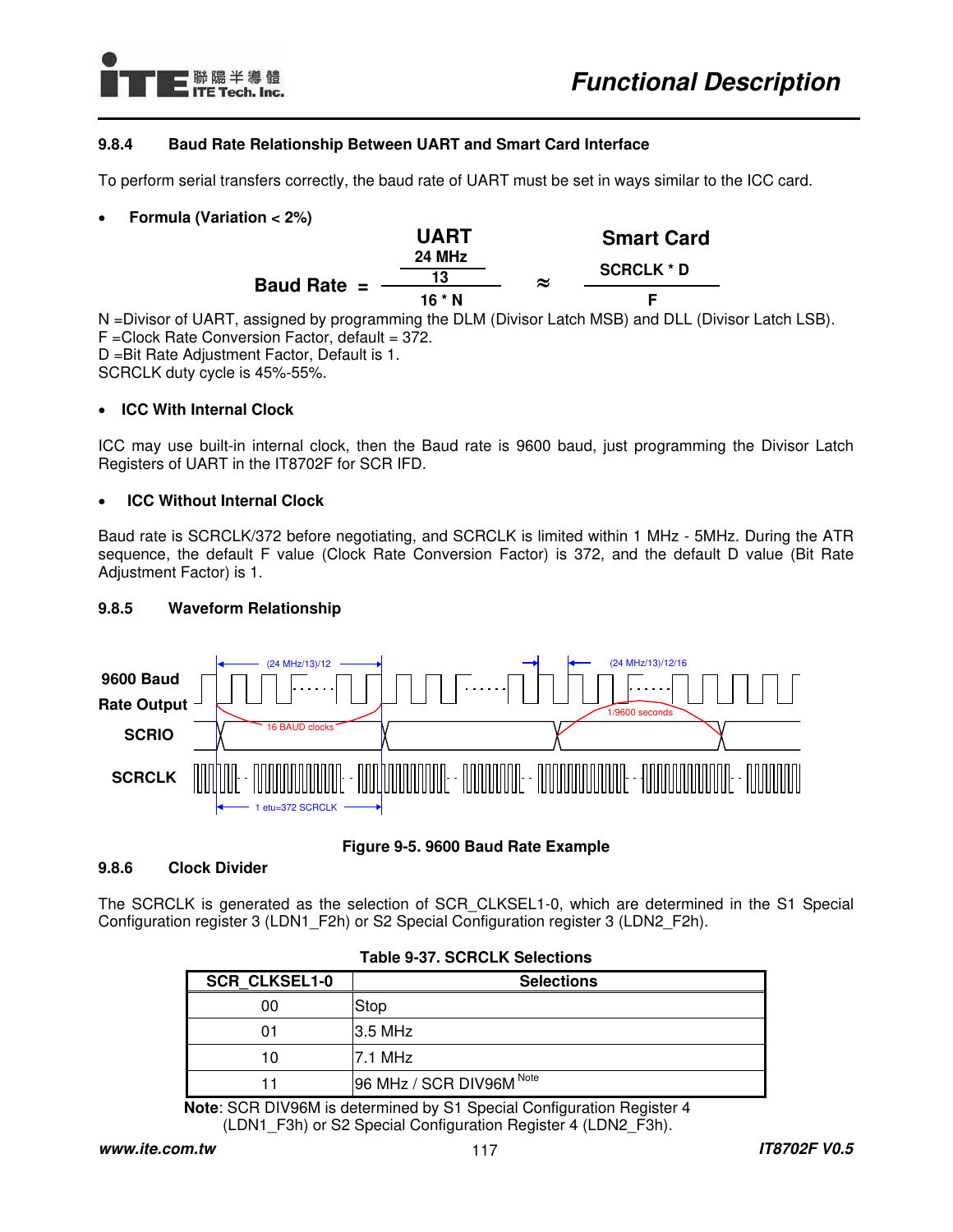### 9.8.4 Baud Rate Relationship Between UART and Smart Card Interface

To perform serial transfers correctly, the baud rate of UART must be set in ways similar to the ICC card.

- **Formula (Variation < 2%)**

$$\text{Baud Rate} = \underbrace{\frac{\frac{24\text{ MHz}}{13}}{16 * N}}_{\text{UART}} \approx \underbrace{\frac{\text{SCRCLK} * D}{F}}_{\text{Smart Card}}$$

N =Divisor of UART, assigned by programming the DLM (Divisor Latch MSB) and DLL (Divisor Latch LSB).
F =Clock Rate Conversion Factor, default = 372.
D =Bit Rate Adjustment Factor, Default is 1.
SCRCLK duty cycle is 45%-55%.

- **ICC With Internal Clock**

ICC may use built-in internal clock, then the Baud rate is 9600 baud, just programming the Divisor Latch Registers of UART in the IT8702F for SCR IFD.

- **ICC Without Internal Clock**

Baud rate is SCRCLK/372 before negotiating, and SCRCLK is limited within 1 MHz - 5MHz. During the ATR sequence, the default F value (Clock Rate Conversion Factor) is 372, and the default D value (Bit Rate Adjustment Factor) is 1.

### 9.8.5 Waveform Relationship

9600 Baud Rate Output | SCRIO | SCRCLK | (24 MHz/13)/12 | (24 MHz/13)/12/16 | 16 BAUD clocks | 1/9600 seconds | 1 etu=372 SCRCLK

**Figure 9-5. 9600 Baud Rate Example**

### 9.8.6 Clock Divider

The SCRCLK is generated as the selection of SCR_CLKSEL1-0, which are determined in the S1 Special Configuration register 3 (LDN1_F2h) or S2 Special Configuration register 3 (LDN2_F2h).

**Table 9-37. SCRCLK Selections**

| SCR_CLKSEL1-0 | Selections |
|---|---|
| 00 | Stop |
| 01 | 3.5 MHz |
| 10 | 7.1 MHz |
| 11 | 96 MHz / SCR DIV96M [Note] |

**Note**: SCR DIV96M is determined by S1 Special Configuration Register 4 (LDN1_F3h) or S2 Special Configuration Register 4 (LDN2_F3h).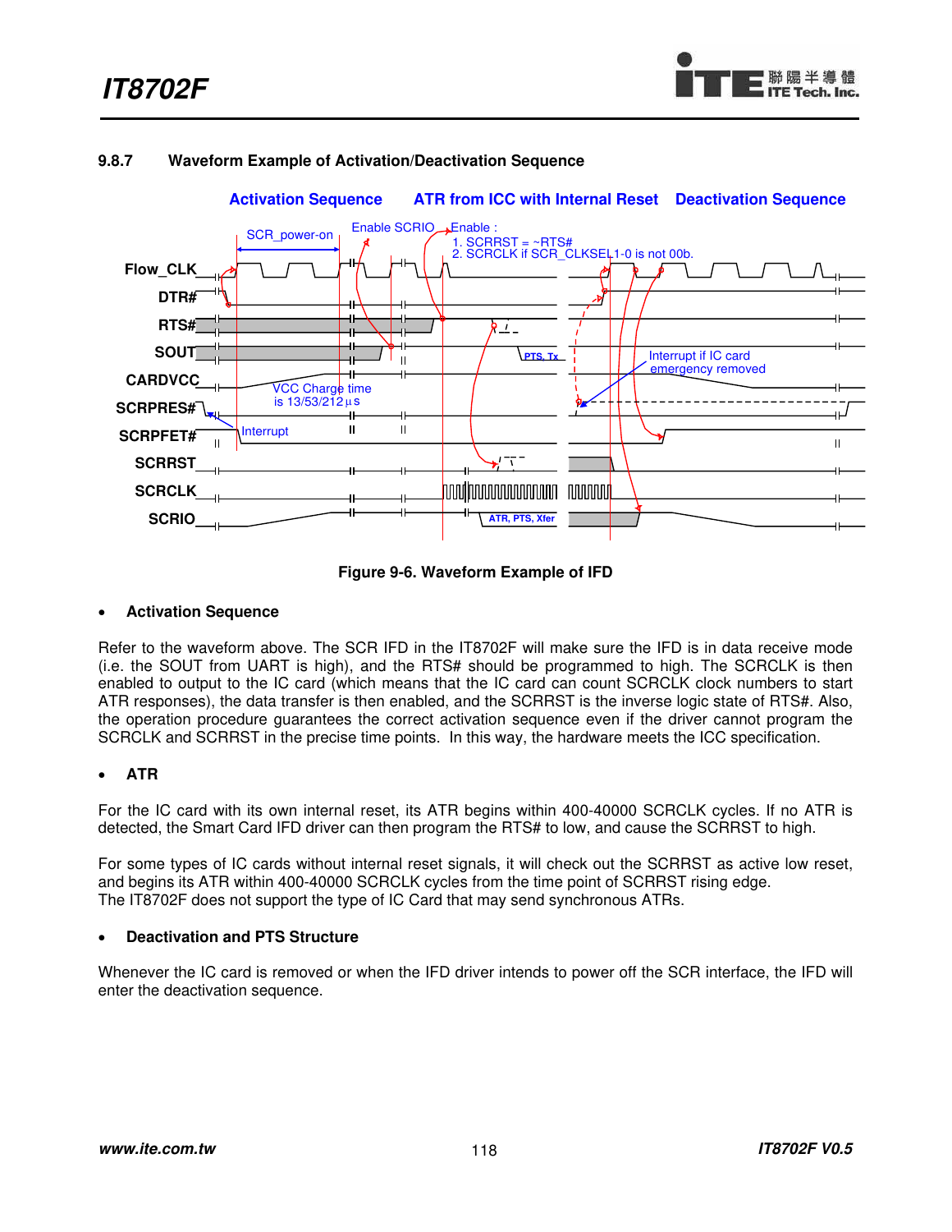### 9.8.7 Waveform Example of Activation/Deactivation Sequence

Figure 9-6. Waveform Example of IFD

- **Activation Sequence**

Refer to the waveform above. The SCR IFD in the IT8702F will make sure the IFD is in data receive mode (i.e. the SOUT from UART is high), and the RTS# should be programmed to high. The SCRCLK is then enabled to output to the IC card (which means that the IC card can count SCRCLK clock numbers to start ATR responses), the data transfer is then enabled, and the SCRRST is the inverse logic state of RTS#. Also, the operation procedure guarantees the correct activation sequence even if the driver cannot program the SCRCLK and SCRRST in the precise time points. In this way, the hardware meets the ICC specification.

- **ATR**

For the IC card with its own internal reset, its ATR begins within 400-40000 SCRCLK cycles. If no ATR is detected, the Smart Card IFD driver can then program the RTS# to low, and cause the SCRRST to high.

For some types of IC cards without internal reset signals, it will check out the SCRRST as active low reset, and begins its ATR within 400-40000 SCRCLK cycles from the time point of SCRRST rising edge.
The IT8702F does not support the type of IC Card that may send synchronous ATRs.

- **Deactivation and PTS Structure**

Whenever the IC card is removed or when the IFD driver intends to power off the SCR interface, the IFD will enter the deactivation sequence.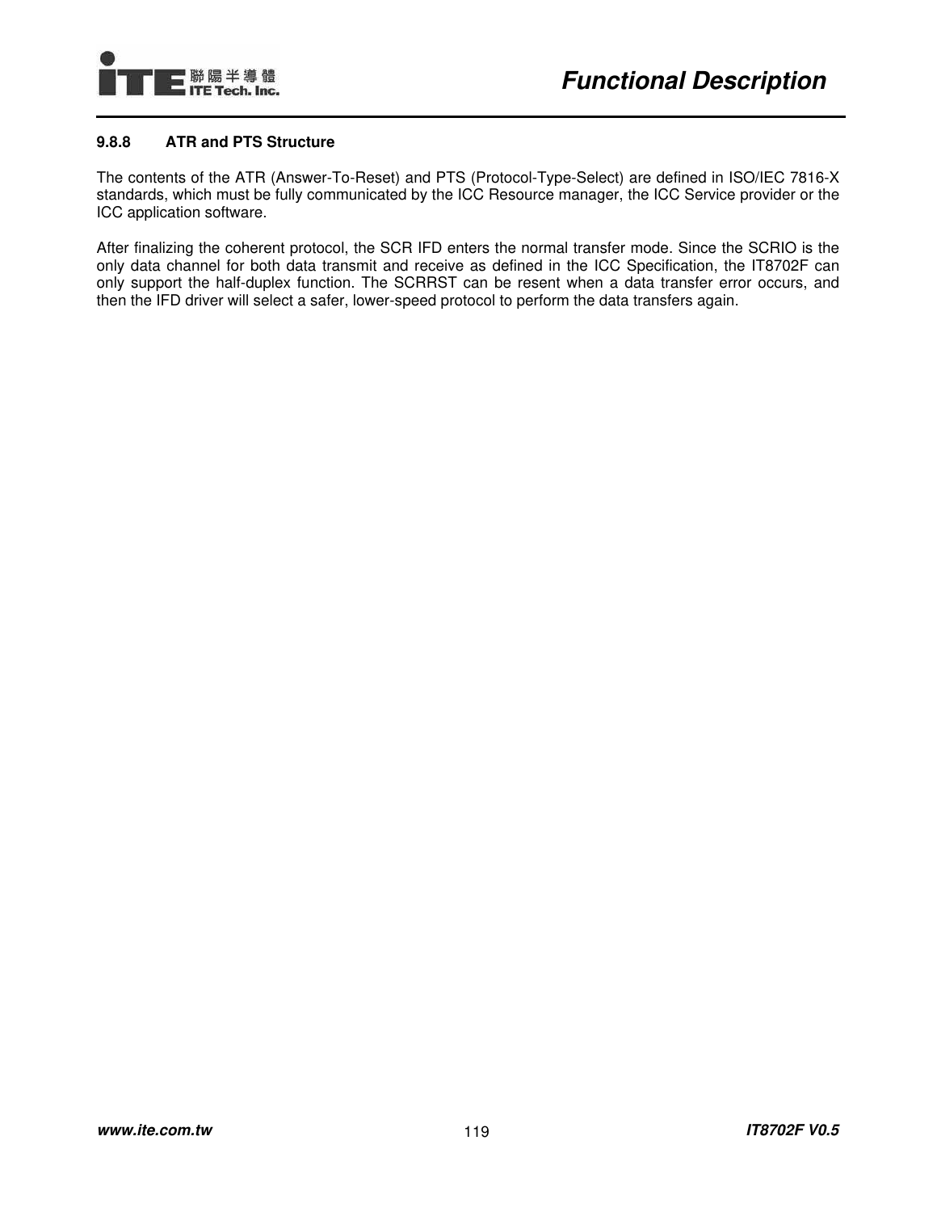### 9.8.8 ATR and PTS Structure

The contents of the ATR (Answer-To-Reset) and PTS (Protocol-Type-Select) are defined in ISO/IEC 7816-X standards, which must be fully communicated by the ICC Resource manager, the ICC Service provider or the ICC application software.

After finalizing the coherent protocol, the SCR IFD enters the normal transfer mode. Since the SCRIO is the only data channel for both data transmit and receive as defined in the ICC Specification, the IT8702F can only support the half-duplex function. The SCRRST can be resent when a data transfer error occurs, and then the IFD driver will select a safer, lower-speed protocol to perform the data transfers again.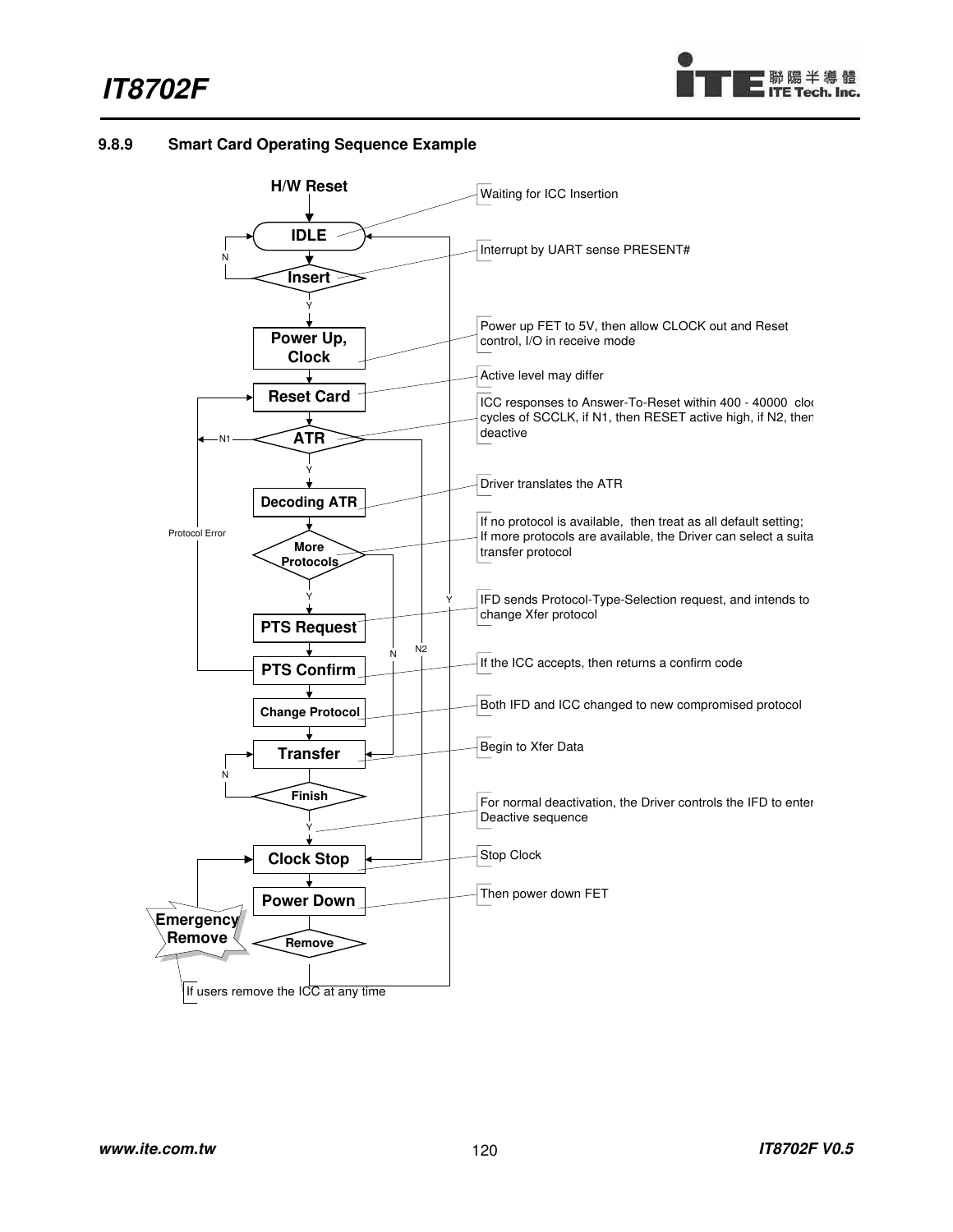### 9.8.9 Smart Card Operating Sequence Example

H/W Reset

| Flowchart Step | Description |
| --- | --- |
| IDLE | Waiting for ICC Insertion |
| Insert (N: loop back; Y: continue) | Interrupt by UART sense PRESENT# |
| Power Up, Clock | Power up FET to 5V, then allow CLOCK out and Reset control, I/O in receive mode |
| Reset Card | Active level may differ |
| ATR (N1: Reset Card; N2: Clock Stop; Y: continue) | ICC responses to Answer-To-Reset within 400 - 40000 clock cycles of SCCLK, if N1, then RESET active high, if N2, then deactive |
| Decoding ATR | Driver translates the ATR |
| More Protocols (N: Transfer; Y: continue) | If no protocol is available, then treat as all default setting; If more protocols are available, the Driver can select a suitable transfer protocol |
| PTS Request | IFD sends Protocol-Type-Selection request, and intends to change Xfer protocol |
| PTS Confirm (Protocol Error: Reset Card) | If the ICC accepts, then returns a confirm code |
| Change Protocol | Both IFD and ICC changed to new compromised protocol |
| Transfer | Begin to Xfer Data |
| Finish (N: Transfer; Y: continue) | For normal deactivation, the Driver controls the IFD to enter Deactive sequence |
| Clock Stop | Stop Clock |
| Power Down | Then power down FET |
| Remove (Y: IDLE) | |
| Emergency Remove (to Clock Stop) | If users remove the ICC at any time |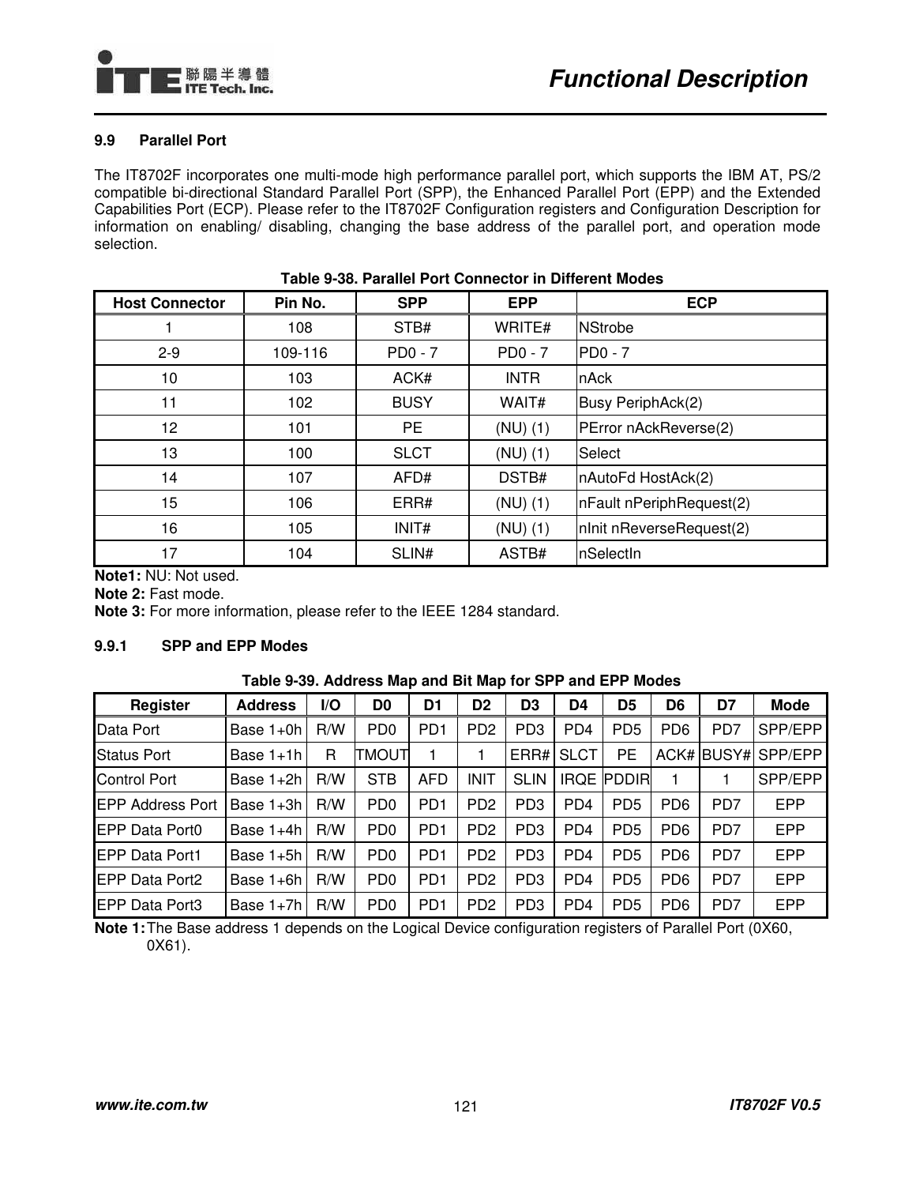## 9.9 Parallel Port

The IT8702F incorporates one multi-mode high performance parallel port, which supports the IBM AT, PS/2 compatible bi-directional Standard Parallel Port (SPP), the Enhanced Parallel Port (EPP) and the Extended Capabilities Port (ECP). Please refer to the IT8702F Configuration registers and Configuration Description for information on enabling/ disabling, changing the base address of the parallel port, and operation mode selection.

**Table 9-38. Parallel Port Connector in Different Modes**

| Host Connector | Pin No. | SPP | EPP | ECP |
|---|---|---|---|---|
| 1 | 108 | STB# | WRITE# | NStrobe |
| 2-9 | 109-116 | PD0 - 7 | PD0 - 7 | PD0 - 7 |
| 10 | 103 | ACK# | INTR | nAck |
| 11 | 102 | BUSY | WAIT# | Busy PeriphAck(2) |
| 12 | 101 | PE | (NU) (1) | PError nAckReverse(2) |
| 13 | 100 | SLCT | (NU) (1) | Select |
| 14 | 107 | AFD# | DSTB# | nAutoFd HostAck(2) |
| 15 | 106 | ERR# | (NU) (1) | nFault nPeriphRequest(2) |
| 16 | 105 | INIT# | (NU) (1) | nInit nReverseRequest(2) |
| 17 | 104 | SLIN# | ASTB# | nSelectIn |

**Note1:** NU: Not used.
**Note 2:** Fast mode.
**Note 3:** For more information, please refer to the IEEE 1284 standard.

### 9.9.1 SPP and EPP Modes

**Table 9-39. Address Map and Bit Map for SPP and EPP Modes**

| Register | Address | I/O | D0 | D1 | D2 | D3 | D4 | D5 | D6 | D7 | Mode |
|---|---|---|---|---|---|---|---|---|---|---|---|
| Data Port | Base 1+0h | R/W | PD0 | PD1 | PD2 | PD3 | PD4 | PD5 | PD6 | PD7 | SPP/EPP |
| Status Port | Base 1+1h | R | TMOUT | 1 | 1 | ERR# | SLCT | PE | ACK# | BUSY# | SPP/EPP |
| Control Port | Base 1+2h | R/W | STB | AFD | INIT | SLIN | IRQE | PDDIR | 1 | 1 | SPP/EPP |
| EPP Address Port | Base 1+3h | R/W | PD0 | PD1 | PD2 | PD3 | PD4 | PD5 | PD6 | PD7 | EPP |
| EPP Data Port0 | Base 1+4h | R/W | PD0 | PD1 | PD2 | PD3 | PD4 | PD5 | PD6 | PD7 | EPP |
| EPP Data Port1 | Base 1+5h | R/W | PD0 | PD1 | PD2 | PD3 | PD4 | PD5 | PD6 | PD7 | EPP |
| EPP Data Port2 | Base 1+6h | R/W | PD0 | PD1 | PD2 | PD3 | PD4 | PD5 | PD6 | PD7 | EPP |
| EPP Data Port3 | Base 1+7h | R/W | PD0 | PD1 | PD2 | PD3 | PD4 | PD5 | PD6 | PD7 | EPP |

**Note 1:** The Base address 1 depends on the Logical Device configuration registers of Parallel Port (0X60, 0X61).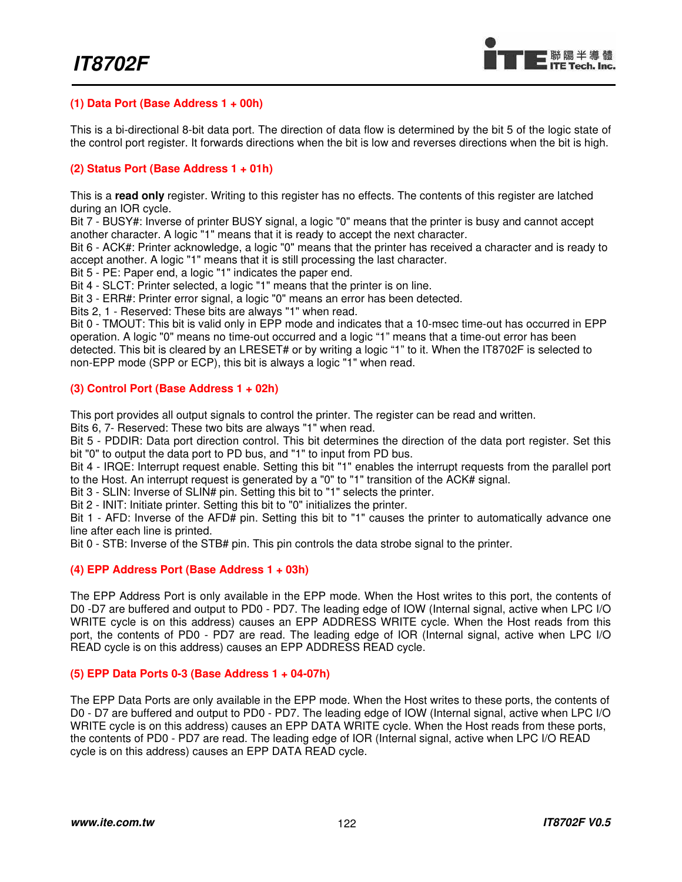#### (1) Data Port (Base Address 1 + 00h)

This is a bi-directional 8-bit data port. The direction of data flow is determined by the bit 5 of the logic state of the control port register. It forwards directions when the bit is low and reverses directions when the bit is high.

#### (2) Status Port (Base Address 1 + 01h)

This is a **read only** register. Writing to this register has no effects. The contents of this register are latched during an IOR cycle.
Bit 7 - BUSY#: Inverse of printer BUSY signal, a logic "0" means that the printer is busy and cannot accept another character. A logic "1" means that it is ready to accept the next character.
Bit 6 - ACK#: Printer acknowledge, a logic "0" means that the printer has received a character and is ready to accept another. A logic "1" means that it is still processing the last character.
Bit 5 - PE: Paper end, a logic "1" indicates the paper end.
Bit 4 - SLCT: Printer selected, a logic "1" means that the printer is on line.
Bit 3 - ERR#: Printer error signal, a logic "0" means an error has been detected.
Bits 2, 1 - Reserved: These bits are always "1" when read.
Bit 0 - TMOUT: This bit is valid only in EPP mode and indicates that a 10-msec time-out has occurred in EPP operation. A logic "0" means no time-out occurred and a logic "1" means that a time-out error has been detected. This bit is cleared by an LRESET# or by writing a logic "1" to it. When the IT8702F is selected to non-EPP mode (SPP or ECP), this bit is always a logic "1" when read.

#### (3) Control Port (Base Address 1 + 02h)

This port provides all output signals to control the printer. The register can be read and written.
Bits 6, 7- Reserved: These two bits are always "1" when read.
Bit 5 - PDDIR: Data port direction control. This bit determines the direction of the data port register. Set this bit "0" to output the data port to PD bus, and "1" to input from PD bus.
Bit 4 - IRQE: Interrupt request enable. Setting this bit "1" enables the interrupt requests from the parallel port to the Host. An interrupt request is generated by a "0" to "1" transition of the ACK# signal.
Bit 3 - SLIN: Inverse of SLIN# pin. Setting this bit to "1" selects the printer.
Bit 2 - INIT: Initiate printer. Setting this bit to "0" initializes the printer.
Bit 1 - AFD: Inverse of the AFD# pin. Setting this bit to "1" causes the printer to automatically advance one line after each line is printed.
Bit 0 - STB: Inverse of the STB# pin. This pin controls the data strobe signal to the printer.

#### (4) EPP Address Port (Base Address 1 + 03h)

The EPP Address Port is only available in the EPP mode. When the Host writes to this port, the contents of D0 -D7 are buffered and output to PD0 - PD7. The leading edge of IOW (Internal signal, active when LPC I/O WRITE cycle is on this address) causes an EPP ADDRESS WRITE cycle. When the Host reads from this port, the contents of PD0 - PD7 are read. The leading edge of IOR (Internal signal, active when LPC I/O READ cycle is on this address) causes an EPP ADDRESS READ cycle.

#### (5) EPP Data Ports 0-3 (Base Address 1 + 04-07h)

The EPP Data Ports are only available in the EPP mode. When the Host writes to these ports, the contents of D0 - D7 are buffered and output to PD0 - PD7. The leading edge of IOW (Internal signal, active when LPC I/O WRITE cycle is on this address) causes an EPP DATA WRITE cycle. When the Host reads from these ports, the contents of PD0 - PD7 are read. The leading edge of IOR (Internal signal, active when LPC I/O READ cycle is on this address) causes an EPP DATA READ cycle.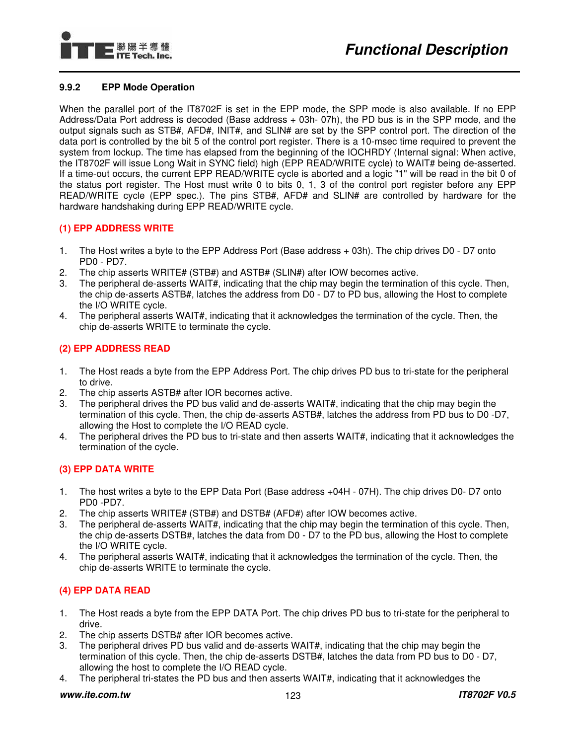### 9.9.2 EPP Mode Operation

When the parallel port of the IT8702F is set in the EPP mode, the SPP mode is also available. If no EPP Address/Data Port address is decoded (Base address + 03h- 07h), the PD bus is in the SPP mode, and the output signals such as STB#, AFD#, INIT#, and SLIN# are set by the SPP control port. The direction of the data port is controlled by the bit 5 of the control port register. There is a 10-msec time required to prevent the system from lockup. The time has elapsed from the beginning of the IOCHRDY (Internal signal: When active, the IT8702F will issue Long Wait in SYNC field) high (EPP READ/WRITE cycle) to WAIT# being de-asserted. If a time-out occurs, the current EPP READ/WRITE cycle is aborted and a logic "1" will be read in the bit 0 of the status port register. The Host must write 0 to bits 0, 1, 3 of the control port register before any EPP READ/WRITE cycle (EPP spec.). The pins STB#, AFD# and SLIN# are controlled by hardware for the hardware handshaking during EPP READ/WRITE cycle.

**(1) EPP ADDRESS WRITE**

1. The Host writes a byte to the EPP Address Port (Base address + 03h). The chip drives D0 - D7 onto PD0 - PD7.
2. The chip asserts WRITE# (STB#) and ASTB# (SLIN#) after IOW becomes active.
3. The peripheral de-asserts WAIT#, indicating that the chip may begin the termination of this cycle. Then, the chip de-asserts ASTB#, latches the address from D0 - D7 to PD bus, allowing the Host to complete the I/O WRITE cycle.
4. The peripheral asserts WAIT#, indicating that it acknowledges the termination of the cycle. Then, the chip de-asserts WRITE to terminate the cycle.

**(2) EPP ADDRESS READ**

1. The Host reads a byte from the EPP Address Port. The chip drives PD bus to tri-state for the peripheral to drive.
2. The chip asserts ASTB# after IOR becomes active.
3. The peripheral drives the PD bus valid and de-asserts WAIT#, indicating that the chip may begin the termination of this cycle. Then, the chip de-asserts ASTB#, latches the address from PD bus to D0 -D7, allowing the Host to complete the I/O READ cycle.
4. The peripheral drives the PD bus to tri-state and then asserts WAIT#, indicating that it acknowledges the termination of the cycle.

**(3) EPP DATA WRITE**

1. The host writes a byte to the EPP Data Port (Base address +04H - 07H). The chip drives D0- D7 onto PD0 -PD7.
2. The chip asserts WRITE# (STB#) and DSTB# (AFD#) after IOW becomes active.
3. The peripheral de-asserts WAIT#, indicating that the chip may begin the termination of this cycle. Then, the chip de-asserts DSTB#, latches the data from D0 - D7 to the PD bus, allowing the Host to complete the I/O WRITE cycle.
4. The peripheral asserts WAIT#, indicating that it acknowledges the termination of the cycle. Then, the chip de-asserts WRITE to terminate the cycle.

**(4) EPP DATA READ**

1. The Host reads a byte from the EPP DATA Port. The chip drives PD bus to tri-state for the peripheral to drive.
2. The chip asserts DSTB# after IOR becomes active.
3. The peripheral drives PD bus valid and de-asserts WAIT#, indicating that the chip may begin the termination of this cycle. Then, the chip de-asserts DSTB#, latches the data from PD bus to D0 - D7, allowing the host to complete the I/O READ cycle.
4. The peripheral tri-states the PD bus and then asserts WAIT#, indicating that it acknowledges the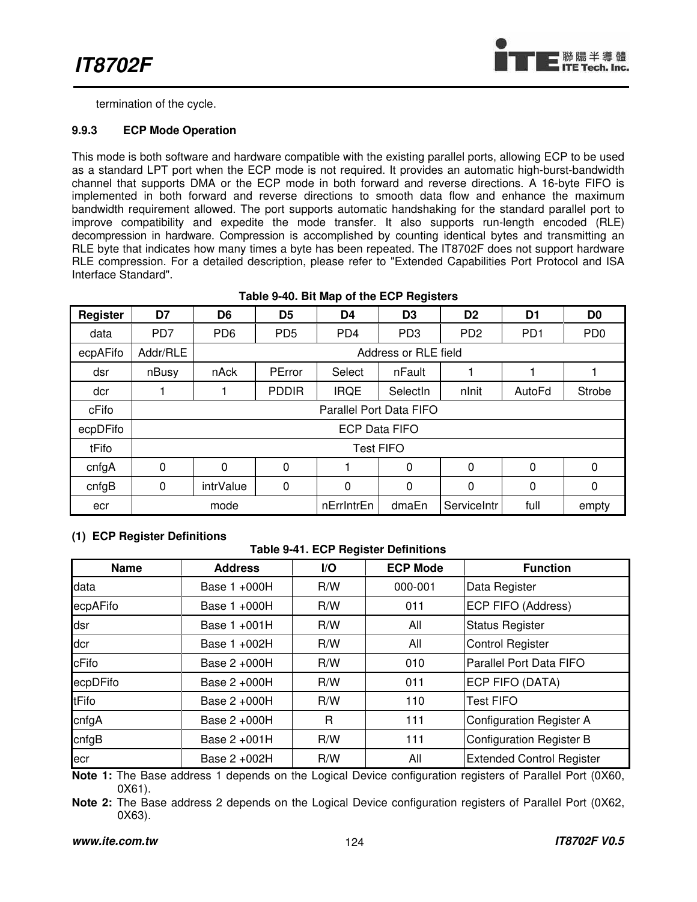termination of the cycle.

### 9.9.3 ECP Mode Operation

This mode is both software and hardware compatible with the existing parallel ports, allowing ECP to be used as a standard LPT port when the ECP mode is not required. It provides an automatic high-burst-bandwidth channel that supports DMA or the ECP mode in both forward and reverse directions. A 16-byte FIFO is implemented in both forward and reverse directions to smooth data flow and enhance the maximum bandwidth requirement allowed. The port supports automatic handshaking for the standard parallel port to improve compatibility and expedite the mode transfer. It also supports run-length encoded (RLE) decompression in hardware. Compression is accomplished by counting identical bytes and transmitting an RLE byte that indicates how many times a byte has been repeated. The IT8702F does not support hardware RLE compression. For a detailed description, please refer to "Extended Capabilities Port Protocol and ISA Interface Standard".

**Table 9-40. Bit Map of the ECP Registers**

| Register | D7 | D6 | D5 | D4 | D3 | D2 | D1 | D0 |
|---|---|---|---|---|---|---|---|---|
| data | PD7 | PD6 | PD5 | PD4 | PD3 | PD2 | PD1 | PD0 |
| ecpAFifo | Addr/RLE | Address or RLE field | | | | | | |
| dsr | nBusy | nAck | PError | Select | nFault | 1 | 1 | 1 |
| dcr | 1 | 1 | PDDIR | IRQE | SelectIn | nInit | AutoFd | Strobe |
| cFifo | Parallel Port Data FIFO | | | | | | | |
| ecpDFifo | ECP Data FIFO | | | | | | | |
| tFifo | Test FIFO | | | | | | | |
| cnfgA | 0 | 0 | 0 | 1 | 0 | 0 | 0 | 0 |
| cnfgB | 0 | intrValue | 0 | 0 | 0 | 0 | 0 | 0 |
| ecr | mode | | | nErrIntrEn | dmaEn | ServiceIntr | full | empty |

**(1) ECP Register Definitions**

**Table 9-41. ECP Register Definitions**

| Name | Address | I/O | ECP Mode | Function |
|---|---|---|---|---|
| data | Base 1 +000H | R/W | 000-001 | Data Register |
| ecpAFifo | Base 1 +000H | R/W | 011 | ECP FIFO (Address) |
| dsr | Base 1 +001H | R/W | All | Status Register |
| dcr | Base 1 +002H | R/W | All | Control Register |
| cFifo | Base 2 +000H | R/W | 010 | Parallel Port Data FIFO |
| ecpDFifo | Base 2 +000H | R/W | 011 | ECP FIFO (DATA) |
| tFifo | Base 2 +000H | R/W | 110 | Test FIFO |
| cnfgA | Base 2 +000H | R | 111 | Configuration Register A |
| cnfgB | Base 2 +001H | R/W | 111 | Configuration Register B |
| ecr | Base 2 +002H | R/W | All | Extended Control Register |

**Note 1:** The Base address 1 depends on the Logical Device configuration registers of Parallel Port (0X60, 0X61).

**Note 2:** The Base address 2 depends on the Logical Device configuration registers of Parallel Port (0X62, 0X63).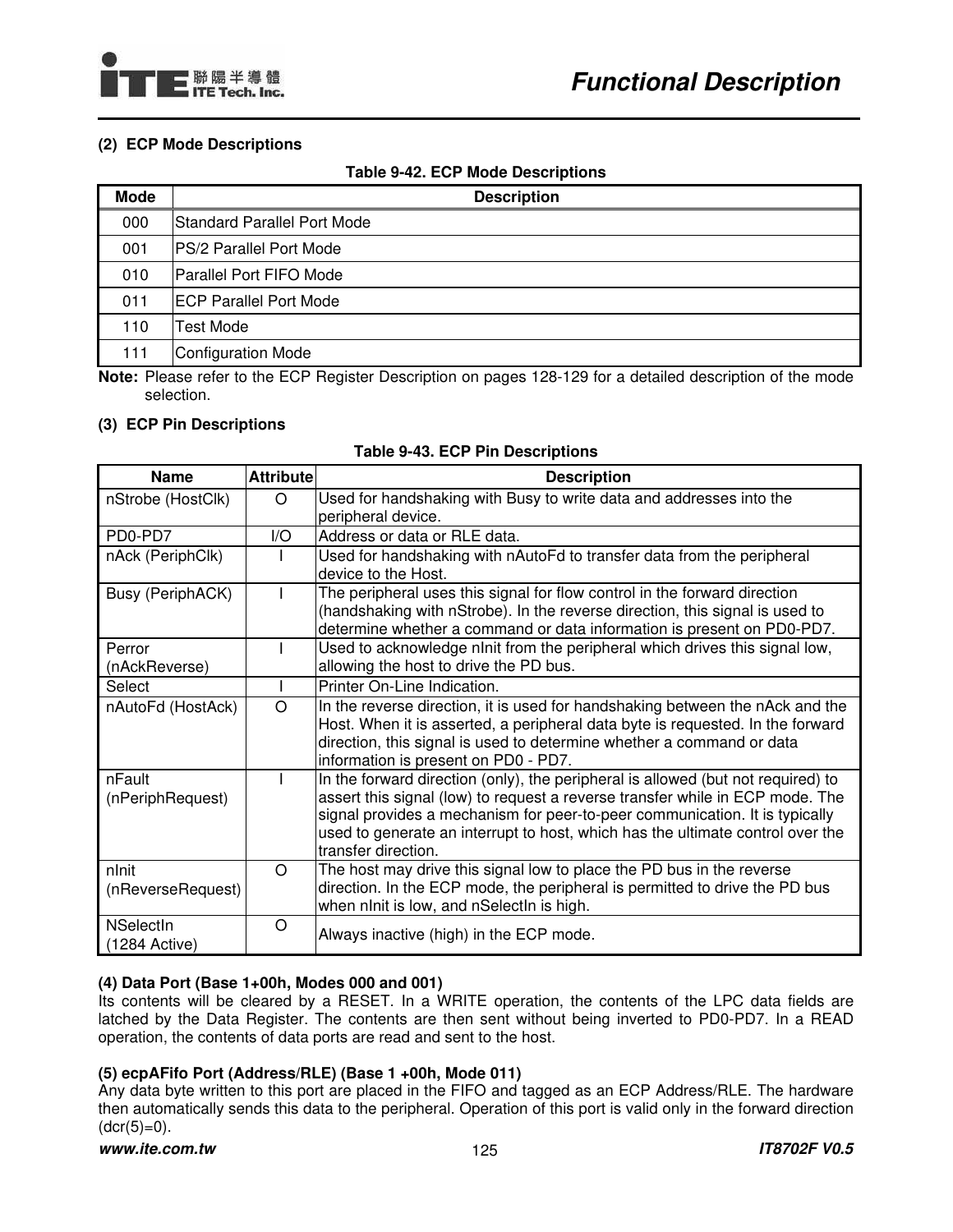**(2) ECP Mode Descriptions**

**Table 9-42. ECP Mode Descriptions**

| Mode | Description |
|---|---|
| 000 | Standard Parallel Port Mode |
| 001 | PS/2 Parallel Port Mode |
| 010 | Parallel Port FIFO Mode |
| 011 | ECP Parallel Port Mode |
| 110 | Test Mode |
| 111 | Configuration Mode |

**Note:** Please refer to the ECP Register Description on pages 128-129 for a detailed description of the mode selection.

**(3) ECP Pin Descriptions**

**Table 9-43. ECP Pin Descriptions**

| Name | Attribute | Description |
|---|---|---|
| nStrobe (HostClk) | O | Used for handshaking with Busy to write data and addresses into the peripheral device. |
| PD0-PD7 | I/O | Address or data or RLE data. |
| nAck (PeriphClk) | I | Used for handshaking with nAutoFd to transfer data from the peripheral device to the Host. |
| Busy (PeriphACK) | I | The peripheral uses this signal for flow control in the forward direction (handshaking with nStrobe). In the reverse direction, this signal is used to determine whether a command or data information is present on PD0-PD7. |
| Perror (nAckReverse) | I | Used to acknowledge nInit from the peripheral which drives this signal low, allowing the host to drive the PD bus. |
| Select | I | Printer On-Line Indication. |
| nAutoFd (HostAck) | O | In the reverse direction, it is used for handshaking between the nAck and the Host. When it is asserted, a peripheral data byte is requested. In the forward direction, this signal is used to determine whether a command or data information is present on PD0 - PD7. |
| nFault (nPeriphRequest) | I | In the forward direction (only), the peripheral is allowed (but not required) to assert this signal (low) to request a reverse transfer while in ECP mode. The signal provides a mechanism for peer-to-peer communication. It is typically used to generate an interrupt to host, which has the ultimate control over the transfer direction. |
| nInit (nReverseRequest) | O | The host may drive this signal low to place the PD bus in the reverse direction. In the ECP mode, the peripheral is permitted to drive the PD bus when nInit is low, and nSelectIn is high. |
| NSelectIn (1284 Active) | O | Always inactive (high) in the ECP mode. |

**(4) Data Port (Base 1+00h, Modes 000 and 001)**

Its contents will be cleared by a RESET. In a WRITE operation, the contents of the LPC data fields are latched by the Data Register. The contents are then sent without being inverted to PD0-PD7. In a READ operation, the contents of data ports are read and sent to the host.

**(5) ecpAFifo Port (Address/RLE) (Base 1 +00h, Mode 011)**

Any data byte written to this port are placed in the FIFO and tagged as an ECP Address/RLE. The hardware then automatically sends this data to the peripheral. Operation of this port is valid only in the forward direction (dcr(5)=0).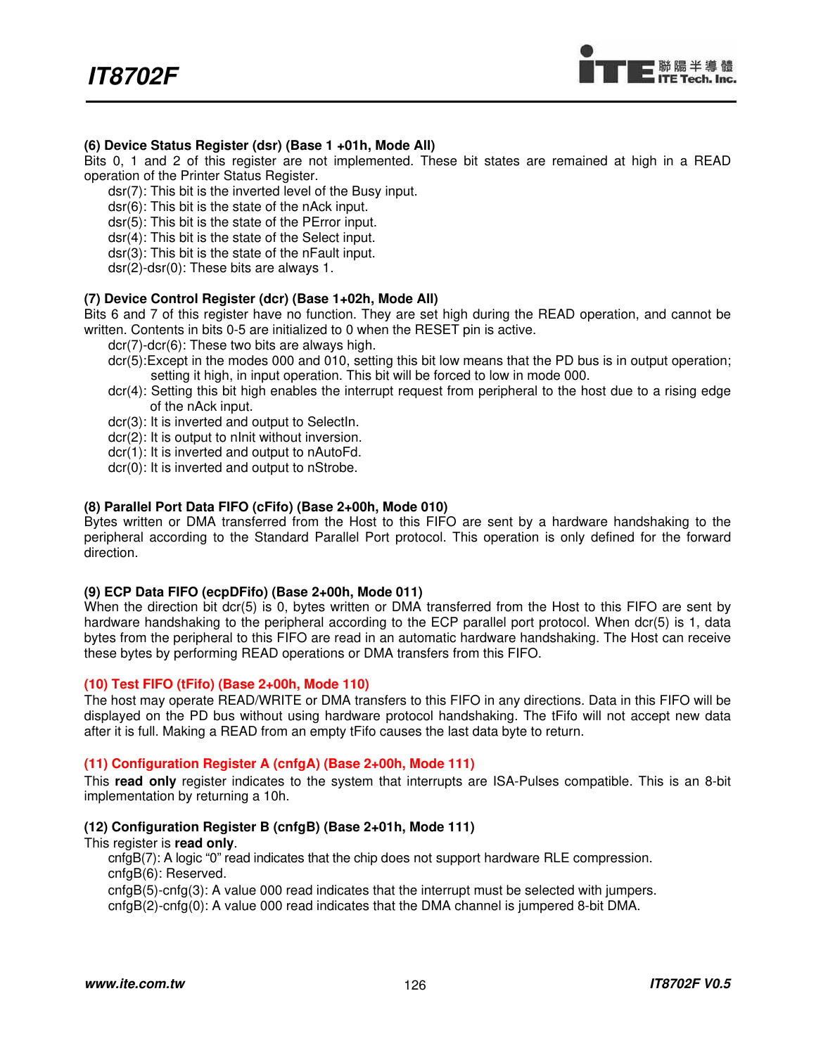**(6) Device Status Register (dsr) (Base 1 +01h, Mode All)**

Bits 0, 1 and 2 of this register are not implemented. These bit states are remained at high in a READ operation of the Printer Status Register.

- dsr(7): This bit is the inverted level of the Busy input.
- dsr(6): This bit is the state of the nAck input.
- dsr(5): This bit is the state of the PError input.
- dsr(4): This bit is the state of the Select input.
- dsr(3): This bit is the state of the nFault input.
- dsr(2)-dsr(0): These bits are always 1.

**(7) Device Control Register (dcr) (Base 1+02h, Mode All)**

Bits 6 and 7 of this register have no function. They are set high during the READ operation, and cannot be written. Contents in bits 0-5 are initialized to 0 when the RESET pin is active.

- dcr(7)-dcr(6): These two bits are always high.
- dcr(5):Except in the modes 000 and 010, setting this bit low means that the PD bus is in output operation; setting it high, in input operation. This bit will be forced to low in mode 000.
- dcr(4): Setting this bit high enables the interrupt request from peripheral to the host due to a rising edge of the nAck input.
- dcr(3): It is inverted and output to SelectIn.
- dcr(2): It is output to nInit without inversion.
- dcr(1): It is inverted and output to nAutoFd.
- dcr(0): It is inverted and output to nStrobe.

**(8) Parallel Port Data FIFO (cFifo) (Base 2+00h, Mode 010)**

Bytes written or DMA transferred from the Host to this FIFO are sent by a hardware handshaking to the peripheral according to the Standard Parallel Port protocol. This operation is only defined for the forward direction.

**(9) ECP Data FIFO (ecpDFifo) (Base 2+00h, Mode 011)**

When the direction bit dcr(5) is 0, bytes written or DMA transferred from the Host to this FIFO are sent by hardware handshaking to the peripheral according to the ECP parallel port protocol. When dcr(5) is 1, data bytes from the peripheral to this FIFO are read in an automatic hardware handshaking. The Host can receive these bytes by performing READ operations or DMA transfers from this FIFO.

**(10) Test FIFO (tFifo) (Base 2+00h, Mode 110)**

The host may operate READ/WRITE or DMA transfers to this FIFO in any directions. Data in this FIFO will be displayed on the PD bus without using hardware protocol handshaking. The tFifo will not accept new data after it is full. Making a READ from an empty tFifo causes the last data byte to return.

**(11) Configuration Register A (cnfgA) (Base 2+00h, Mode 111)**

This **read only** register indicates to the system that interrupts are ISA-Pulses compatible. This is an 8-bit implementation by returning a 10h.

**(12) Configuration Register B (cnfgB) (Base 2+01h, Mode 111)**

This register is **read only**.

- cnfgB(7): A logic "0" read indicates that the chip does not support hardware RLE compression.
- cnfgB(6): Reserved.
- cnfgB(5)-cnfg(3): A value 000 read indicates that the interrupt must be selected with jumpers.
- cnfgB(2)-cnfg(0): A value 000 read indicates that the DMA channel is jumpered 8-bit DMA.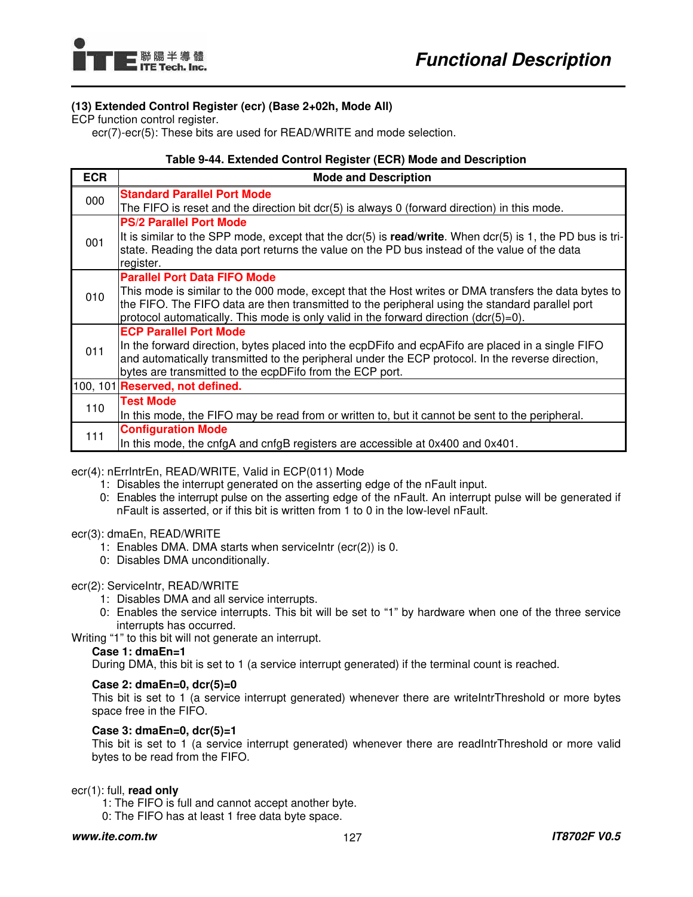**(13) Extended Control Register (ecr) (Base 2+02h, Mode All)**

ECP function control register.

ecr(7)-ecr(5): These bits are used for READ/WRITE and mode selection.

**Table 9-44. Extended Control Register (ECR) Mode and Description**

| ECR | Mode and Description |
|---|---|
| 000 | **Standard Parallel Port Mode**<br>The FIFO is reset and the direction bit dcr(5) is always 0 (forward direction) in this mode. |
| 001 | **PS/2 Parallel Port Mode**<br>It is similar to the SPP mode, except that the dcr(5) is **read/write**. When dcr(5) is 1, the PD bus is tri-state. Reading the data port returns the value on the PD bus instead of the value of the data register. |
| 010 | **Parallel Port Data FIFO Mode**<br>This mode is similar to the 000 mode, except that the Host writes or DMA transfers the data bytes to the FIFO. The FIFO data are then transmitted to the peripheral using the standard parallel port protocol automatically. This mode is only valid in the forward direction (dcr(5)=0). |
| 011 | **ECP Parallel Port Mode**<br>In the forward direction, bytes placed into the ecpDFifo and ecpAFifo are placed in a single FIFO and automatically transmitted to the peripheral under the ECP protocol. In the reverse direction, bytes are transmitted to the ecpDFifo from the ECP port. |
| 100, 101 | **Reserved, not defined.** |
| 110 | **Test Mode**<br>In this mode, the FIFO may be read from or written to, but it cannot be sent to the peripheral. |
| 111 | **Configuration Mode**<br>In this mode, the cnfgA and cnfgB registers are accessible at 0x400 and 0x401. |

ecr(4): nErrIntrEn, READ/WRITE, Valid in ECP(011) Mode

1: Disables the interrupt generated on the asserting edge of the nFault input.

0: Enables the interrupt pulse on the asserting edge of the nFault. An interrupt pulse will be generated if nFault is asserted, or if this bit is written from 1 to 0 in the low-level nFault.

ecr(3): dmaEn, READ/WRITE

1: Enables DMA. DMA starts when serviceIntr (ecr(2)) is 0.

0: Disables DMA unconditionally.

ecr(2): ServiceIntr, READ/WRITE

1: Disables DMA and all service interrupts.

0: Enables the service interrupts. This bit will be set to “1” by hardware when one of the three service interrupts has occurred.

Writing “1” to this bit will not generate an interrupt.

**Case 1: dmaEn=1**

During DMA, this bit is set to 1 (a service interrupt generated) if the terminal count is reached.

**Case 2: dmaEn=0, dcr(5)=0**

This bit is set to 1 (a service interrupt generated) whenever there are writeIntrThreshold or more bytes space free in the FIFO.

**Case 3: dmaEn=0, dcr(5)=1**

This bit is set to 1 (a service interrupt generated) whenever there are readIntrThreshold or more valid bytes to be read from the FIFO.

ecr(1): full, **read only**

1: The FIFO is full and cannot accept another byte.

0: The FIFO has at least 1 free data byte space.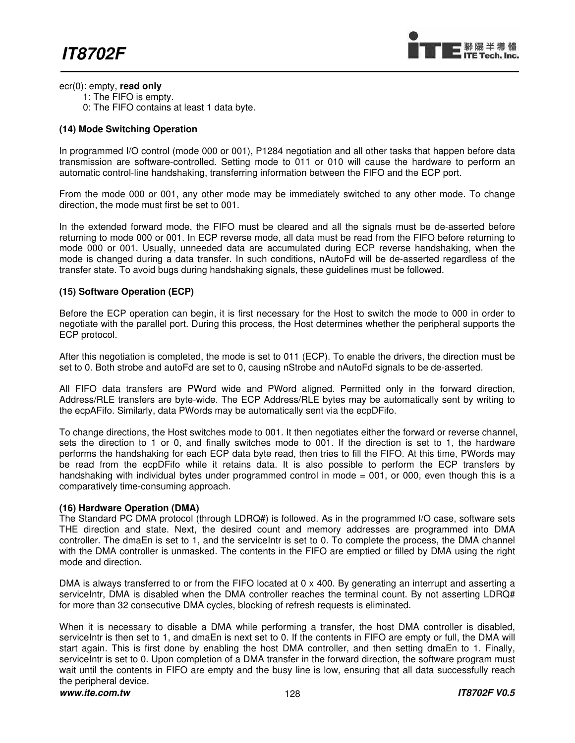ecr(0): empty, **read only**

1: The FIFO is empty.

0: The FIFO contains at least 1 data byte.

**(14) Mode Switching Operation**

In programmed I/O control (mode 000 or 001), P1284 negotiation and all other tasks that happen before data transmission are software-controlled. Setting mode to 011 or 010 will cause the hardware to perform an automatic control-line handshaking, transferring information between the FIFO and the ECP port.

From the mode 000 or 001, any other mode may be immediately switched to any other mode. To change direction, the mode must first be set to 001.

In the extended forward mode, the FIFO must be cleared and all the signals must be de-asserted before returning to mode 000 or 001. In ECP reverse mode, all data must be read from the FIFO before returning to mode 000 or 001. Usually, unneeded data are accumulated during ECP reverse handshaking, when the mode is changed during a data transfer. In such conditions, nAutoFd will be de-asserted regardless of the transfer state. To avoid bugs during handshaking signals, these guidelines must be followed.

**(15) Software Operation (ECP)**

Before the ECP operation can begin, it is first necessary for the Host to switch the mode to 000 in order to negotiate with the parallel port. During this process, the Host determines whether the peripheral supports the ECP protocol.

After this negotiation is completed, the mode is set to 011 (ECP). To enable the drivers, the direction must be set to 0. Both strobe and autoFd are set to 0, causing nStrobe and nAutoFd signals to be de-asserted.

All FIFO data transfers are PWord wide and PWord aligned. Permitted only in the forward direction, Address/RLE transfers are byte-wide. The ECP Address/RLE bytes may be automatically sent by writing to the ecpAFifo. Similarly, data PWords may be automatically sent via the ecpDFifo.

To change directions, the Host switches mode to 001. It then negotiates either the forward or reverse channel, sets the direction to 1 or 0, and finally switches mode to 001. If the direction is set to 1, the hardware performs the handshaking for each ECP data byte read, then tries to fill the FIFO. At this time, PWords may be read from the ecpDFifo while it retains data. It is also possible to perform the ECP transfers by handshaking with individual bytes under programmed control in mode = 001, or 000, even though this is a comparatively time-consuming approach.

**(16) Hardware Operation (DMA)**

The Standard PC DMA protocol (through LDRQ#) is followed. As in the programmed I/O case, software sets THE direction and state. Next, the desired count and memory addresses are programmed into DMA controller. The dmaEn is set to 1, and the serviceIntr is set to 0. To complete the process, the DMA channel with the DMA controller is unmasked. The contents in the FIFO are emptied or filled by DMA using the right mode and direction.

DMA is always transferred to or from the FIFO located at 0 x 400. By generating an interrupt and asserting a serviceIntr, DMA is disabled when the DMA controller reaches the terminal count. By not asserting LDRQ# for more than 32 consecutive DMA cycles, blocking of refresh requests is eliminated.

When it is necessary to disable a DMA while performing a transfer, the host DMA controller is disabled, serviceIntr is then set to 1, and dmaEn is next set to 0. If the contents in FIFO are empty or full, the DMA will start again. This is first done by enabling the host DMA controller, and then setting dmaEn to 1. Finally, serviceIntr is set to 0. Upon completion of a DMA transfer in the forward direction, the software program must wait until the contents in FIFO are empty and the busy line is low, ensuring that all data successfully reach the peripheral device.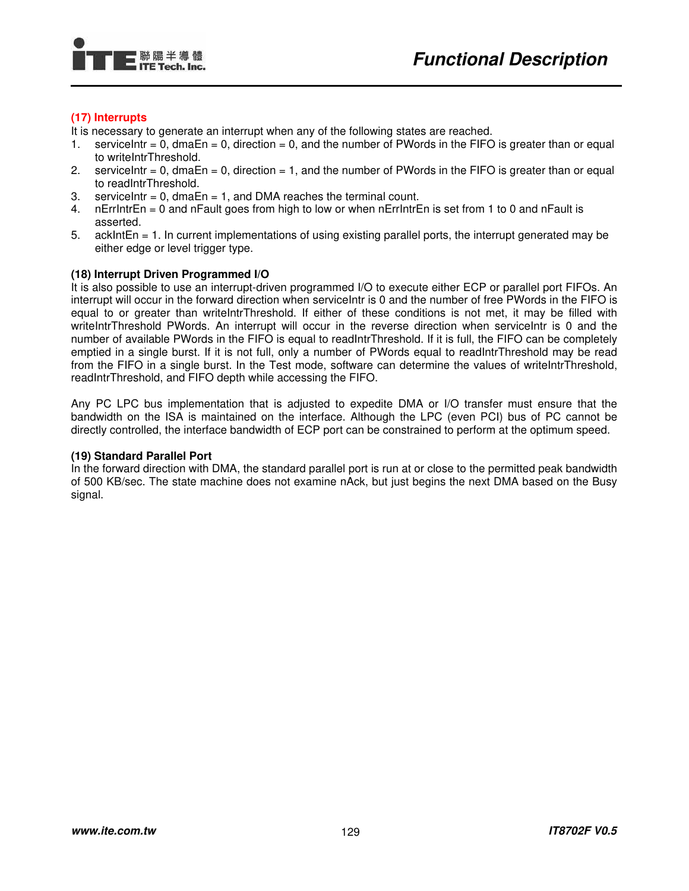#### (17) Interrupts

It is necessary to generate an interrupt when any of the following states are reached.

1. serviceIntr = 0, dmaEn = 0, direction = 0, and the number of PWords in the FIFO is greater than or equal to writeIntrThreshold.
2. serviceIntr = 0, dmaEn = 0, direction = 1, and the number of PWords in the FIFO is greater than or equal to readIntrThreshold.
3. serviceIntr = 0, dmaEn = 1, and DMA reaches the terminal count.
4. nErrIntrEn = 0 and nFault goes from high to low or when nErrIntrEn is set from 1 to 0 and nFault is asserted.
5. ackIntEn = 1. In current implementations of using existing parallel ports, the interrupt generated may be either edge or level trigger type.

#### (18) Interrupt Driven Programmed I/O

It is also possible to use an interrupt-driven programmed I/O to execute either ECP or parallel port FIFOs. An interrupt will occur in the forward direction when serviceIntr is 0 and the number of free PWords in the FIFO is equal to or greater than writeIntrThreshold. If either of these conditions is not met, it may be filled with writeIntrThreshold PWords. An interrupt will occur in the reverse direction when serviceIntr is 0 and the number of available PWords in the FIFO is equal to readIntrThreshold. If it is full, the FIFO can be completely emptied in a single burst. If it is not full, only a number of PWords equal to readIntrThreshold may be read from the FIFO in a single burst. In the Test mode, software can determine the values of writeIntrThreshold, readIntrThreshold, and FIFO depth while accessing the FIFO.

Any PC LPC bus implementation that is adjusted to expedite DMA or I/O transfer must ensure that the bandwidth on the ISA is maintained on the interface. Although the LPC (even PCI) bus of PC cannot be directly controlled, the interface bandwidth of ECP port can be constrained to perform at the optimum speed.

#### (19) Standard Parallel Port

In the forward direction with DMA, the standard parallel port is run at or close to the permitted peak bandwidth of 500 KB/sec. The state machine does not examine nAck, but just begins the next DMA based on the Busy signal.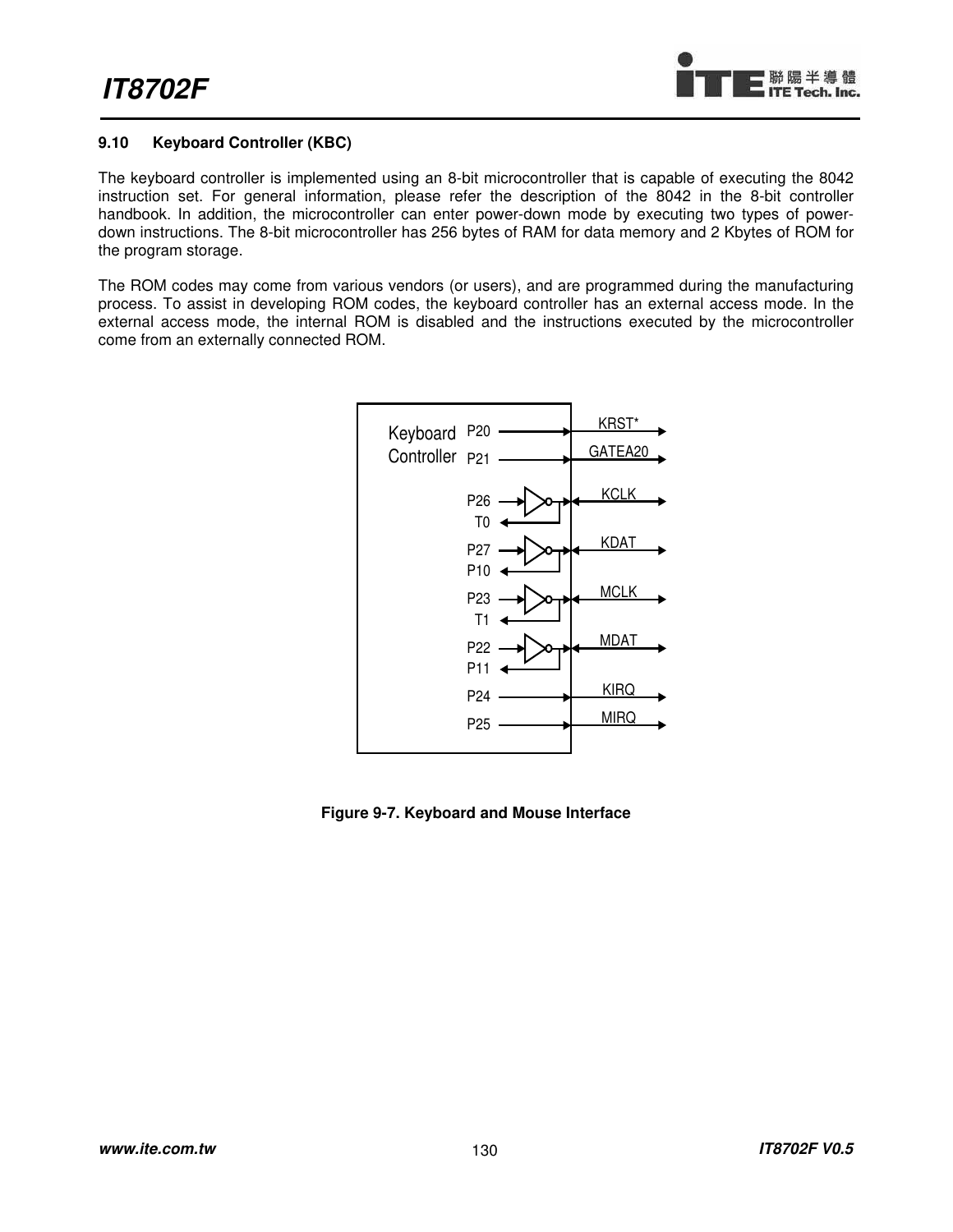### 9.10 Keyboard Controller (KBC)

The keyboard controller is implemented using an 8-bit microcontroller that is capable of executing the 8042 instruction set. For general information, please refer the description of the 8042 in the 8-bit controller handbook. In addition, the microcontroller can enter power-down mode by executing two types of power-down instructions. The 8-bit microcontroller has 256 bytes of RAM for data memory and 2 Kbytes of ROM for the program storage.

The ROM codes may come from various vendors (or users), and are programmed during the manufacturing process. To assist in developing ROM codes, the keyboard controller has an external access mode. In the external access mode, the internal ROM is disabled and the instructions executed by the microcontroller come from an externally connected ROM.

Keyboard Controller

P20 → KRST*
P21 → GATEA20
P26 / T0 — KCLK
P27 / P10 — KDAT
P23 / T1 — MCLK
P22 / P11 — MDAT
P24 → KIRQ
P25 → MIRQ

**Figure 9-7. Keyboard and Mouse Interface**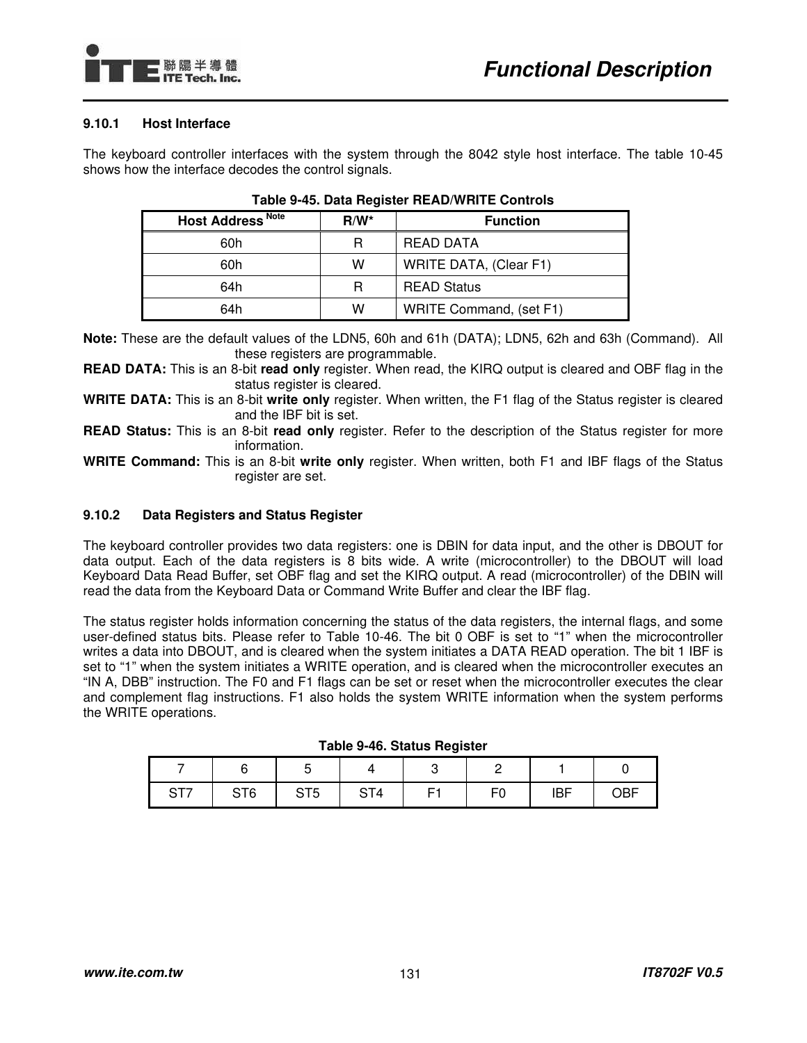### 9.10.1 Host Interface

The keyboard controller interfaces with the system through the 8042 style host interface. The table 10-45 shows how the interface decodes the control signals.

**Table 9-45. Data Register READ/WRITE Controls**

| Host Address Note | R/W* | Function |
|---|---|---|
| 60h | R | READ DATA |
| 60h | W | WRITE DATA, (Clear F1) |
| 64h | R | READ Status |
| 64h | W | WRITE Command, (set F1) |

**Note:** These are the default values of the LDN5, 60h and 61h (DATA); LDN5, 62h and 63h (Command). All these registers are programmable.

**READ DATA:** This is an 8-bit **read only** register. When read, the KIRQ output is cleared and OBF flag in the status register is cleared.

**WRITE DATA:** This is an 8-bit **write only** register. When written, the F1 flag of the Status register is cleared and the IBF bit is set.

**READ Status:** This is an 8-bit **read only** register. Refer to the description of the Status register for more information.

**WRITE Command:** This is an 8-bit **write only** register. When written, both F1 and IBF flags of the Status register are set.

### 9.10.2 Data Registers and Status Register

The keyboard controller provides two data registers: one is DBIN for data input, and the other is DBOUT for data output. Each of the data registers is 8 bits wide. A write (microcontroller) to the DBOUT will load Keyboard Data Read Buffer, set OBF flag and set the KIRQ output. A read (microcontroller) of the DBIN will read the data from the Keyboard Data or Command Write Buffer and clear the IBF flag.

The status register holds information concerning the status of the data registers, the internal flags, and some user-defined status bits. Please refer to Table 10-46. The bit 0 OBF is set to “1” when the microcontroller writes a data into DBOUT, and is cleared when the system initiates a DATA READ operation. The bit 1 IBF is set to “1” when the system initiates a WRITE operation, and is cleared when the microcontroller executes an “IN A, DBB” instruction. The F0 and F1 flags can be set or reset when the microcontroller executes the clear and complement flag instructions. F1 also holds the system WRITE information when the system performs the WRITE operations.

**Table 9-46. Status Register**

| 7 | 6 | 5 | 4 | 3 | 2 | 1 | 0 |
|---|---|---|---|---|---|---|---|
| ST7 | ST6 | ST5 | ST4 | F1 | F0 | IBF | OBF |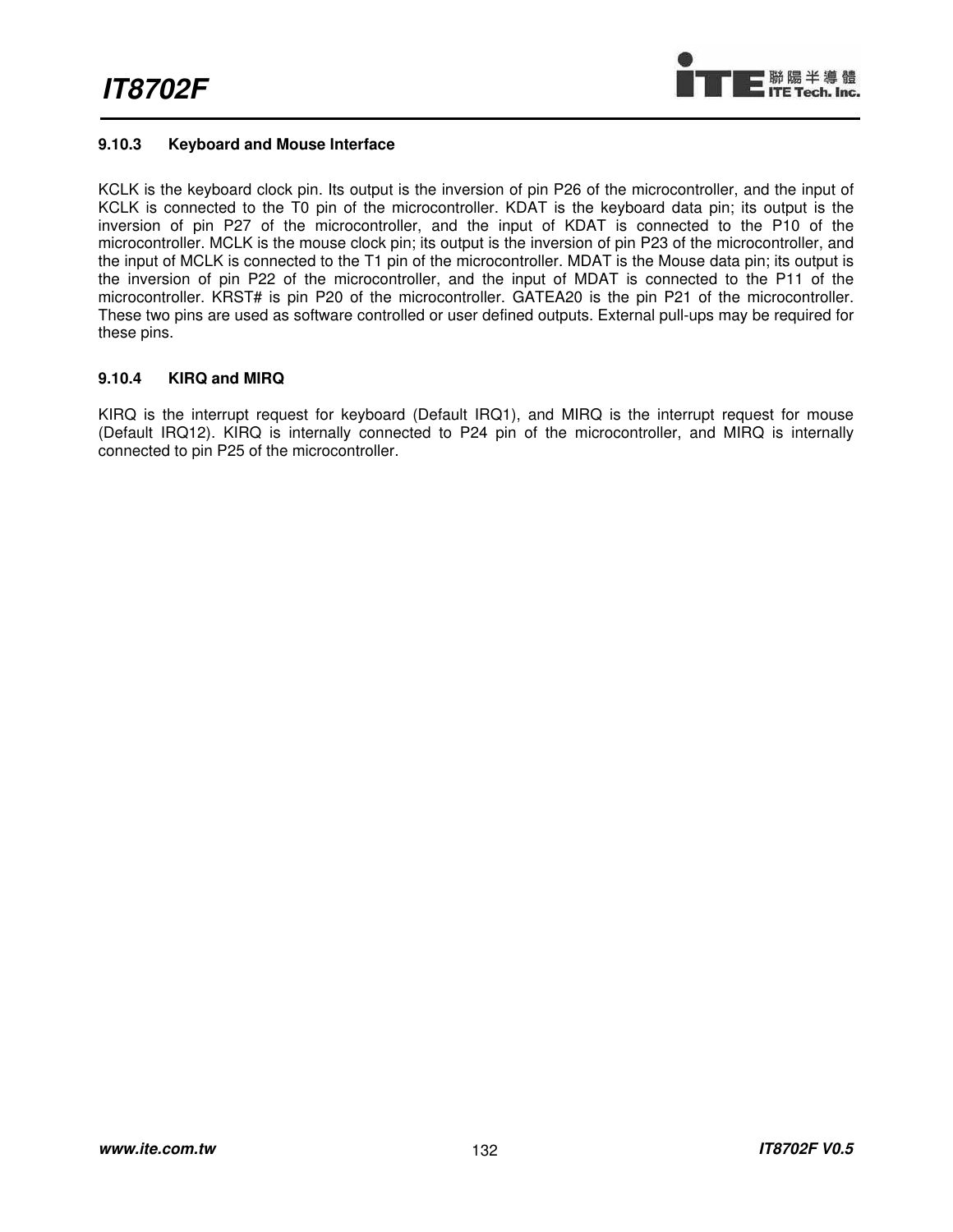### 9.10.3 Keyboard and Mouse Interface

KCLK is the keyboard clock pin. Its output is the inversion of pin P26 of the microcontroller, and the input of KCLK is connected to the T0 pin of the microcontroller. KDAT is the keyboard data pin; its output is the inversion of pin P27 of the microcontroller, and the input of KDAT is connected to the P10 of the microcontroller. MCLK is the mouse clock pin; its output is the inversion of pin P23 of the microcontroller, and the input of MCLK is connected to the T1 pin of the microcontroller. MDAT is the Mouse data pin; its output is the inversion of pin P22 of the microcontroller, and the input of MDAT is connected to the P11 of the microcontroller. KRST# is pin P20 of the microcontroller. GATEA20 is the pin P21 of the microcontroller. These two pins are used as software controlled or user defined outputs. External pull-ups may be required for these pins.

### 9.10.4 KIRQ and MIRQ

KIRQ is the interrupt request for keyboard (Default IRQ1), and MIRQ is the interrupt request for mouse (Default IRQ12). KIRQ is internally connected to P24 pin of the microcontroller, and MIRQ is internally connected to pin P25 of the microcontroller.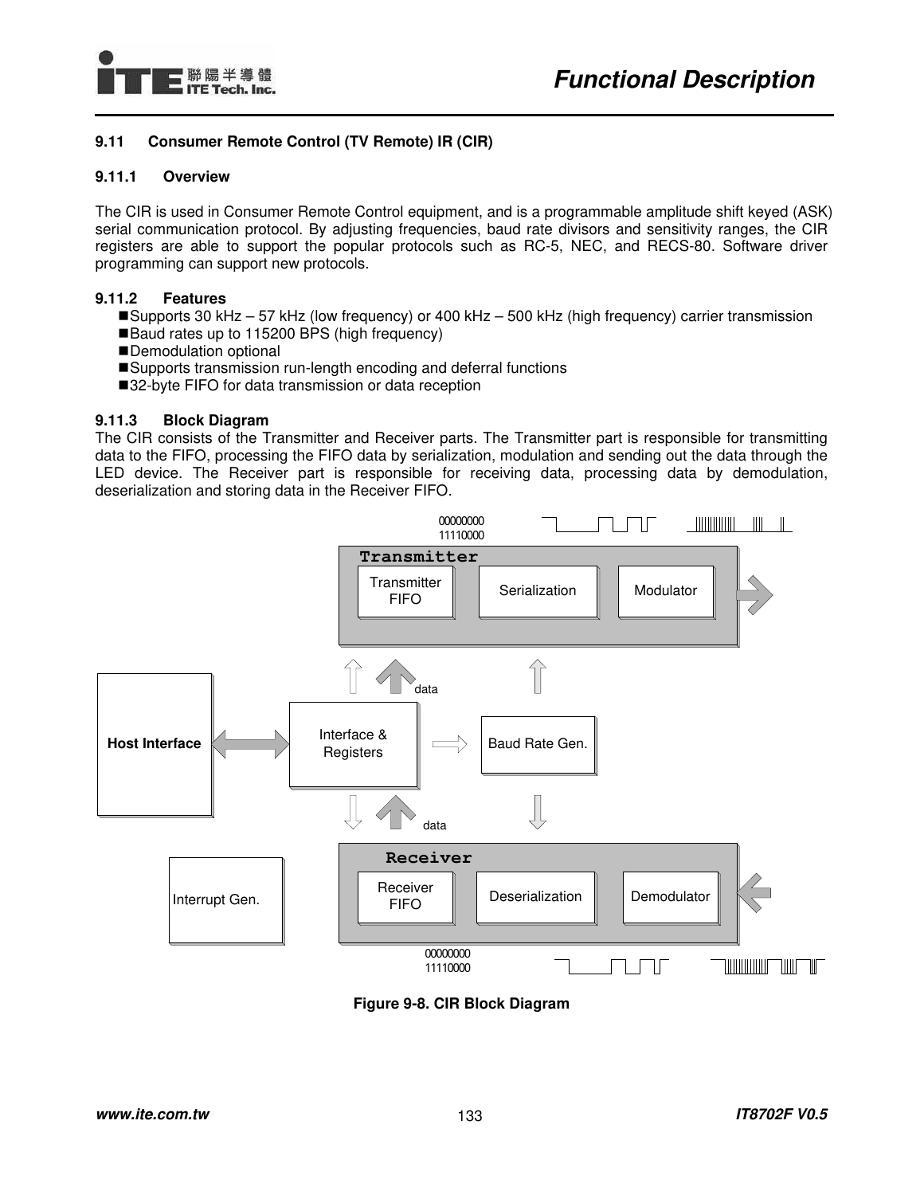## 9.11 Consumer Remote Control (TV Remote) IR (CIR)

### 9.11.1 Overview

The CIR is used in Consumer Remote Control equipment, and is a programmable amplitude shift keyed (ASK) serial communication protocol. By adjusting frequencies, baud rate divisors and sensitivity ranges, the CIR registers are able to support the popular protocols such as RC-5, NEC, and RECS-80. Software driver programming can support new protocols.

### 9.11.2 Features

- Supports 30 kHz – 57 kHz (low frequency) or 400 kHz – 500 kHz (high frequency) carrier transmission
- Baud rates up to 115200 BPS (high frequency)
- Demodulation optional
- Supports transmission run-length encoding and deferral functions
- 32-byte FIFO for data transmission or data reception

### 9.11.3 Block Diagram

The CIR consists of the Transmitter and Receiver parts. The Transmitter part is responsible for transmitting data to the FIFO, processing the FIFO data by serialization, modulation and sending out the data through the LED device. The Receiver part is responsible for receiving data, processing data by demodulation, deserialization and storing data in the Receiver FIFO.

00000000
11110000

Transmitter

Transmitter FIFO | Serialization | Modulator

data

Host Interface | Interface & Registers | Baud Rate Gen.

data

Receiver

Interrupt Gen. | Receiver FIFO | Deserialization | Demodulator

00000000
11110000

**Figure 9-8. CIR Block Diagram**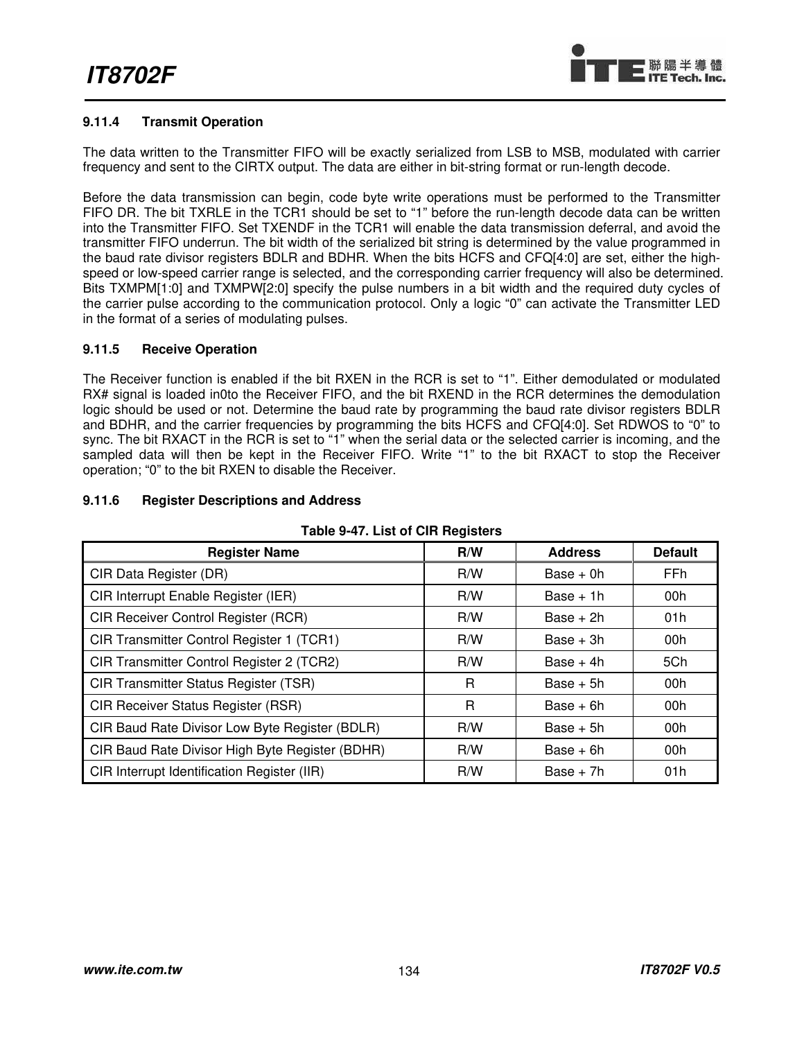### 9.11.4 Transmit Operation

The data written to the Transmitter FIFO will be exactly serialized from LSB to MSB, modulated with carrier frequency and sent to the CIRTX output. The data are either in bit-string format or run-length decode.

Before the data transmission can begin, code byte write operations must be performed to the Transmitter FIFO DR. The bit TXRLE in the TCR1 should be set to "1" before the run-length decode data can be written into the Transmitter FIFO. Set TXENDF in the TCR1 will enable the data transmission deferral, and avoid the transmitter FIFO underrun. The bit width of the serialized bit string is determined by the value programmed in the baud rate divisor registers BDLR and BDHR. When the bits HCFS and CFQ[4:0] are set, either the high-speed or low-speed carrier range is selected, and the corresponding carrier frequency will also be determined. Bits TXMPM[1:0] and TXMPW[2:0] specify the pulse numbers in a bit width and the required duty cycles of the carrier pulse according to the communication protocol. Only a logic "0" can activate the Transmitter LED in the format of a series of modulating pulses.

### 9.11.5 Receive Operation

The Receiver function is enabled if the bit RXEN in the RCR is set to "1". Either demodulated or modulated RX# signal is loaded in0to the Receiver FIFO, and the bit RXEND in the RCR determines the demodulation logic should be used or not. Determine the baud rate by programming the baud rate divisor registers BDLR and BDHR, and the carrier frequencies by programming the bits HCFS and CFQ[4:0]. Set RDWOS to "0" to sync. The bit RXACT in the RCR is set to "1" when the serial data or the selected carrier is incoming, and the sampled data will then be kept in the Receiver FIFO. Write "1" to the bit RXACT to stop the Receiver operation; "0" to the bit RXEN to disable the Receiver.

### 9.11.6 Register Descriptions and Address

**Table 9-47. List of CIR Registers**

| Register Name | R/W | Address | Default |
|---|---|---|---|
| CIR Data Register (DR) | R/W | Base + 0h | FFh |
| CIR Interrupt Enable Register (IER) | R/W | Base + 1h | 00h |
| CIR Receiver Control Register (RCR) | R/W | Base + 2h | 01h |
| CIR Transmitter Control Register 1 (TCR1) | R/W | Base + 3h | 00h |
| CIR Transmitter Control Register 2 (TCR2) | R/W | Base + 4h | 5Ch |
| CIR Transmitter Status Register (TSR) | R | Base + 5h | 00h |
| CIR Receiver Status Register (RSR) | R | Base + 6h | 00h |
| CIR Baud Rate Divisor Low Byte Register (BDLR) | R/W | Base + 5h | 00h |
| CIR Baud Rate Divisor High Byte Register (BDHR) | R/W | Base + 6h | 00h |
| CIR Interrupt Identification Register (IIR) | R/W | Base + 7h | 01h |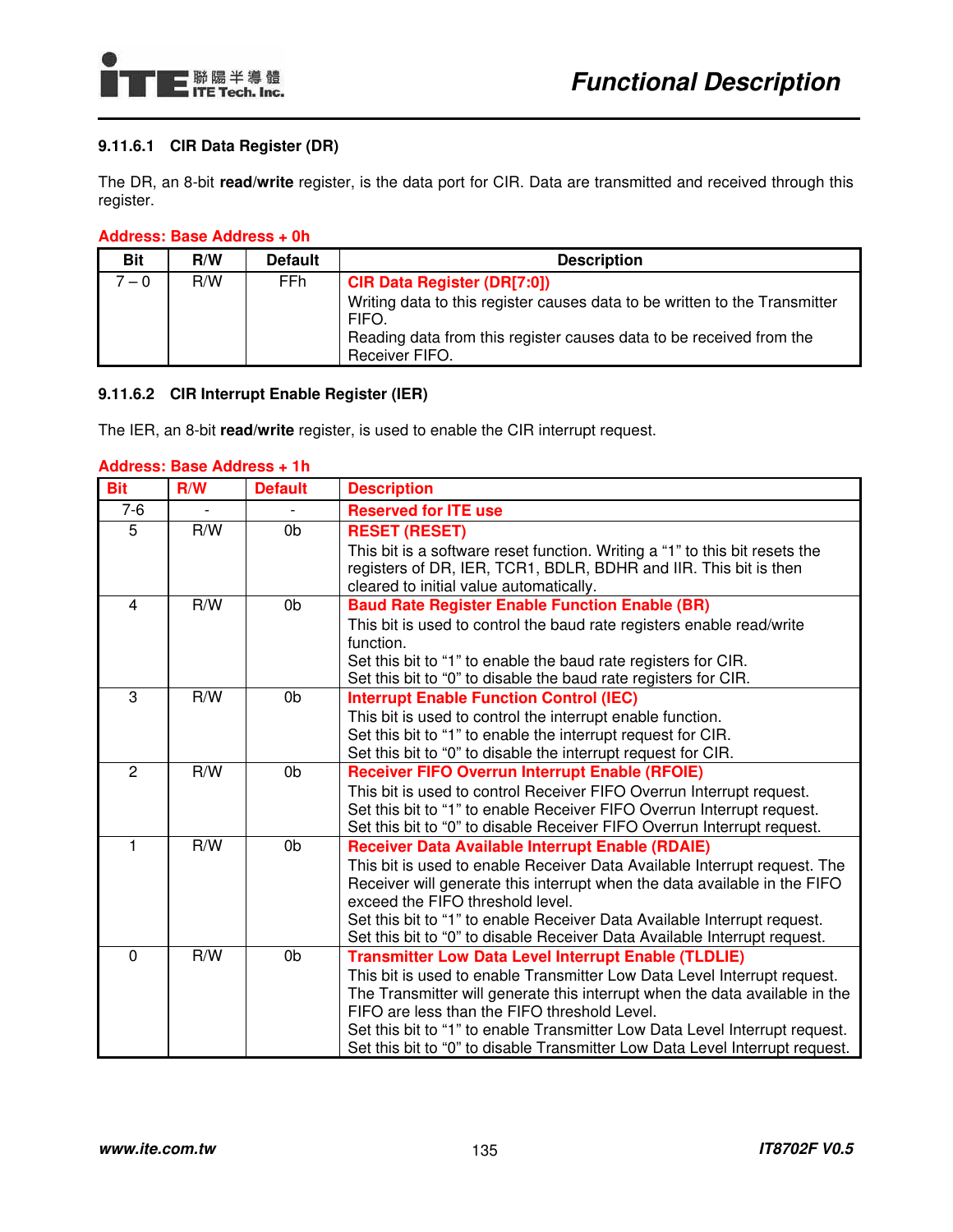#### 9.11.6.1 CIR Data Register (DR)

The DR, an 8-bit **read**/**write** register, is the data port for CIR. Data are transmitted and received through this register.

**Address: Base Address + 0h**

| Bit | R/W | Default | Description |
|---|---|---|---|
| 7 – 0 | R/W | FFh | **CIR Data Register (DR[7:0])**<br>Writing data to this register causes data to be written to the Transmitter FIFO.<br>Reading data from this register causes data to be received from the Receiver FIFO. |

#### 9.11.6.2 CIR Interrupt Enable Register (IER)

The IER, an 8-bit **read**/**write** register, is used to enable the CIR interrupt request.

**Address: Base Address + 1h**

| Bit | R/W | Default | Description |
|---|---|---|---|
| 7-6 | - | - | **Reserved for ITE use** |
| 5 | R/W | 0b | **RESET (RESET)**<br>This bit is a software reset function. Writing a "1" to this bit resets the registers of DR, IER, TCR1, BDLR, BDHR and IIR. This bit is then cleared to initial value automatically. |
| 4 | R/W | 0b | **Baud Rate Register Enable Function Enable (BR)**<br>This bit is used to control the baud rate registers enable read/write function.<br>Set this bit to "1" to enable the baud rate registers for CIR.<br>Set this bit to "0" to disable the baud rate registers for CIR. |
| 3 | R/W | 0b | **Interrupt Enable Function Control (IEC)**<br>This bit is used to control the interrupt enable function.<br>Set this bit to "1" to enable the interrupt request for CIR.<br>Set this bit to "0" to disable the interrupt request for CIR. |
| 2 | R/W | 0b | **Receiver FIFO Overrun Interrupt Enable (RFOIE)**<br>This bit is used to control Receiver FIFO Overrun Interrupt request.<br>Set this bit to "1" to enable Receiver FIFO Overrun Interrupt request.<br>Set this bit to "0" to disable Receiver FIFO Overrun Interrupt request. |
| 1 | R/W | 0b | **Receiver Data Available Interrupt Enable (RDAIE)**<br>This bit is used to enable Receiver Data Available Interrupt request. The Receiver will generate this interrupt when the data available in the FIFO exceed the FIFO threshold level.<br>Set this bit to "1" to enable Receiver Data Available Interrupt request.<br>Set this bit to "0" to disable Receiver Data Available Interrupt request. |
| 0 | R/W | 0b | **Transmitter Low Data Level Interrupt Enable (TLDLIE)**<br>This bit is used to enable Transmitter Low Data Level Interrupt request. The Transmitter will generate this interrupt when the data available in the FIFO are less than the FIFO threshold Level.<br>Set this bit to "1" to enable Transmitter Low Data Level Interrupt request.<br>Set this bit to "0" to disable Transmitter Low Data Level Interrupt request. |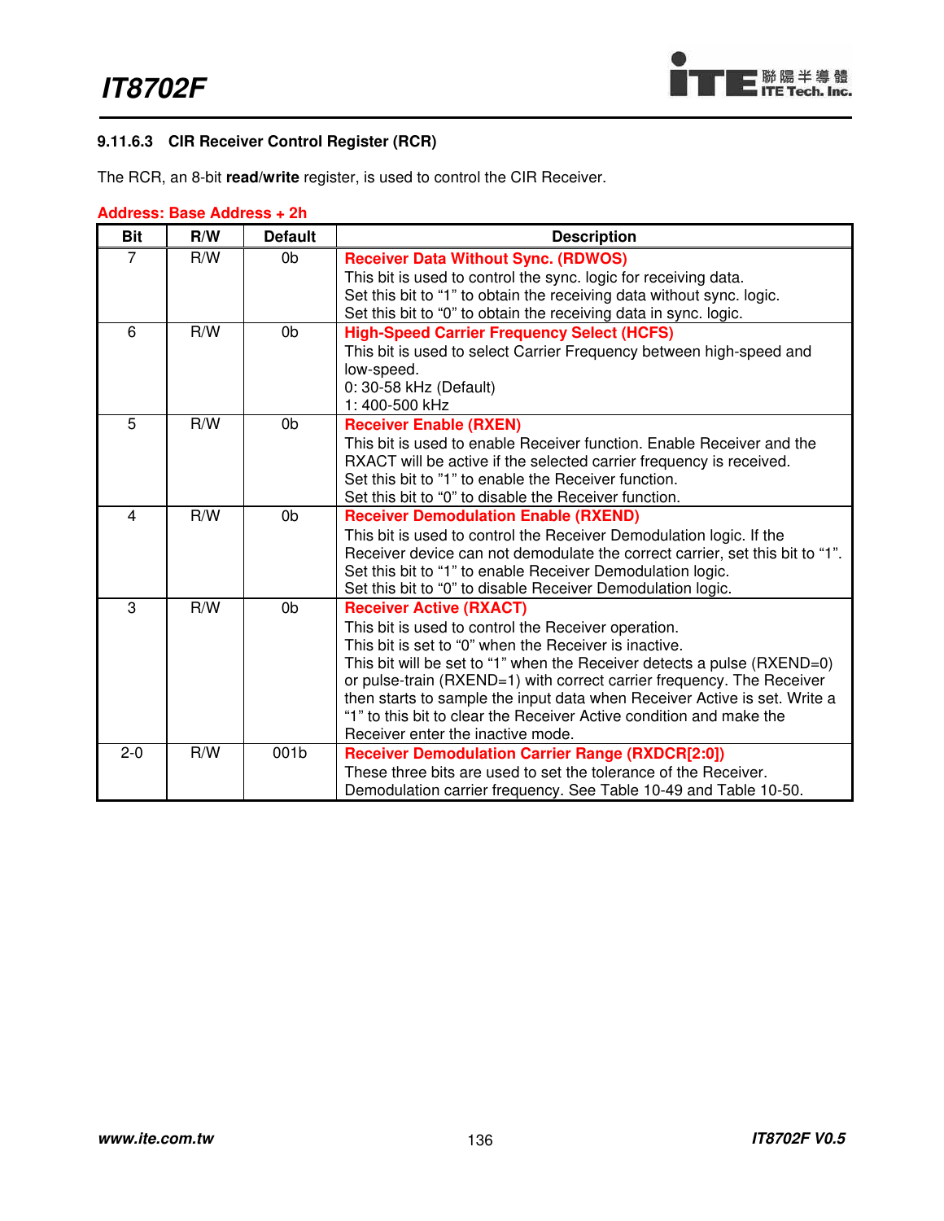### 9.11.6.3 CIR Receiver Control Register (RCR)

The RCR, an 8-bit **read/write** register, is used to control the CIR Receiver.

**Address: Base Address + 2h**

| Bit | R/W | Default | Description |
|---|---|---|---|
| 7 | R/W | 0b | **Receiver Data Without Sync. (RDWOS)**<br>This bit is used to control the sync. logic for receiving data.<br>Set this bit to "1" to obtain the receiving data without sync. logic.<br>Set this bit to "0" to obtain the receiving data in sync. logic. |
| 6 | R/W | 0b | **High-Speed Carrier Frequency Select (HCFS)**<br>This bit is used to select Carrier Frequency between high-speed and low-speed.<br>0: 30-58 kHz (Default)<br>1: 400-500 kHz |
| 5 | R/W | 0b | **Receiver Enable (RXEN)**<br>This bit is used to enable Receiver function. Enable Receiver and the RXACT will be active if the selected carrier frequency is received.<br>Set this bit to "1" to enable the Receiver function.<br>Set this bit to "0" to disable the Receiver function. |
| 4 | R/W | 0b | **Receiver Demodulation Enable (RXEND)**<br>This bit is used to control the Receiver Demodulation logic. If the Receiver device can not demodulate the correct carrier, set this bit to "1".<br>Set this bit to "1" to enable Receiver Demodulation logic.<br>Set this bit to "0" to disable Receiver Demodulation logic. |
| 3 | R/W | 0b | **Receiver Active (RXACT)**<br>This bit is used to control the Receiver operation.<br>This bit is set to "0" when the Receiver is inactive.<br>This bit will be set to "1" when the Receiver detects a pulse (RXEND=0) or pulse-train (RXEND=1) with correct carrier frequency. The Receiver then starts to sample the input data when Receiver Active is set. Write a "1" to this bit to clear the Receiver Active condition and make the Receiver enter the inactive mode. |
| 2-0 | R/W | 001b | **Receiver Demodulation Carrier Range (RXDCR[2:0])**<br>These three bits are used to set the tolerance of the Receiver. Demodulation carrier frequency. See Table 10-49 and Table 10-50. |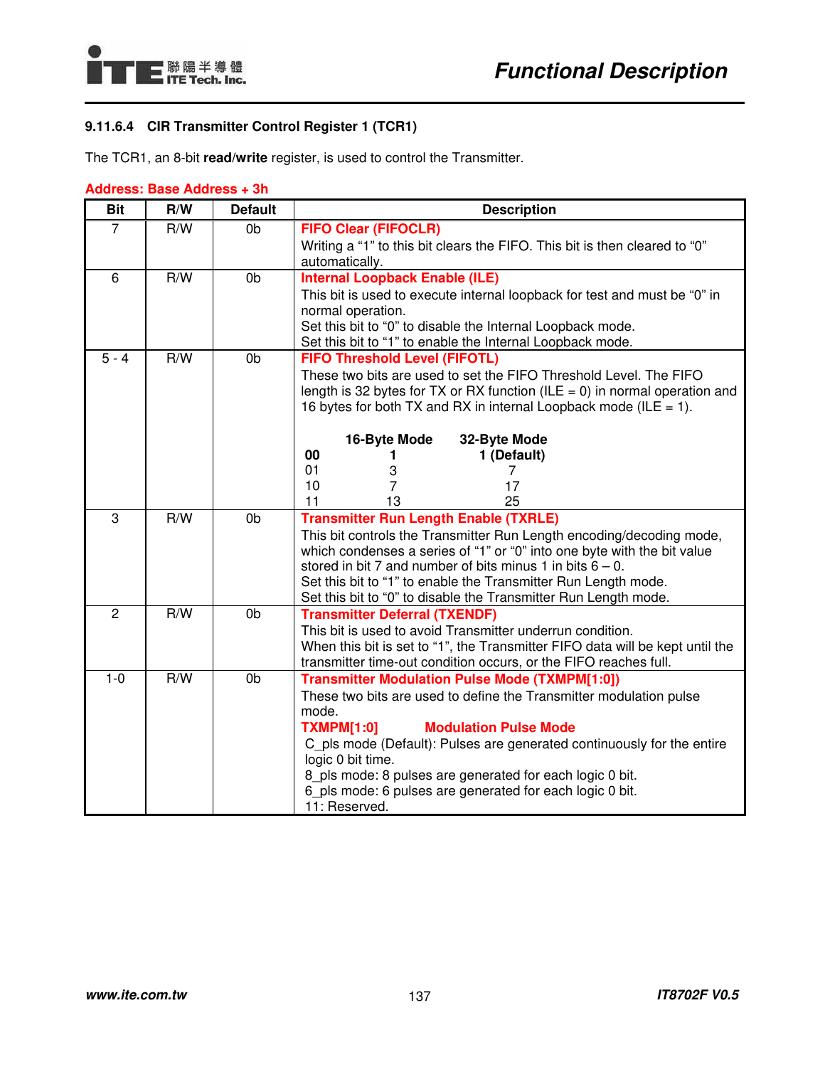### 9.11.6.4 CIR Transmitter Control Register 1 (TCR1)

The TCR1, an 8-bit **read/write** register, is used to control the Transmitter.

**Address: Base Address + 3h**

| Bit | R/W | Default | Description |
|---|---|---|---|
| 7 | R/W | 0b | **FIFO Clear (FIFOCLR)**<br>Writing a "1" to this bit clears the FIFO. This bit is then cleared to "0" automatically. |
| 6 | R/W | 0b | **Internal Loopback Enable (ILE)**<br>This bit is used to execute internal loopback for test and must be "0" in normal operation.<br>Set this bit to "0" to disable the Internal Loopback mode.<br>Set this bit to "1" to enable the Internal Loopback mode. |
| 5 - 4 | R/W | 0b | **FIFO Threshold Level (FIFOTL)**<br>These two bits are used to set the FIFO Threshold Level. The FIFO length is 32 bytes for TX or RX function (ILE = 0) in normal operation and 16 bytes for both TX and RX in internal Loopback mode (ILE = 1).<br><br>**16-Byte Mode** / **32-Byte Mode**<br>**00**: **1** / **1 (Default)**<br>01: 3 / 7<br>10: 7 / 17<br>11: 13 / 25 |
| 3 | R/W | 0b | **Transmitter Run Length Enable (TXRLE)**<br>This bit controls the Transmitter Run Length encoding/decoding mode, which condenses a series of "1" or "0" into one byte with the bit value stored in bit 7 and number of bits minus 1 in bits 6 – 0.<br>Set this bit to "1" to enable the Transmitter Run Length mode.<br>Set this bit to "0" to disable the Transmitter Run Length mode. |
| 2 | R/W | 0b | **Transmitter Deferral (TXENDF)**<br>This bit is used to avoid Transmitter underrun condition.<br>When this bit is set to "1", the Transmitter FIFO data will be kept until the transmitter time-out condition occurs, or the FIFO reaches full. |
| 1-0 | R/W | 0b | **Transmitter Modulation Pulse Mode (TXMPM[1:0])**<br>These two bits are used to define the Transmitter modulation pulse mode.<br>**TXMPM[1:0]** **Modulation Pulse Mode**<br>C_pls mode (Default): Pulses are generated continuously for the entire logic 0 bit time.<br>8_pls mode: 8 pulses are generated for each logic 0 bit.<br>6_pls mode: 6 pulses are generated for each logic 0 bit.<br>11: Reserved. |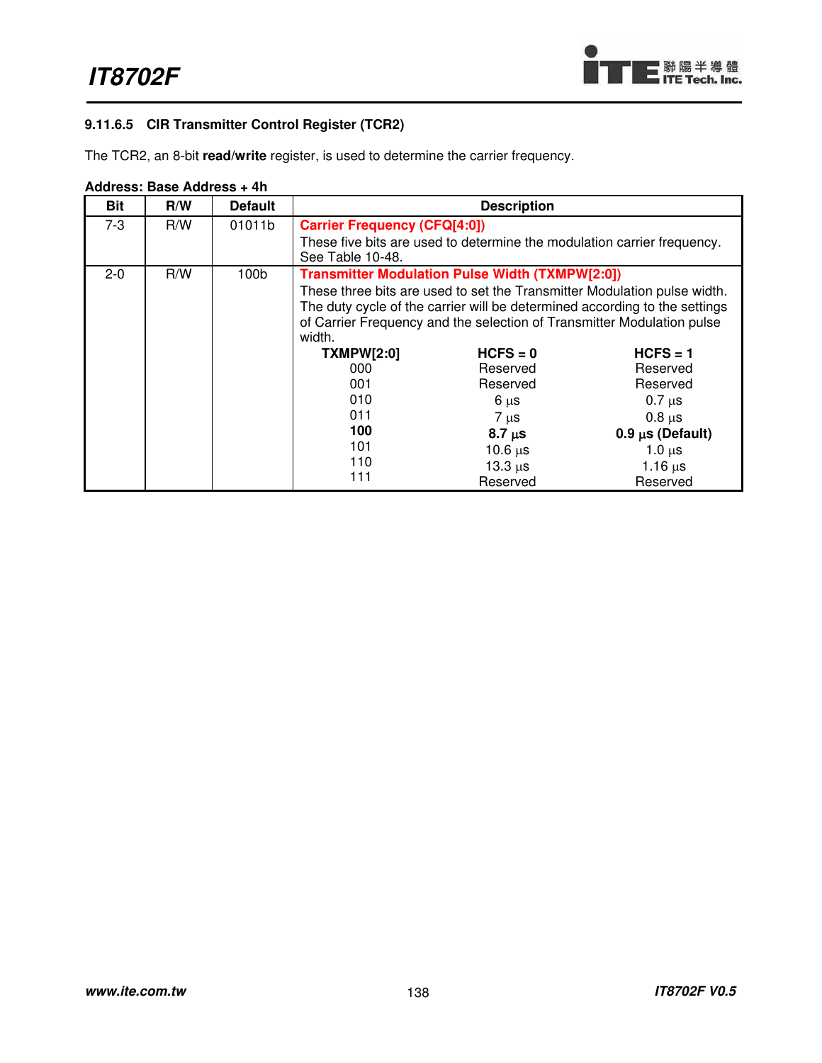#### 9.11.6.5 CIR Transmitter Control Register (TCR2)

The TCR2, an 8-bit **read/write** register, is used to determine the carrier frequency.

**Address: Base Address + 4h**

| Bit | R/W | Default | Description |
|---|---|---|---|
| 7-3 | R/W | 01011b | **Carrier Frequency (CFQ[4:0])**<br>These five bits are used to determine the modulation carrier frequency. See Table 10-48. |
| 2-0 | R/W | 100b | **Transmitter Modulation Pulse Width (TXMPW[2:0])**<br>These three bits are used to set the Transmitter Modulation pulse width. The duty cycle of the carrier will be determined according to the settings of Carrier Frequency and the selection of Transmitter Modulation pulse width.<br>**TXMPW[2:0]** / **HCFS = 0** / **HCFS = 1**<br>000 / Reserved / Reserved<br>001 / Reserved / Reserved<br>010 / 6 µs / 0.7 µs<br>011 / 7 µs / 0.8 µs<br>**100** / **8.7 µs** / **0.9 µs (Default)**<br>101 / 10.6 µs / 1.0 µs<br>110 / 13.3 µs / 1.16 µs<br>111 / Reserved / Reserved |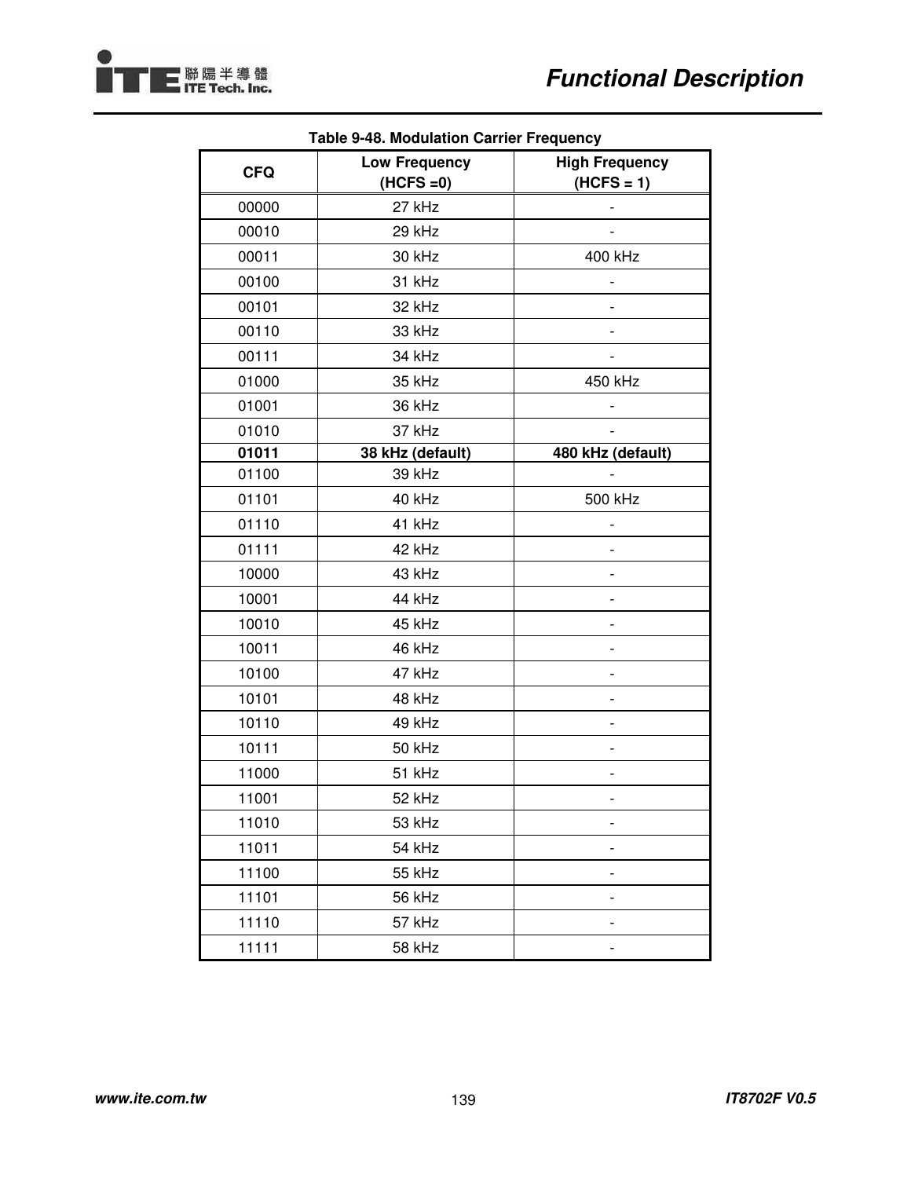**Table 9-48. Modulation Carrier Frequency**

| CFQ | Low Frequency (HCFS =0) | High Frequency (HCFS = 1) |
|---|---|---|
| 00000 | 27 kHz | - |
| 00010 | 29 kHz | - |
| 00011 | 30 kHz | 400 kHz |
| 00100 | 31 kHz | - |
| 00101 | 32 kHz | - |
| 00110 | 33 kHz | - |
| 00111 | 34 kHz | - |
| 01000 | 35 kHz | 450 kHz |
| 01001 | 36 kHz | - |
| 01010 | 37 kHz | - |
| **01011** | **38 kHz (default)** | **480 kHz (default)** |
| 01100 | 39 kHz | - |
| 01101 | 40 kHz | 500 kHz |
| 01110 | 41 kHz | - |
| 01111 | 42 kHz | - |
| 10000 | 43 kHz | - |
| 10001 | 44 kHz | - |
| 10010 | 45 kHz | - |
| 10011 | 46 kHz | - |
| 10100 | 47 kHz | - |
| 10101 | 48 kHz | - |
| 10110 | 49 kHz | - |
| 10111 | 50 kHz | - |
| 11000 | 51 kHz | - |
| 11001 | 52 kHz | - |
| 11010 | 53 kHz | - |
| 11011 | 54 kHz | - |
| 11100 | 55 kHz | - |
| 11101 | 56 kHz | - |
| 11110 | 57 kHz | - |
| 11111 | 58 kHz | - |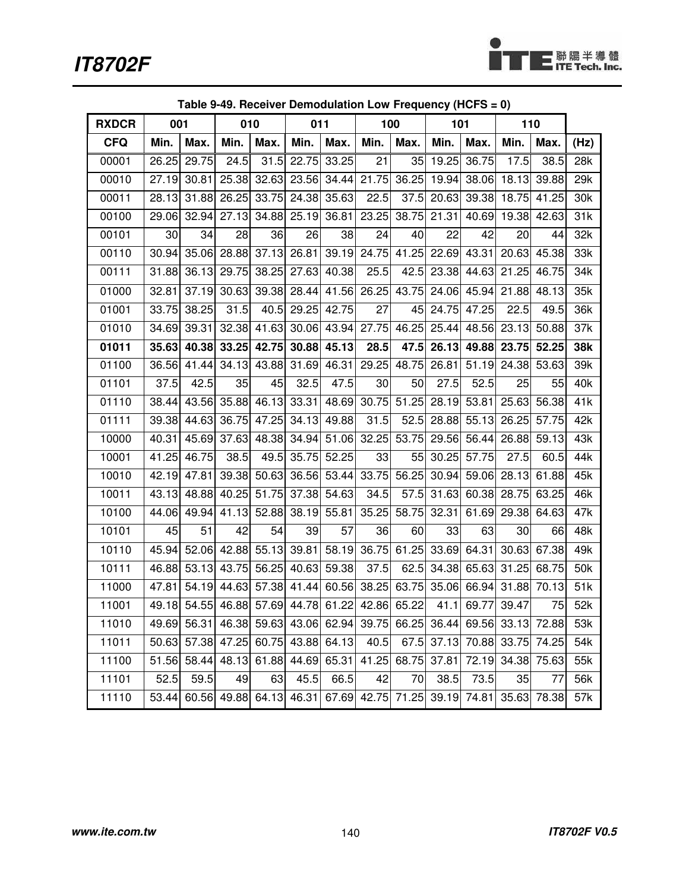**Table 9-49. Receiver Demodulation Low Frequency (HCFS = 0)**

| RXDCR | 001 | | 010 | | 011 | | 100 | | 101 | | 110 | | |
|---|---|---|---|---|---|---|---|---|---|---|---|---|---|
| **CFQ** | **Min.** | **Max.** | **Min.** | **Max.** | **Min.** | **Max.** | **Min.** | **Max.** | **Min.** | **Max.** | **Min.** | **Max.** | **(Hz)** |
| 00001 | 26.25 | 29.75 | 24.5 | 31.5 | 22.75 | 33.25 | 21 | 35 | 19.25 | 36.75 | 17.5 | 38.5 | 28k |
| 00010 | 27.19 | 30.81 | 25.38 | 32.63 | 23.56 | 34.44 | 21.75 | 36.25 | 19.94 | 38.06 | 18.13 | 39.88 | 29k |
| 00011 | 28.13 | 31.88 | 26.25 | 33.75 | 24.38 | 35.63 | 22.5 | 37.5 | 20.63 | 39.38 | 18.75 | 41.25 | 30k |
| 00100 | 29.06 | 32.94 | 27.13 | 34.88 | 25.19 | 36.81 | 23.25 | 38.75 | 21.31 | 40.69 | 19.38 | 42.63 | 31k |
| 00101 | 30 | 34 | 28 | 36 | 26 | 38 | 24 | 40 | 22 | 42 | 20 | 44 | 32k |
| 00110 | 30.94 | 35.06 | 28.88 | 37.13 | 26.81 | 39.19 | 24.75 | 41.25 | 22.69 | 43.31 | 20.63 | 45.38 | 33k |
| 00111 | 31.88 | 36.13 | 29.75 | 38.25 | 27.63 | 40.38 | 25.5 | 42.5 | 23.38 | 44.63 | 21.25 | 46.75 | 34k |
| 01000 | 32.81 | 37.19 | 30.63 | 39.38 | 28.44 | 41.56 | 26.25 | 43.75 | 24.06 | 45.94 | 21.88 | 48.13 | 35k |
| 01001 | 33.75 | 38.25 | 31.5 | 40.5 | 29.25 | 42.75 | 27 | 45 | 24.75 | 47.25 | 22.5 | 49.5 | 36k |
| 01010 | 34.69 | 39.31 | 32.38 | 41.63 | 30.06 | 43.94 | 27.75 | 46.25 | 25.44 | 48.56 | 23.13 | 50.88 | 37k |
| **01011** | **35.63** | **40.38** | **33.25** | **42.75** | **30.88** | **45.13** | **28.5** | **47.5** | **26.13** | **49.88** | **23.75** | **52.25** | **38k** |
| 01100 | 36.56 | 41.44 | 34.13 | 43.88 | 31.69 | 46.31 | 29.25 | 48.75 | 26.81 | 51.19 | 24.38 | 53.63 | 39k |
| 01101 | 37.5 | 42.5 | 35 | 45 | 32.5 | 47.5 | 30 | 50 | 27.5 | 52.5 | 25 | 55 | 40k |
| 01110 | 38.44 | 43.56 | 35.88 | 46.13 | 33.31 | 48.69 | 30.75 | 51.25 | 28.19 | 53.81 | 25.63 | 56.38 | 41k |
| 01111 | 39.38 | 44.63 | 36.75 | 47.25 | 34.13 | 49.88 | 31.5 | 52.5 | 28.88 | 55.13 | 26.25 | 57.75 | 42k |
| 10000 | 40.31 | 45.69 | 37.63 | 48.38 | 34.94 | 51.06 | 32.25 | 53.75 | 29.56 | 56.44 | 26.88 | 59.13 | 43k |
| 10001 | 41.25 | 46.75 | 38.5 | 49.5 | 35.75 | 52.25 | 33 | 55 | 30.25 | 57.75 | 27.5 | 60.5 | 44k |
| 10010 | 42.19 | 47.81 | 39.38 | 50.63 | 36.56 | 53.44 | 33.75 | 56.25 | 30.94 | 59.06 | 28.13 | 61.88 | 45k |
| 10011 | 43.13 | 48.88 | 40.25 | 51.75 | 37.38 | 54.63 | 34.5 | 57.5 | 31.63 | 60.38 | 28.75 | 63.25 | 46k |
| 10100 | 44.06 | 49.94 | 41.13 | 52.88 | 38.19 | 55.81 | 35.25 | 58.75 | 32.31 | 61.69 | 29.38 | 64.63 | 47k |
| 10101 | 45 | 51 | 42 | 54 | 39 | 57 | 36 | 60 | 33 | 63 | 30 | 66 | 48k |
| 10110 | 45.94 | 52.06 | 42.88 | 55.13 | 39.81 | 58.19 | 36.75 | 61.25 | 33.69 | 64.31 | 30.63 | 67.38 | 49k |
| 10111 | 46.88 | 53.13 | 43.75 | 56.25 | 40.63 | 59.38 | 37.5 | 62.5 | 34.38 | 65.63 | 31.25 | 68.75 | 50k |
| 11000 | 47.81 | 54.19 | 44.63 | 57.38 | 41.44 | 60.56 | 38.25 | 63.75 | 35.06 | 66.94 | 31.88 | 70.13 | 51k |
| 11001 | 49.18 | 54.55 | 46.88 | 57.69 | 44.78 | 61.22 | 42.86 | 65.22 | 41.1 | 69.77 | 39.47 | 75 | 52k |
| 11010 | 49.69 | 56.31 | 46.38 | 59.63 | 43.06 | 62.94 | 39.75 | 66.25 | 36.44 | 69.56 | 33.13 | 72.88 | 53k |
| 11011 | 50.63 | 57.38 | 47.25 | 60.75 | 43.88 | 64.13 | 40.5 | 67.5 | 37.13 | 70.88 | 33.75 | 74.25 | 54k |
| 11100 | 51.56 | 58.44 | 48.13 | 61.88 | 44.69 | 65.31 | 41.25 | 68.75 | 37.81 | 72.19 | 34.38 | 75.63 | 55k |
| 11101 | 52.5 | 59.5 | 49 | 63 | 45.5 | 66.5 | 42 | 70 | 38.5 | 73.5 | 35 | 77 | 56k |
| 11110 | 53.44 | 60.56 | 49.88 | 64.13 | 46.31 | 67.69 | 42.75 | 71.25 | 39.19 | 74.81 | 35.63 | 78.38 | 57k |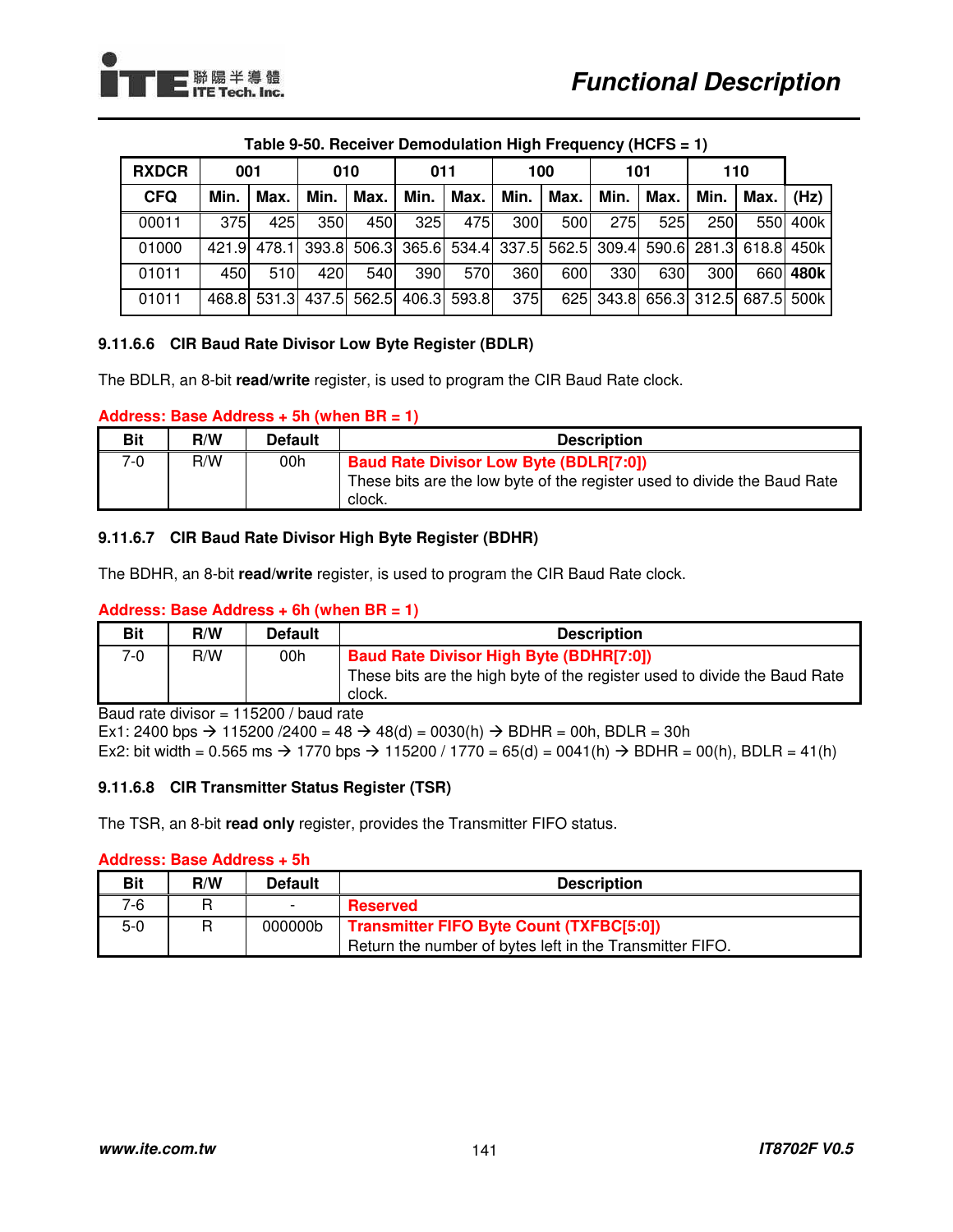**Table 9-50. Receiver Demodulation High Frequency (HCFS = 1)**

| RXDCR | 001 | | 010 | | 011 | | 100 | | 101 | | 110 | | |
|---|---|---|---|---|---|---|---|---|---|---|---|---|---|
| CFQ | Min. | Max. | Min. | Max. | Min. | Max. | Min. | Max. | Min. | Max. | Min. | Max. | (Hz) |
| 00011 | 375 | 425 | 350 | 450 | 325 | 475 | 300 | 500 | 275 | 525 | 250 | 550 | 400k |
| 01000 | 421.9 | 478.1 | 393.8 | 506.3 | 365.6 | 534.4 | 337.5 | 562.5 | 309.4 | 590.6 | 281.3 | 618.8 | 450k |
| 01011 | 450 | 510 | 420 | 540 | 390 | 570 | 360 | 600 | 330 | 630 | 300 | 660 | **480k** |
| 01011 | 468.8 | 531.3 | 437.5 | 562.5 | 406.3 | 593.8 | 375 | 625 | 343.8 | 656.3 | 312.5 | 687.5 | 500k |

#### 9.11.6.6 CIR Baud Rate Divisor Low Byte Register (BDLR)

The BDLR, an 8-bit **read/write** register, is used to program the CIR Baud Rate clock.

**Address: Base Address + 5h (when BR = 1)**

| Bit | R/W | Default | Description |
|---|---|---|---|
| 7-0 | R/W | 00h | **Baud Rate Divisor Low Byte (BDLR[7:0])**<br>These bits are the low byte of the register used to divide the Baud Rate clock. |

#### 9.11.6.7 CIR Baud Rate Divisor High Byte Register (BDHR)

The BDHR, an 8-bit **read/write** register, is used to program the CIR Baud Rate clock.

**Address: Base Address + 6h (when BR = 1)**

| Bit | R/W | Default | Description |
|---|---|---|---|
| 7-0 | R/W | 00h | **Baud Rate Divisor High Byte (BDHR[7:0])**<br>These bits are the high byte of the register used to divide the Baud Rate clock. |

Baud rate divisor = 115200 / baud rate

Ex1: 2400 bps → 115200 /2400 = 48 → 48(d) = 0030(h) → BDHR = 00h, BDLR = 30h

Ex2: bit width = 0.565 ms → 1770 bps → 115200 / 1770 = 65(d) = 0041(h) → BDHR = 00(h), BDLR = 41(h)

#### 9.11.6.8 CIR Transmitter Status Register (TSR)

The TSR, an 8-bit **read only** register, provides the Transmitter FIFO status.

**Address: Base Address + 5h**

| Bit | R/W | Default | Description |
|---|---|---|---|
| 7-6 | R | - | **Reserved** |
| 5-0 | R | 000000b | **Transmitter FIFO Byte Count (TXFBC[5:0])**<br>Return the number of bytes left in the Transmitter FIFO. |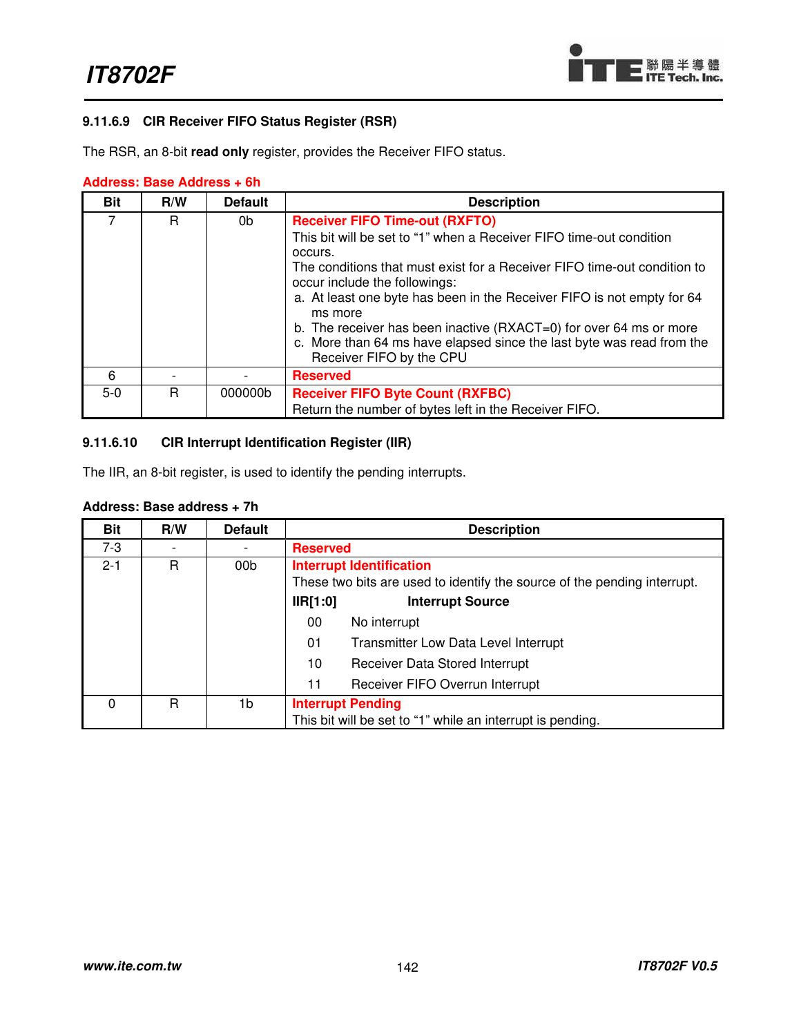#### 9.11.6.9 CIR Receiver FIFO Status Register (RSR)

The RSR, an 8-bit **read only** register, provides the Receiver FIFO status.

**Address: Base Address + 6h**

| Bit | R/W | Default | Description |
|---|---|---|---|
| 7 | R | 0b | **Receiver FIFO Time-out (RXFTO)**<br>This bit will be set to "1" when a Receiver FIFO time-out condition occurs.<br>The conditions that must exist for a Receiver FIFO time-out condition to occur include the followings:<br>a. At least one byte has been in the Receiver FIFO is not empty for 64 ms more<br>b. The receiver has been inactive (RXACT=0) for over 64 ms or more<br>c. More than 64 ms have elapsed since the last byte was read from the Receiver FIFO by the CPU |
| 6 | - | - | **Reserved** |
| 5-0 | R | 000000b | **Receiver FIFO Byte Count (RXFBC)**<br>Return the number of bytes left in the Receiver FIFO. |

#### 9.11.6.10 CIR Interrupt Identification Register (IIR)

The IIR, an 8-bit register, is used to identify the pending interrupts.

**Address: Base address + 7h**

| Bit | R/W | Default | Description |
|---|---|---|---|
| 7-3 | - | - | **Reserved** |
| 2-1 | R | 00b | **Interrupt Identification**<br>These two bits are used to identify the source of the pending interrupt.<br>**IIR[1:0]** **Interrupt Source**<br>00 No interrupt<br>01 Transmitter Low Data Level Interrupt<br>10 Receiver Data Stored Interrupt<br>11 Receiver FIFO Overrun Interrupt |
| 0 | R | 1b | **Interrupt Pending**<br>This bit will be set to "1" while an interrupt is pending. |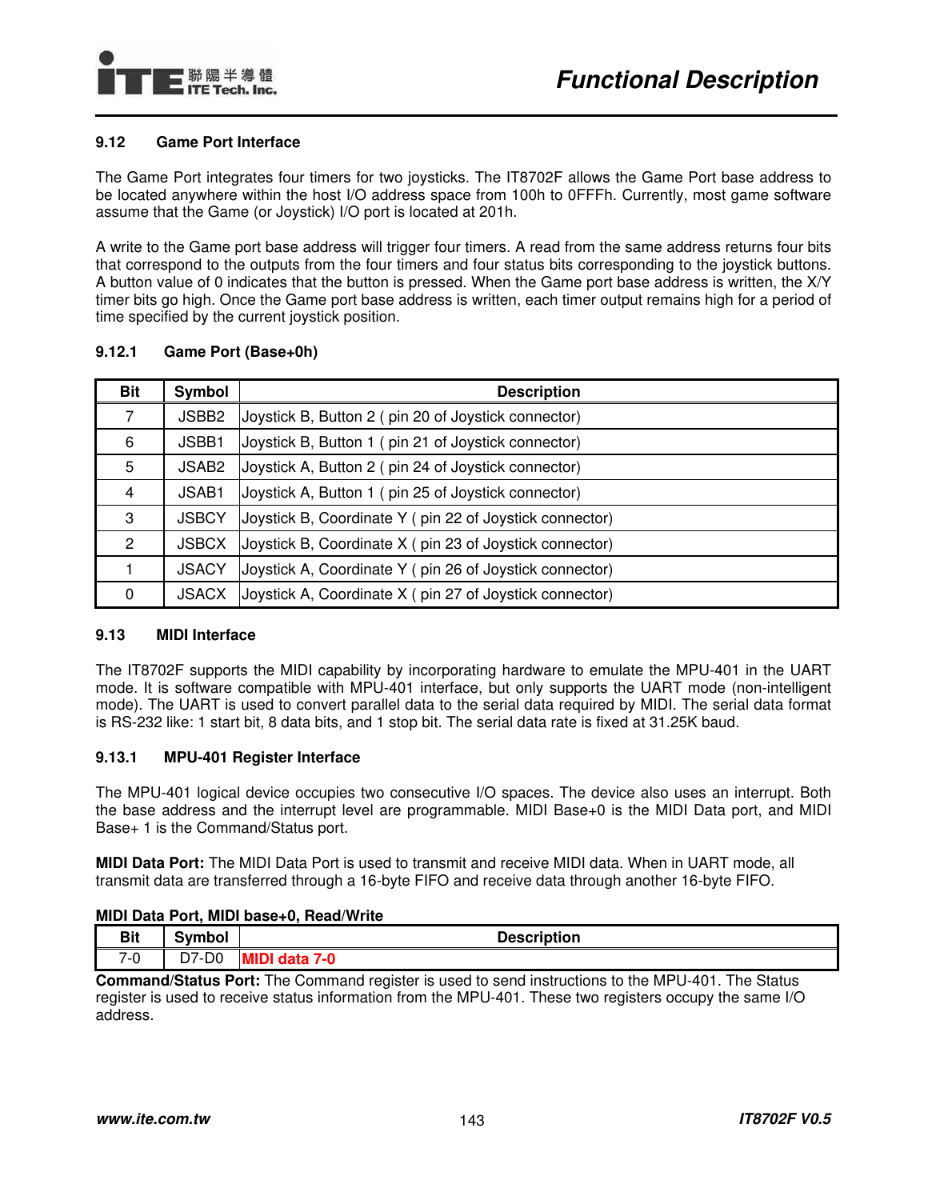### 9.12 Game Port Interface

The Game Port integrates four timers for two joysticks. The IT8702F allows the Game Port base address to be located anywhere within the host I/O address space from 100h to 0FFFh. Currently, most game software assume that the Game (or Joystick) I/O port is located at 201h.

A write to the Game port base address will trigger four timers. A read from the same address returns four bits that correspond to the outputs from the four timers and four status bits corresponding to the joystick buttons. A button value of 0 indicates that the button is pressed. When the Game port base address is written, the X/Y timer bits go high. Once the Game port base address is written, each timer output remains high for a period of time specified by the current joystick position.

#### 9.12.1 Game Port (Base+0h)

| Bit | Symbol | Description |
|---|---|---|
| 7 | JSBB2 | Joystick B, Button 2 ( pin 20 of Joystick connector) |
| 6 | JSBB1 | Joystick B, Button 1 ( pin 21 of Joystick connector) |
| 5 | JSAB2 | Joystick A, Button 2 ( pin 24 of Joystick connector) |
| 4 | JSAB1 | Joystick A, Button 1 ( pin 25 of Joystick connector) |
| 3 | JSBCY | Joystick B, Coordinate Y ( pin 22 of Joystick connector) |
| 2 | JSBCX | Joystick B, Coordinate X ( pin 23 of Joystick connector) |
| 1 | JSACY | Joystick A, Coordinate Y ( pin 26 of Joystick connector) |
| 0 | JSACX | Joystick A, Coordinate X ( pin 27 of Joystick connector) |

### 9.13 MIDI Interface

The IT8702F supports the MIDI capability by incorporating hardware to emulate the MPU-401 in the UART mode. It is software compatible with MPU-401 interface, but only supports the UART mode (non-intelligent mode). The UART is used to convert parallel data to the serial data required by MIDI. The serial data format is RS-232 like: 1 start bit, 8 data bits, and 1 stop bit. The serial data rate is fixed at 31.25K baud.

#### 9.13.1 MPU-401 Register Interface

The MPU-401 logical device occupies two consecutive I/O spaces. The device also uses an interrupt. Both the base address and the interrupt level are programmable. MIDI Base+0 is the MIDI Data port, and MIDI Base+ 1 is the Command/Status port.

**MIDI Data Port:** The MIDI Data Port is used to transmit and receive MIDI data. When in UART mode, all transmit data are transferred through a 16-byte FIFO and receive data through another 16-byte FIFO.

**MIDI Data Port, MIDI base+0, Read/Write**

| Bit | Symbol | Description |
|---|---|---|
| 7-0 | D7-D0 | **MIDI data 7-0** |

**Command/Status Port:** The Command register is used to send instructions to the MPU-401. The Status register is used to receive status information from the MPU-401. These two registers occupy the same I/O address.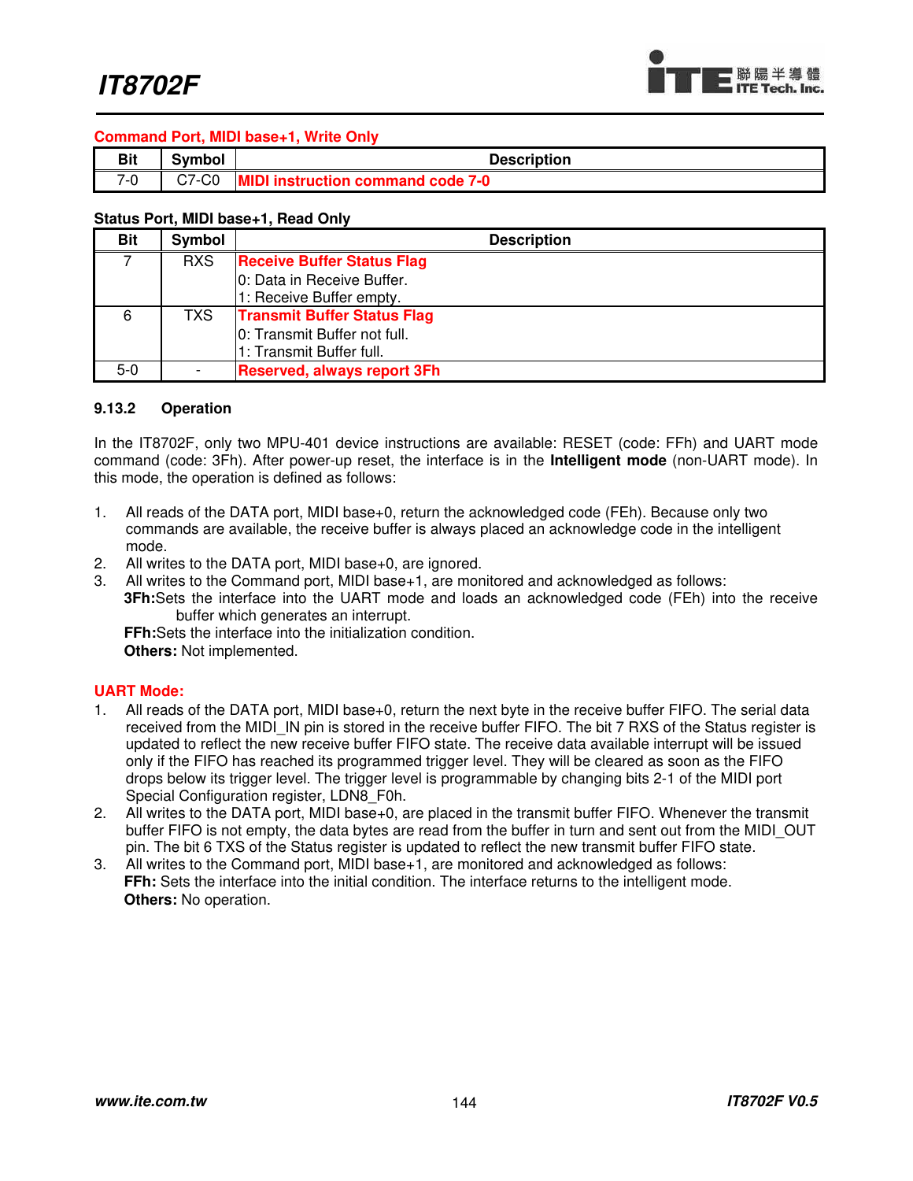**Command Port, MIDI base+1, Write Only**

| Bit | Symbol | Description |
|---|---|---|
| 7-0 | C7-C0 | **MIDI instruction command code 7-0** |

**Status Port, MIDI base+1, Read Only**

| Bit | Symbol | Description |
|---|---|---|
| 7 | RXS | **Receive Buffer Status Flag**<br>0: Data in Receive Buffer.<br>1: Receive Buffer empty. |
| 6 | TXS | **Transmit Buffer Status Flag**<br>0: Transmit Buffer not full.<br>1: Transmit Buffer full. |
| 5-0 | - | **Reserved, always report 3Fh** |

### 9.13.2 Operation

In the IT8702F, only two MPU-401 device instructions are available: RESET (code: FFh) and UART mode command (code: 3Fh). After power-up reset, the interface is in the **Intelligent mode** (non-UART mode). In this mode, the operation is defined as follows:

1. All reads of the DATA port, MIDI base+0, return the acknowledged code (FEh). Because only two commands are available, the receive buffer is always placed an acknowledge code in the intelligent mode.
2. All writes to the DATA port, MIDI base+0, are ignored.
3. All writes to the Command port, MIDI base+1, are monitored and acknowledged as follows:
   **3Fh:** Sets the interface into the UART mode and loads an acknowledged code (FEh) into the receive buffer which generates an interrupt.
   **FFh:** Sets the interface into the initialization condition.
   **Others:** Not implemented.

**UART Mode:**

1. All reads of the DATA port, MIDI base+0, return the next byte in the receive buffer FIFO. The serial data received from the MIDI_IN pin is stored in the receive buffer FIFO. The bit 7 RXS of the Status register is updated to reflect the new receive buffer FIFO state. The receive data available interrupt will be issued only if the FIFO has reached its programmed trigger level. They will be cleared as soon as the FIFO drops below its trigger level. The trigger level is programmable by changing bits 2-1 of the MIDI port Special Configuration register, LDN8_F0h.
2. All writes to the DATA port, MIDI base+0, are placed in the transmit buffer FIFO. Whenever the transmit buffer FIFO is not empty, the data bytes are read from the buffer in turn and sent out from the MIDI_OUT pin. The bit 6 TXS of the Status register is updated to reflect the new transmit buffer FIFO state.
3. All writes to the Command port, MIDI base+1, are monitored and acknowledged as follows:
   **FFh:** Sets the interface into the initial condition. The interface returns to the intelligent mode.
   **Others:** No operation.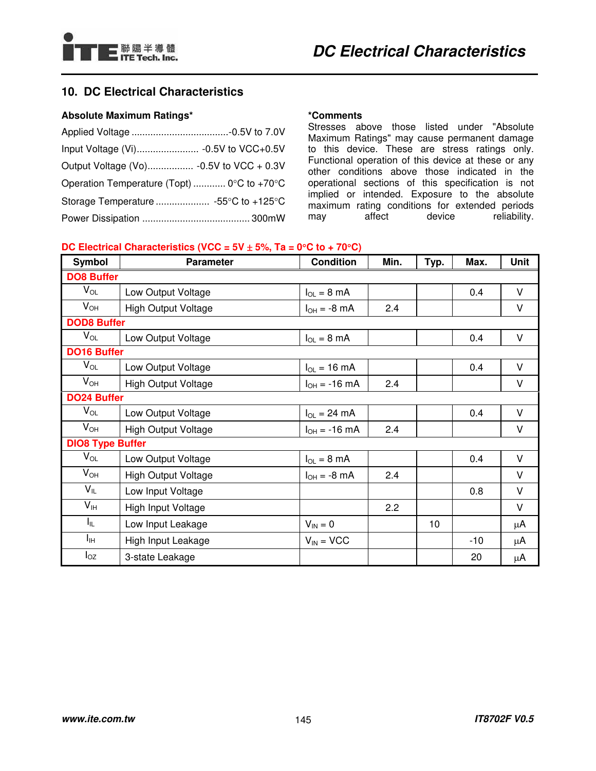## 10. DC Electrical Characteristics

**Absolute Maximum Ratings***

Applied Voltage ....................................-0.5V to 7.0V

Input Voltage (Vi)....................... -0.5V to VCC+0.5V

Output Voltage (Vo)................. -0.5V to VCC + 0.3V

Operation Temperature (Topt) ............ 0°C to +70°C

Storage Temperature .................... -55°C to +125°C

Power Dissipation ........................................ 300mW

***Comments**

Stresses above those listed under "Absolute Maximum Ratings" may cause permanent damage to this device. These are stress ratings only. Functional operation of this device at these or any other conditions above those indicated in the operational sections of this specification is not implied or intended. Exposure to the absolute maximum rating conditions for extended periods may affect device reliability.

**DC Electrical Characteristics (VCC = 5V ± 5%, Ta = 0°C to + 70°C)**

| Symbol | Parameter | Condition | Min. | Typ. | Max. | Unit |
|---|---|---|---|---|---|---|
| **DO8 Buffer** | | | | | | |
| $V_{OL}$ | Low Output Voltage | $I_{OL}$ = 8 mA | | | 0.4 | V |
| $V_{OH}$ | High Output Voltage | $I_{OH}$ = -8 mA | 2.4 | | | V |
| **DOD8 Buffer** | | | | | | |
| $V_{OL}$ | Low Output Voltage | $I_{OL}$ = 8 mA | | | 0.4 | V |
| **DO16 Buffer** | | | | | | |
| $V_{OL}$ | Low Output Voltage | $I_{OL}$ = 16 mA | | | 0.4 | V |
| $V_{OH}$ | High Output Voltage | $I_{OH}$ = -16 mA | 2.4 | | | V |
| **DO24 Buffer** | | | | | | |
| $V_{OL}$ | Low Output Voltage | $I_{OL}$ = 24 mA | | | 0.4 | V |
| $V_{OH}$ | High Output Voltage | $I_{OH}$ = -16 mA | 2.4 | | | V |
| **DIO8 Type Buffer** | | | | | | |
| $V_{OL}$ | Low Output Voltage | $I_{OL}$ = 8 mA | | | 0.4 | V |
| $V_{OH}$ | High Output Voltage | $I_{OH}$ = -8 mA | 2.4 | | | V |
| $V_{IL}$ | Low Input Voltage | | | | 0.8 | V |
| $V_{IH}$ | High Input Voltage | | 2.2 | | | V |
| $I_{IL}$ | Low Input Leakage | $V_{IN}$ = 0 | | 10 | | µA |
| $I_{IH}$ | High Input Leakage | $V_{IN}$ = VCC | | | -10 | µA |
| $I_{OZ}$ | 3-state Leakage | | | | 20 | µA |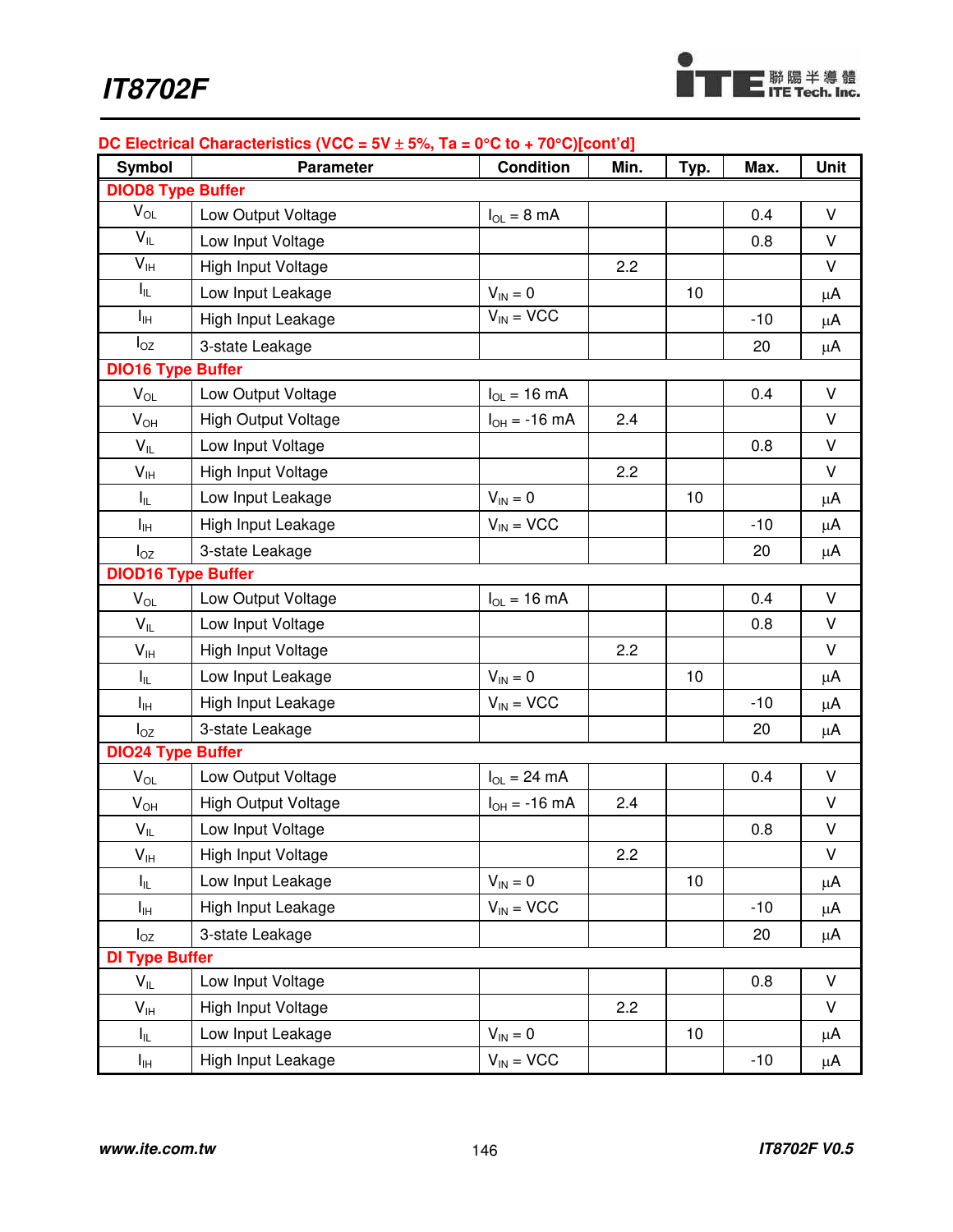**DC Electrical Characteristics (VCC = 5V ± 5%, Ta = 0°C to + 70°C)[cont'd]**

| Symbol | Parameter | Condition | Min. | Typ. | Max. | Unit |
|---|---|---|---|---|---|---|
| **DIOD8 Type Buffer** | | | | | | |
| $V_{OL}$ | Low Output Voltage | $I_{OL}$ = 8 mA | | | 0.4 | V |
| $V_{IL}$ | Low Input Voltage | | | | 0.8 | V |
| $V_{IH}$ | High Input Voltage | | 2.2 | | | V |
| $I_{IL}$ | Low Input Leakage | $V_{IN}$ = 0 | | 10 | | μA |
| $I_{IH}$ | High Input Leakage | $V_{IN}$ = VCC | | | -10 | μA |
| $I_{OZ}$ | 3-state Leakage | | | | 20 | μA |
| **DIO16 Type Buffer** | | | | | | |
| $V_{OL}$ | Low Output Voltage | $I_{OL}$ = 16 mA | | | 0.4 | V |
| $V_{OH}$ | High Output Voltage | $I_{OH}$ = -16 mA | 2.4 | | | V |
| $V_{IL}$ | Low Input Voltage | | | | 0.8 | V |
| $V_{IH}$ | High Input Voltage | | 2.2 | | | V |
| $I_{IL}$ | Low Input Leakage | $V_{IN}$ = 0 | | 10 | | μA |
| $I_{IH}$ | High Input Leakage | $V_{IN}$ = VCC | | | -10 | μA |
| $I_{OZ}$ | 3-state Leakage | | | | 20 | μA |
| **DIOD16 Type Buffer** | | | | | | |
| $V_{OL}$ | Low Output Voltage | $I_{OL}$ = 16 mA | | | 0.4 | V |
| $V_{IL}$ | Low Input Voltage | | | | 0.8 | V |
| $V_{IH}$ | High Input Voltage | | 2.2 | | | V |
| $I_{IL}$ | Low Input Leakage | $V_{IN}$ = 0 | | 10 | | μA |
| $I_{IH}$ | High Input Leakage | $V_{IN}$ = VCC | | | -10 | μA |
| $I_{OZ}$ | 3-state Leakage | | | | 20 | μA |
| **DIO24 Type Buffer** | | | | | | |
| $V_{OL}$ | Low Output Voltage | $I_{OL}$ = 24 mA | | | 0.4 | V |
| $V_{OH}$ | High Output Voltage | $I_{OH}$ = -16 mA | 2.4 | | | V |
| $V_{IL}$ | Low Input Voltage | | | | 0.8 | V |
| $V_{IH}$ | High Input Voltage | | 2.2 | | | V |
| $I_{IL}$ | Low Input Leakage | $V_{IN}$ = 0 | | 10 | | μA |
| $I_{IH}$ | High Input Leakage | $V_{IN}$ = VCC | | | -10 | μA |
| $I_{OZ}$ | 3-state Leakage | | | | 20 | μA |
| **DI Type Buffer** | | | | | | |
| $V_{IL}$ | Low Input Voltage | | | | 0.8 | V |
| $V_{IH}$ | High Input Voltage | | 2.2 | | | V |
| $I_{IL}$ | Low Input Leakage | $V_{IN}$ = 0 | | 10 | | μA |
| $I_{IH}$ | High Input Leakage | $V_{IN}$ = VCC | | | -10 | μA |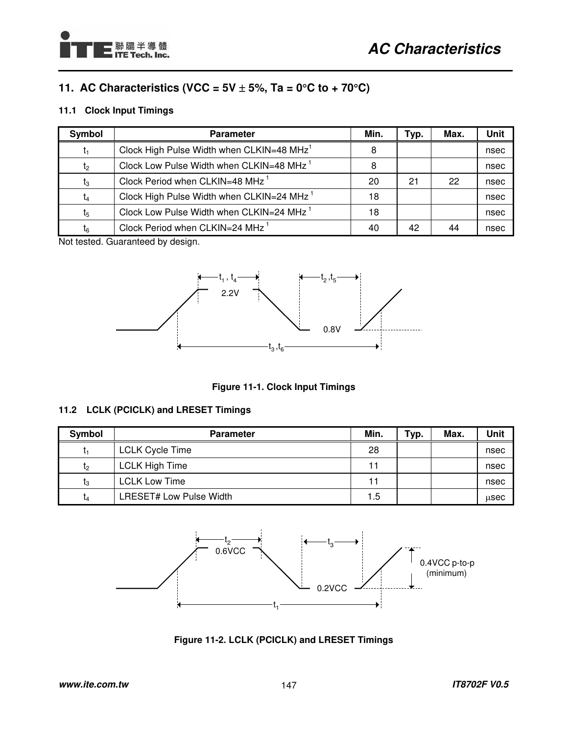## 11. AC Characteristics (VCC = 5V ± 5%, Ta = 0°C to + 70°C)

### 11.1 Clock Input Timings

| Symbol | Parameter | Min. | Typ. | Max. | Unit |
|---|---|---|---|---|---|
| $t_1$ | Clock High Pulse Width when CLKIN=48 MHz[1] | 8 | | | nsec |
| $t_2$ | Clock Low Pulse Width when CLKIN=48 MHz [1] | 8 | | | nsec |
| $t_3$ | Clock Period when CLKIN=48 MHz [1] | 20 | 21 | 22 | nsec |
| $t_4$ | Clock High Pulse Width when CLKIN=24 MHz [1] | 18 | | | nsec |
| $t_5$ | Clock Low Pulse Width when CLKIN=24 MHz [1] | 18 | | | nsec |
| $t_6$ | Clock Period when CLKIN=24 MHz [1] | 40 | 42 | 44 | nsec |

Not tested. Guaranteed by design.

Figure 11-1. Clock Input Timings

### 11.2 LCLK (PCICLK) and LRESET Timings

| Symbol | Parameter | Min. | Typ. | Max. | Unit |
|---|---|---|---|---|---|
| $t_1$ | LCLK Cycle Time | 28 | | | nsec |
| $t_2$ | LCLK High Time | 11 | | | nsec |
| $t_3$ | LCLK Low Time | 11 | | | nsec |
| $t_4$ | LRESET# Low Pulse Width | 1.5 | | | μsec |

Figure 11-2. LCLK (PCICLK) and LRESET Timings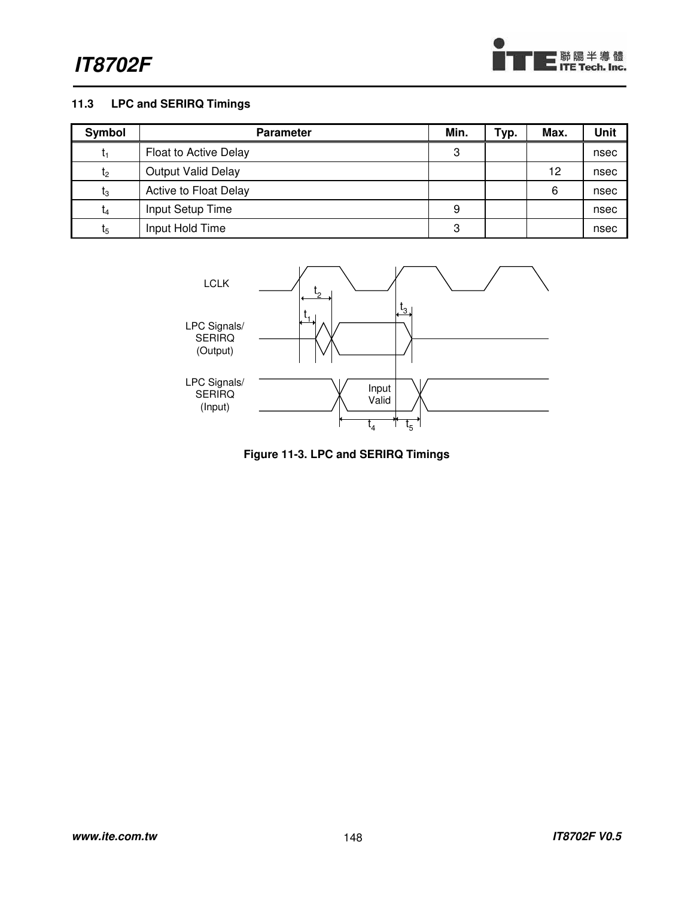### 11.3 LPC and SERIRQ Timings

| Symbol | Parameter | Min. | Typ. | Max. | Unit |
|---|---|---|---|---|---|
| $t_1$ | Float to Active Delay | 3 | | | nsec |
| $t_2$ | Output Valid Delay | | | 12 | nsec |
| $t_3$ | Active to Float Delay | | | 6 | nsec |
| $t_4$ | Input Setup Time | 9 | | | nsec |
| $t_5$ | Input Hold Time | 3 | | | nsec |

Figure 11-3. LPC and SERIRQ Timings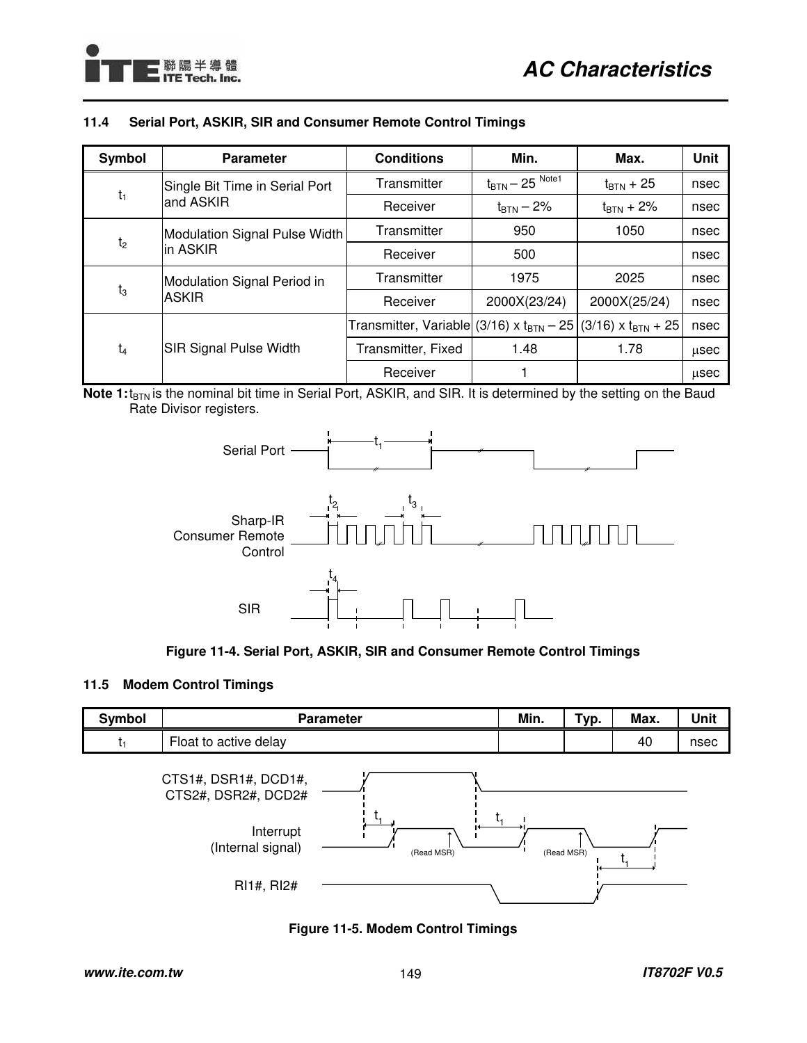### 11.4 Serial Port, ASKIR, SIR and Consumer Remote Control Timings

| Symbol | Parameter | Conditions | Min. | Max. | Unit |
|---|---|---|---|---|---|
| $t_1$ | Single Bit Time in Serial Port and ASKIR | Transmitter | $t_{BTN} - 25$ Note1 | $t_{BTN} + 25$ | nsec |
| | | Receiver | $t_{BTN} - 2\%$ | $t_{BTN} + 2\%$ | nsec |
| $t_2$ | Modulation Signal Pulse Width in ASKIR | Transmitter | 950 | 1050 | nsec |
| | | Receiver | 500 | | nsec |
| $t_3$ | Modulation Signal Period in ASKIR | Transmitter | 1975 | 2025 | nsec |
| | | Receiver | 2000X(23/24) | 2000X(25/24) | nsec |
| $t_4$ | SIR Signal Pulse Width | Transmitter, Variable | $(3/16) \times t_{BTN} - 25$ | $(3/16) \times t_{BTN} + 25$ | nsec |
| | | Transmitter, Fixed | 1.48 | 1.78 | μsec |
| | | Receiver | 1 | | μsec |

**Note 1:** $t_{BTN}$ is the nominal bit time in Serial Port, ASKIR, and SIR. It is determined by the setting on the Baud Rate Divisor registers.

Figure 11-4. Serial Port, ASKIR, SIR and Consumer Remote Control Timings

### 11.5 Modem Control Timings

| Symbol | Parameter | Min. | Typ. | Max. | Unit |
|---|---|---|---|---|---|
| $t_1$ | Float to active delay | | | 40 | nsec |

Figure 11-5. Modem Control Timings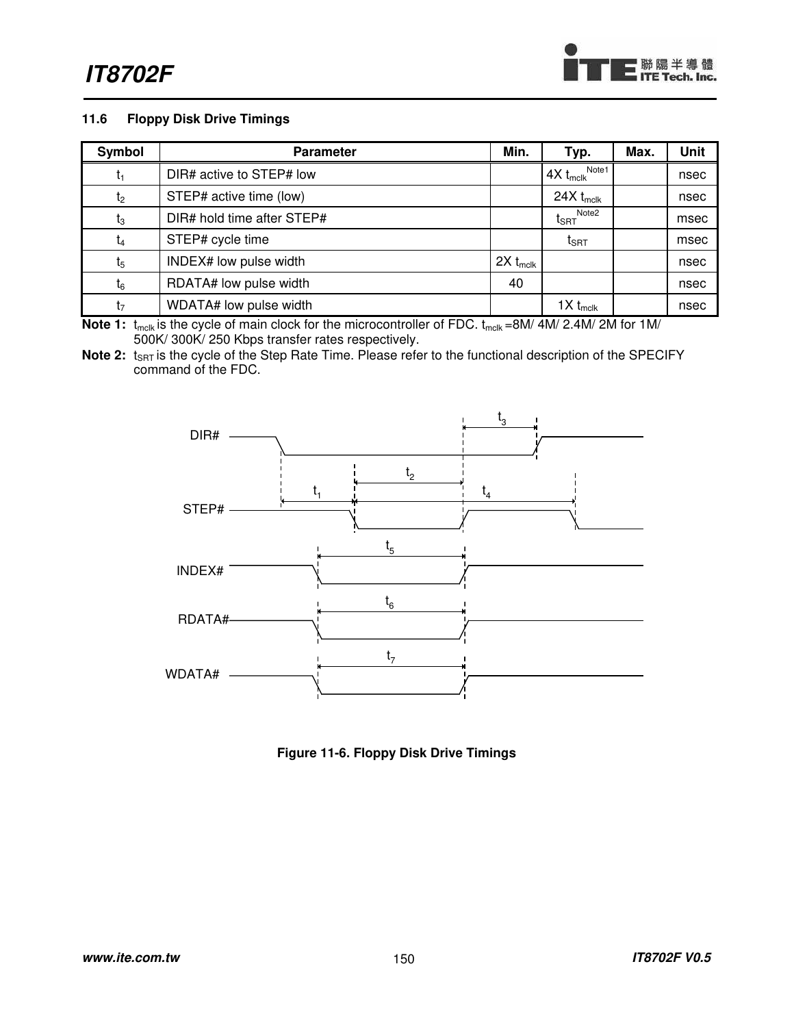### 11.6 Floppy Disk Drive Timings

| Symbol | Parameter | Min. | Typ. | Max. | Unit |
|---|---|---|---|---|---|
| $t_1$ | DIR# active to STEP# low | | 4X $t_{mclk}$ Note1 | | nsec |
| $t_2$ | STEP# active time (low) | | 24X $t_{mclk}$ | | nsec |
| $t_3$ | DIR# hold time after STEP# | | $t_{SRT}$ Note2 | | msec |
| $t_4$ | STEP# cycle time | | $t_{SRT}$ | | msec |
| $t_5$ | INDEX# low pulse width | 2X $t_{mclk}$ | | | nsec |
| $t_6$ | RDATA# low pulse width | 40 | | | nsec |
| $t_7$ | WDATA# low pulse width | | 1X $t_{mclk}$ | | nsec |

**Note 1:** $t_{mclk}$ is the cycle of main clock for the microcontroller of FDC. $t_{mclk}$ =8M/ 4M/ 2.4M/ 2M for 1M/ 500K/ 300K/ 250 Kbps transfer rates respectively.

**Note 2:** $t_{SRT}$ is the cycle of the Step Rate Time. Please refer to the functional description of the SPECIFY command of the FDC.

**Figure 11-6. Floppy Disk Drive Timings**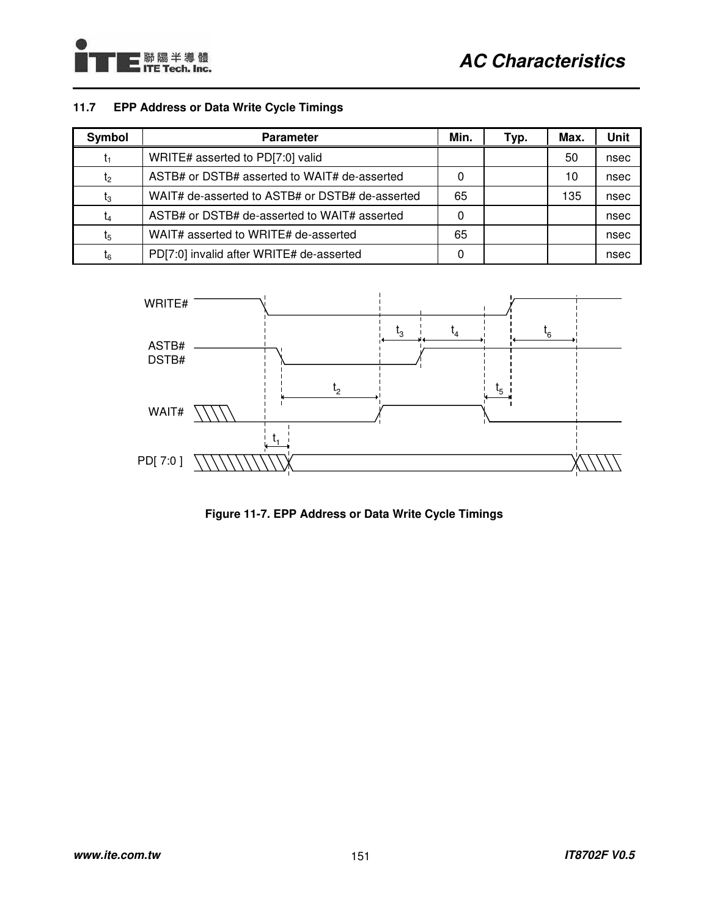### 11.7 EPP Address or Data Write Cycle Timings

| Symbol | Parameter | Min. | Typ. | Max. | Unit |
|---|---|---|---|---|---|
| $t_1$ | WRITE# asserted to PD[7:0] valid | | | 50 | nsec |
| $t_2$ | ASTB# or DSTB# asserted to WAIT# de-asserted | 0 | | 10 | nsec |
| $t_3$ | WAIT# de-asserted to ASTB# or DSTB# de-asserted | 65 | | 135 | nsec |
| $t_4$ | ASTB# or DSTB# de-asserted to WAIT# asserted | 0 | | | nsec |
| $t_5$ | WAIT# asserted to WRITE# de-asserted | 65 | | | nsec |
| $t_6$ | PD[7:0] invalid after WRITE# de-asserted | 0 | | | nsec |

Figure 11-7. EPP Address or Data Write Cycle Timings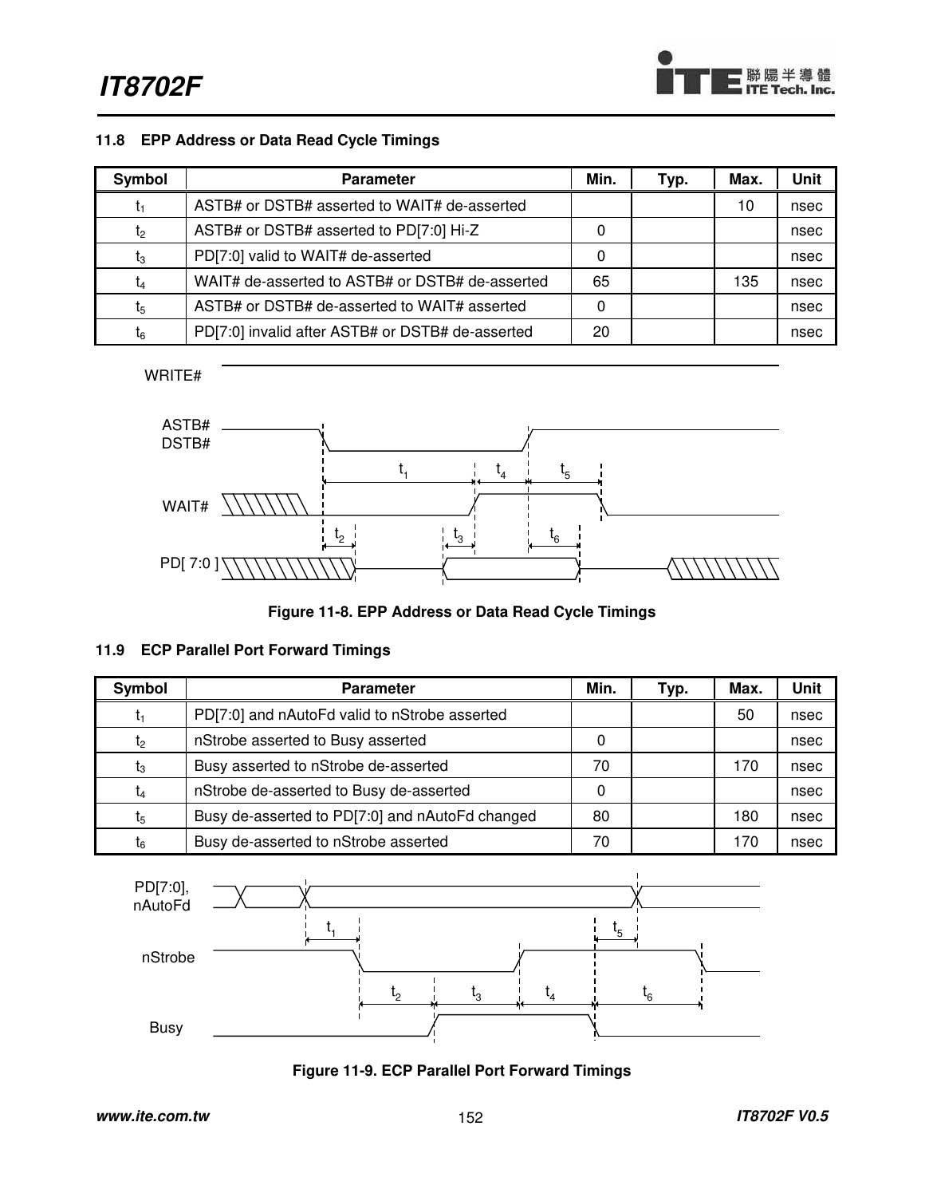### 11.8 EPP Address or Data Read Cycle Timings

| Symbol | Parameter | Min. | Typ. | Max. | Unit |
|---|---|---|---|---|---|
| $t_1$ | ASTB# or DSTB# asserted to WAIT# de-asserted | | | 10 | nsec |
| $t_2$ | ASTB# or DSTB# asserted to PD[7:0] Hi-Z | 0 | | | nsec |
| $t_3$ | PD[7:0] valid to WAIT# de-asserted | 0 | | | nsec |
| $t_4$ | WAIT# de-asserted to ASTB# or DSTB# de-asserted | 65 | | 135 | nsec |
| $t_5$ | ASTB# or DSTB# de-asserted to WAIT# asserted | 0 | | | nsec |
| $t_6$ | PD[7:0] invalid after ASTB# or DSTB# de-asserted | 20 | | | nsec |

Figure 11-8. EPP Address or Data Read Cycle Timings

### 11.9 ECP Parallel Port Forward Timings

| Symbol | Parameter | Min. | Typ. | Max. | Unit |
|---|---|---|---|---|---|
| $t_1$ | PD[7:0] and nAutoFd valid to nStrobe asserted | | | 50 | nsec |
| $t_2$ | nStrobe asserted to Busy asserted | 0 | | | nsec |
| $t_3$ | Busy asserted to nStrobe de-asserted | 70 | | 170 | nsec |
| $t_4$ | nStrobe de-asserted to Busy de-asserted | 0 | | | nsec |
| $t_5$ | Busy de-asserted to PD[7:0] and nAutoFd changed | 80 | | 180 | nsec |
| $t_6$ | Busy de-asserted to nStrobe asserted | 70 | | 170 | nsec |

Figure 11-9. ECP Parallel Port Forward Timings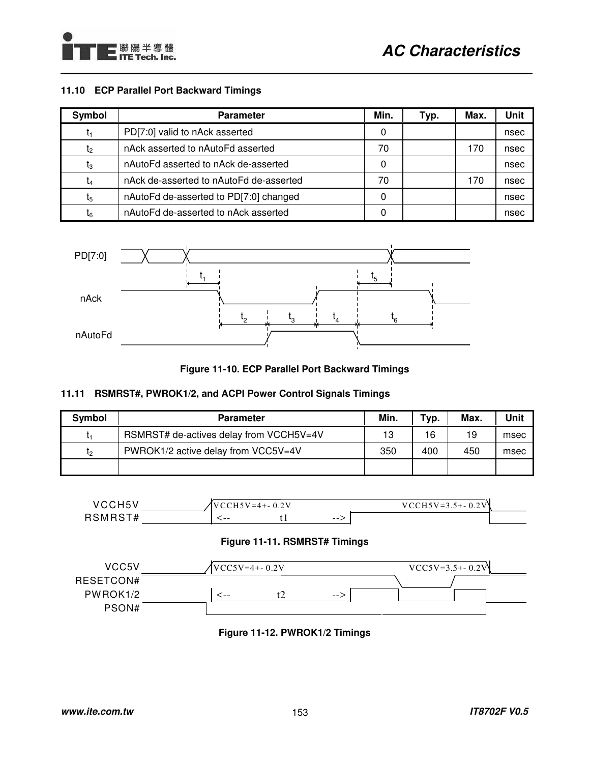### 11.10 ECP Parallel Port Backward Timings

| Symbol | Parameter | Min. | Typ. | Max. | Unit |
|---|---|---|---|---|---|
| $t_1$ | PD[7:0] valid to nAck asserted | 0 | | | nsec |
| $t_2$ | nAck asserted to nAutoFd asserted | 70 | | 170 | nsec |
| $t_3$ | nAutoFd asserted to nAck de-asserted | 0 | | | nsec |
| $t_4$ | nAck de-asserted to nAutoFd de-asserted | 70 | | 170 | nsec |
| $t_5$ | nAutoFd de-asserted to PD[7:0] changed | 0 | | | nsec |
| $t_6$ | nAutoFd de-asserted to nAck asserted | 0 | | | nsec |

**Figure 11-10. ECP Parallel Port Backward Timings**

### 11.11 RSMRST#, PWROK1/2, and ACPI Power Control Signals Timings

| Symbol | Parameter | Min. | Typ. | Max. | Unit |
|---|---|---|---|---|---|
| $t_1$ | RSMRST# de-actives delay from VCCH5V=4V | 13 | 16 | 19 | msec |
| $t_2$ | PWROK1/2 active delay from VCC5V=4V | 350 | 400 | 450 | msec |
| | | | | | |

**Figure 11-11. RSMRST# Timings**

**Figure 11-12. PWROK1/2 Timings**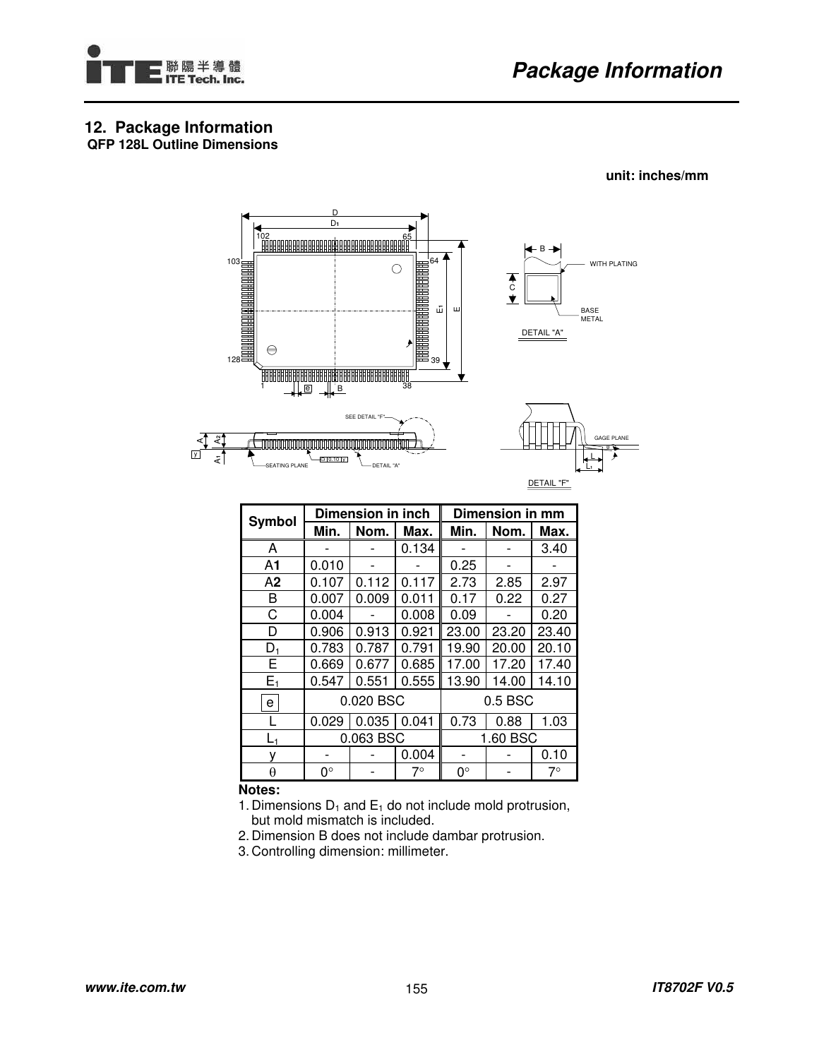## 12. Package Information

**QFP 128L Outline Dimensions**

**unit: inches/mm**

| Symbol | Dimension in inch | | | Dimension in mm | | |
|---|---|---|---|---|---|---|
| | Min. | Nom. | Max. | Min. | Nom. | Max. |
| A | - | - | 0.134 | - | - | 3.40 |
| A1 | 0.010 | - | - | 0.25 | - | - |
| A2 | 0.107 | 0.112 | 0.117 | 2.73 | 2.85 | 2.97 |
| B | 0.007 | 0.009 | 0.011 | 0.17 | 0.22 | 0.27 |
| C | 0.004 | - | 0.008 | 0.09 | - | 0.20 |
| D | 0.906 | 0.913 | 0.921 | 23.00 | 23.20 | 23.40 |
| $D_1$ | 0.783 | 0.787 | 0.791 | 19.90 | 20.00 | 20.10 |
| E | 0.669 | 0.677 | 0.685 | 17.00 | 17.20 | 17.40 |
| $E_1$ | 0.547 | 0.551 | 0.555 | 13.90 | 14.00 | 14.10 |
| e | 0.020 BSC | | | 0.5 BSC | | |
| L | 0.029 | 0.035 | 0.041 | 0.73 | 0.88 | 1.03 |
| $L_1$ | 0.063 BSC | | | 1.60 BSC | | |
| y | - | - | 0.004 | - | - | 0.10 |
| θ | 0° | - | 7° | 0° | - | 7° |

**Notes:**

1. Dimensions $D_1$ and $E_1$ do not include mold protrusion, but mold mismatch is included.
2. Dimension B does not include dambar protrusion.
3. Controlling dimension: millimeter.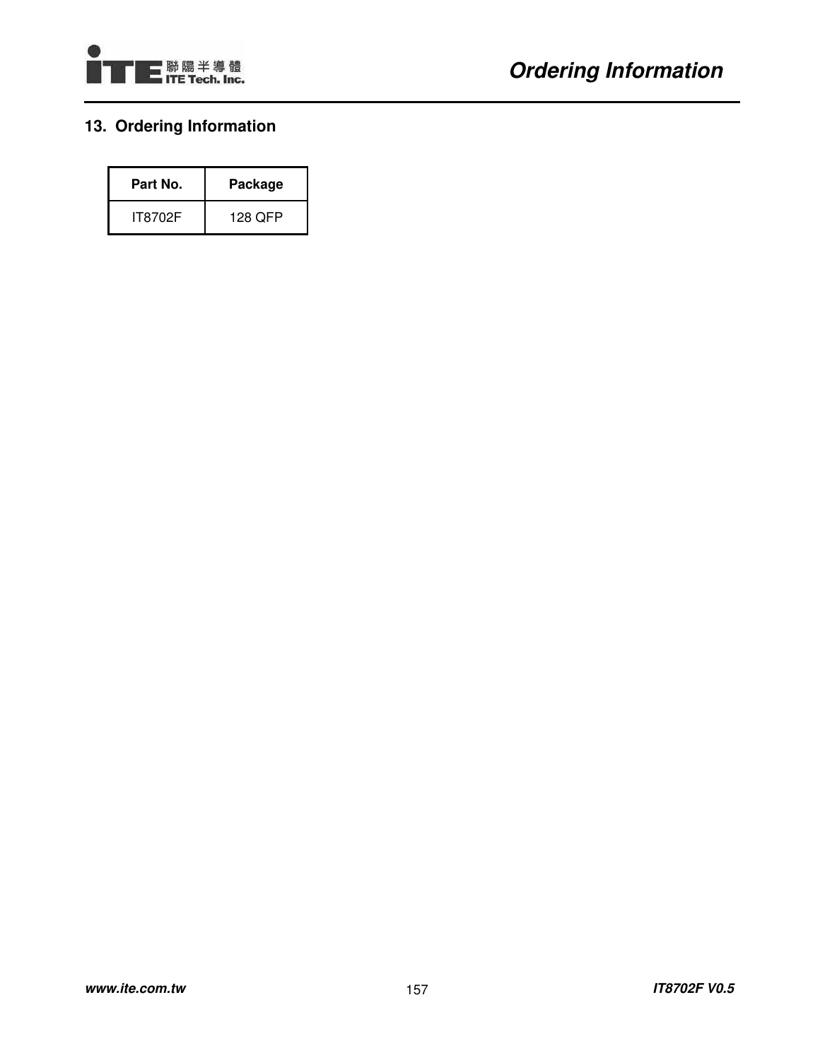## 13. Ordering Information

| Part No. | Package |
|---|---|
| IT8702F | 128 QFP |